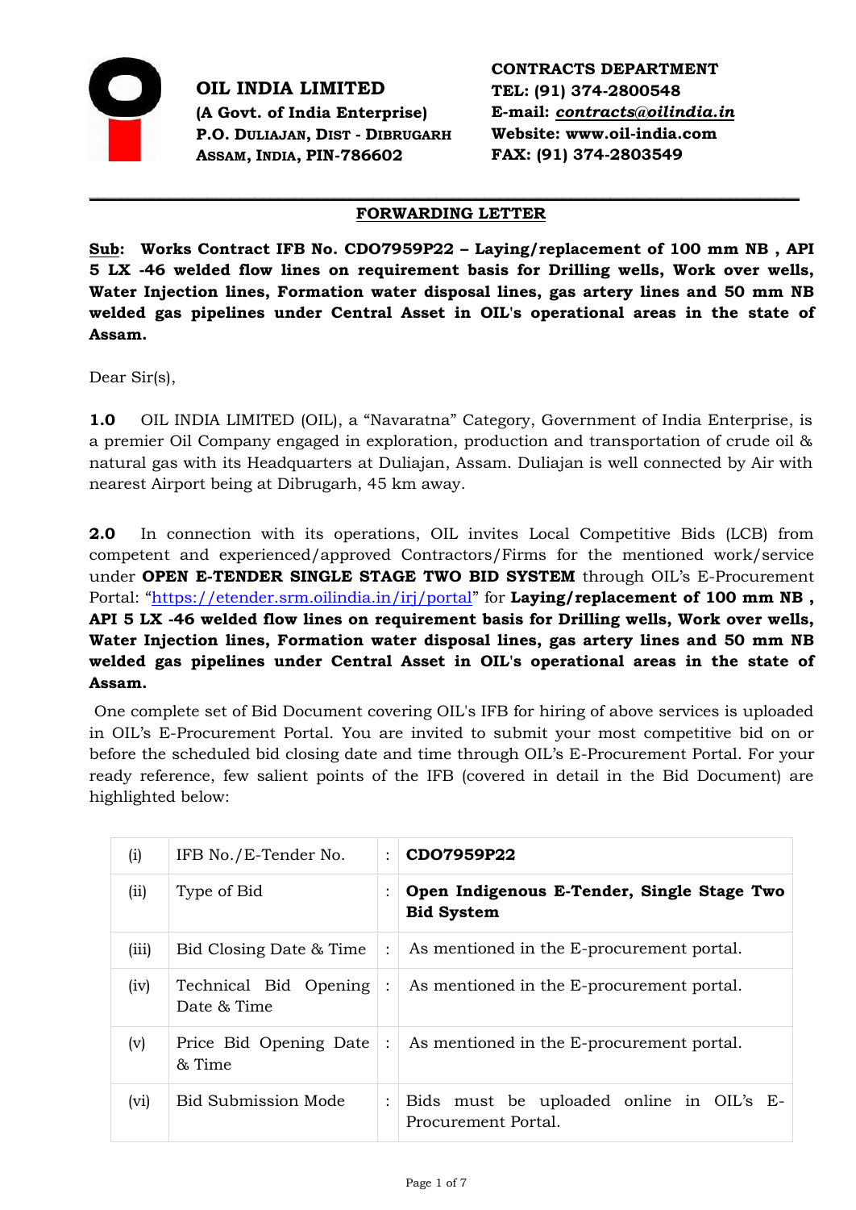**OIL INDIA LIMITED**
**(A Govt. of India Enterprise)**
**P.O. DULIAJAN, DIST - DIBRUGARH**
**ASSAM, INDIA, PIN-786602**

**CONTRACTS DEPARTMENT**
**TEL: (91) 374-2800548**
**E-mail: *contracts@oilindia.in***
**Website: www.oil-india.com**
**FAX: (91) 374-2803549**

## FORWARDING LETTER

**Sub: Works Contract IFB No. CDO7959P22 – Laying/replacement of 100 mm NB , API 5 LX -46 welded flow lines on requirement basis for Drilling wells, Work over wells, Water Injection lines, Formation water disposal lines, gas artery lines and 50 mm NB welded gas pipelines under Central Asset in OIL's operational areas in the state of Assam.**

Dear Sir(s),

**1.0** OIL INDIA LIMITED (OIL), a "Navaratna" Category, Government of India Enterprise, is a premier Oil Company engaged in exploration, production and transportation of crude oil & natural gas with its Headquarters at Duliajan, Assam. Duliajan is well connected by Air with nearest Airport being at Dibrugarh, 45 km away.

**2.0** In connection with its operations, OIL invites Local Competitive Bids (LCB) from competent and experienced/approved Contractors/Firms for the mentioned work/service under **OPEN E-TENDER SINGLE STAGE TWO BID SYSTEM** through OIL's E-Procurement Portal: "https://etender.srm.oilindia.in/irj/portal" for **Laying/replacement of 100 mm NB , API 5 LX -46 welded flow lines on requirement basis for Drilling wells, Work over wells, Water Injection lines, Formation water disposal lines, gas artery lines and 50 mm NB welded gas pipelines under Central Asset in OIL's operational areas in the state of Assam.**

One complete set of Bid Document covering OIL's IFB for hiring of above services is uploaded in OIL's E-Procurement Portal. You are invited to submit your most competitive bid on or before the scheduled bid closing date and time through OIL's E-Procurement Portal. For your ready reference, few salient points of the IFB (covered in detail in the Bid Document) are highlighted below:

| | | | |
|---|---|---|---|
| (i) | IFB No./E-Tender No. | : | **CDO7959P22** |
| (ii) | Type of Bid | : | **Open Indigenous E-Tender, Single Stage Two Bid System** |
| (iii) | Bid Closing Date & Time | : | As mentioned in the E-procurement portal. |
| (iv) | Technical Bid Opening Date & Time | : | As mentioned in the E-procurement portal. |
| (v) | Price Bid Opening Date & Time | : | As mentioned in the E-procurement portal. |
| (vi) | Bid Submission Mode | : | Bids must be uploaded online in OIL's E-Procurement Portal. |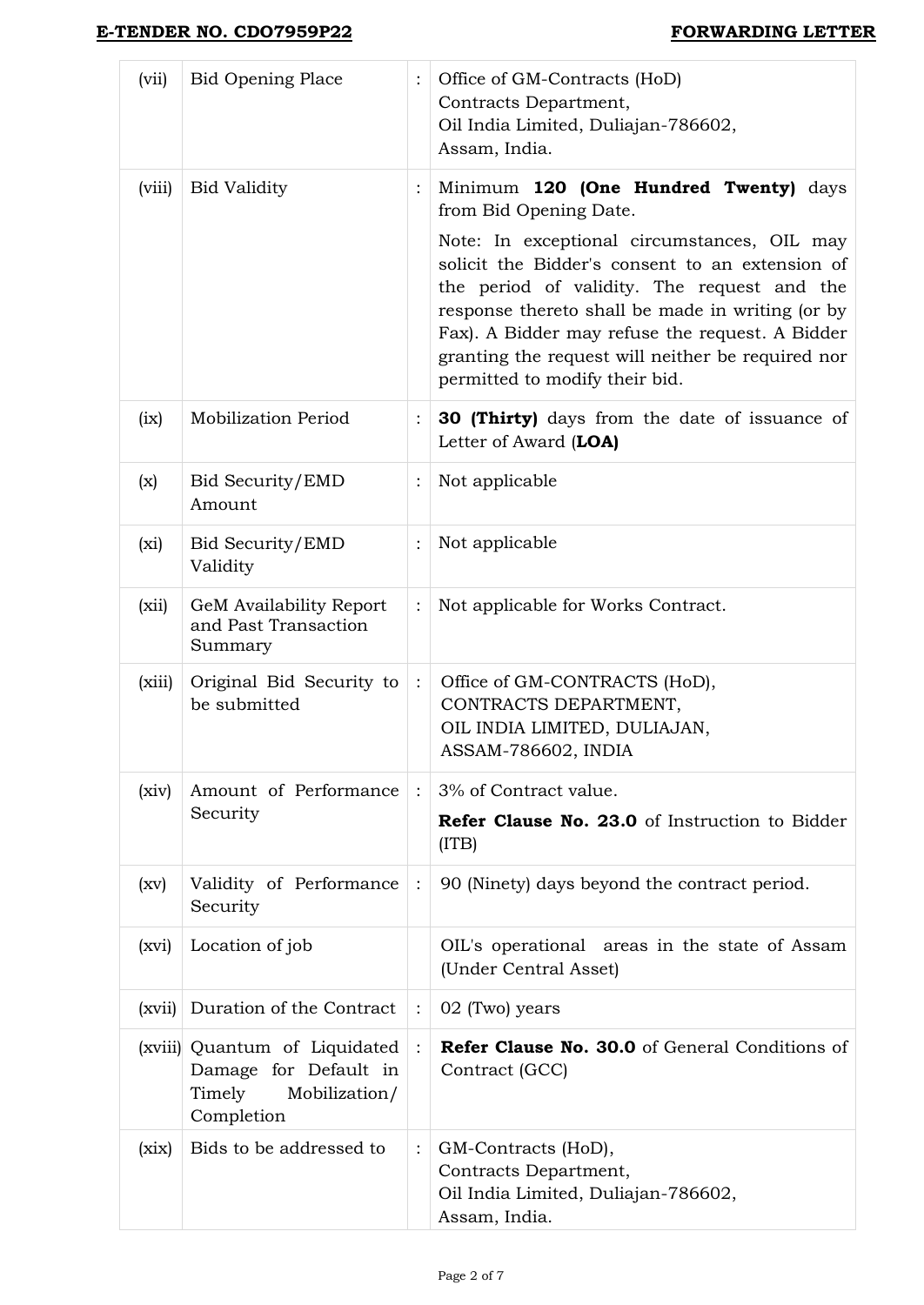| | | | |
|---|---|---|---|
| (vii) | Bid Opening Place | : | Office of GM-Contracts (HoD)<br>Contracts Department,<br>Oil India Limited, Duliajan-786602,<br>Assam, India. |
| (viii) | Bid Validity | : | Minimum **120 (One Hundred Twenty)** days from Bid Opening Date.<br>Note: In exceptional circumstances, OIL may solicit the Bidder's consent to an extension of the period of validity. The request and the response thereto shall be made in writing (or by Fax). A Bidder may refuse the request. A Bidder granting the request will neither be required nor permitted to modify their bid. |
| (ix) | Mobilization Period | : | **30 (Thirty)** days from the date of issuance of Letter of Award (**LOA)** |
| (x) | Bid Security/EMD Amount | : | Not applicable |
| (xi) | Bid Security/EMD Validity | : | Not applicable |
| (xii) | GeM Availability Report and Past Transaction Summary | : | Not applicable for Works Contract. |
| (xiii) | Original Bid Security to be submitted | : | Office of GM-CONTRACTS (HoD),<br>CONTRACTS DEPARTMENT,<br>OIL INDIA LIMITED, DULIAJAN,<br>ASSAM-786602, INDIA |
| (xiv) | Amount of Performance Security | : | 3% of Contract value.<br>**Refer Clause No. 23.0** of Instruction to Bidder (ITB) |
| (xv) | Validity of Performance Security | : | 90 (Ninety) days beyond the contract period. |
| (xvi) | Location of job | | OIL's operational areas in the state of Assam (Under Central Asset) |
| (xvii) | Duration of the Contract | : | 02 (Two) years |
| (xviii) | Quantum of Liquidated Damage for Default in Timely Mobilization/ Completion | : | **Refer Clause No. 30.0** of General Conditions of Contract (GCC) |
| (xix) | Bids to be addressed to | : | GM-Contracts (HoD),<br>Contracts Department,<br>Oil India Limited, Duliajan-786602,<br>Assam, India. |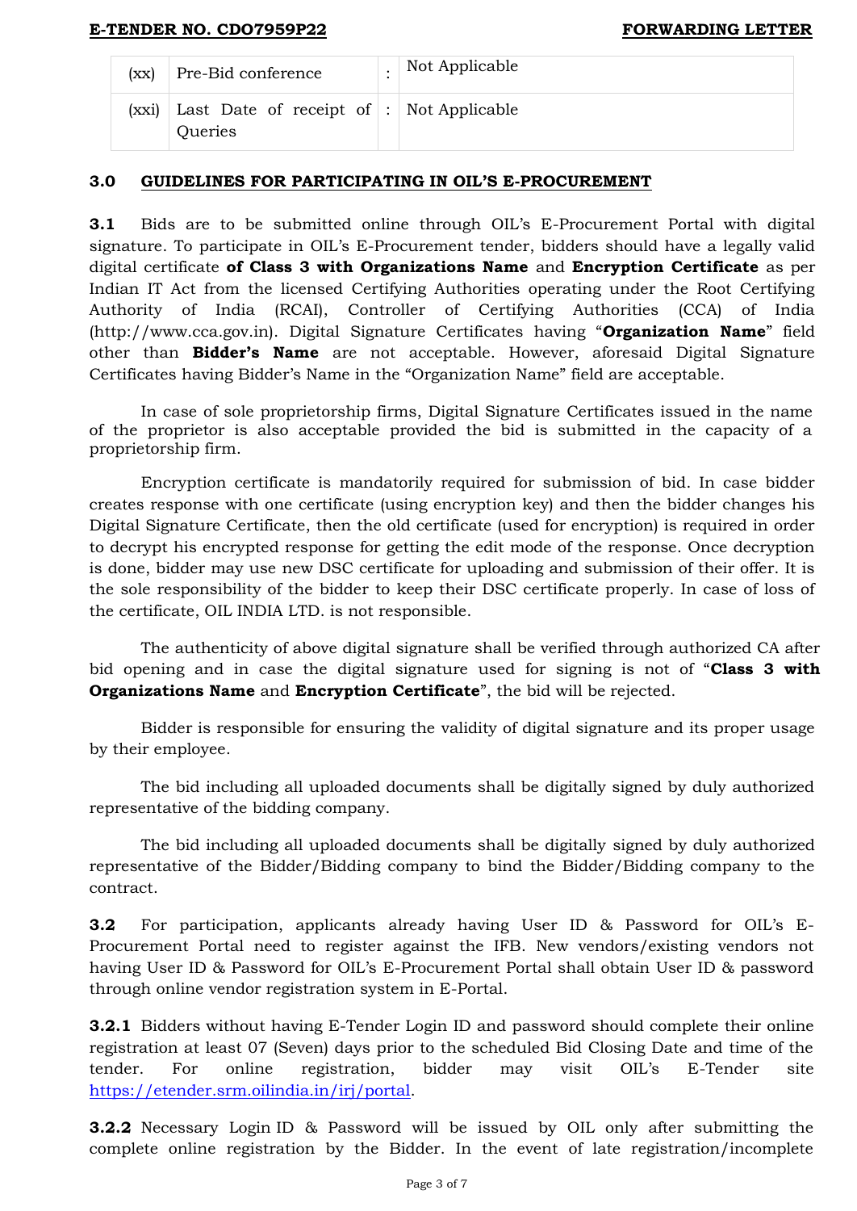| | | | |
|---|---|---|---|
| (xx) | Pre-Bid conference | : | Not Applicable |
| (xxi) | Last Date of receipt of Queries | : | Not Applicable |

## 3.0 GUIDELINES FOR PARTICIPATING IN OIL'S E-PROCUREMENT

**3.1** Bids are to be submitted online through OIL's E-Procurement Portal with digital signature. To participate in OIL's E-Procurement tender, bidders should have a legally valid digital certificate **of Class 3 with Organizations Name** and **Encryption Certificate** as per Indian IT Act from the licensed Certifying Authorities operating under the Root Certifying Authority of India (RCAI), Controller of Certifying Authorities (CCA) of India (http://www.cca.gov.in). Digital Signature Certificates having "**Organization Name**" field other than **Bidder's Name** are not acceptable. However, aforesaid Digital Signature Certificates having Bidder's Name in the "Organization Name" field are acceptable.

In case of sole proprietorship firms, Digital Signature Certificates issued in the name of the proprietor is also acceptable provided the bid is submitted in the capacity of a proprietorship firm.

Encryption certificate is mandatorily required for submission of bid. In case bidder creates response with one certificate (using encryption key) and then the bidder changes his Digital Signature Certificate, then the old certificate (used for encryption) is required in order to decrypt his encrypted response for getting the edit mode of the response. Once decryption is done, bidder may use new DSC certificate for uploading and submission of their offer. It is the sole responsibility of the bidder to keep their DSC certificate properly. In case of loss of the certificate, OIL INDIA LTD. is not responsible.

The authenticity of above digital signature shall be verified through authorized CA after bid opening and in case the digital signature used for signing is not of "**Class 3 with Organizations Name** and **Encryption Certificate**", the bid will be rejected.

Bidder is responsible for ensuring the validity of digital signature and its proper usage by their employee.

The bid including all uploaded documents shall be digitally signed by duly authorized representative of the bidding company.

The bid including all uploaded documents shall be digitally signed by duly authorized representative of the Bidder/Bidding company to bind the Bidder/Bidding company to the contract.

**3.2** For participation, applicants already having User ID & Password for OIL's E-Procurement Portal need to register against the IFB. New vendors/existing vendors not having User ID & Password for OIL's E-Procurement Portal shall obtain User ID & password through online vendor registration system in E-Portal.

**3.2.1** Bidders without having E-Tender Login ID and password should complete their online registration at least 07 (Seven) days prior to the scheduled Bid Closing Date and time of the tender. For online registration, bidder may visit OIL's E-Tender site https://etender.srm.oilindia.in/irj/portal.

**3.2.2** Necessary Login ID & Password will be issued by OIL only after submitting the complete online registration by the Bidder. In the event of late registration/incomplete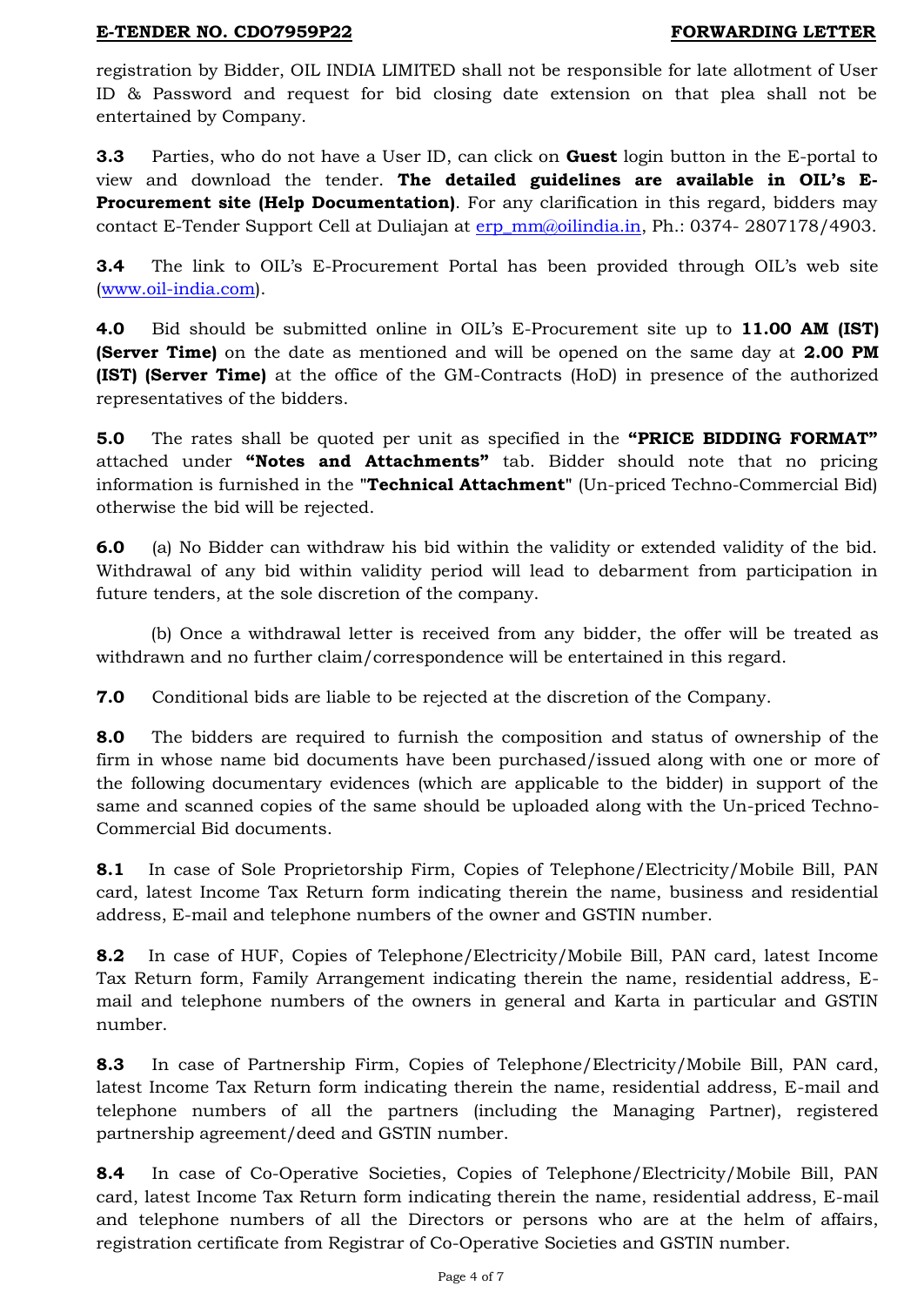registration by Bidder, OIL INDIA LIMITED shall not be responsible for late allotment of User ID & Password and request for bid closing date extension on that plea shall not be entertained by Company.

**3.3** Parties, who do not have a User ID, can click on **Guest** login button in the E-portal to view and download the tender. **The detailed guidelines are available in OIL's E-Procurement site (Help Documentation)**. For any clarification in this regard, bidders may contact E-Tender Support Cell at Duliajan at erp_mm@oilindia.in, Ph.: 0374- 2807178/4903.

**3.4** The link to OIL's E-Procurement Portal has been provided through OIL's web site (www.oil-india.com).

**4.0** Bid should be submitted online in OIL's E-Procurement site up to **11.00 AM (IST) (Server Time)** on the date as mentioned and will be opened on the same day at **2.00 PM (IST) (Server Time)** at the office of the GM-Contracts (HoD) in presence of the authorized representatives of the bidders.

**5.0** The rates shall be quoted per unit as specified in the **"PRICE BIDDING FORMAT"** attached under **"Notes and Attachments"** tab. Bidder should note that no pricing information is furnished in the "**Technical Attachment**" (Un-priced Techno-Commercial Bid) otherwise the bid will be rejected.

**6.0** (a) No Bidder can withdraw his bid within the validity or extended validity of the bid. Withdrawal of any bid within validity period will lead to debarment from participation in future tenders, at the sole discretion of the company.

(b) Once a withdrawal letter is received from any bidder, the offer will be treated as withdrawn and no further claim/correspondence will be entertained in this regard.

**7.0** Conditional bids are liable to be rejected at the discretion of the Company.

**8.0** The bidders are required to furnish the composition and status of ownership of the firm in whose name bid documents have been purchased/issued along with one or more of the following documentary evidences (which are applicable to the bidder) in support of the same and scanned copies of the same should be uploaded along with the Un-priced Techno-Commercial Bid documents.

**8.1** In case of Sole Proprietorship Firm, Copies of Telephone/Electricity/Mobile Bill, PAN card, latest Income Tax Return form indicating therein the name, business and residential address, E-mail and telephone numbers of the owner and GSTIN number.

**8.2** In case of HUF, Copies of Telephone/Electricity/Mobile Bill, PAN card, latest Income Tax Return form, Family Arrangement indicating therein the name, residential address, E-mail and telephone numbers of the owners in general and Karta in particular and GSTIN number.

**8.3** In case of Partnership Firm, Copies of Telephone/Electricity/Mobile Bill, PAN card, latest Income Tax Return form indicating therein the name, residential address, E-mail and telephone numbers of all the partners (including the Managing Partner), registered partnership agreement/deed and GSTIN number.

**8.4** In case of Co-Operative Societies, Copies of Telephone/Electricity/Mobile Bill, PAN card, latest Income Tax Return form indicating therein the name, residential address, E-mail and telephone numbers of all the Directors or persons who are at the helm of affairs, registration certificate from Registrar of Co-Operative Societies and GSTIN number.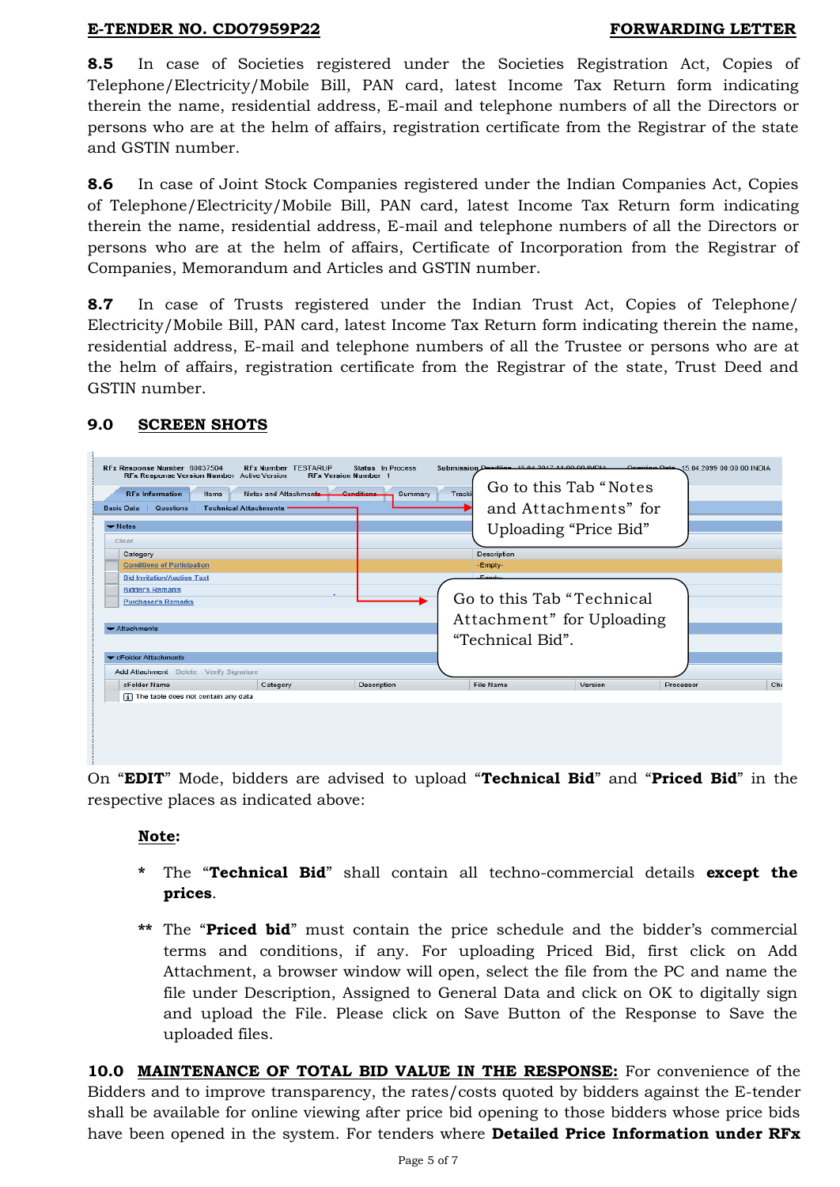**8.5** In case of Societies registered under the Societies Registration Act, Copies of Telephone/Electricity/Mobile Bill, PAN card, latest Income Tax Return form indicating therein the name, residential address, E-mail and telephone numbers of all the Directors or persons who are at the helm of affairs, registration certificate from the Registrar of the state and GSTIN number.

**8.6** In case of Joint Stock Companies registered under the Indian Companies Act, Copies of Telephone/Electricity/Mobile Bill, PAN card, latest Income Tax Return form indicating therein the name, residential address, E-mail and telephone numbers of all the Directors or persons who are at the helm of affairs, Certificate of Incorporation from the Registrar of Companies, Memorandum and Articles and GSTIN number.

**8.7** In case of Trusts registered under the Indian Trust Act, Copies of Telephone/ Electricity/Mobile Bill, PAN card, latest Income Tax Return form indicating therein the name, residential address, E-mail and telephone numbers of all the Trustee or persons who are at the helm of affairs, registration certificate from the Registrar of the state, Trust Deed and GSTIN number.

## 9.0 SCREEN SHOTS

Go to this Tab "Notes and Attachments" for Uploading "Price Bid"

Go to this Tab "Technical Attachment" for Uploading "Technical Bid".

On "**EDIT**" Mode, bidders are advised to upload "**Technical Bid**" and "**Priced Bid**" in the respective places as indicated above:

**Note:**

\* The "**Technical Bid**" shall contain all techno-commercial details **except the prices**.

\*\* The "**Priced bid**" must contain the price schedule and the bidder's commercial terms and conditions, if any. For uploading Priced Bid, first click on Add Attachment, a browser window will open, select the file from the PC and name the file under Description, Assigned to General Data and click on OK to digitally sign and upload the File. Please click on Save Button of the Response to Save the uploaded files.

**10.0 MAINTENANCE OF TOTAL BID VALUE IN THE RESPONSE:** For convenience of the Bidders and to improve transparency, the rates/costs quoted by bidders against the E-tender shall be available for online viewing after price bid opening to those bidders whose price bids have been opened in the system. For tenders where **Detailed Price Information under RFx**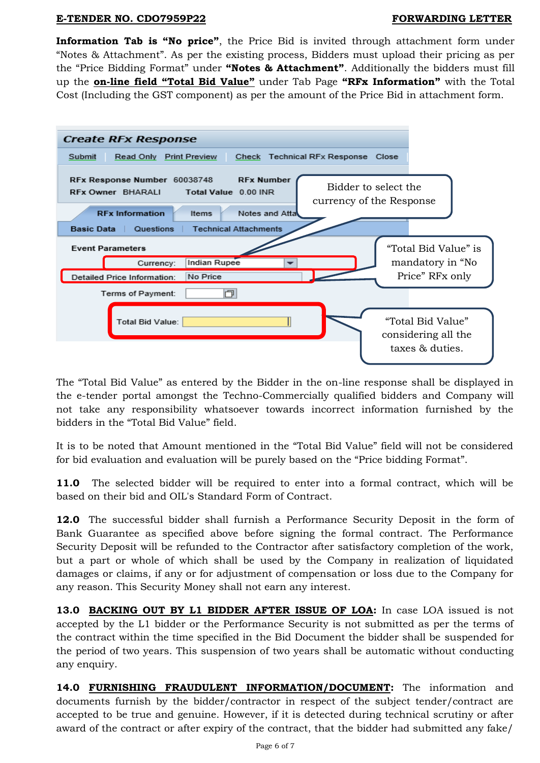**Information Tab is "No price"**, the Price Bid is invited through attachment form under "Notes & Attachment". As per the existing process, Bidders must upload their pricing as per the "Price Bidding Format" under **"Notes & Attachment"**. Additionally the bidders must fill up the **on-line field "Total Bid Value"** under Tab Page **"RFx Information"** with the Total Cost (Including the GST component) as per the amount of the Price Bid in attachment form.

The "Total Bid Value" as entered by the Bidder in the on-line response shall be displayed in the e-tender portal amongst the Techno-Commercially qualified bidders and Company will not take any responsibility whatsoever towards incorrect information furnished by the bidders in the "Total Bid Value" field.

It is to be noted that Amount mentioned in the "Total Bid Value" field will not be considered for bid evaluation and evaluation will be purely based on the "Price bidding Format".

**11.0** The selected bidder will be required to enter into a formal contract, which will be based on their bid and OIL's Standard Form of Contract.

**12.0** The successful bidder shall furnish a Performance Security Deposit in the form of Bank Guarantee as specified above before signing the formal contract. The Performance Security Deposit will be refunded to the Contractor after satisfactory completion of the work, but a part or whole of which shall be used by the Company in realization of liquidated damages or claims, if any or for adjustment of compensation or loss due to the Company for any reason. This Security Money shall not earn any interest.

**13.0** **BACKING OUT BY L1 BIDDER AFTER ISSUE OF LOA:** In case LOA issued is not accepted by the L1 bidder or the Performance Security is not submitted as per the terms of the contract within the time specified in the Bid Document the bidder shall be suspended for the period of two years. This suspension of two years shall be automatic without conducting any enquiry.

**14.0** **FURNISHING FRAUDULENT INFORMATION/DOCUMENT:** The information and documents furnish by the bidder/contractor in respect of the subject tender/contract are accepted to be true and genuine. However, if it is detected during technical scrutiny or after award of the contract or after expiry of the contract, that the bidder had submitted any fake/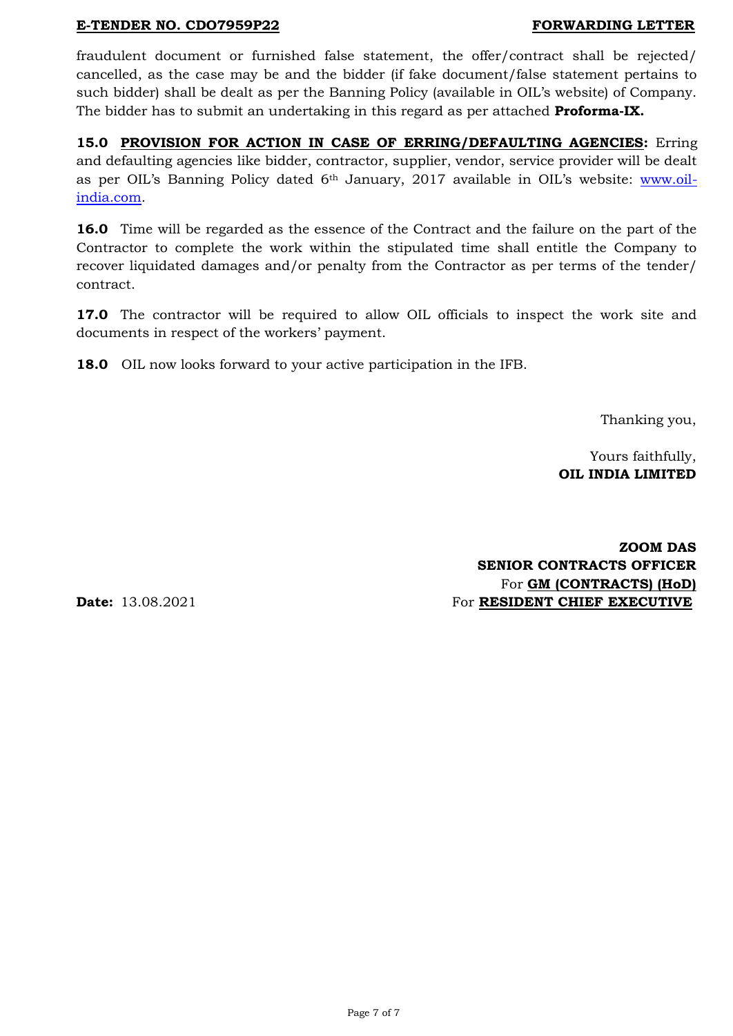fraudulent document or furnished false statement, the offer/contract shall be rejected/ cancelled, as the case may be and the bidder (if fake document/false statement pertains to such bidder) shall be dealt as per the Banning Policy (available in OIL's website) of Company. The bidder has to submit an undertaking in this regard as per attached **Proforma-IX.**

**15.0 PROVISION FOR ACTION IN CASE OF ERRING/DEFAULTING AGENCIES:** Erring and defaulting agencies like bidder, contractor, supplier, vendor, service provider will be dealt as per OIL's Banning Policy dated 6th January, 2017 available in OIL's website: www.oil-india.com.

**16.0** Time will be regarded as the essence of the Contract and the failure on the part of the Contractor to complete the work within the stipulated time shall entitle the Company to recover liquidated damages and/or penalty from the Contractor as per terms of the tender/ contract.

**17.0** The contractor will be required to allow OIL officials to inspect the work site and documents in respect of the workers' payment.

**18.0** OIL now looks forward to your active participation in the IFB.

Thanking you,

Yours faithfully,
**OIL INDIA LIMITED**

**ZOOM DAS**
**SENIOR CONTRACTS OFFICER**
For **GM (CONTRACTS) (HoD)**
For **RESIDENT CHIEF EXECUTIVE**

**Date:** 13.08.2021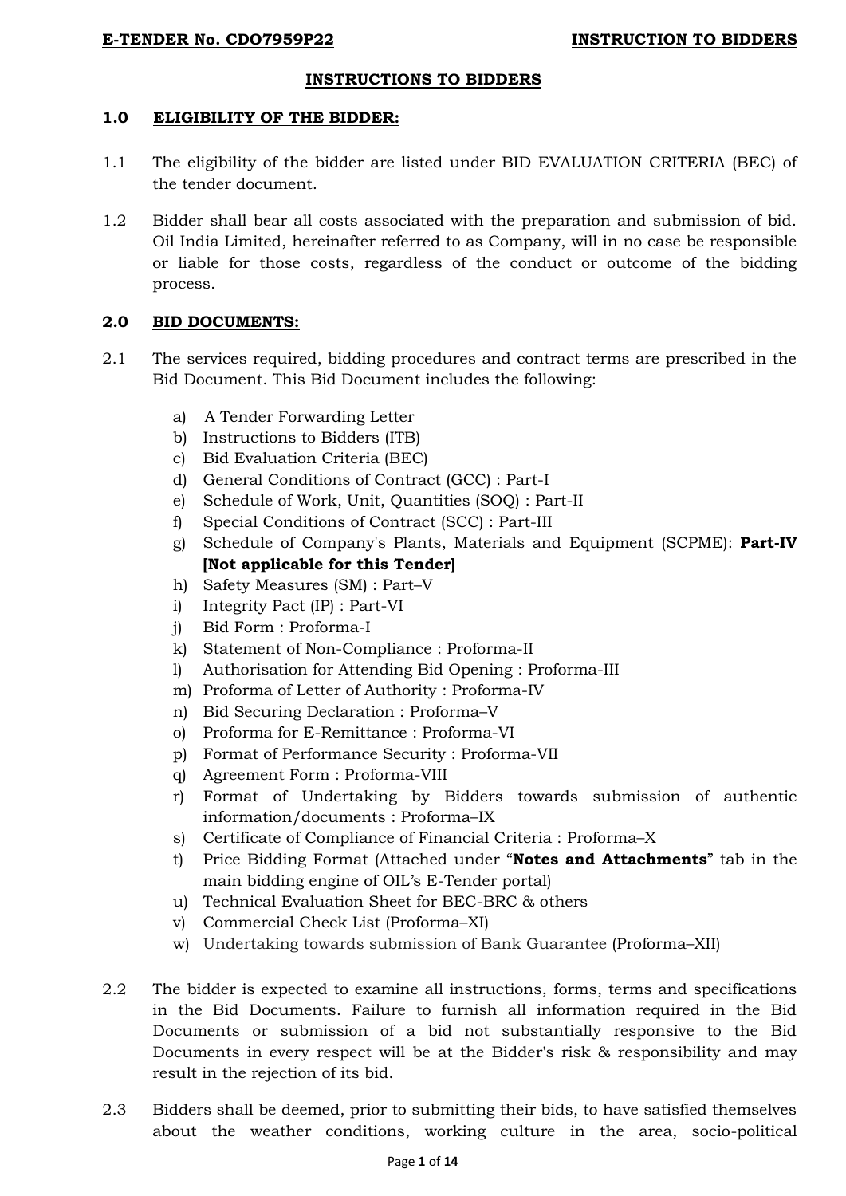# INSTRUCTIONS TO BIDDERS

## 1.0 ELIGIBILITY OF THE BIDDER:

1.1 The eligibility of the bidder are listed under BID EVALUATION CRITERIA (BEC) of the tender document.

1.2 Bidder shall bear all costs associated with the preparation and submission of bid. Oil India Limited, hereinafter referred to as Company, will in no case be responsible or liable for those costs, regardless of the conduct or outcome of the bidding process.

## 2.0 BID DOCUMENTS:

2.1 The services required, bidding procedures and contract terms are prescribed in the Bid Document. This Bid Document includes the following:

a) A Tender Forwarding Letter
b) Instructions to Bidders (ITB)
c) Bid Evaluation Criteria (BEC)
d) General Conditions of Contract (GCC) : Part-I
e) Schedule of Work, Unit, Quantities (SOQ) : Part-II
f) Special Conditions of Contract (SCC) : Part-III
g) Schedule of Company's Plants, Materials and Equipment (SCPME): **Part-IV [Not applicable for this Tender]**
h) Safety Measures (SM) : Part–V
i) Integrity Pact (IP) : Part-VI
j) Bid Form : Proforma-I
k) Statement of Non-Compliance : Proforma-II
l) Authorisation for Attending Bid Opening : Proforma-III
m) Proforma of Letter of Authority : Proforma-IV
n) Bid Securing Declaration : Proforma–V
o) Proforma for E-Remittance : Proforma-VI
p) Format of Performance Security : Proforma-VII
q) Agreement Form : Proforma-VIII
r) Format of Undertaking by Bidders towards submission of authentic information/documents : Proforma–IX
s) Certificate of Compliance of Financial Criteria : Proforma–X
t) Price Bidding Format (Attached under "**Notes and Attachments**" tab in the main bidding engine of OIL's E-Tender portal)
u) Technical Evaluation Sheet for BEC-BRC & others
v) Commercial Check List (Proforma–XI)
w) Undertaking towards submission of Bank Guarantee (Proforma–XII)

2.2 The bidder is expected to examine all instructions, forms, terms and specifications in the Bid Documents. Failure to furnish all information required in the Bid Documents or submission of a bid not substantially responsive to the Bid Documents in every respect will be at the Bidder's risk & responsibility and may result in the rejection of its bid.

2.3 Bidders shall be deemed, prior to submitting their bids, to have satisfied themselves about the weather conditions, working culture in the area, socio-political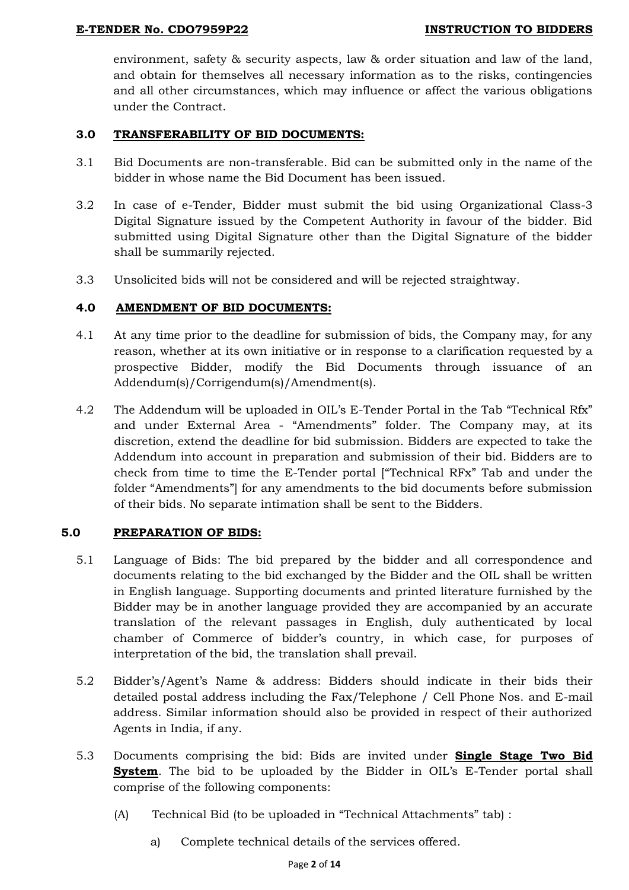environment, safety & security aspects, law & order situation and law of the land, and obtain for themselves all necessary information as to the risks, contingencies and all other circumstances, which may influence or affect the various obligations under the Contract.

## 3.0 TRANSFERABILITY OF BID DOCUMENTS:

3.1 Bid Documents are non-transferable. Bid can be submitted only in the name of the bidder in whose name the Bid Document has been issued.

3.2 In case of e-Tender, Bidder must submit the bid using Organizational Class-3 Digital Signature issued by the Competent Authority in favour of the bidder. Bid submitted using Digital Signature other than the Digital Signature of the bidder shall be summarily rejected.

3.3 Unsolicited bids will not be considered and will be rejected straightway.

## 4.0 AMENDMENT OF BID DOCUMENTS:

4.1 At any time prior to the deadline for submission of bids, the Company may, for any reason, whether at its own initiative or in response to a clarification requested by a prospective Bidder, modify the Bid Documents through issuance of an Addendum(s)/Corrigendum(s)/Amendment(s).

4.2 The Addendum will be uploaded in OIL's E-Tender Portal in the Tab "Technical Rfx" and under External Area - "Amendments" folder. The Company may, at its discretion, extend the deadline for bid submission. Bidders are expected to take the Addendum into account in preparation and submission of their bid. Bidders are to check from time to time the E-Tender portal ["Technical RFx" Tab and under the folder "Amendments"] for any amendments to the bid documents before submission of their bids. No separate intimation shall be sent to the Bidders.

## 5.0 PREPARATION OF BIDS:

5.1 Language of Bids: The bid prepared by the bidder and all correspondence and documents relating to the bid exchanged by the Bidder and the OIL shall be written in English language. Supporting documents and printed literature furnished by the Bidder may be in another language provided they are accompanied by an accurate translation of the relevant passages in English, duly authenticated by local chamber of Commerce of bidder's country, in which case, for purposes of interpretation of the bid, the translation shall prevail.

5.2 Bidder's/Agent's Name & address: Bidders should indicate in their bids their detailed postal address including the Fax/Telephone / Cell Phone Nos. and E-mail address. Similar information should also be provided in respect of their authorized Agents in India, if any.

5.3 Documents comprising the bid: Bids are invited under **Single Stage Two Bid System**. The bid to be uploaded by the Bidder in OIL's E-Tender portal shall comprise of the following components:

(A) Technical Bid (to be uploaded in "Technical Attachments" tab) :

a) Complete technical details of the services offered.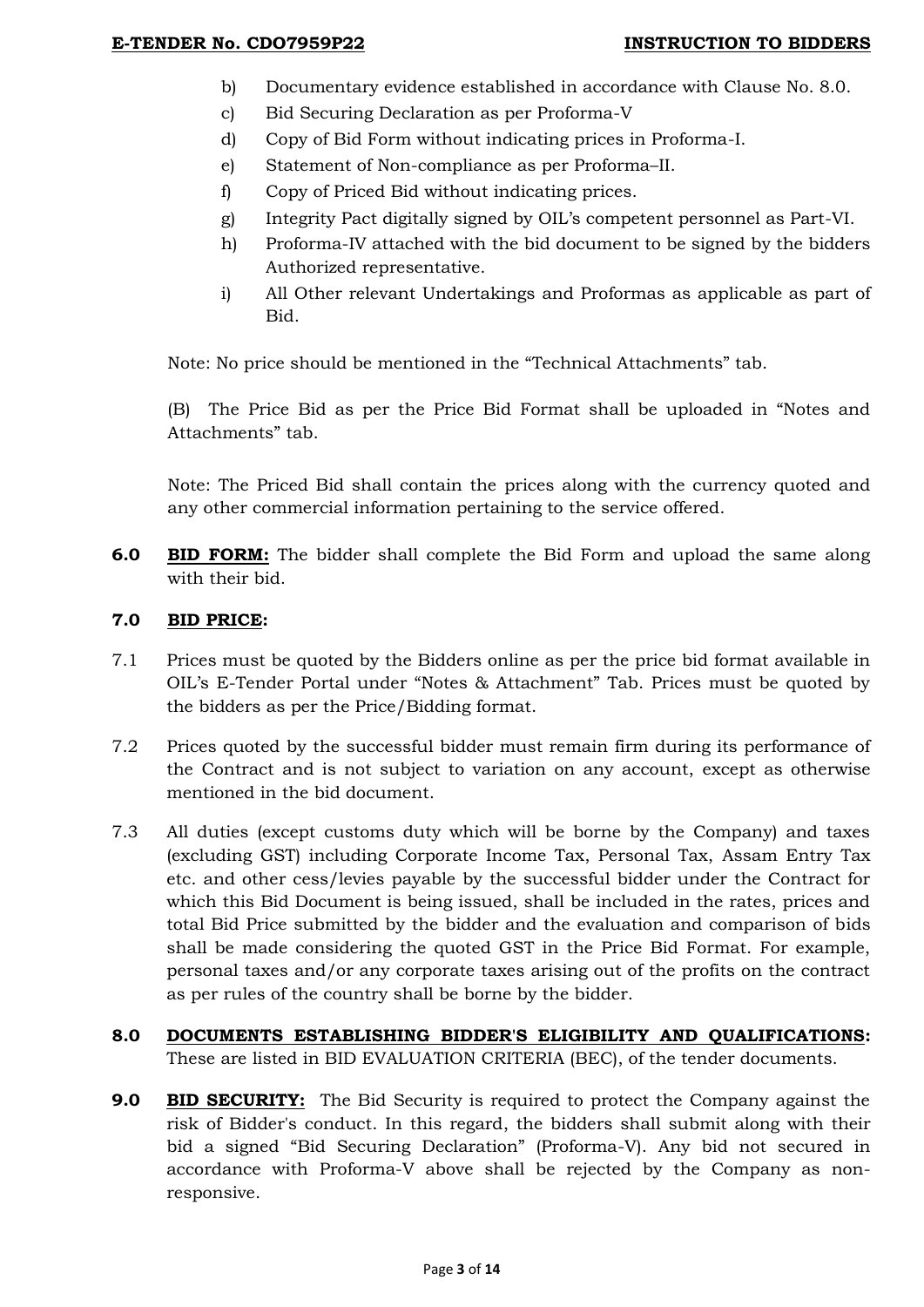b) Documentary evidence established in accordance with Clause No. 8.0.

c) Bid Securing Declaration as per Proforma-V

d) Copy of Bid Form without indicating prices in Proforma-I.

e) Statement of Non-compliance as per Proforma–II.

f) Copy of Priced Bid without indicating prices.

g) Integrity Pact digitally signed by OIL's competent personnel as Part-VI.

h) Proforma-IV attached with the bid document to be signed by the bidders Authorized representative.

i) All Other relevant Undertakings and Proformas as applicable as part of Bid.

Note: No price should be mentioned in the "Technical Attachments" tab.

(B) The Price Bid as per the Price Bid Format shall be uploaded in "Notes and Attachments" tab.

Note: The Priced Bid shall contain the prices along with the currency quoted and any other commercial information pertaining to the service offered.

**6.0** **<u>BID FORM:</u>** The bidder shall complete the Bid Form and upload the same along with their bid.

**7.0** **<u>BID PRICE</u>:**

7.1 Prices must be quoted by the Bidders online as per the price bid format available in OIL's E-Tender Portal under "Notes & Attachment" Tab. Prices must be quoted by the bidders as per the Price/Bidding format.

7.2 Prices quoted by the successful bidder must remain firm during its performance of the Contract and is not subject to variation on any account, except as otherwise mentioned in the bid document.

7.3 All duties (except customs duty which will be borne by the Company) and taxes (excluding GST) including Corporate Income Tax, Personal Tax, Assam Entry Tax etc. and other cess/levies payable by the successful bidder under the Contract for which this Bid Document is being issued, shall be included in the rates, prices and total Bid Price submitted by the bidder and the evaluation and comparison of bids shall be made considering the quoted GST in the Price Bid Format. For example, personal taxes and/or any corporate taxes arising out of the profits on the contract as per rules of the country shall be borne by the bidder.

**8.0** **<u>DOCUMENTS ESTABLISHING BIDDER'S ELIGIBILITY AND QUALIFICATIONS</u>:** These are listed in BID EVALUATION CRITERIA (BEC), of the tender documents.

**9.0** **<u>BID SECURITY:</u>** The Bid Security is required to protect the Company against the risk of Bidder's conduct. In this regard, the bidders shall submit along with their bid a signed "Bid Securing Declaration" (Proforma-V). Any bid not secured in accordance with Proforma-V above shall be rejected by the Company as non-responsive.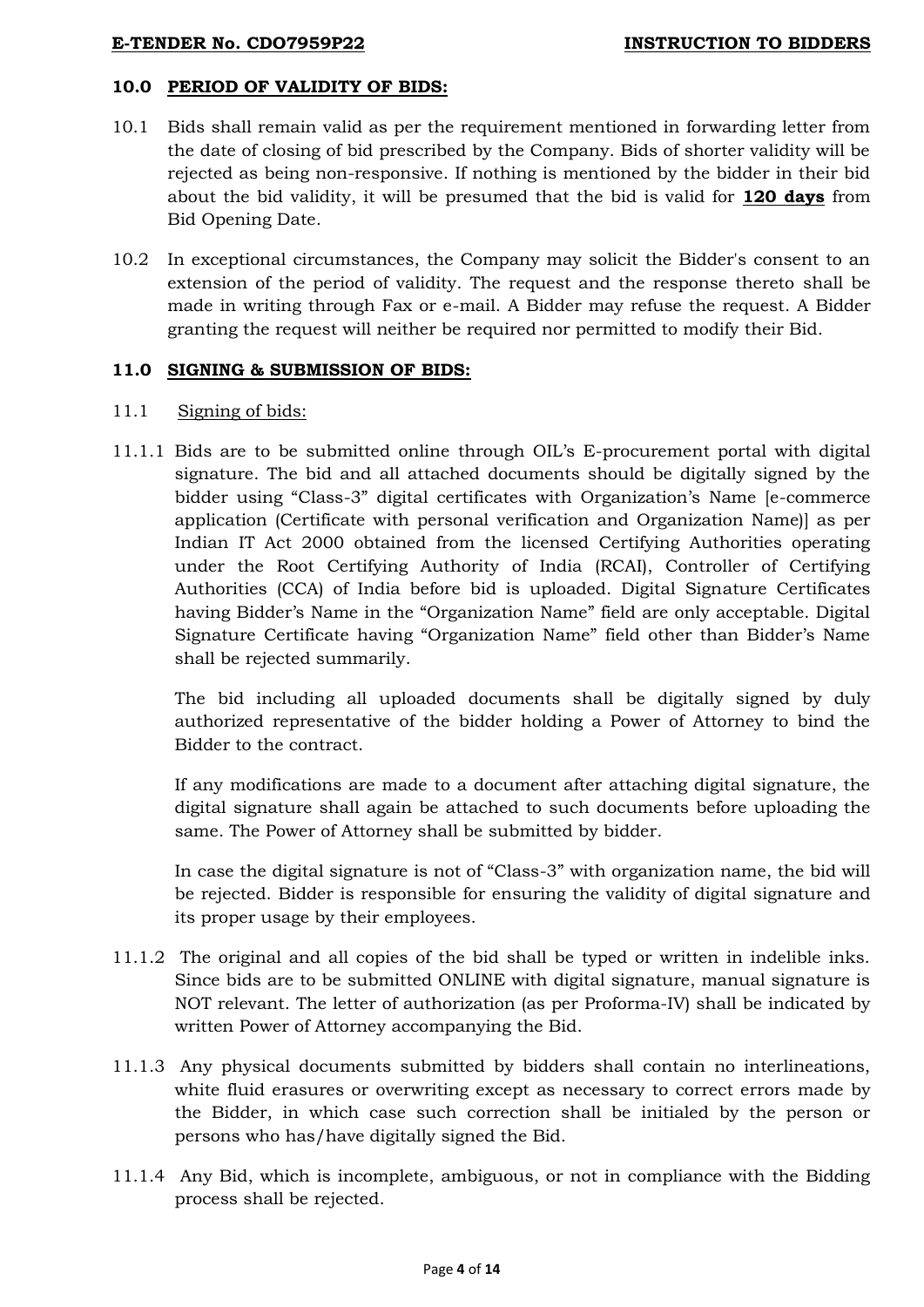## 10.0 PERIOD OF VALIDITY OF BIDS:

10.1 Bids shall remain valid as per the requirement mentioned in forwarding letter from the date of closing of bid prescribed by the Company. Bids of shorter validity will be rejected as being non-responsive. If nothing is mentioned by the bidder in their bid about the bid validity, it will be presumed that the bid is valid for **120 days** from Bid Opening Date.

10.2 In exceptional circumstances, the Company may solicit the Bidder's consent to an extension of the period of validity. The request and the response thereto shall be made in writing through Fax or e-mail. A Bidder may refuse the request. A Bidder granting the request will neither be required nor permitted to modify their Bid.

## 11.0 SIGNING & SUBMISSION OF BIDS:

11.1 Signing of bids:

11.1.1 Bids are to be submitted online through OIL's E-procurement portal with digital signature. The bid and all attached documents should be digitally signed by the bidder using "Class-3" digital certificates with Organization's Name [e-commerce application (Certificate with personal verification and Organization Name)] as per Indian IT Act 2000 obtained from the licensed Certifying Authorities operating under the Root Certifying Authority of India (RCAI), Controller of Certifying Authorities (CCA) of India before bid is uploaded. Digital Signature Certificates having Bidder's Name in the "Organization Name" field are only acceptable. Digital Signature Certificate having "Organization Name" field other than Bidder's Name shall be rejected summarily.

The bid including all uploaded documents shall be digitally signed by duly authorized representative of the bidder holding a Power of Attorney to bind the Bidder to the contract.

If any modifications are made to a document after attaching digital signature, the digital signature shall again be attached to such documents before uploading the same. The Power of Attorney shall be submitted by bidder.

In case the digital signature is not of "Class-3" with organization name, the bid will be rejected. Bidder is responsible for ensuring the validity of digital signature and its proper usage by their employees.

11.1.2 The original and all copies of the bid shall be typed or written in indelible inks. Since bids are to be submitted ONLINE with digital signature, manual signature is NOT relevant. The letter of authorization (as per Proforma-IV) shall be indicated by written Power of Attorney accompanying the Bid.

11.1.3 Any physical documents submitted by bidders shall contain no interlineations, white fluid erasures or overwriting except as necessary to correct errors made by the Bidder, in which case such correction shall be initialed by the person or persons who has/have digitally signed the Bid.

11.1.4 Any Bid, which is incomplete, ambiguous, or not in compliance with the Bidding process shall be rejected.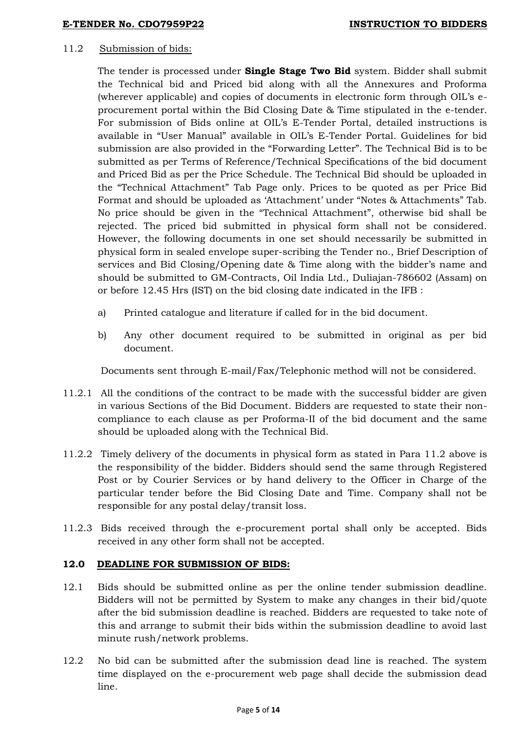11.2 Submission of bids:

The tender is processed under **Single Stage Two Bid** system. Bidder shall submit the Technical bid and Priced bid along with all the Annexures and Proforma (wherever applicable) and copies of documents in electronic form through OIL's e-procurement portal within the Bid Closing Date & Time stipulated in the e-tender. For submission of Bids online at OIL's E-Tender Portal, detailed instructions is available in "User Manual" available in OIL's E-Tender Portal. Guidelines for bid submission are also provided in the "Forwarding Letter". The Technical Bid is to be submitted as per Terms of Reference/Technical Specifications of the bid document and Priced Bid as per the Price Schedule. The Technical Bid should be uploaded in the "Technical Attachment" Tab Page only. Prices to be quoted as per Price Bid Format and should be uploaded as 'Attachment' under "Notes & Attachments" Tab. No price should be given in the "Technical Attachment", otherwise bid shall be rejected. The priced bid submitted in physical form shall not be considered. However, the following documents in one set should necessarily be submitted in physical form in sealed envelope super-scribing the Tender no., Brief Description of services and Bid Closing/Opening date & Time along with the bidder's name and should be submitted to GM-Contracts, Oil India Ltd., Duliajan-786602 (Assam) on or before 12.45 Hrs (IST) on the bid closing date indicated in the IFB :

a) Printed catalogue and literature if called for in the bid document.

b) Any other document required to be submitted in original as per bid document.

Documents sent through E-mail/Fax/Telephonic method will not be considered.

11.2.1 All the conditions of the contract to be made with the successful bidder are given in various Sections of the Bid Document. Bidders are requested to state their non-compliance to each clause as per Proforma-II of the bid document and the same should be uploaded along with the Technical Bid.

11.2.2 Timely delivery of the documents in physical form as stated in Para 11.2 above is the responsibility of the bidder. Bidders should send the same through Registered Post or by Courier Services or by hand delivery to the Officer in Charge of the particular tender before the Bid Closing Date and Time. Company shall not be responsible for any postal delay/transit loss.

11.2.3 Bids received through the e-procurement portal shall only be accepted. Bids received in any other form shall not be accepted.

## 12.0 DEADLINE FOR SUBMISSION OF BIDS:

12.1 Bids should be submitted online as per the online tender submission deadline. Bidders will not be permitted by System to make any changes in their bid/quote after the bid submission deadline is reached. Bidders are requested to take note of this and arrange to submit their bids within the submission deadline to avoid last minute rush/network problems.

12.2 No bid can be submitted after the submission dead line is reached. The system time displayed on the e-procurement web page shall decide the submission dead line.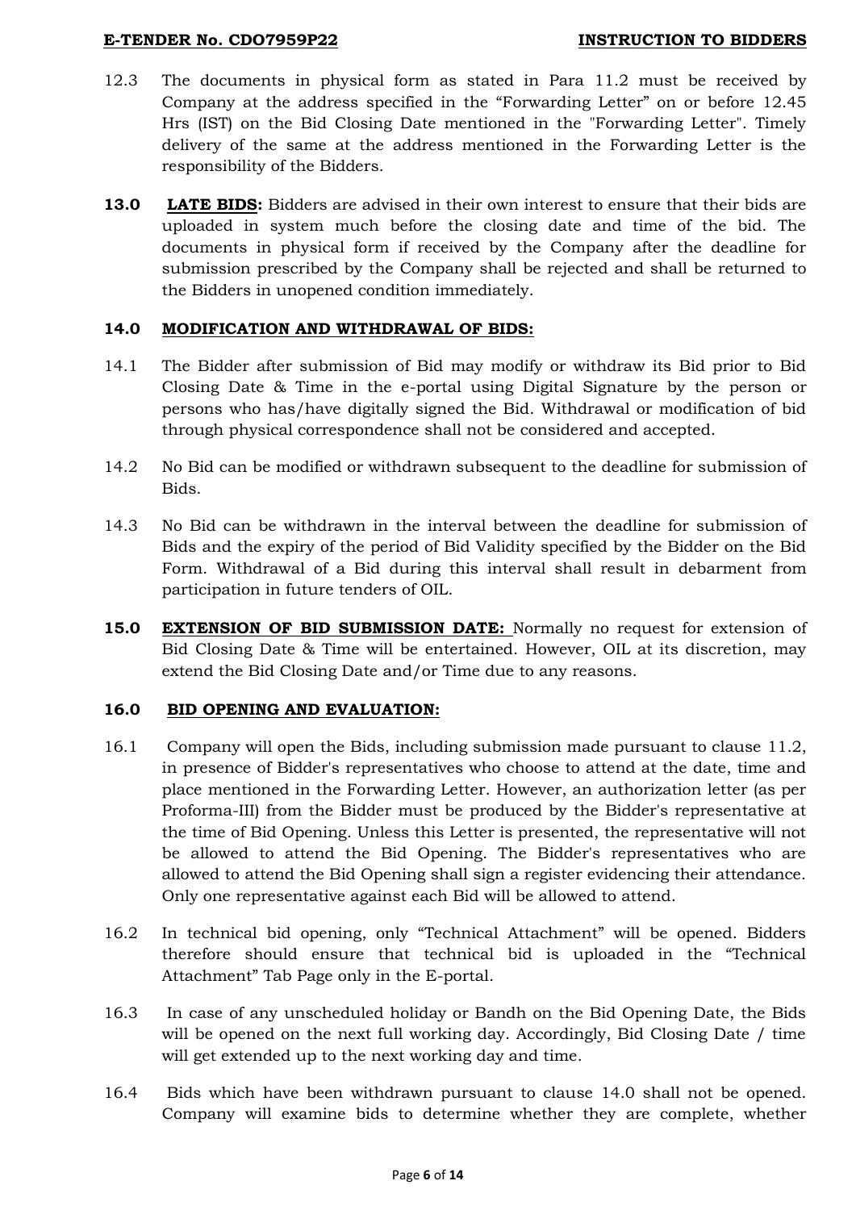12.3 The documents in physical form as stated in Para 11.2 must be received by Company at the address specified in the "Forwarding Letter" on or before 12.45 Hrs (IST) on the Bid Closing Date mentioned in the "Forwarding Letter". Timely delivery of the same at the address mentioned in the Forwarding Letter is the responsibility of the Bidders.

**13.0** **LATE BIDS:** Bidders are advised in their own interest to ensure that their bids are uploaded in system much before the closing date and time of the bid. The documents in physical form if received by the Company after the deadline for submission prescribed by the Company shall be rejected and shall be returned to the Bidders in unopened condition immediately.

**14.0 MODIFICATION AND WITHDRAWAL OF BIDS:**

14.1 The Bidder after submission of Bid may modify or withdraw its Bid prior to Bid Closing Date & Time in the e-portal using Digital Signature by the person or persons who has/have digitally signed the Bid. Withdrawal or modification of bid through physical correspondence shall not be considered and accepted.

14.2 No Bid can be modified or withdrawn subsequent to the deadline for submission of Bids.

14.3 No Bid can be withdrawn in the interval between the deadline for submission of Bids and the expiry of the period of Bid Validity specified by the Bidder on the Bid Form. Withdrawal of a Bid during this interval shall result in debarment from participation in future tenders of OIL.

**15.0** **EXTENSION OF BID SUBMISSION DATE:** Normally no request for extension of Bid Closing Date & Time will be entertained. However, OIL at its discretion, may extend the Bid Closing Date and/or Time due to any reasons.

**16.0 BID OPENING AND EVALUATION:**

16.1 Company will open the Bids, including submission made pursuant to clause 11.2, in presence of Bidder's representatives who choose to attend at the date, time and place mentioned in the Forwarding Letter. However, an authorization letter (as per Proforma-III) from the Bidder must be produced by the Bidder's representative at the time of Bid Opening. Unless this Letter is presented, the representative will not be allowed to attend the Bid Opening. The Bidder's representatives who are allowed to attend the Bid Opening shall sign a register evidencing their attendance. Only one representative against each Bid will be allowed to attend.

16.2 In technical bid opening, only "Technical Attachment" will be opened. Bidders therefore should ensure that technical bid is uploaded in the "Technical Attachment" Tab Page only in the E-portal.

16.3 In case of any unscheduled holiday or Bandh on the Bid Opening Date, the Bids will be opened on the next full working day. Accordingly, Bid Closing Date / time will get extended up to the next working day and time.

16.4 Bids which have been withdrawn pursuant to clause 14.0 shall not be opened. Company will examine bids to determine whether they are complete, whether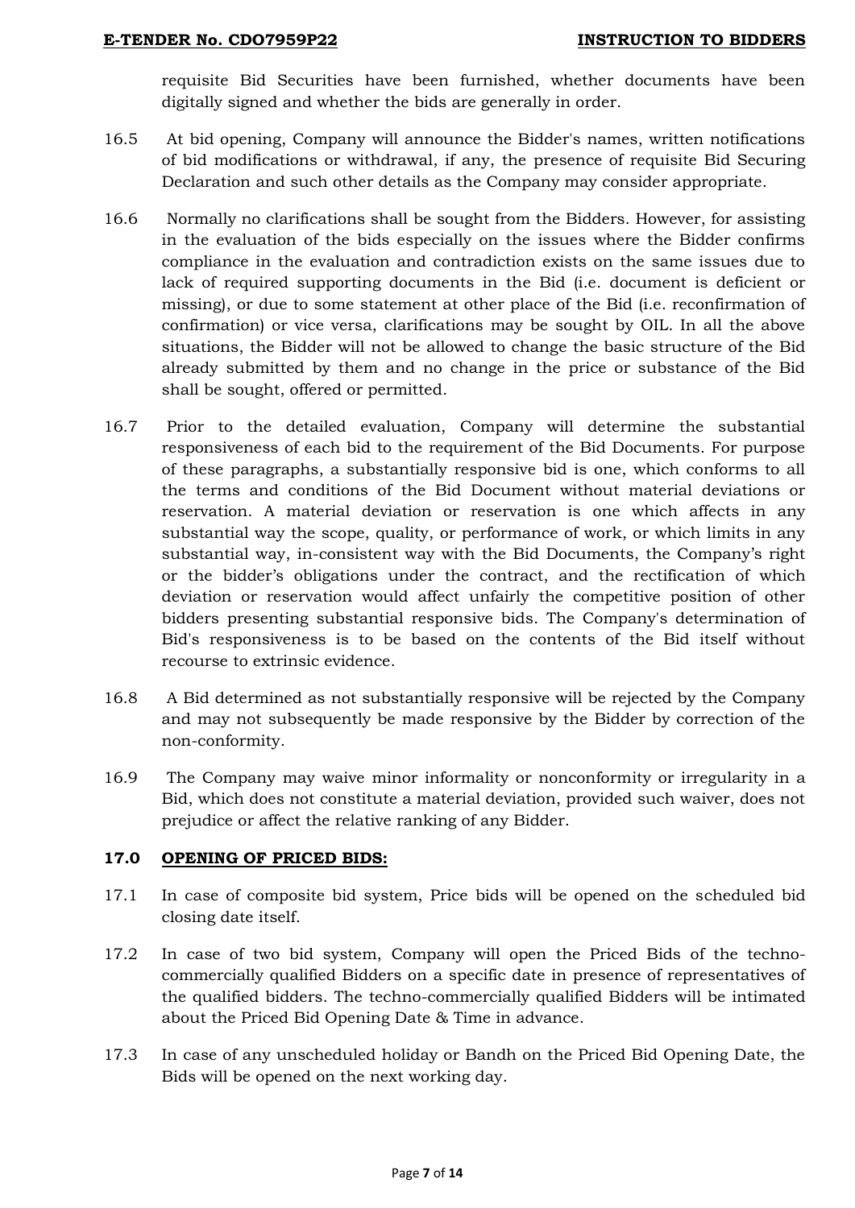requisite Bid Securities have been furnished, whether documents have been digitally signed and whether the bids are generally in order.

16.5 At bid opening, Company will announce the Bidder's names, written notifications of bid modifications or withdrawal, if any, the presence of requisite Bid Securing Declaration and such other details as the Company may consider appropriate.

16.6 Normally no clarifications shall be sought from the Bidders. However, for assisting in the evaluation of the bids especially on the issues where the Bidder confirms compliance in the evaluation and contradiction exists on the same issues due to lack of required supporting documents in the Bid (i.e. document is deficient or missing), or due to some statement at other place of the Bid (i.e. reconfirmation of confirmation) or vice versa, clarifications may be sought by OIL. In all the above situations, the Bidder will not be allowed to change the basic structure of the Bid already submitted by them and no change in the price or substance of the Bid shall be sought, offered or permitted.

16.7 Prior to the detailed evaluation, Company will determine the substantial responsiveness of each bid to the requirement of the Bid Documents. For purpose of these paragraphs, a substantially responsive bid is one, which conforms to all the terms and conditions of the Bid Document without material deviations or reservation. A material deviation or reservation is one which affects in any substantial way the scope, quality, or performance of work, or which limits in any substantial way, in-consistent way with the Bid Documents, the Company's right or the bidder's obligations under the contract, and the rectification of which deviation or reservation would affect unfairly the competitive position of other bidders presenting substantial responsive bids. The Company's determination of Bid's responsiveness is to be based on the contents of the Bid itself without recourse to extrinsic evidence.

16.8 A Bid determined as not substantially responsive will be rejected by the Company and may not subsequently be made responsive by the Bidder by correction of the non-conformity.

16.9 The Company may waive minor informality or nonconformity or irregularity in a Bid, which does not constitute a material deviation, provided such waiver, does not prejudice or affect the relative ranking of any Bidder.

## 17.0 OPENING OF PRICED BIDS:

17.1 In case of composite bid system, Price bids will be opened on the scheduled bid closing date itself.

17.2 In case of two bid system, Company will open the Priced Bids of the techno-commercially qualified Bidders on a specific date in presence of representatives of the qualified bidders. The techno-commercially qualified Bidders will be intimated about the Priced Bid Opening Date & Time in advance.

17.3 In case of any unscheduled holiday or Bandh on the Priced Bid Opening Date, the Bids will be opened on the next working day.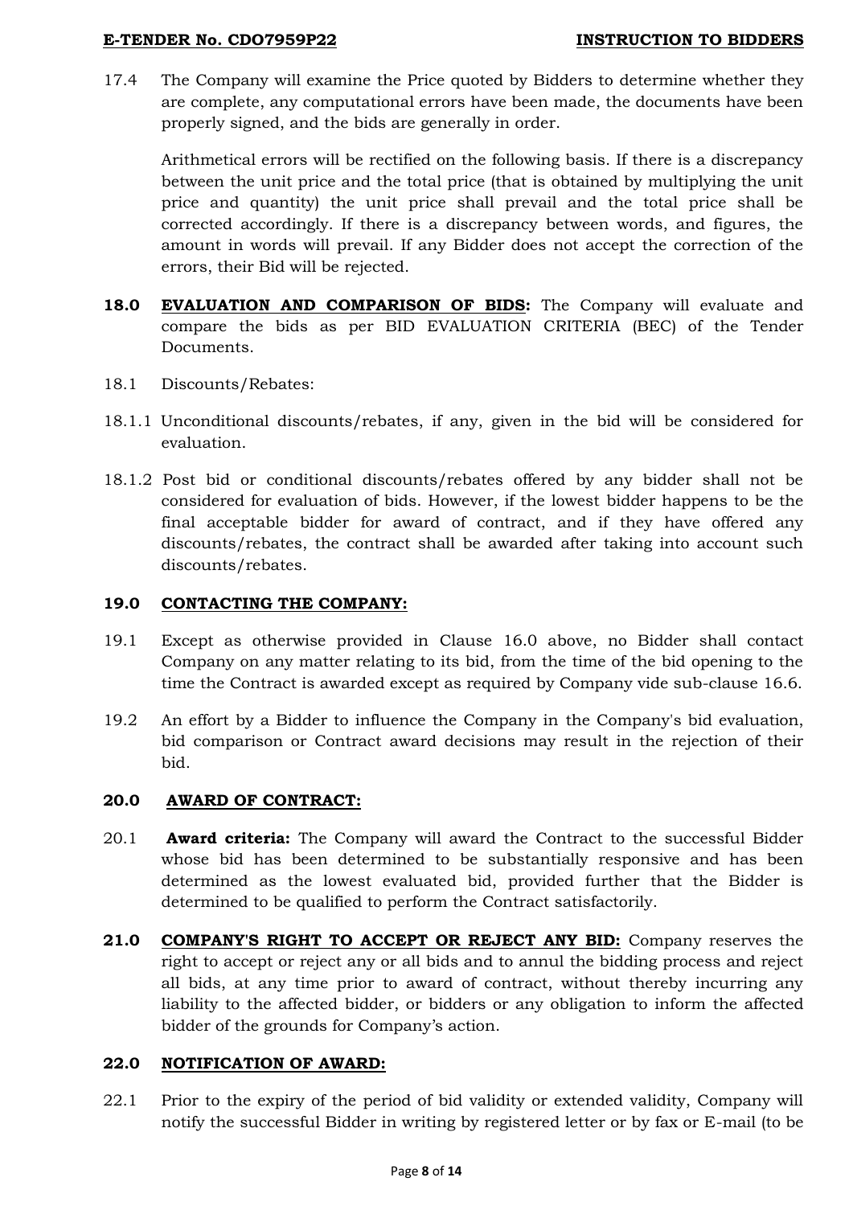17.4 The Company will examine the Price quoted by Bidders to determine whether they are complete, any computational errors have been made, the documents have been properly signed, and the bids are generally in order.

Arithmetical errors will be rectified on the following basis. If there is a discrepancy between the unit price and the total price (that is obtained by multiplying the unit price and quantity) the unit price shall prevail and the total price shall be corrected accordingly. If there is a discrepancy between words, and figures, the amount in words will prevail. If any Bidder does not accept the correction of the errors, their Bid will be rejected.

**18.0 <u>EVALUATION AND COMPARISON OF BIDS:</u>** The Company will evaluate and compare the bids as per BID EVALUATION CRITERIA (BEC) of the Tender Documents.

18.1 Discounts/Rebates:

18.1.1 Unconditional discounts/rebates, if any, given in the bid will be considered for evaluation.

18.1.2 Post bid or conditional discounts/rebates offered by any bidder shall not be considered for evaluation of bids. However, if the lowest bidder happens to be the final acceptable bidder for award of contract, and if they have offered any discounts/rebates, the contract shall be awarded after taking into account such discounts/rebates.

**19.0 <u>CONTACTING THE COMPANY:</u>**

19.1 Except as otherwise provided in Clause 16.0 above, no Bidder shall contact Company on any matter relating to its bid, from the time of the bid opening to the time the Contract is awarded except as required by Company vide sub-clause 16.6.

19.2 An effort by a Bidder to influence the Company in the Company's bid evaluation, bid comparison or Contract award decisions may result in the rejection of their bid.

**20.0 <u>AWARD OF CONTRACT:</u>**

20.1 **Award criteria:** The Company will award the Contract to the successful Bidder whose bid has been determined to be substantially responsive and has been determined as the lowest evaluated bid, provided further that the Bidder is determined to be qualified to perform the Contract satisfactorily.

**21.0 <u>COMPANY'S RIGHT TO ACCEPT OR REJECT ANY BID:</u>** Company reserves the right to accept or reject any or all bids and to annul the bidding process and reject all bids, at any time prior to award of contract, without thereby incurring any liability to the affected bidder, or bidders or any obligation to inform the affected bidder of the grounds for Company's action.

**22.0 <u>NOTIFICATION OF AWARD:</u>**

22.1 Prior to the expiry of the period of bid validity or extended validity, Company will notify the successful Bidder in writing by registered letter or by fax or E-mail (to be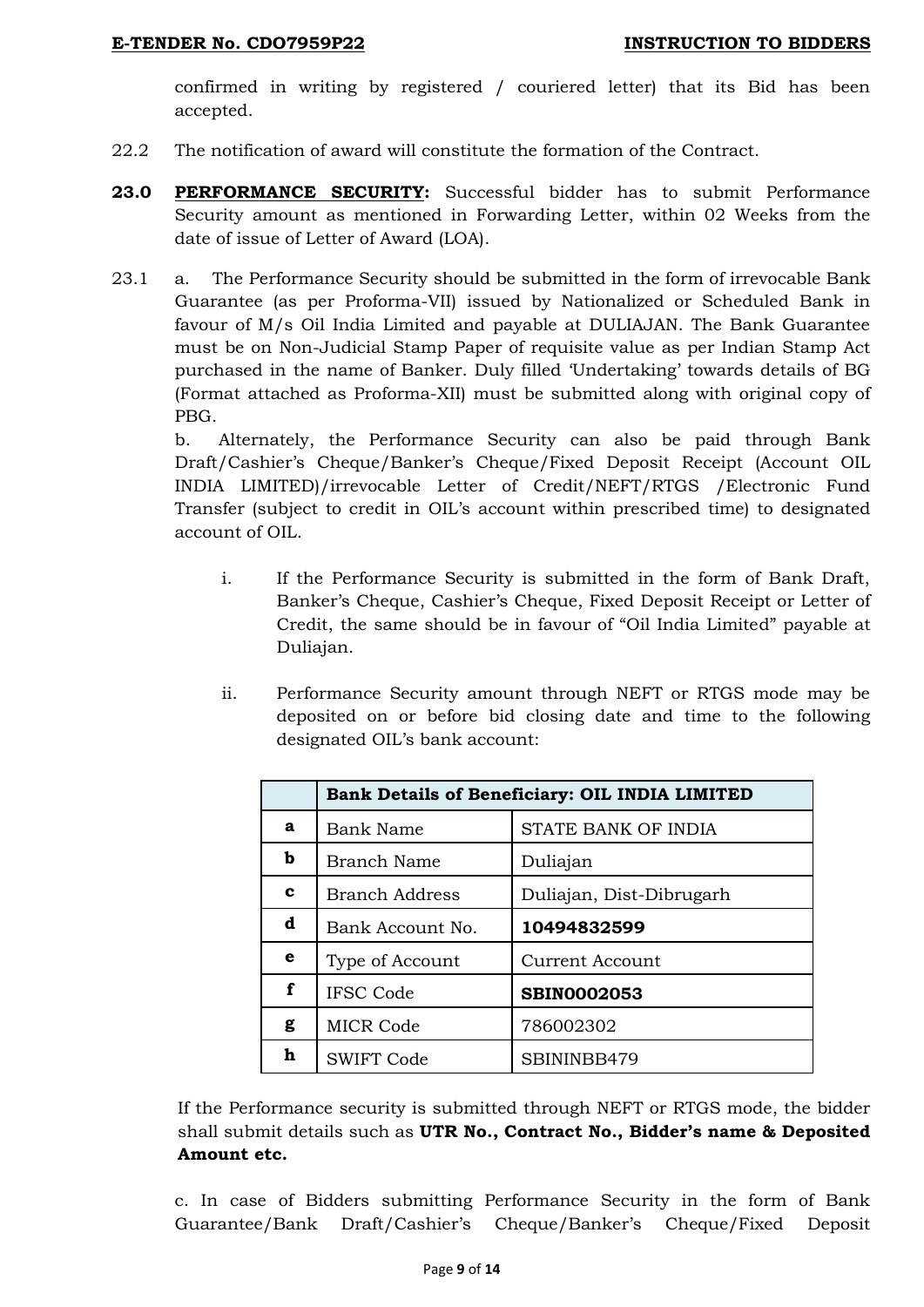confirmed in writing by registered / couriered letter) that its Bid has been accepted.

22.2 The notification of award will constitute the formation of the Contract.

**23.0 PERFORMANCE SECURITY:** Successful bidder has to submit Performance Security amount as mentioned in Forwarding Letter, within 02 Weeks from the date of issue of Letter of Award (LOA).

23.1 a. The Performance Security should be submitted in the form of irrevocable Bank Guarantee (as per Proforma-VII) issued by Nationalized or Scheduled Bank in favour of M/s Oil India Limited and payable at DULIAJAN. The Bank Guarantee must be on Non-Judicial Stamp Paper of requisite value as per Indian Stamp Act purchased in the name of Banker. Duly filled 'Undertaking' towards details of BG (Format attached as Proforma-XII) must be submitted along with original copy of PBG.

b. Alternately, the Performance Security can also be paid through Bank Draft/Cashier's Cheque/Banker's Cheque/Fixed Deposit Receipt (Account OIL INDIA LIMITED)/irrevocable Letter of Credit/NEFT/RTGS /Electronic Fund Transfer (subject to credit in OIL's account within prescribed time) to designated account of OIL.

i. If the Performance Security is submitted in the form of Bank Draft, Banker's Cheque, Cashier's Cheque, Fixed Deposit Receipt or Letter of Credit, the same should be in favour of "Oil India Limited" payable at Duliajan.

ii. Performance Security amount through NEFT or RTGS mode may be deposited on or before bid closing date and time to the following designated OIL's bank account:

| | **Bank Details of Beneficiary: OIL INDIA LIMITED** | |
|---|---|---|
| **a** | Bank Name | STATE BANK OF INDIA |
| **b** | Branch Name | Duliajan |
| **c** | Branch Address | Duliajan, Dist-Dibrugarh |
| **d** | Bank Account No. | **10494832599** |
| **e** | Type of Account | Current Account |
| **f** | IFSC Code | **SBIN0002053** |
| **g** | MICR Code | 786002302 |
| **h** | SWIFT Code | SBININBB479 |

If the Performance security is submitted through NEFT or RTGS mode, the bidder shall submit details such as **UTR No., Contract No., Bidder's name & Deposited Amount etc.**

c. In case of Bidders submitting Performance Security in the form of Bank Guarantee/Bank Draft/Cashier's Cheque/Banker's Cheque/Fixed Deposit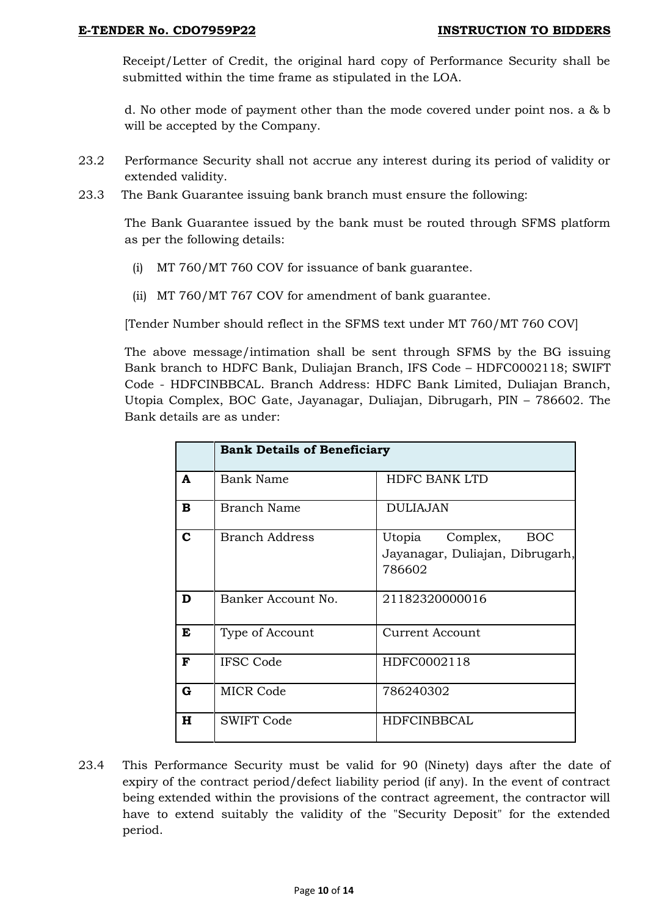Receipt/Letter of Credit, the original hard copy of Performance Security shall be submitted within the time frame as stipulated in the LOA.

d. No other mode of payment other than the mode covered under point nos. a & b will be accepted by the Company.

23.2 Performance Security shall not accrue any interest during its period of validity or extended validity.

23.3 The Bank Guarantee issuing bank branch must ensure the following:

The Bank Guarantee issued by the bank must be routed through SFMS platform as per the following details:

(i) MT 760/MT 760 COV for issuance of bank guarantee.

(ii) MT 760/MT 767 COV for amendment of bank guarantee.

[Tender Number should reflect in the SFMS text under MT 760/MT 760 COV]

The above message/intimation shall be sent through SFMS by the BG issuing Bank branch to HDFC Bank, Duliajan Branch, IFS Code – HDFC0002118; SWIFT Code - HDFCINBBCAL. Branch Address: HDFC Bank Limited, Duliajan Branch, Utopia Complex, BOC Gate, Jayanagar, Duliajan, Dibrugarh, PIN – 786602. The Bank details are as under:

| | **Bank Details of Beneficiary** | |
|---|---|---|
| **A** | Bank Name | HDFC BANK LTD |
| **B** | Branch Name | DULIAJAN |
| **C** | Branch Address | Utopia Complex, BOC Jayanagar, Duliajan, Dibrugarh, 786602 |
| **D** | Banker Account No. | 21182320000016 |
| **E** | Type of Account | Current Account |
| **F** | IFSC Code | HDFC0002118 |
| **G** | MICR Code | 786240302 |
| **H** | SWIFT Code | HDFCINBBCAL |

23.4 This Performance Security must be valid for 90 (Ninety) days after the date of expiry of the contract period/defect liability period (if any). In the event of contract being extended within the provisions of the contract agreement, the contractor will have to extend suitably the validity of the "Security Deposit" for the extended period.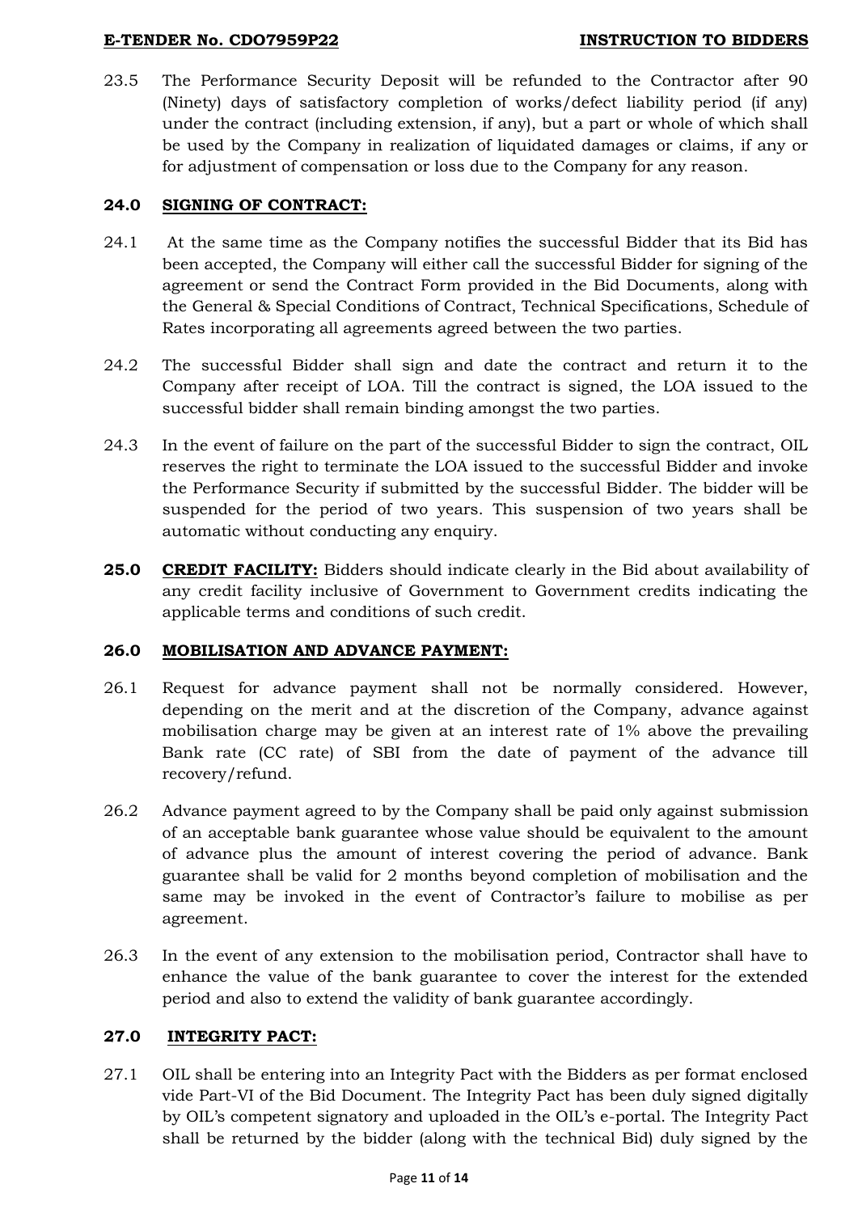23.5 The Performance Security Deposit will be refunded to the Contractor after 90 (Ninety) days of satisfactory completion of works/defect liability period (if any) under the contract (including extension, if any), but a part or whole of which shall be used by the Company in realization of liquidated damages or claims, if any or for adjustment of compensation or loss due to the Company for any reason.

## 24.0 SIGNING OF CONTRACT:

24.1 At the same time as the Company notifies the successful Bidder that its Bid has been accepted, the Company will either call the successful Bidder for signing of the agreement or send the Contract Form provided in the Bid Documents, along with the General & Special Conditions of Contract, Technical Specifications, Schedule of Rates incorporating all agreements agreed between the two parties.

24.2 The successful Bidder shall sign and date the contract and return it to the Company after receipt of LOA. Till the contract is signed, the LOA issued to the successful bidder shall remain binding amongst the two parties.

24.3 In the event of failure on the part of the successful Bidder to sign the contract, OIL reserves the right to terminate the LOA issued to the successful Bidder and invoke the Performance Security if submitted by the successful Bidder. The bidder will be suspended for the period of two years. This suspension of two years shall be automatic without conducting any enquiry.

**25.0 CREDIT FACILITY:** Bidders should indicate clearly in the Bid about availability of any credit facility inclusive of Government to Government credits indicating the applicable terms and conditions of such credit.

## 26.0 MOBILISATION AND ADVANCE PAYMENT:

26.1 Request for advance payment shall not be normally considered. However, depending on the merit and at the discretion of the Company, advance against mobilisation charge may be given at an interest rate of 1% above the prevailing Bank rate (CC rate) of SBI from the date of payment of the advance till recovery/refund.

26.2 Advance payment agreed to by the Company shall be paid only against submission of an acceptable bank guarantee whose value should be equivalent to the amount of advance plus the amount of interest covering the period of advance. Bank guarantee shall be valid for 2 months beyond completion of mobilisation and the same may be invoked in the event of Contractor's failure to mobilise as per agreement.

26.3 In the event of any extension to the mobilisation period, Contractor shall have to enhance the value of the bank guarantee to cover the interest for the extended period and also to extend the validity of bank guarantee accordingly.

## 27.0 INTEGRITY PACT:

27.1 OIL shall be entering into an Integrity Pact with the Bidders as per format enclosed vide Part-VI of the Bid Document. The Integrity Pact has been duly signed digitally by OIL's competent signatory and uploaded in the OIL's e-portal. The Integrity Pact shall be returned by the bidder (along with the technical Bid) duly signed by the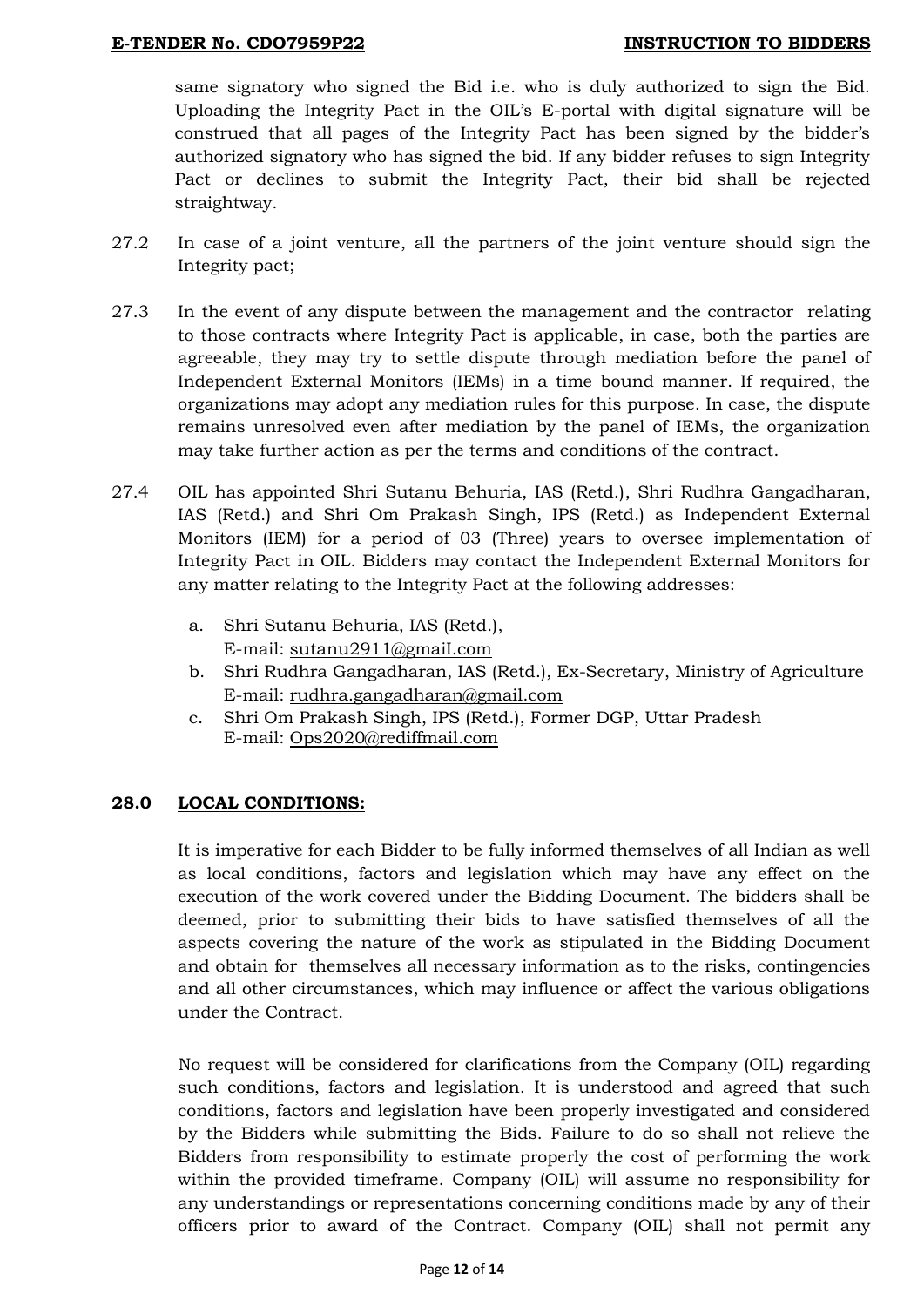same signatory who signed the Bid i.e. who is duly authorized to sign the Bid. Uploading the Integrity Pact in the OIL's E-portal with digital signature will be construed that all pages of the Integrity Pact has been signed by the bidder's authorized signatory who has signed the bid. If any bidder refuses to sign Integrity Pact or declines to submit the Integrity Pact, their bid shall be rejected straightway.

27.2 In case of a joint venture, all the partners of the joint venture should sign the Integrity pact;

27.3 In the event of any dispute between the management and the contractor relating to those contracts where Integrity Pact is applicable, in case, both the parties are agreeable, they may try to settle dispute through mediation before the panel of Independent External Monitors (IEMs) in a time bound manner. If required, the organizations may adopt any mediation rules for this purpose. In case, the dispute remains unresolved even after mediation by the panel of IEMs, the organization may take further action as per the terms and conditions of the contract.

27.4 OIL has appointed Shri Sutanu Behuria, IAS (Retd.), Shri Rudhra Gangadharan, IAS (Retd.) and Shri Om Prakash Singh, IPS (Retd.) as Independent External Monitors (IEM) for a period of 03 (Three) years to oversee implementation of Integrity Pact in OIL. Bidders may contact the Independent External Monitors for any matter relating to the Integrity Pact at the following addresses:

a. Shri Sutanu Behuria, IAS (Retd.),
   E-mail: sutanu2911@gmaiI.com
b. Shri Rudhra Gangadharan, IAS (Retd.), Ex-Secretary, Ministry of Agriculture
   E-mail: rudhra.gangadharan@gmail.com
c. Shri Om Prakash Singh, IPS (Retd.), Former DGP, Uttar Pradesh
   E-mail: Ops2020@rediffmail.com

**28.0 LOCAL CONDITIONS:**

It is imperative for each Bidder to be fully informed themselves of all Indian as well as local conditions, factors and legislation which may have any effect on the execution of the work covered under the Bidding Document. The bidders shall be deemed, prior to submitting their bids to have satisfied themselves of all the aspects covering the nature of the work as stipulated in the Bidding Document and obtain for themselves all necessary information as to the risks, contingencies and all other circumstances, which may influence or affect the various obligations under the Contract.

No request will be considered for clarifications from the Company (OIL) regarding such conditions, factors and legislation. It is understood and agreed that such conditions, factors and legislation have been properly investigated and considered by the Bidders while submitting the Bids. Failure to do so shall not relieve the Bidders from responsibility to estimate properly the cost of performing the work within the provided timeframe. Company (OIL) will assume no responsibility for any understandings or representations concerning conditions made by any of their officers prior to award of the Contract. Company (OIL) shall not permit any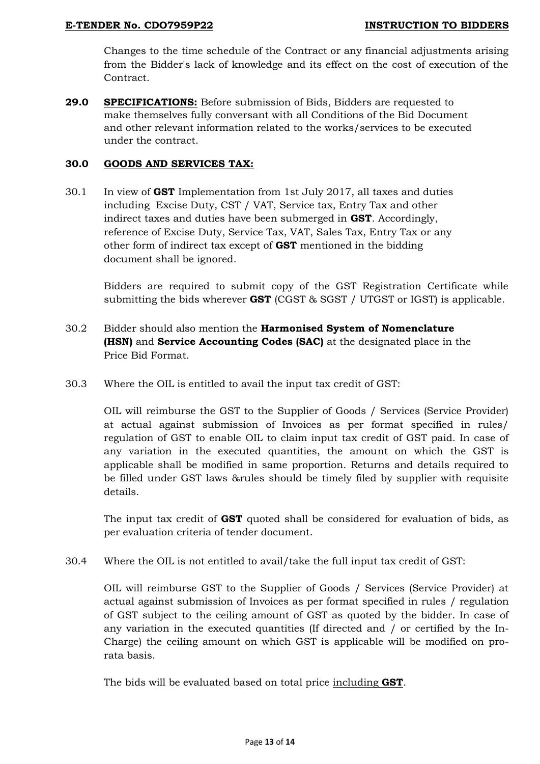Changes to the time schedule of the Contract or any financial adjustments arising from the Bidder's lack of knowledge and its effect on the cost of execution of the Contract.

**29.0** **SPECIFICATIONS:** Before submission of Bids, Bidders are requested to make themselves fully conversant with all Conditions of the Bid Document and other relevant information related to the works/services to be executed under the contract.

**30.0** **GOODS AND SERVICES TAX:**

30.1 In view of **GST** Implementation from 1st July 2017, all taxes and duties including Excise Duty, CST / VAT, Service tax, Entry Tax and other indirect taxes and duties have been submerged in **GST**. Accordingly, reference of Excise Duty, Service Tax, VAT, Sales Tax, Entry Tax or any other form of indirect tax except of **GST** mentioned in the bidding document shall be ignored.

Bidders are required to submit copy of the GST Registration Certificate while submitting the bids wherever **GST** (CGST & SGST / UTGST or IGST) is applicable.

30.2 Bidder should also mention the **Harmonised System of Nomenclature (HSN)** and **Service Accounting Codes (SAC)** at the designated place in the Price Bid Format.

30.3 Where the OIL is entitled to avail the input tax credit of GST:

OIL will reimburse the GST to the Supplier of Goods / Services (Service Provider) at actual against submission of Invoices as per format specified in rules/ regulation of GST to enable OIL to claim input tax credit of GST paid. In case of any variation in the executed quantities, the amount on which the GST is applicable shall be modified in same proportion. Returns and details required to be filled under GST laws &rules should be timely filed by supplier with requisite details.

The input tax credit of **GST** quoted shall be considered for evaluation of bids, as per evaluation criteria of tender document.

30.4 Where the OIL is not entitled to avail/take the full input tax credit of GST:

OIL will reimburse GST to the Supplier of Goods / Services (Service Provider) at actual against submission of Invoices as per format specified in rules / regulation of GST subject to the ceiling amount of GST as quoted by the bidder. In case of any variation in the executed quantities (If directed and / or certified by the In-Charge) the ceiling amount on which GST is applicable will be modified on pro-rata basis.

The bids will be evaluated based on total price including **GST**.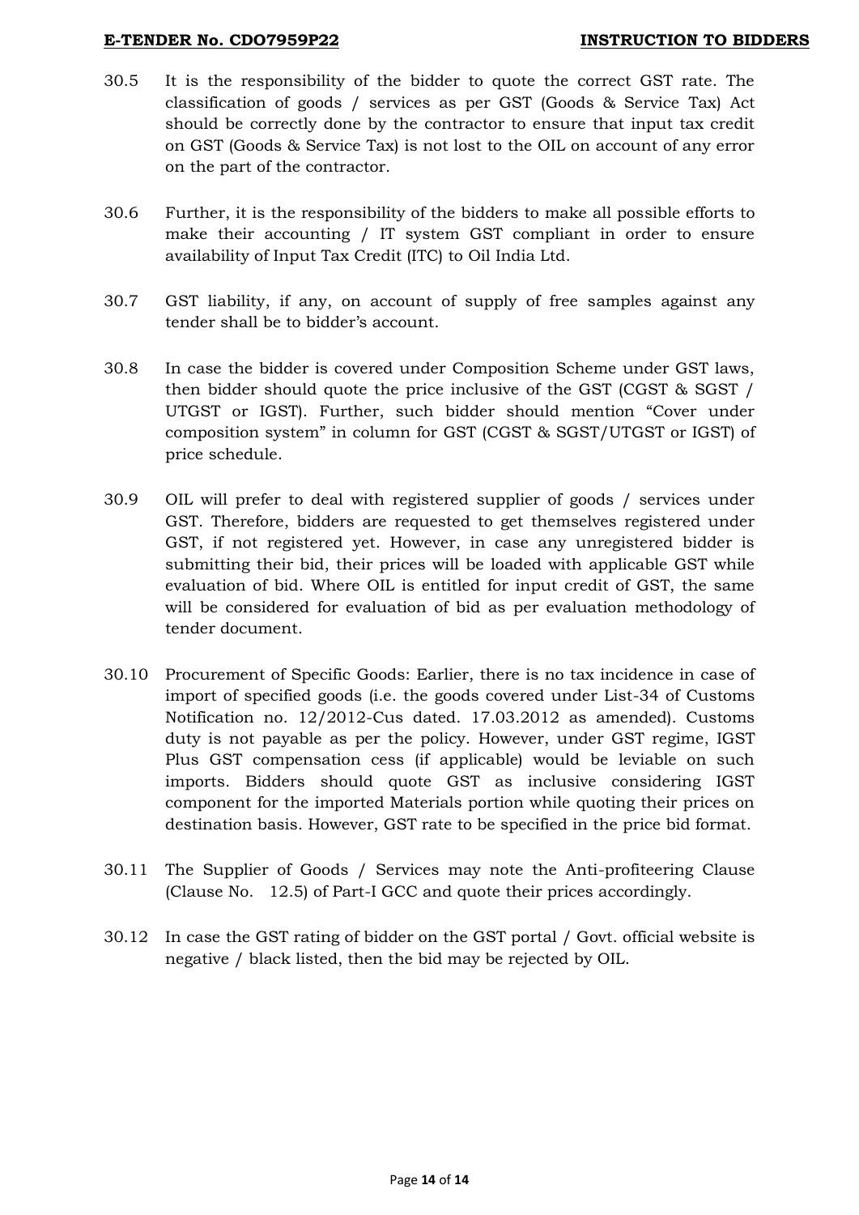30.5 It is the responsibility of the bidder to quote the correct GST rate. The classification of goods / services as per GST (Goods & Service Tax) Act should be correctly done by the contractor to ensure that input tax credit on GST (Goods & Service Tax) is not lost to the OIL on account of any error on the part of the contractor.

30.6 Further, it is the responsibility of the bidders to make all possible efforts to make their accounting / IT system GST compliant in order to ensure availability of Input Tax Credit (ITC) to Oil India Ltd.

30.7 GST liability, if any, on account of supply of free samples against any tender shall be to bidder's account.

30.8 In case the bidder is covered under Composition Scheme under GST laws, then bidder should quote the price inclusive of the GST (CGST & SGST / UTGST or IGST). Further, such bidder should mention "Cover under composition system" in column for GST (CGST & SGST/UTGST or IGST) of price schedule.

30.9 OIL will prefer to deal with registered supplier of goods / services under GST. Therefore, bidders are requested to get themselves registered under GST, if not registered yet. However, in case any unregistered bidder is submitting their bid, their prices will be loaded with applicable GST while evaluation of bid. Where OIL is entitled for input credit of GST, the same will be considered for evaluation of bid as per evaluation methodology of tender document.

30.10 Procurement of Specific Goods: Earlier, there is no tax incidence in case of import of specified goods (i.e. the goods covered under List-34 of Customs Notification no. 12/2012-Cus dated. 17.03.2012 as amended). Customs duty is not payable as per the policy. However, under GST regime, IGST Plus GST compensation cess (if applicable) would be leviable on such imports. Bidders should quote GST as inclusive considering IGST component for the imported Materials portion while quoting their prices on destination basis. However, GST rate to be specified in the price bid format.

30.11 The Supplier of Goods / Services may note the Anti-profiteering Clause (Clause No. 12.5) of Part-I GCC and quote their prices accordingly.

30.12 In case the GST rating of bidder on the GST portal / Govt. official website is negative / black listed, then the bid may be rejected by OIL.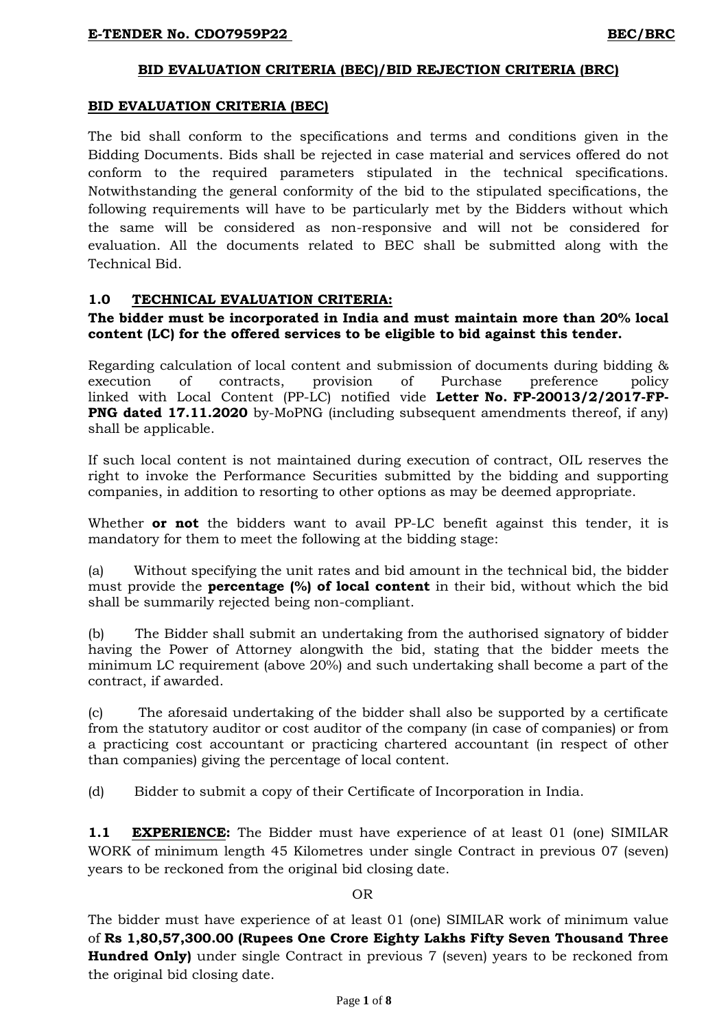## BID EVALUATION CRITERIA (BEC)/BID REJECTION CRITERIA (BRC)

### BID EVALUATION CRITERIA (BEC)

The bid shall conform to the specifications and terms and conditions given in the Bidding Documents. Bids shall be rejected in case material and services offered do not conform to the required parameters stipulated in the technical specifications. Notwithstanding the general conformity of the bid to the stipulated specifications, the following requirements will have to be particularly met by the Bidders without which the same will be considered as non-responsive and will not be considered for evaluation. All the documents related to BEC shall be submitted along with the Technical Bid.

### 1.0 TECHNICAL EVALUATION CRITERIA:

**The bidder must be incorporated in India and must maintain more than 20% local content (LC) for the offered services to be eligible to bid against this tender.**

Regarding calculation of local content and submission of documents during bidding & execution of contracts, provision of Purchase preference policy linked with Local Content (PP-LC) notified vide **Letter No. FP-20013/2/2017-FP-PNG dated 17.11.2020** by-MoPNG (including subsequent amendments thereof, if any) shall be applicable.

If such local content is not maintained during execution of contract, OIL reserves the right to invoke the Performance Securities submitted by the bidding and supporting companies, in addition to resorting to other options as may be deemed appropriate.

Whether **or not** the bidders want to avail PP-LC benefit against this tender, it is mandatory for them to meet the following at the bidding stage:

(a) Without specifying the unit rates and bid amount in the technical bid, the bidder must provide the **percentage (%) of local content** in their bid, without which the bid shall be summarily rejected being non-compliant.

(b) The Bidder shall submit an undertaking from the authorised signatory of bidder having the Power of Attorney alongwith the bid, stating that the bidder meets the minimum LC requirement (above 20%) and such undertaking shall become a part of the contract, if awarded.

(c) The aforesaid undertaking of the bidder shall also be supported by a certificate from the statutory auditor or cost auditor of the company (in case of companies) or from a practicing cost accountant or practicing chartered accountant (in respect of other than companies) giving the percentage of local content.

(d) Bidder to submit a copy of their Certificate of Incorporation in India.

**1.1 EXPERIENCE:** The Bidder must have experience of at least 01 (one) SIMILAR WORK of minimum length 45 Kilometres under single Contract in previous 07 (seven) years to be reckoned from the original bid closing date.

OR

The bidder must have experience of at least 01 (one) SIMILAR work of minimum value of **Rs 1,80,57,300.00 (Rupees One Crore Eighty Lakhs Fifty Seven Thousand Three Hundred Only)** under single Contract in previous 7 (seven) years to be reckoned from the original bid closing date.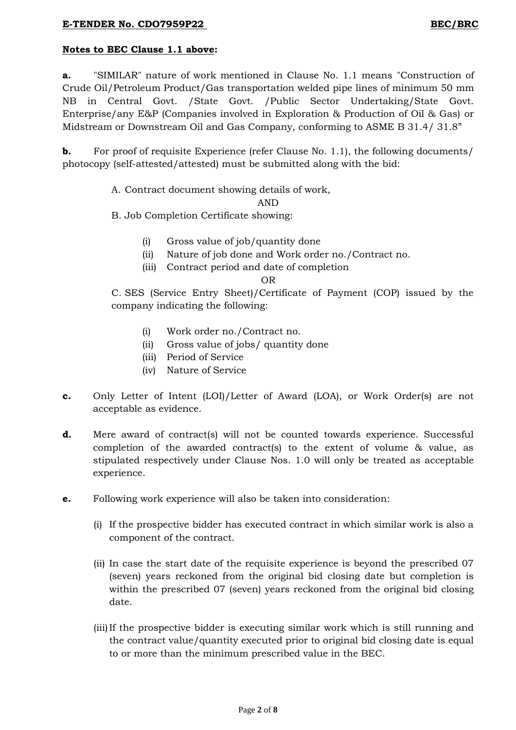**Notes to BEC Clause 1.1 above:**

**a.** "SIMILAR" nature of work mentioned in Clause No. 1.1 means "Construction of Crude Oil/Petroleum Product/Gas transportation welded pipe lines of minimum 50 mm NB in Central Govt. /State Govt. /Public Sector Undertaking/State Govt. Enterprise/any E&P (Companies involved in Exploration & Production of Oil & Gas) or Midstream or Downstream Oil and Gas Company, conforming to ASME B 31.4/ 31.8"

**b.** For proof of requisite Experience (refer Clause No. 1.1), the following documents/ photocopy (self-attested/attested) must be submitted along with the bid:

A. Contract document showing details of work,

AND

B. Job Completion Certificate showing:

(i) Gross value of job/quantity done
(ii) Nature of job done and Work order no./Contract no.
(iii) Contract period and date of completion

OR

C. SES (Service Entry Sheet)/Certificate of Payment (COP) issued by the company indicating the following:

(i) Work order no./Contract no.
(ii) Gross value of jobs/ quantity done
(iii) Period of Service
(iv) Nature of Service

**c.** Only Letter of Intent (LOI)/Letter of Award (LOA), or Work Order(s) are not acceptable as evidence.

**d.** Mere award of contract(s) will not be counted towards experience. Successful completion of the awarded contract(s) to the extent of volume & value, as stipulated respectively under Clause Nos. 1.0 will only be treated as acceptable experience.

**e.** Following work experience will also be taken into consideration:

(i) If the prospective bidder has executed contract in which similar work is also a component of the contract.

(ii) In case the start date of the requisite experience is beyond the prescribed 07 (seven) years reckoned from the original bid closing date but completion is within the prescribed 07 (seven) years reckoned from the original bid closing date.

(iii) If the prospective bidder is executing similar work which is still running and the contract value/quantity executed prior to original bid closing date is equal to or more than the minimum prescribed value in the BEC.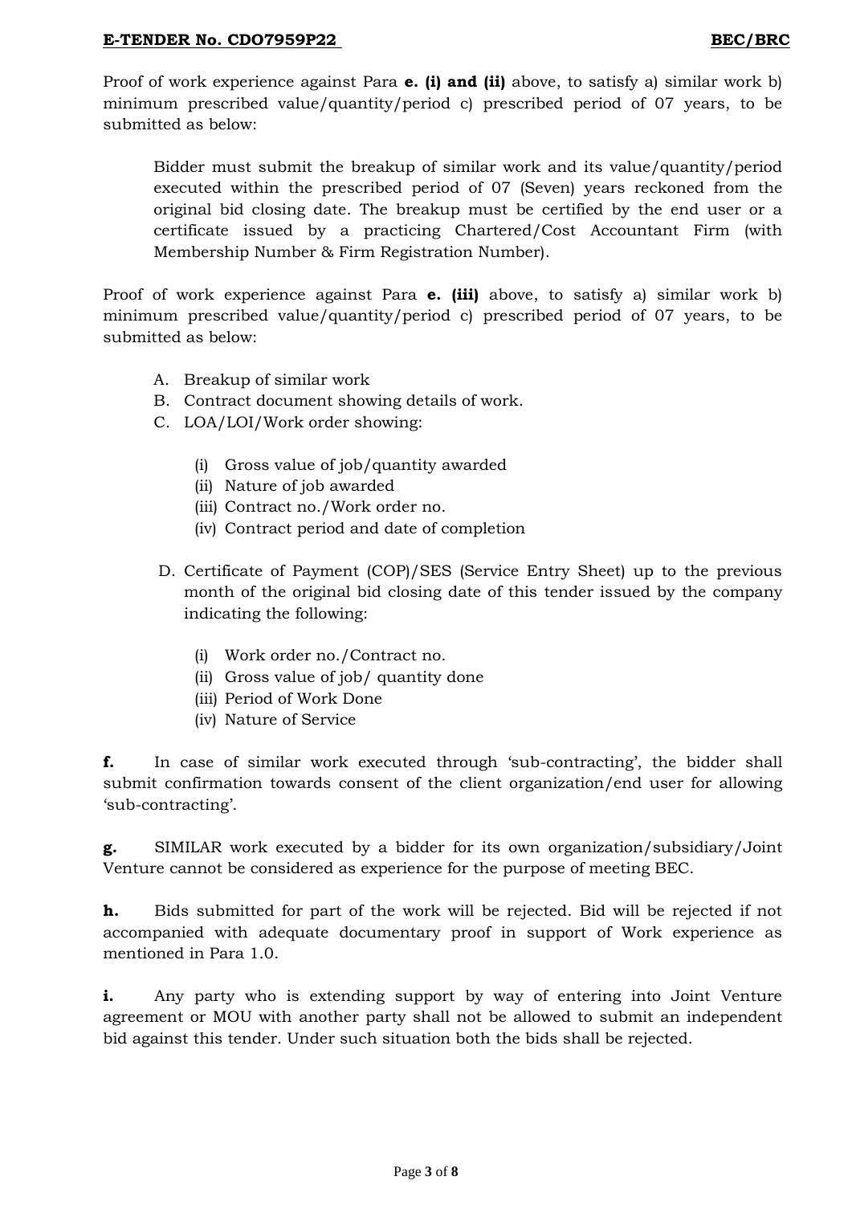Proof of work experience against Para **e. (i) and (ii)** above, to satisfy a) similar work b) minimum prescribed value/quantity/period c) prescribed period of 07 years, to be submitted as below:

> Bidder must submit the breakup of similar work and its value/quantity/period executed within the prescribed period of 07 (Seven) years reckoned from the original bid closing date. The breakup must be certified by the end user or a certificate issued by a practicing Chartered/Cost Accountant Firm (with Membership Number & Firm Registration Number).

Proof of work experience against Para **e. (iii)** above, to satisfy a) similar work b) minimum prescribed value/quantity/period c) prescribed period of 07 years, to be submitted as below:

A. Breakup of similar work
B. Contract document showing details of work.
C. LOA/LOI/Work order showing:
   - (i) Gross value of job/quantity awarded
   - (ii) Nature of job awarded
   - (iii) Contract no./Work order no.
   - (iv) Contract period and date of completion

D. Certificate of Payment (COP)/SES (Service Entry Sheet) up to the previous month of the original bid closing date of this tender issued by the company indicating the following:
   - (i) Work order no./Contract no.
   - (ii) Gross value of job/ quantity done
   - (iii) Period of Work Done
   - (iv) Nature of Service

**f.** In case of similar work executed through 'sub-contracting', the bidder shall submit confirmation towards consent of the client organization/end user for allowing 'sub-contracting'.

**g.** SIMILAR work executed by a bidder for its own organization/subsidiary/Joint Venture cannot be considered as experience for the purpose of meeting BEC.

**h.** Bids submitted for part of the work will be rejected. Bid will be rejected if not accompanied with adequate documentary proof in support of Work experience as mentioned in Para 1.0.

**i.** Any party who is extending support by way of entering into Joint Venture agreement or MOU with another party shall not be allowed to submit an independent bid against this tender. Under such situation both the bids shall be rejected.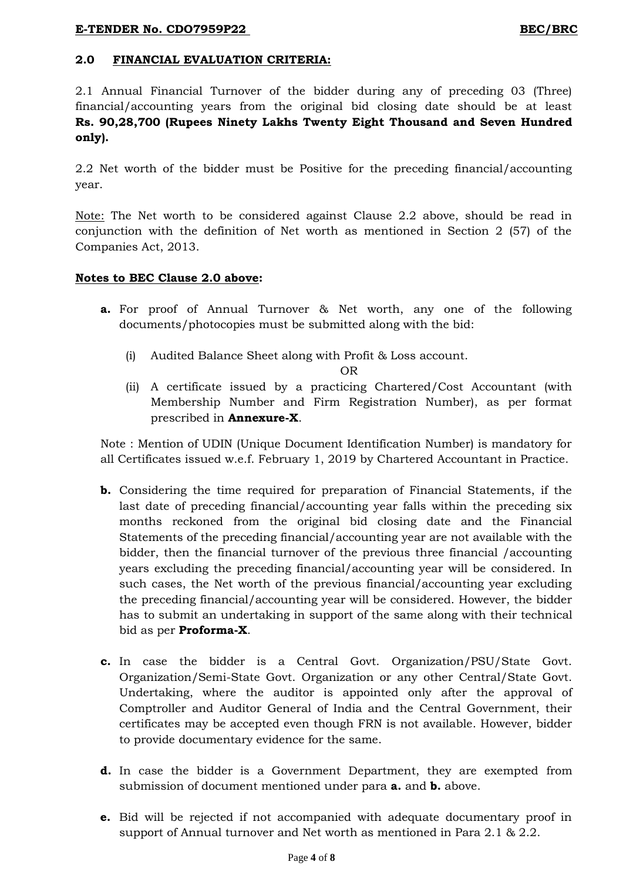## 2.0 FINANCIAL EVALUATION CRITERIA:

2.1 Annual Financial Turnover of the bidder during any of preceding 03 (Three) financial/accounting years from the original bid closing date should be at least **Rs. 90,28,700 (Rupees Ninety Lakhs Twenty Eight Thousand and Seven Hundred only).**

2.2 Net worth of the bidder must be Positive for the preceding financial/accounting year.

Note: The Net worth to be considered against Clause 2.2 above, should be read in conjunction with the definition of Net worth as mentioned in Section 2 (57) of the Companies Act, 2013.

**Notes to BEC Clause 2.0 above:**

**a.** For proof of Annual Turnover & Net worth, any one of the following documents/photocopies must be submitted along with the bid:

(i) Audited Balance Sheet along with Profit & Loss account.

OR

(ii) A certificate issued by a practicing Chartered/Cost Accountant (with Membership Number and Firm Registration Number), as per format prescribed in **Annexure-X**.

Note : Mention of UDIN (Unique Document Identification Number) is mandatory for all Certificates issued w.e.f. February 1, 2019 by Chartered Accountant in Practice.

**b.** Considering the time required for preparation of Financial Statements, if the last date of preceding financial/accounting year falls within the preceding six months reckoned from the original bid closing date and the Financial Statements of the preceding financial/accounting year are not available with the bidder, then the financial turnover of the previous three financial /accounting years excluding the preceding financial/accounting year will be considered. In such cases, the Net worth of the previous financial/accounting year excluding the preceding financial/accounting year will be considered. However, the bidder has to submit an undertaking in support of the same along with their technical bid as per **Proforma-X**.

**c.** In case the bidder is a Central Govt. Organization/PSU/State Govt. Organization/Semi-State Govt. Organization or any other Central/State Govt. Undertaking, where the auditor is appointed only after the approval of Comptroller and Auditor General of India and the Central Government, their certificates may be accepted even though FRN is not available. However, bidder to provide documentary evidence for the same.

**d.** In case the bidder is a Government Department, they are exempted from submission of document mentioned under para **a.** and **b.** above.

**e.** Bid will be rejected if not accompanied with adequate documentary proof in support of Annual turnover and Net worth as mentioned in Para 2.1 & 2.2.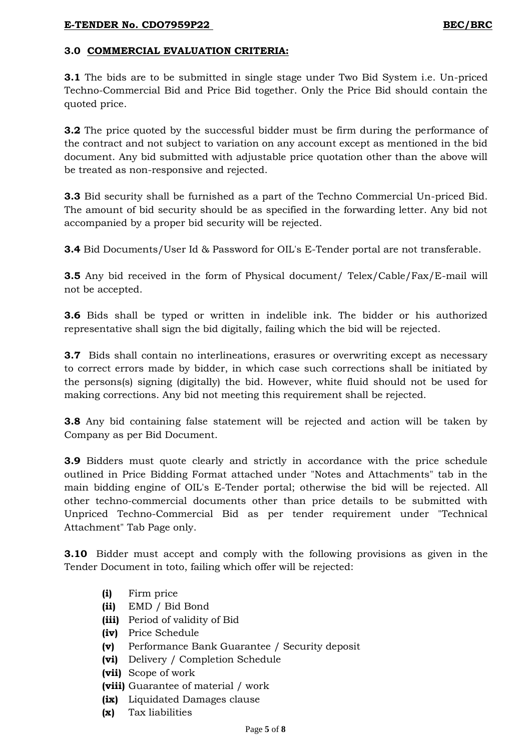### 3.0 COMMERCIAL EVALUATION CRITERIA:

**3.1** The bids are to be submitted in single stage under Two Bid System i.e. Un-priced Techno-Commercial Bid and Price Bid together. Only the Price Bid should contain the quoted price.

**3.2** The price quoted by the successful bidder must be firm during the performance of the contract and not subject to variation on any account except as mentioned in the bid document. Any bid submitted with adjustable price quotation other than the above will be treated as non-responsive and rejected.

**3.3** Bid security shall be furnished as a part of the Techno Commercial Un-priced Bid. The amount of bid security should be as specified in the forwarding letter. Any bid not accompanied by a proper bid security will be rejected.

**3.4** Bid Documents/User Id & Password for OIL's E-Tender portal are not transferable.

**3.5** Any bid received in the form of Physical document/ Telex/Cable/Fax/E-mail will not be accepted.

**3.6** Bids shall be typed or written in indelible ink. The bidder or his authorized representative shall sign the bid digitally, failing which the bid will be rejected.

**3.7** Bids shall contain no interlineations, erasures or overwriting except as necessary to correct errors made by bidder, in which case such corrections shall be initiated by the persons(s) signing (digitally) the bid. However, white fluid should not be used for making corrections. Any bid not meeting this requirement shall be rejected.

**3.8** Any bid containing false statement will be rejected and action will be taken by Company as per Bid Document.

**3.9** Bidders must quote clearly and strictly in accordance with the price schedule outlined in Price Bidding Format attached under "Notes and Attachments" tab in the main bidding engine of OIL's E-Tender portal; otherwise the bid will be rejected. All other techno-commercial documents other than price details to be submitted with Unpriced Techno-Commercial Bid as per tender requirement under "Technical Attachment" Tab Page only.

**3.10** Bidder must accept and comply with the following provisions as given in the Tender Document in toto, failing which offer will be rejected:

- **(i)** Firm price
- **(ii)** EMD / Bid Bond
- **(iii)** Period of validity of Bid
- **(iv)** Price Schedule
- **(v)** Performance Bank Guarantee / Security deposit
- **(vi)** Delivery / Completion Schedule
- **(vii)** Scope of work
- **(viii)** Guarantee of material / work
- **(ix)** Liquidated Damages clause
- **(x)** Tax liabilities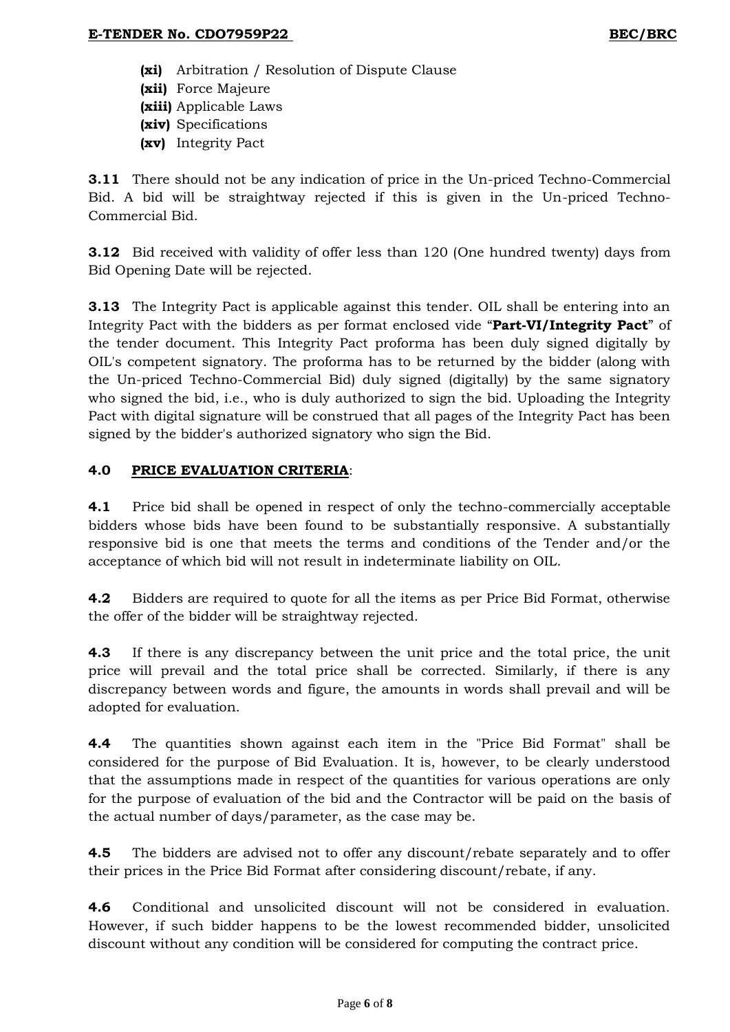- **(xi)** Arbitration / Resolution of Dispute Clause
- **(xii)** Force Majeure
- **(xiii)** Applicable Laws
- **(xiv)** Specifications
- **(xv)** Integrity Pact

**3.11** There should not be any indication of price in the Un-priced Techno-Commercial Bid. A bid will be straightway rejected if this is given in the Un-priced Techno-Commercial Bid.

**3.12** Bid received with validity of offer less than 120 (One hundred twenty) days from Bid Opening Date will be rejected.

**3.13** The Integrity Pact is applicable against this tender. OIL shall be entering into an Integrity Pact with the bidders as per format enclosed vide "**Part-VI/Integrity Pact**" of the tender document. This Integrity Pact proforma has been duly signed digitally by OIL's competent signatory. The proforma has to be returned by the bidder (along with the Un-priced Techno-Commercial Bid) duly signed (digitally) by the same signatory who signed the bid, i.e., who is duly authorized to sign the bid. Uploading the Integrity Pact with digital signature will be construed that all pages of the Integrity Pact has been signed by the bidder's authorized signatory who sign the Bid.

**4.0 PRICE EVALUATION CRITERIA**:

**4.1** Price bid shall be opened in respect of only the techno-commercially acceptable bidders whose bids have been found to be substantially responsive. A substantially responsive bid is one that meets the terms and conditions of the Tender and/or the acceptance of which bid will not result in indeterminate liability on OIL.

**4.2** Bidders are required to quote for all the items as per Price Bid Format, otherwise the offer of the bidder will be straightway rejected.

**4.3** If there is any discrepancy between the unit price and the total price, the unit price will prevail and the total price shall be corrected. Similarly, if there is any discrepancy between words and figure, the amounts in words shall prevail and will be adopted for evaluation.

**4.4** The quantities shown against each item in the "Price Bid Format" shall be considered for the purpose of Bid Evaluation. It is, however, to be clearly understood that the assumptions made in respect of the quantities for various operations are only for the purpose of evaluation of the bid and the Contractor will be paid on the basis of the actual number of days/parameter, as the case may be.

**4.5** The bidders are advised not to offer any discount/rebate separately and to offer their prices in the Price Bid Format after considering discount/rebate, if any.

**4.6** Conditional and unsolicited discount will not be considered in evaluation. However, if such bidder happens to be the lowest recommended bidder, unsolicited discount without any condition will be considered for computing the contract price.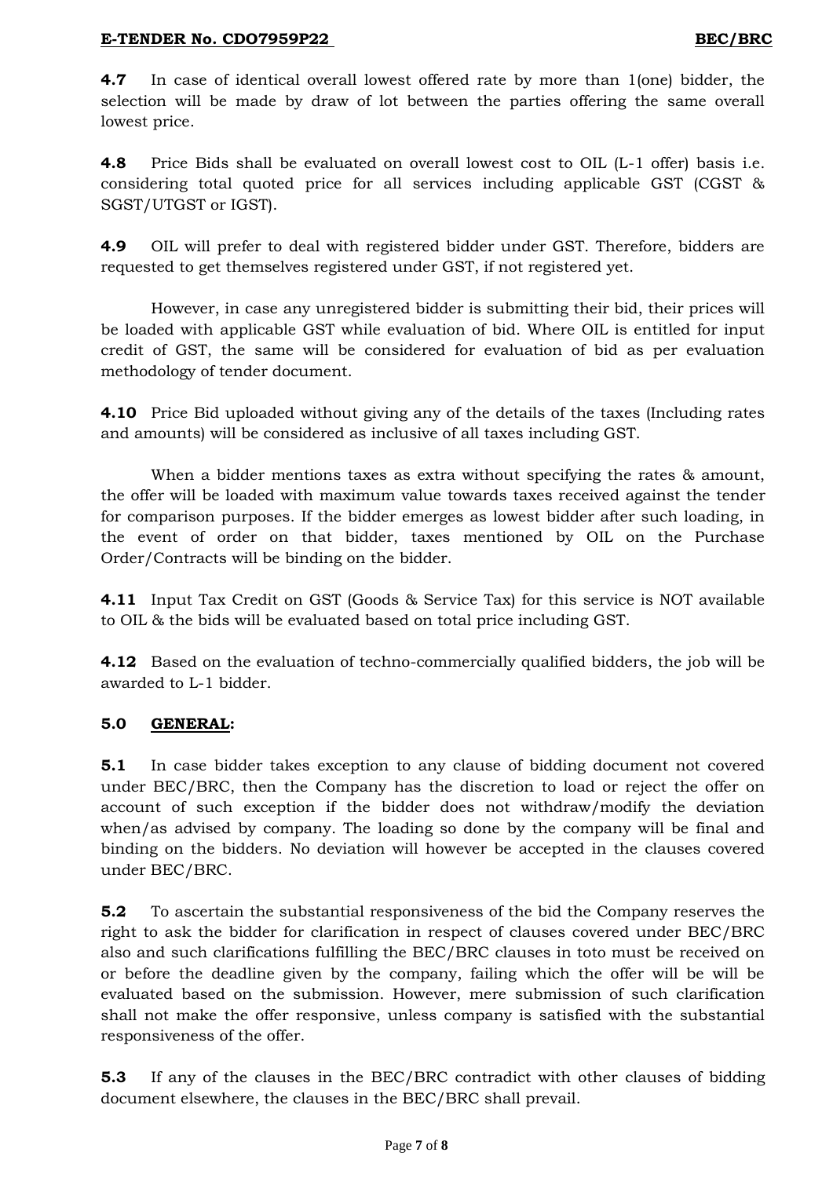**4.7** In case of identical overall lowest offered rate by more than 1(one) bidder, the selection will be made by draw of lot between the parties offering the same overall lowest price.

**4.8** Price Bids shall be evaluated on overall lowest cost to OIL (L-1 offer) basis i.e. considering total quoted price for all services including applicable GST (CGST & SGST/UTGST or IGST).

**4.9** OIL will prefer to deal with registered bidder under GST. Therefore, bidders are requested to get themselves registered under GST, if not registered yet.

However, in case any unregistered bidder is submitting their bid, their prices will be loaded with applicable GST while evaluation of bid. Where OIL is entitled for input credit of GST, the same will be considered for evaluation of bid as per evaluation methodology of tender document.

**4.10** Price Bid uploaded without giving any of the details of the taxes (Including rates and amounts) will be considered as inclusive of all taxes including GST.

When a bidder mentions taxes as extra without specifying the rates & amount, the offer will be loaded with maximum value towards taxes received against the tender for comparison purposes. If the bidder emerges as lowest bidder after such loading, in the event of order on that bidder, taxes mentioned by OIL on the Purchase Order/Contracts will be binding on the bidder.

**4.11** Input Tax Credit on GST (Goods & Service Tax) for this service is NOT available to OIL & the bids will be evaluated based on total price including GST.

**4.12** Based on the evaluation of techno-commercially qualified bidders, the job will be awarded to L-1 bidder.

**5.0 GENERAL:**

**5.1** In case bidder takes exception to any clause of bidding document not covered under BEC/BRC, then the Company has the discretion to load or reject the offer on account of such exception if the bidder does not withdraw/modify the deviation when/as advised by company. The loading so done by the company will be final and binding on the bidders. No deviation will however be accepted in the clauses covered under BEC/BRC.

**5.2** To ascertain the substantial responsiveness of the bid the Company reserves the right to ask the bidder for clarification in respect of clauses covered under BEC/BRC also and such clarifications fulfilling the BEC/BRC clauses in toto must be received on or before the deadline given by the company, failing which the offer will be will be evaluated based on the submission. However, mere submission of such clarification shall not make the offer responsive, unless company is satisfied with the substantial responsiveness of the offer.

**5.3** If any of the clauses in the BEC/BRC contradict with other clauses of bidding document elsewhere, the clauses in the BEC/BRC shall prevail.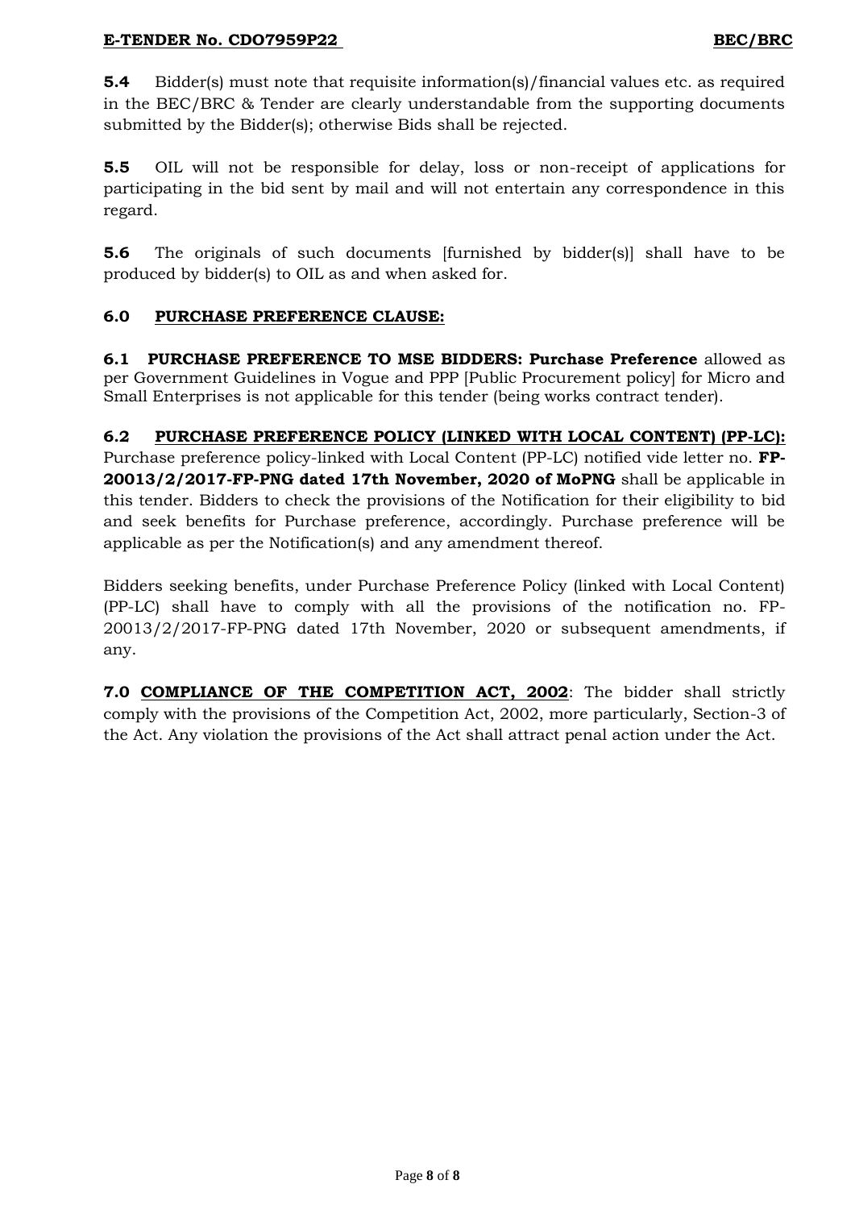**5.4** Bidder(s) must note that requisite information(s)/financial values etc. as required in the BEC/BRC & Tender are clearly understandable from the supporting documents submitted by the Bidder(s); otherwise Bids shall be rejected.

**5.5** OIL will not be responsible for delay, loss or non-receipt of applications for participating in the bid sent by mail and will not entertain any correspondence in this regard.

**5.6** The originals of such documents [furnished by bidder(s)] shall have to be produced by bidder(s) to OIL as and when asked for.

## 6.0 PURCHASE PREFERENCE CLAUSE:

**6.1 PURCHASE PREFERENCE TO MSE BIDDERS: Purchase Preference** allowed as per Government Guidelines in Vogue and PPP [Public Procurement policy] for Micro and Small Enterprises is not applicable for this tender (being works contract tender).

**6.2 PURCHASE PREFERENCE POLICY (LINKED WITH LOCAL CONTENT) (PP-LC):** Purchase preference policy-linked with Local Content (PP-LC) notified vide letter no. **FP-20013/2/2017-FP-PNG dated 17th November, 2020 of MoPNG** shall be applicable in this tender. Bidders to check the provisions of the Notification for their eligibility to bid and seek benefits for Purchase preference, accordingly. Purchase preference will be applicable as per the Notification(s) and any amendment thereof.

Bidders seeking benefits, under Purchase Preference Policy (linked with Local Content) (PP-LC) shall have to comply with all the provisions of the notification no. FP-20013/2/2017-FP-PNG dated 17th November, 2020 or subsequent amendments, if any.

**7.0 COMPLIANCE OF THE COMPETITION ACT, 2002**: The bidder shall strictly comply with the provisions of the Competition Act, 2002, more particularly, Section-3 of the Act. Any violation the provisions of the Act shall attract penal action under the Act.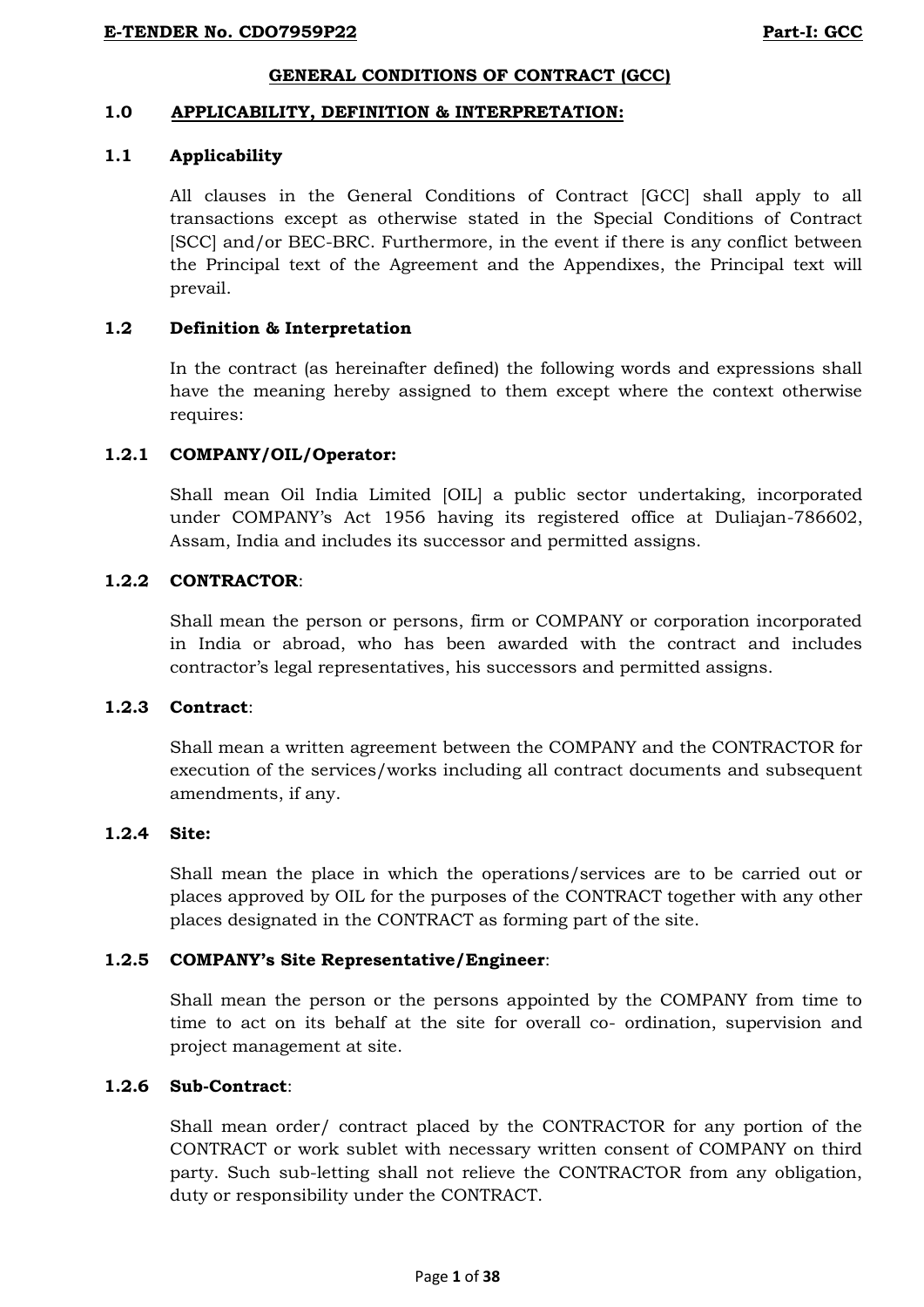## GENERAL CONDITIONS OF CONTRACT (GCC)

### 1.0 APPLICABILITY, DEFINITION & INTERPRETATION:

#### 1.1 Applicability

All clauses in the General Conditions of Contract [GCC] shall apply to all transactions except as otherwise stated in the Special Conditions of Contract [SCC] and/or BEC-BRC. Furthermore, in the event if there is any conflict between the Principal text of the Agreement and the Appendixes, the Principal text will prevail.

#### 1.2 Definition & Interpretation

In the contract (as hereinafter defined) the following words and expressions shall have the meaning hereby assigned to them except where the context otherwise requires:

**1.2.1 COMPANY/OIL/Operator:**

Shall mean Oil India Limited [OIL] a public sector undertaking, incorporated under COMPANY's Act 1956 having its registered office at Duliajan-786602, Assam, India and includes its successor and permitted assigns.

**1.2.2 CONTRACTOR**:

Shall mean the person or persons, firm or COMPANY or corporation incorporated in India or abroad, who has been awarded with the contract and includes contractor's legal representatives, his successors and permitted assigns.

**1.2.3 Contract**:

Shall mean a written agreement between the COMPANY and the CONTRACTOR for execution of the services/works including all contract documents and subsequent amendments, if any.

**1.2.4 Site:**

Shall mean the place in which the operations/services are to be carried out or places approved by OIL for the purposes of the CONTRACT together with any other places designated in the CONTRACT as forming part of the site.

**1.2.5 COMPANY's Site Representative/Engineer**:

Shall mean the person or the persons appointed by the COMPANY from time to time to act on its behalf at the site for overall co- ordination, supervision and project management at site.

**1.2.6 Sub-Contract**:

Shall mean order/ contract placed by the CONTRACTOR for any portion of the CONTRACT or work sublet with necessary written consent of COMPANY on third party. Such sub-letting shall not relieve the CONTRACTOR from any obligation, duty or responsibility under the CONTRACT.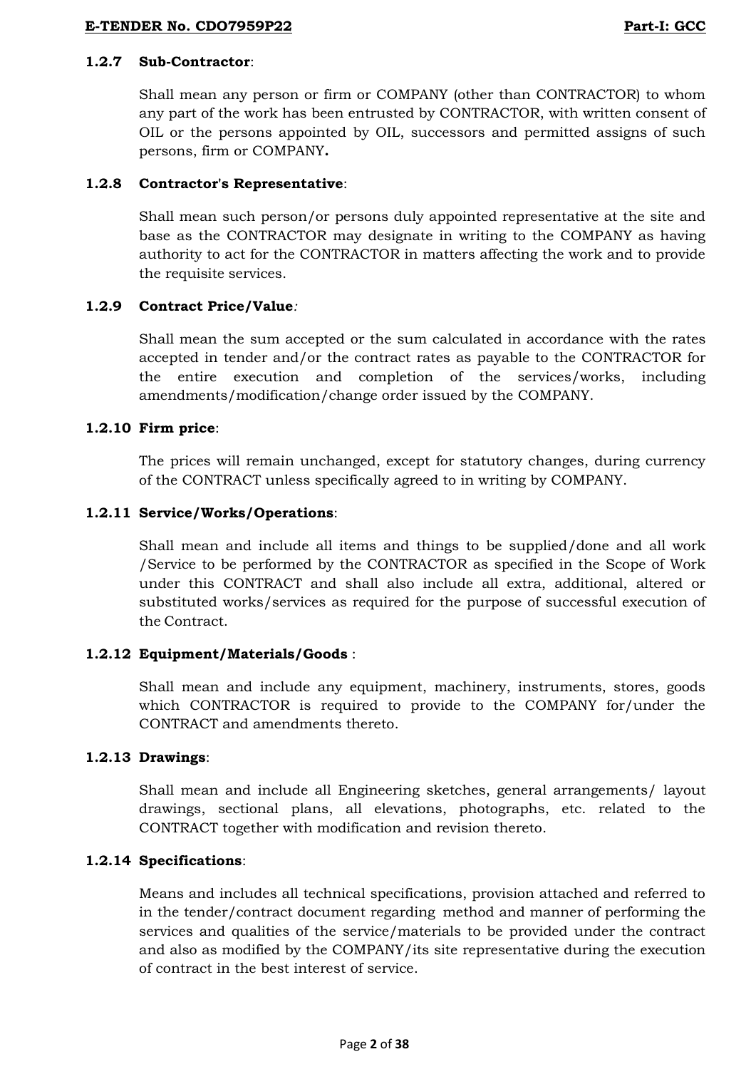**1.2.7 Sub-Contractor**:

Shall mean any person or firm or COMPANY (other than CONTRACTOR) to whom any part of the work has been entrusted by CONTRACTOR, with written consent of OIL or the persons appointed by OIL, successors and permitted assigns of such persons, firm or COMPANY**.**

**1.2.8 Contractor's Representative**:

Shall mean such person/or persons duly appointed representative at the site and base as the CONTRACTOR may designate in writing to the COMPANY as having authority to act for the CONTRACTOR in matters affecting the work and to provide the requisite services.

**1.2.9 Contract Price/Value***:*

Shall mean the sum accepted or the sum calculated in accordance with the rates accepted in tender and/or the contract rates as payable to the CONTRACTOR for the entire execution and completion of the services/works, including amendments/modification/change order issued by the COMPANY.

**1.2.10 Firm price**:

The prices will remain unchanged, except for statutory changes, during currency of the CONTRACT unless specifically agreed to in writing by COMPANY.

**1.2.11 Service/Works/Operations**:

Shall mean and include all items and things to be supplied/done and all work /Service to be performed by the CONTRACTOR as specified in the Scope of Work under this CONTRACT and shall also include all extra, additional, altered or substituted works/services as required for the purpose of successful execution of the Contract.

**1.2.12 Equipment/Materials/Goods** :

Shall mean and include any equipment, machinery, instruments, stores, goods which CONTRACTOR is required to provide to the COMPANY for/under the CONTRACT and amendments thereto.

**1.2.13 Drawings**:

Shall mean and include all Engineering sketches, general arrangements/ layout drawings, sectional plans, all elevations, photographs, etc. related to the CONTRACT together with modification and revision thereto.

**1.2.14 Specifications**:

Means and includes all technical specifications, provision attached and referred to in the tender/contract document regarding method and manner of performing the services and qualities of the service/materials to be provided under the contract and also as modified by the COMPANY/its site representative during the execution of contract in the best interest of service.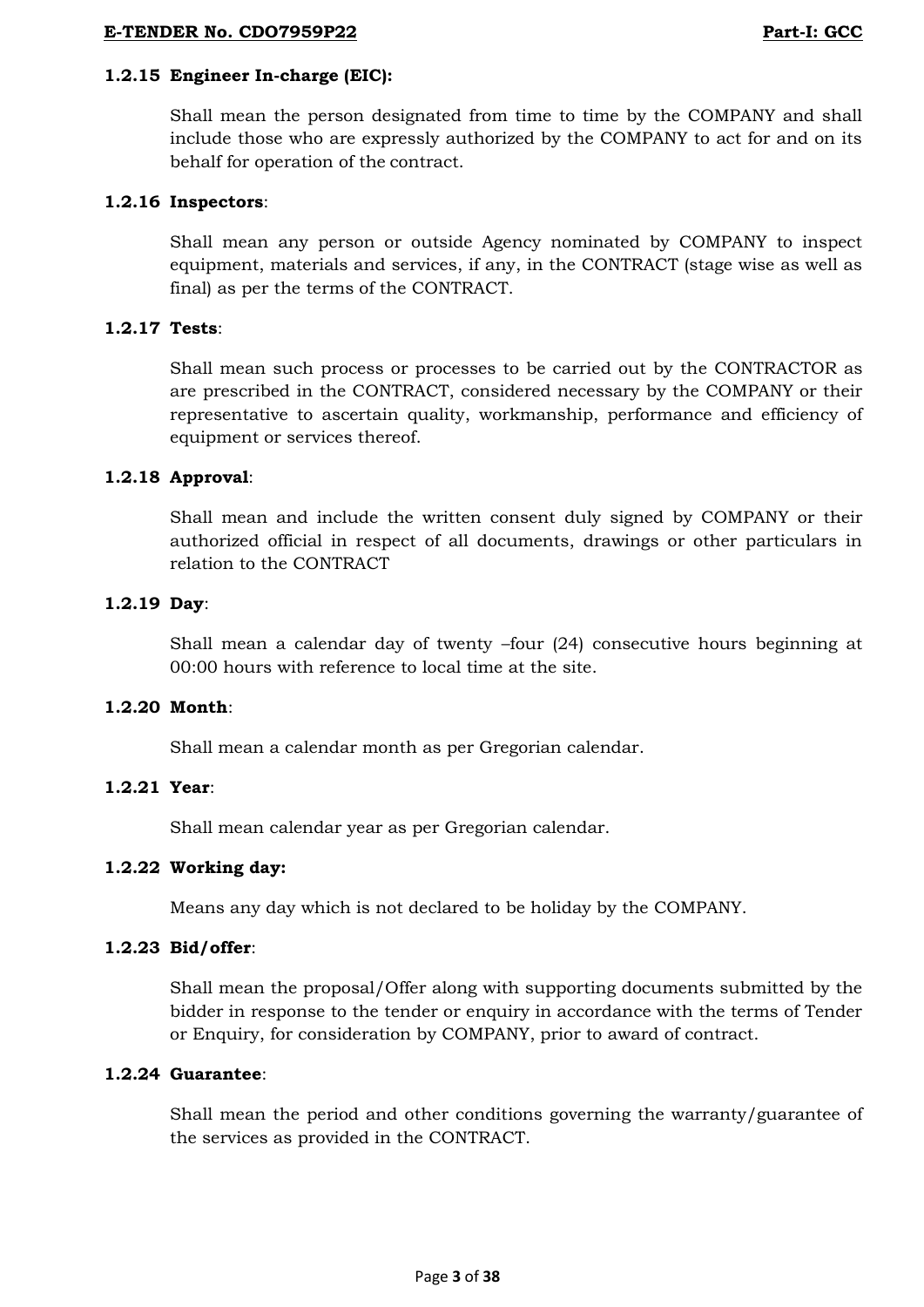#### 1.2.15 Engineer In-charge (EIC):

Shall mean the person designated from time to time by the COMPANY and shall include those who are expressly authorized by the COMPANY to act for and on its behalf for operation of the contract.

#### 1.2.16 Inspectors:

Shall mean any person or outside Agency nominated by COMPANY to inspect equipment, materials and services, if any, in the CONTRACT (stage wise as well as final) as per the terms of the CONTRACT.

#### 1.2.17 Tests:

Shall mean such process or processes to be carried out by the CONTRACTOR as are prescribed in the CONTRACT, considered necessary by the COMPANY or their representative to ascertain quality, workmanship, performance and efficiency of equipment or services thereof.

#### 1.2.18 Approval:

Shall mean and include the written consent duly signed by COMPANY or their authorized official in respect of all documents, drawings or other particulars in relation to the CONTRACT

#### 1.2.19 Day:

Shall mean a calendar day of twenty –four (24) consecutive hours beginning at 00:00 hours with reference to local time at the site.

#### 1.2.20 Month:

Shall mean a calendar month as per Gregorian calendar.

#### 1.2.21 Year:

Shall mean calendar year as per Gregorian calendar.

#### 1.2.22 Working day:

Means any day which is not declared to be holiday by the COMPANY.

#### 1.2.23 Bid/offer:

Shall mean the proposal/Offer along with supporting documents submitted by the bidder in response to the tender or enquiry in accordance with the terms of Tender or Enquiry, for consideration by COMPANY, prior to award of contract.

#### 1.2.24 Guarantee:

Shall mean the period and other conditions governing the warranty/guarantee of the services as provided in the CONTRACT.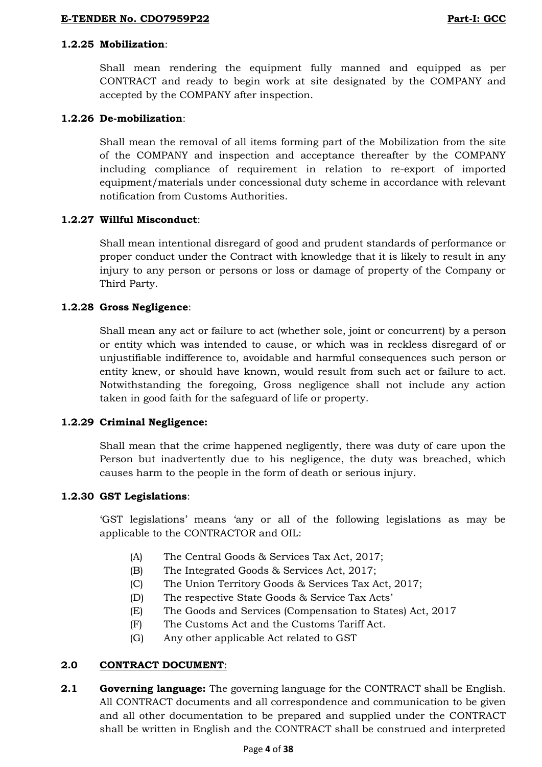**1.2.25 Mobilization**:

Shall mean rendering the equipment fully manned and equipped as per CONTRACT and ready to begin work at site designated by the COMPANY and accepted by the COMPANY after inspection.

**1.2.26 De-mobilization**:

Shall mean the removal of all items forming part of the Mobilization from the site of the COMPANY and inspection and acceptance thereafter by the COMPANY including compliance of requirement in relation to re-export of imported equipment/materials under concessional duty scheme in accordance with relevant notification from Customs Authorities.

**1.2.27 Willful Misconduct**:

Shall mean intentional disregard of good and prudent standards of performance or proper conduct under the Contract with knowledge that it is likely to result in any injury to any person or persons or loss or damage of property of the Company or Third Party.

**1.2.28 Gross Negligence**:

Shall mean any act or failure to act (whether sole, joint or concurrent) by a person or entity which was intended to cause, or which was in reckless disregard of or unjustifiable indifference to, avoidable and harmful consequences such person or entity knew, or should have known, would result from such act or failure to act. Notwithstanding the foregoing, Gross negligence shall not include any action taken in good faith for the safeguard of life or property.

**1.2.29 Criminal Negligence:**

Shall mean that the crime happened negligently, there was duty of care upon the Person but inadvertently due to his negligence, the duty was breached, which causes harm to the people in the form of death or serious injury.

**1.2.30 GST Legislations**:

'GST legislations' means 'any or all of the following legislations as may be applicable to the CONTRACTOR and OIL:

(A) The Central Goods & Services Tax Act, 2017;
(B) The Integrated Goods & Services Act, 2017;
(C) The Union Territory Goods & Services Tax Act, 2017;
(D) The respective State Goods & Service Tax Acts'
(E) The Goods and Services (Compensation to States) Act, 2017
(F) The Customs Act and the Customs Tariff Act.
(G) Any other applicable Act related to GST

## 2.0 CONTRACT DOCUMENT:

**2.1 Governing language:** The governing language for the CONTRACT shall be English. All CONTRACT documents and all correspondence and communication to be given and all other documentation to be prepared and supplied under the CONTRACT shall be written in English and the CONTRACT shall be construed and interpreted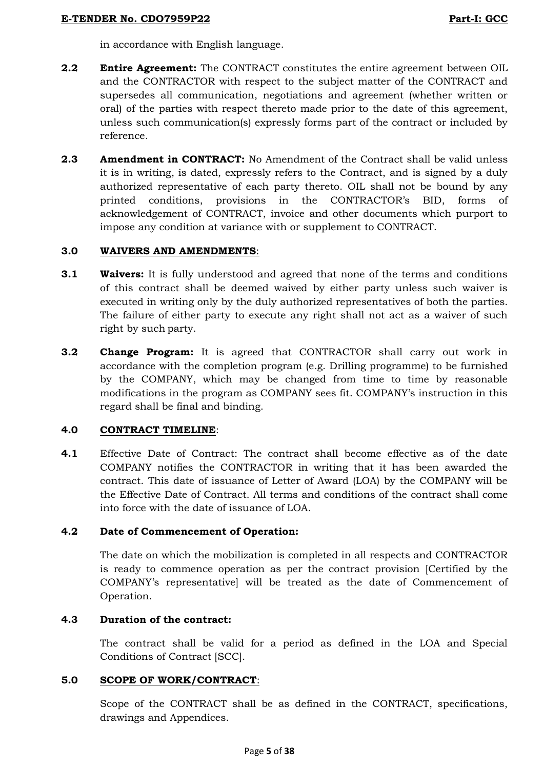in accordance with English language.

**2.2 Entire Agreement:** The CONTRACT constitutes the entire agreement between OIL and the CONTRACTOR with respect to the subject matter of the CONTRACT and supersedes all communication, negotiations and agreement (whether written or oral) of the parties with respect thereto made prior to the date of this agreement, unless such communication(s) expressly forms part of the contract or included by reference.

**2.3 Amendment in CONTRACT:** No Amendment of the Contract shall be valid unless it is in writing, is dated, expressly refers to the Contract, and is signed by a duly authorized representative of each party thereto. OIL shall not be bound by any printed conditions, provisions in the CONTRACTOR's BID, forms of acknowledgement of CONTRACT, invoice and other documents which purport to impose any condition at variance with or supplement to CONTRACT.

## 3.0 <u>WAIVERS AND AMENDMENTS</u>:

**3.1 Waivers:** It is fully understood and agreed that none of the terms and conditions of this contract shall be deemed waived by either party unless such waiver is executed in writing only by the duly authorized representatives of both the parties. The failure of either party to execute any right shall not act as a waiver of such right by such party.

**3.2 Change Program:** It is agreed that CONTRACTOR shall carry out work in accordance with the completion program (e.g. Drilling programme) to be furnished by the COMPANY, which may be changed from time to time by reasonable modifications in the program as COMPANY sees fit. COMPANY's instruction in this regard shall be final and binding.

## 4.0 <u>CONTRACT TIMELINE</u>:

**4.1** Effective Date of Contract: The contract shall become effective as of the date COMPANY notifies the CONTRACTOR in writing that it has been awarded the contract. This date of issuance of Letter of Award (LOA) by the COMPANY will be the Effective Date of Contract. All terms and conditions of the contract shall come into force with the date of issuance of LOA.

**4.2 Date of Commencement of Operation:**

The date on which the mobilization is completed in all respects and CONTRACTOR is ready to commence operation as per the contract provision [Certified by the COMPANY's representative] will be treated as the date of Commencement of Operation.

**4.3 Duration of the contract:**

The contract shall be valid for a period as defined in the LOA and Special Conditions of Contract [SCC].

## 5.0 <u>SCOPE OF WORK/CONTRACT</u>:

Scope of the CONTRACT shall be as defined in the CONTRACT, specifications, drawings and Appendices.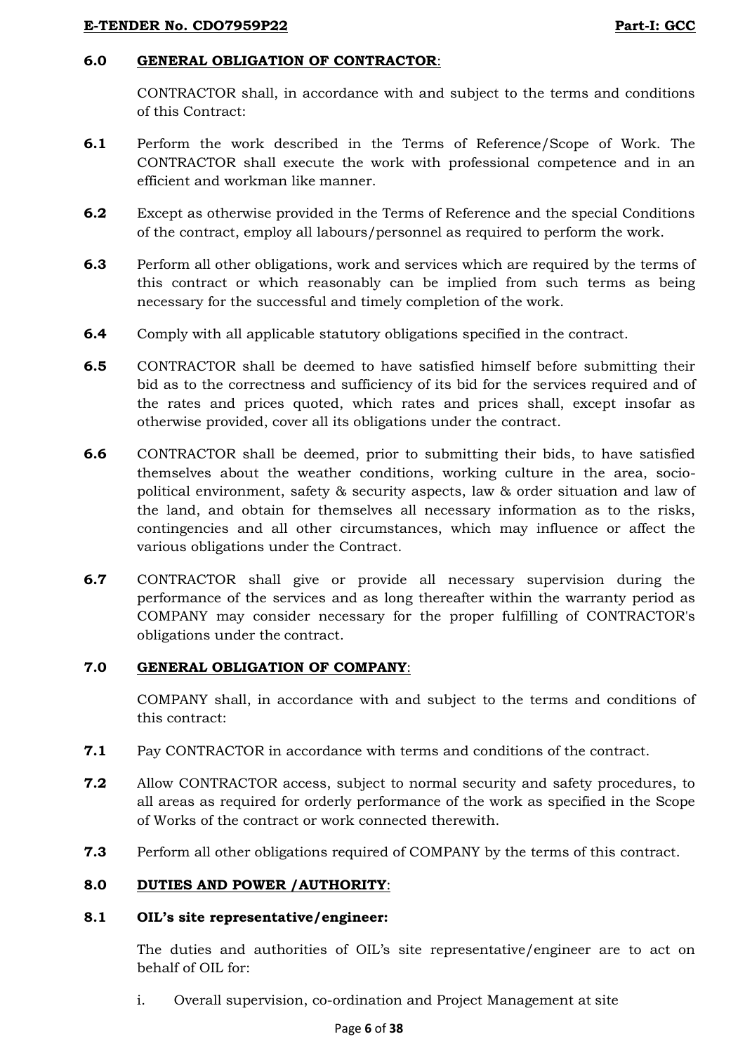## 6.0 <u>GENERAL OBLIGATION OF CONTRACTOR</u>:

CONTRACTOR shall, in accordance with and subject to the terms and conditions of this Contract:

**6.1** Perform the work described in the Terms of Reference/Scope of Work. The CONTRACTOR shall execute the work with professional competence and in an efficient and workman like manner.

**6.2** Except as otherwise provided in the Terms of Reference and the special Conditions of the contract, employ all labours/personnel as required to perform the work.

**6.3** Perform all other obligations, work and services which are required by the terms of this contract or which reasonably can be implied from such terms as being necessary for the successful and timely completion of the work.

**6.4** Comply with all applicable statutory obligations specified in the contract.

**6.5** CONTRACTOR shall be deemed to have satisfied himself before submitting their bid as to the correctness and sufficiency of its bid for the services required and of the rates and prices quoted, which rates and prices shall, except insofar as otherwise provided, cover all its obligations under the contract.

**6.6** CONTRACTOR shall be deemed, prior to submitting their bids, to have satisfied themselves about the weather conditions, working culture in the area, socio-political environment, safety & security aspects, law & order situation and law of the land, and obtain for themselves all necessary information as to the risks, contingencies and all other circumstances, which may influence or affect the various obligations under the Contract.

**6.7** CONTRACTOR shall give or provide all necessary supervision during the performance of the services and as long thereafter within the warranty period as COMPANY may consider necessary for the proper fulfilling of CONTRACTOR's obligations under the contract.

## 7.0 <u>GENERAL OBLIGATION OF COMPANY</u>:

COMPANY shall, in accordance with and subject to the terms and conditions of this contract:

**7.1** Pay CONTRACTOR in accordance with terms and conditions of the contract.

**7.2** Allow CONTRACTOR access, subject to normal security and safety procedures, to all areas as required for orderly performance of the work as specified in the Scope of Works of the contract or work connected therewith.

**7.3** Perform all other obligations required of COMPANY by the terms of this contract.

## 8.0 <u>DUTIES AND POWER /AUTHORITY</u>:

### 8.1 OIL's site representative/engineer:

The duties and authorities of OIL's site representative/engineer are to act on behalf of OIL for:

i. Overall supervision, co-ordination and Project Management at site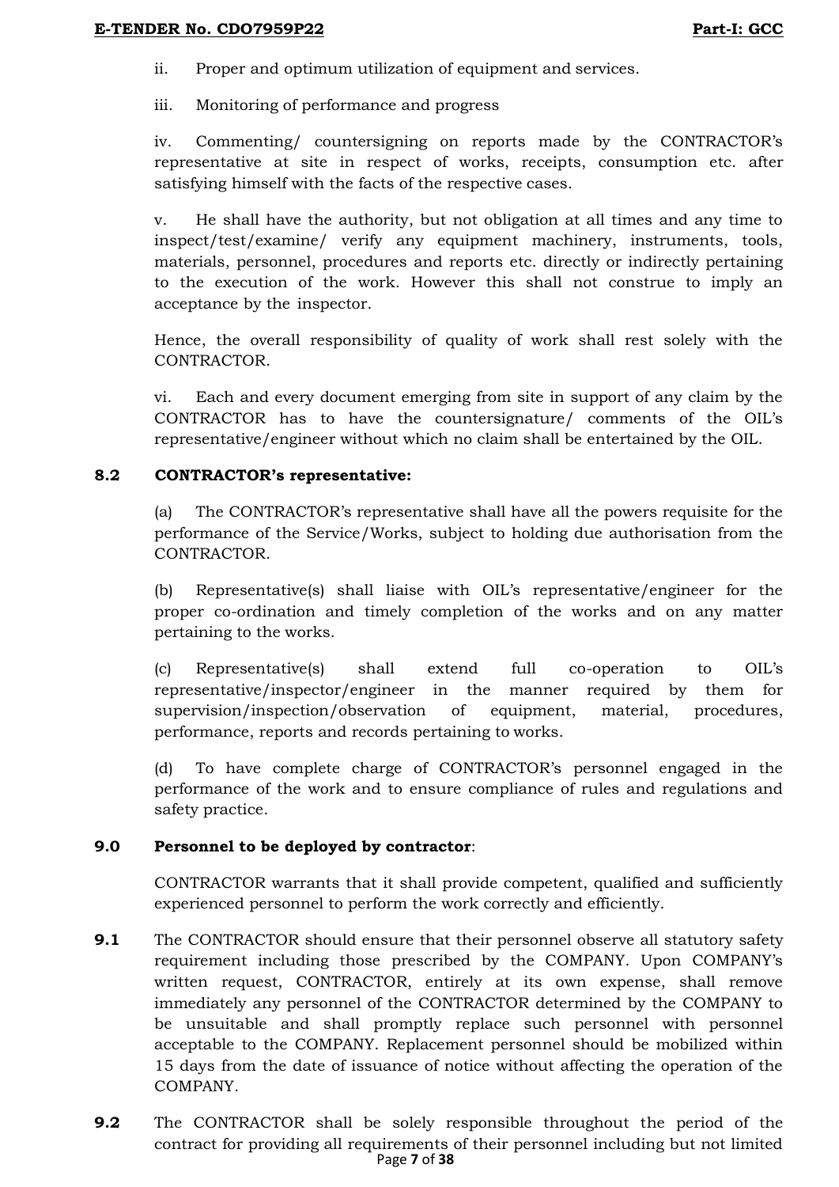ii. Proper and optimum utilization of equipment and services.

iii. Monitoring of performance and progress

iv. Commenting/ countersigning on reports made by the CONTRACTOR's representative at site in respect of works, receipts, consumption etc. after satisfying himself with the facts of the respective cases.

v. He shall have the authority, but not obligation at all times and any time to inspect/test/examine/ verify any equipment machinery, instruments, tools, materials, personnel, procedures and reports etc. directly or indirectly pertaining to the execution of the work. However this shall not construe to imply an acceptance by the inspector.

Hence, the overall responsibility of quality of work shall rest solely with the CONTRACTOR.

vi. Each and every document emerging from site in support of any claim by the CONTRACTOR has to have the countersignature/ comments of the OIL's representative/engineer without which no claim shall be entertained by the OIL.

**8.2 CONTRACTOR's representative:**

(a) The CONTRACTOR's representative shall have all the powers requisite for the performance of the Service/Works, subject to holding due authorisation from the CONTRACTOR.

(b) Representative(s) shall liaise with OIL's representative/engineer for the proper co-ordination and timely completion of the works and on any matter pertaining to the works.

(c) Representative(s) shall extend full co-operation to OIL's representative/inspector/engineer in the manner required by them for supervision/inspection/observation of equipment, material, procedures, performance, reports and records pertaining to works.

(d) To have complete charge of CONTRACTOR's personnel engaged in the performance of the work and to ensure compliance of rules and regulations and safety practice.

**9.0 Personnel to be deployed by contractor**:

CONTRACTOR warrants that it shall provide competent, qualified and sufficiently experienced personnel to perform the work correctly and efficiently.

**9.1** The CONTRACTOR should ensure that their personnel observe all statutory safety requirement including those prescribed by the COMPANY. Upon COMPANY's written request, CONTRACTOR, entirely at its own expense, shall remove immediately any personnel of the CONTRACTOR determined by the COMPANY to be unsuitable and shall promptly replace such personnel with personnel acceptable to the COMPANY. Replacement personnel should be mobilized within 15 days from the date of issuance of notice without affecting the operation of the COMPANY.

**9.2** The CONTRACTOR shall be solely responsible throughout the period of the contract for providing all requirements of their personnel including but not limited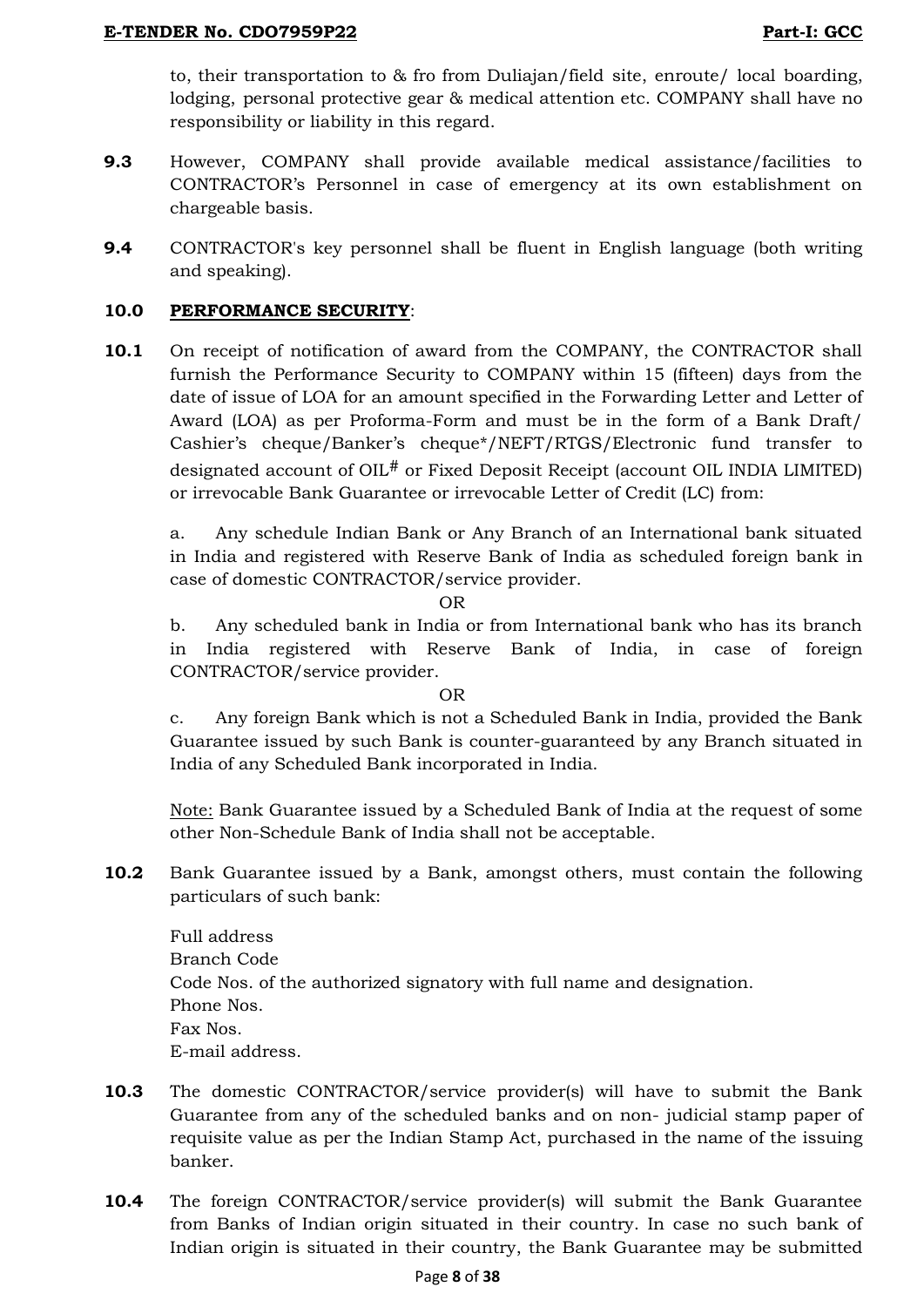to, their transportation to & fro from Duliajan/field site, enroute/ local boarding, lodging, personal protective gear & medical attention etc. COMPANY shall have no responsibility or liability in this regard.

**9.3** However, COMPANY shall provide available medical assistance/facilities to CONTRACTOR's Personnel in case of emergency at its own establishment on chargeable basis.

**9.4** CONTRACTOR's key personnel shall be fluent in English language (both writing and speaking).

## 10.0 PERFORMANCE SECURITY:

**10.1** On receipt of notification of award from the COMPANY, the CONTRACTOR shall furnish the Performance Security to COMPANY within 15 (fifteen) days from the date of issue of LOA for an amount specified in the Forwarding Letter and Letter of Award (LOA) as per Proforma-Form and must be in the form of a Bank Draft/ Cashier's cheque/Banker's cheque*/NEFT/RTGS/Electronic fund transfer to designated account of OIL# or Fixed Deposit Receipt (account OIL INDIA LIMITED) or irrevocable Bank Guarantee or irrevocable Letter of Credit (LC) from:

a. Any schedule Indian Bank or Any Branch of an International bank situated in India and registered with Reserve Bank of India as scheduled foreign bank in case of domestic CONTRACTOR/service provider.

OR

b. Any scheduled bank in India or from International bank who has its branch in India registered with Reserve Bank of India, in case of foreign CONTRACTOR/service provider.

OR

c. Any foreign Bank which is not a Scheduled Bank in India, provided the Bank Guarantee issued by such Bank is counter-guaranteed by any Branch situated in India of any Scheduled Bank incorporated in India.

Note: Bank Guarantee issued by a Scheduled Bank of India at the request of some other Non-Schedule Bank of India shall not be acceptable.

**10.2** Bank Guarantee issued by a Bank, amongst others, must contain the following particulars of such bank:

Full address
Branch Code
Code Nos. of the authorized signatory with full name and designation.
Phone Nos.
Fax Nos.
E-mail address.

**10.3** The domestic CONTRACTOR/service provider(s) will have to submit the Bank Guarantee from any of the scheduled banks and on non- judicial stamp paper of requisite value as per the Indian Stamp Act, purchased in the name of the issuing banker.

**10.4** The foreign CONTRACTOR/service provider(s) will submit the Bank Guarantee from Banks of Indian origin situated in their country. In case no such bank of Indian origin is situated in their country, the Bank Guarantee may be submitted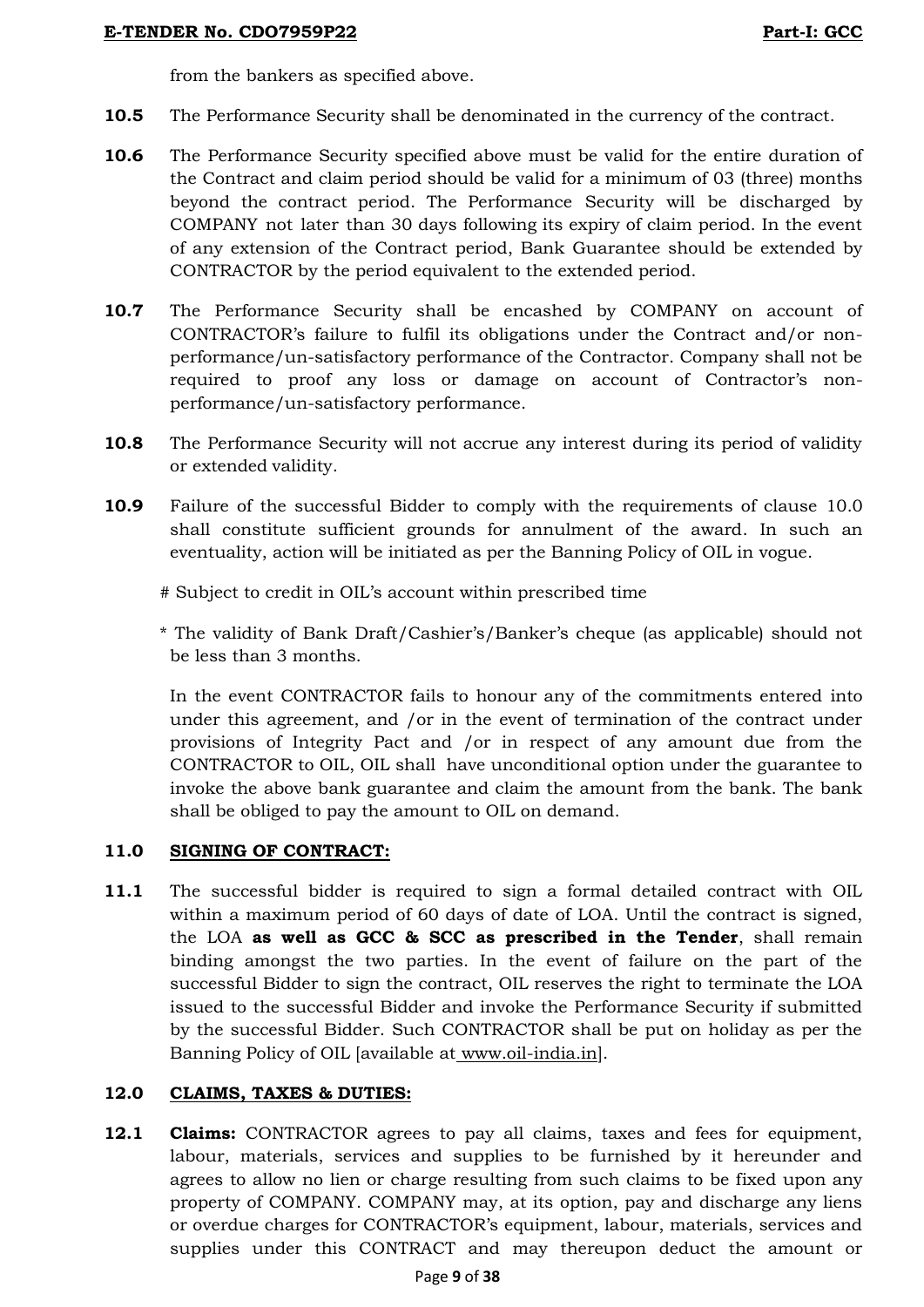from the bankers as specified above.

**10.5** The Performance Security shall be denominated in the currency of the contract.

**10.6** The Performance Security specified above must be valid for the entire duration of the Contract and claim period should be valid for a minimum of 03 (three) months beyond the contract period. The Performance Security will be discharged by COMPANY not later than 30 days following its expiry of claim period. In the event of any extension of the Contract period, Bank Guarantee should be extended by CONTRACTOR by the period equivalent to the extended period.

**10.7** The Performance Security shall be encashed by COMPANY on account of CONTRACTOR's failure to fulfil its obligations under the Contract and/or non-performance/un-satisfactory performance of the Contractor. Company shall not be required to proof any loss or damage on account of Contractor's non-performance/un-satisfactory performance.

**10.8** The Performance Security will not accrue any interest during its period of validity or extended validity.

**10.9** Failure of the successful Bidder to comply with the requirements of clause 10.0 shall constitute sufficient grounds for annulment of the award. In such an eventuality, action will be initiated as per the Banning Policy of OIL in vogue.

# Subject to credit in OIL's account within prescribed time

* The validity of Bank Draft/Cashier's/Banker's cheque (as applicable) should not be less than 3 months.

In the event CONTRACTOR fails to honour any of the commitments entered into under this agreement, and /or in the event of termination of the contract under provisions of Integrity Pact and /or in respect of any amount due from the CONTRACTOR to OIL, OIL shall have unconditional option under the guarantee to invoke the above bank guarantee and claim the amount from the bank. The bank shall be obliged to pay the amount to OIL on demand.

**11.0 <u>SIGNING OF CONTRACT:</u>**

**11.1** The successful bidder is required to sign a formal detailed contract with OIL within a maximum period of 60 days of date of LOA. Until the contract is signed, the LOA **as well as GCC & SCC as prescribed in the Tender**, shall remain binding amongst the two parties. In the event of failure on the part of the successful Bidder to sign the contract, OIL reserves the right to terminate the LOA issued to the successful Bidder and invoke the Performance Security if submitted by the successful Bidder. Such CONTRACTOR shall be put on holiday as per the Banning Policy of OIL [available at www.oil-india.in].

**12.0 <u>CLAIMS, TAXES & DUTIES:</u>**

**12.1** **Claims:** CONTRACTOR agrees to pay all claims, taxes and fees for equipment, labour, materials, services and supplies to be furnished by it hereunder and agrees to allow no lien or charge resulting from such claims to be fixed upon any property of COMPANY. COMPANY may, at its option, pay and discharge any liens or overdue charges for CONTRACTOR's equipment, labour, materials, services and supplies under this CONTRACT and may thereupon deduct the amount or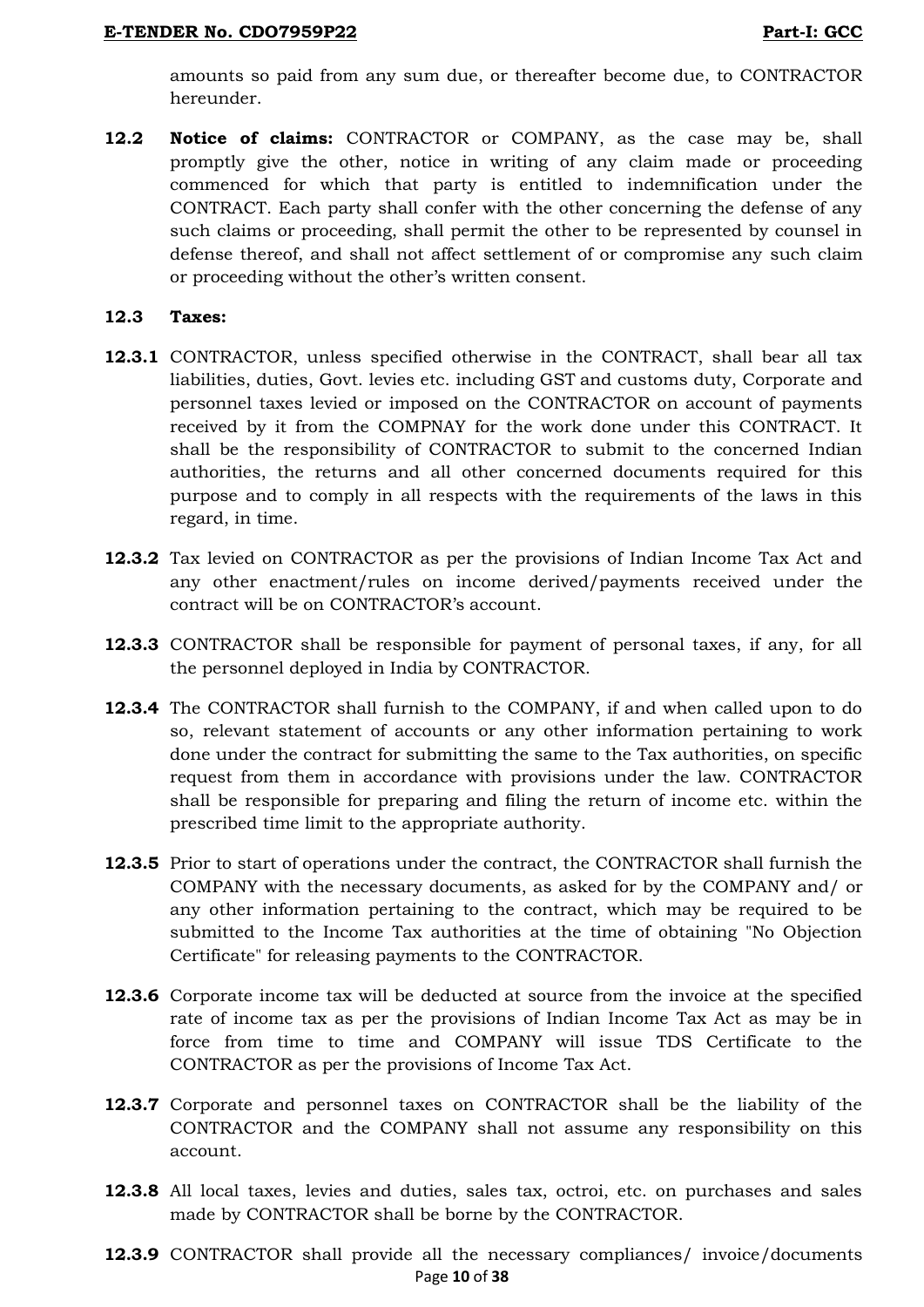amounts so paid from any sum due, or thereafter become due, to CONTRACTOR hereunder.

**12.2 Notice of claims:** CONTRACTOR or COMPANY, as the case may be, shall promptly give the other, notice in writing of any claim made or proceeding commenced for which that party is entitled to indemnification under the CONTRACT. Each party shall confer with the other concerning the defense of any such claims or proceeding, shall permit the other to be represented by counsel in defense thereof, and shall not affect settlement of or compromise any such claim or proceeding without the other's written consent.

**12.3 Taxes:**

**12.3.1** CONTRACTOR, unless specified otherwise in the CONTRACT, shall bear all tax liabilities, duties, Govt. levies etc. including GST and customs duty, Corporate and personnel taxes levied or imposed on the CONTRACTOR on account of payments received by it from the COMPNAY for the work done under this CONTRACT. It shall be the responsibility of CONTRACTOR to submit to the concerned Indian authorities, the returns and all other concerned documents required for this purpose and to comply in all respects with the requirements of the laws in this regard, in time.

**12.3.2** Tax levied on CONTRACTOR as per the provisions of Indian Income Tax Act and any other enactment/rules on income derived/payments received under the contract will be on CONTRACTOR's account.

**12.3.3** CONTRACTOR shall be responsible for payment of personal taxes, if any, for all the personnel deployed in India by CONTRACTOR.

**12.3.4** The CONTRACTOR shall furnish to the COMPANY, if and when called upon to do so, relevant statement of accounts or any other information pertaining to work done under the contract for submitting the same to the Tax authorities, on specific request from them in accordance with provisions under the law. CONTRACTOR shall be responsible for preparing and filing the return of income etc. within the prescribed time limit to the appropriate authority.

**12.3.5** Prior to start of operations under the contract, the CONTRACTOR shall furnish the COMPANY with the necessary documents, as asked for by the COMPANY and/ or any other information pertaining to the contract, which may be required to be submitted to the Income Tax authorities at the time of obtaining "No Objection Certificate" for releasing payments to the CONTRACTOR.

**12.3.6** Corporate income tax will be deducted at source from the invoice at the specified rate of income tax as per the provisions of Indian Income Tax Act as may be in force from time to time and COMPANY will issue TDS Certificate to the CONTRACTOR as per the provisions of Income Tax Act.

**12.3.7** Corporate and personnel taxes on CONTRACTOR shall be the liability of the CONTRACTOR and the COMPANY shall not assume any responsibility on this account.

**12.3.8** All local taxes, levies and duties, sales tax, octroi, etc. on purchases and sales made by CONTRACTOR shall be borne by the CONTRACTOR.

**12.3.9** CONTRACTOR shall provide all the necessary compliances/ invoice/documents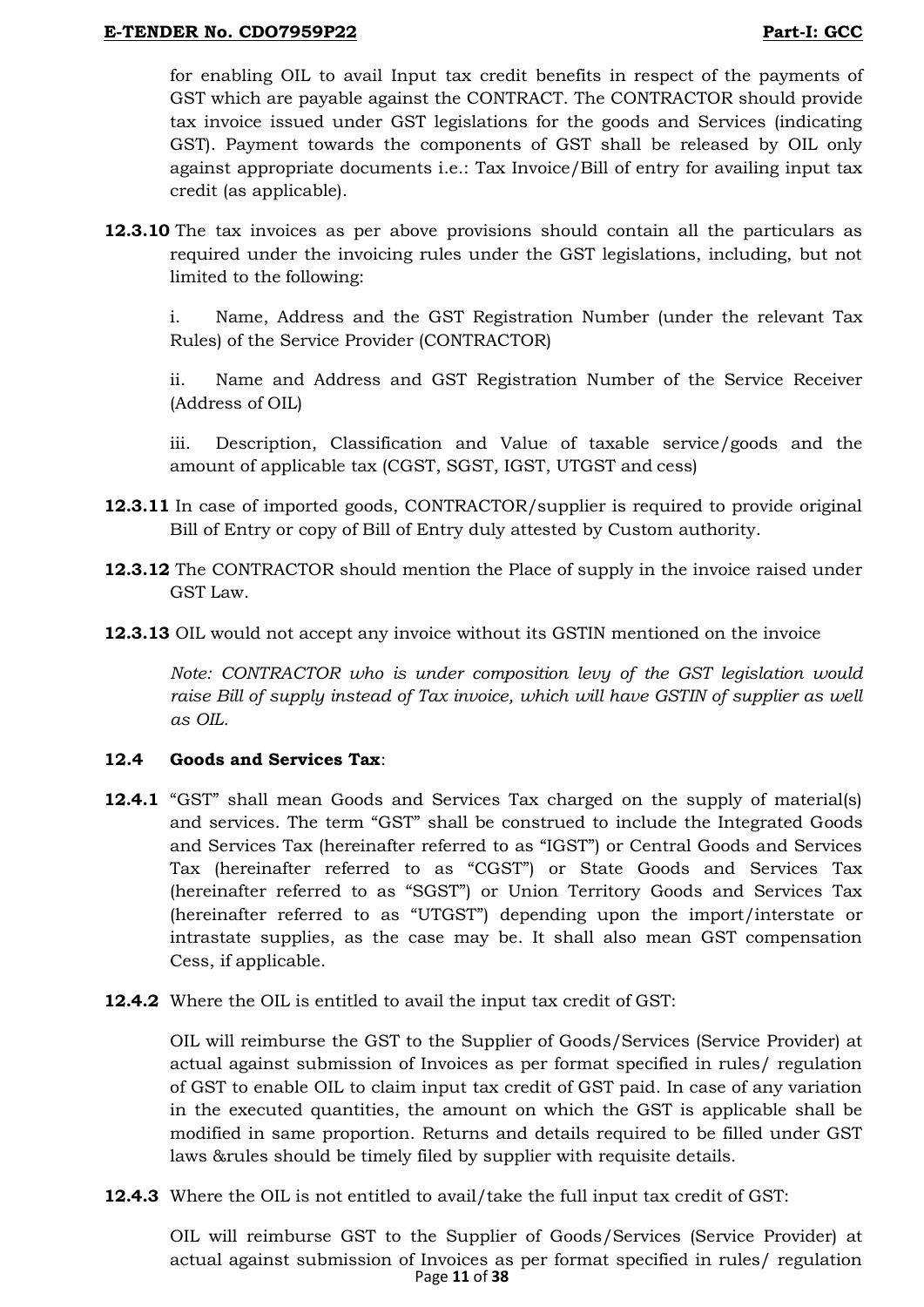for enabling OIL to avail Input tax credit benefits in respect of the payments of GST which are payable against the CONTRACT. The CONTRACTOR should provide tax invoice issued under GST legislations for the goods and Services (indicating GST). Payment towards the components of GST shall be released by OIL only against appropriate documents i.e.: Tax Invoice/Bill of entry for availing input tax credit (as applicable).

**12.3.10** The tax invoices as per above provisions should contain all the particulars as required under the invoicing rules under the GST legislations, including, but not limited to the following:

i. Name, Address and the GST Registration Number (under the relevant Tax Rules) of the Service Provider (CONTRACTOR)

ii. Name and Address and GST Registration Number of the Service Receiver (Address of OIL)

iii. Description, Classification and Value of taxable service/goods and the amount of applicable tax (CGST, SGST, IGST, UTGST and cess)

**12.3.11** In case of imported goods, CONTRACTOR/supplier is required to provide original Bill of Entry or copy of Bill of Entry duly attested by Custom authority.

**12.3.12** The CONTRACTOR should mention the Place of supply in the invoice raised under GST Law.

**12.3.13** OIL would not accept any invoice without its GSTIN mentioned on the invoice

*Note: CONTRACTOR who is under composition levy of the GST legislation would raise Bill of supply instead of Tax invoice, which will have GSTIN of supplier as well as OIL.*

**12.4 Goods and Services Tax**:

**12.4.1** "GST" shall mean Goods and Services Tax charged on the supply of material(s) and services. The term "GST" shall be construed to include the Integrated Goods and Services Tax (hereinafter referred to as "IGST") or Central Goods and Services Tax (hereinafter referred to as "CGST") or State Goods and Services Tax (hereinafter referred to as "SGST") or Union Territory Goods and Services Tax (hereinafter referred to as "UTGST") depending upon the import/interstate or intrastate supplies, as the case may be. It shall also mean GST compensation Cess, if applicable.

**12.4.2** Where the OIL is entitled to avail the input tax credit of GST:

OIL will reimburse the GST to the Supplier of Goods/Services (Service Provider) at actual against submission of Invoices as per format specified in rules/ regulation of GST to enable OIL to claim input tax credit of GST paid. In case of any variation in the executed quantities, the amount on which the GST is applicable shall be modified in same proportion. Returns and details required to be filled under GST laws &rules should be timely filed by supplier with requisite details.

**12.4.3** Where the OIL is not entitled to avail/take the full input tax credit of GST:

OIL will reimburse GST to the Supplier of Goods/Services (Service Provider) at actual against submission of Invoices as per format specified in rules/ regulation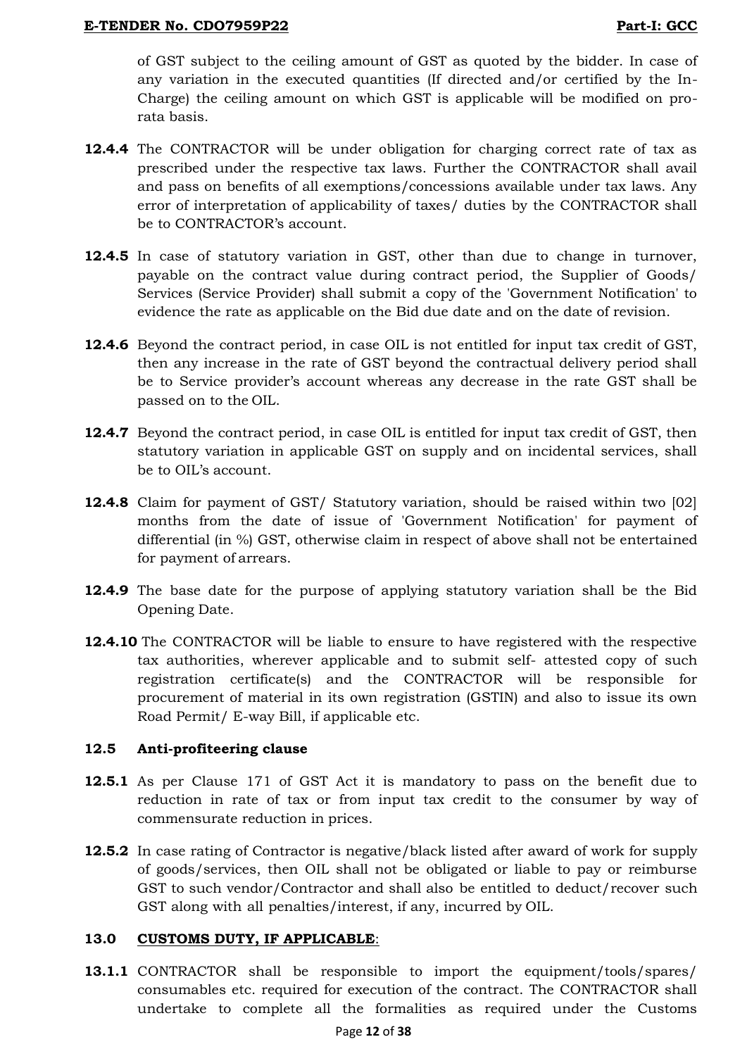of GST subject to the ceiling amount of GST as quoted by the bidder. In case of any variation in the executed quantities (If directed and/or certified by the In-Charge) the ceiling amount on which GST is applicable will be modified on pro-rata basis.

**12.4.4** The CONTRACTOR will be under obligation for charging correct rate of tax as prescribed under the respective tax laws. Further the CONTRACTOR shall avail and pass on benefits of all exemptions/concessions available under tax laws. Any error of interpretation of applicability of taxes/ duties by the CONTRACTOR shall be to CONTRACTOR's account.

**12.4.5** In case of statutory variation in GST, other than due to change in turnover, payable on the contract value during contract period, the Supplier of Goods/ Services (Service Provider) shall submit a copy of the 'Government Notification' to evidence the rate as applicable on the Bid due date and on the date of revision.

**12.4.6** Beyond the contract period, in case OIL is not entitled for input tax credit of GST, then any increase in the rate of GST beyond the contractual delivery period shall be to Service provider's account whereas any decrease in the rate GST shall be passed on to the OIL.

**12.4.7** Beyond the contract period, in case OIL is entitled for input tax credit of GST, then statutory variation in applicable GST on supply and on incidental services, shall be to OIL's account.

**12.4.8** Claim for payment of GST/ Statutory variation, should be raised within two [02] months from the date of issue of 'Government Notification' for payment of differential (in %) GST, otherwise claim in respect of above shall not be entertained for payment of arrears.

**12.4.9** The base date for the purpose of applying statutory variation shall be the Bid Opening Date.

**12.4.10** The CONTRACTOR will be liable to ensure to have registered with the respective tax authorities, wherever applicable and to submit self- attested copy of such registration certificate(s) and the CONTRACTOR will be responsible for procurement of material in its own registration (GSTIN) and also to issue its own Road Permit/ E-way Bill, if applicable etc.

### 12.5 Anti-profiteering clause

**12.5.1** As per Clause 171 of GST Act it is mandatory to pass on the benefit due to reduction in rate of tax or from input tax credit to the consumer by way of commensurate reduction in prices.

**12.5.2** In case rating of Contractor is negative/black listed after award of work for supply of goods/services, then OIL shall not be obligated or liable to pay or reimburse GST to such vendor/Contractor and shall also be entitled to deduct/recover such GST along with all penalties/interest, if any, incurred by OIL.

### 13.0 CUSTOMS DUTY, IF APPLICABLE:

**13.1.1** CONTRACTOR shall be responsible to import the equipment/tools/spares/ consumables etc. required for execution of the contract. The CONTRACTOR shall undertake to complete all the formalities as required under the Customs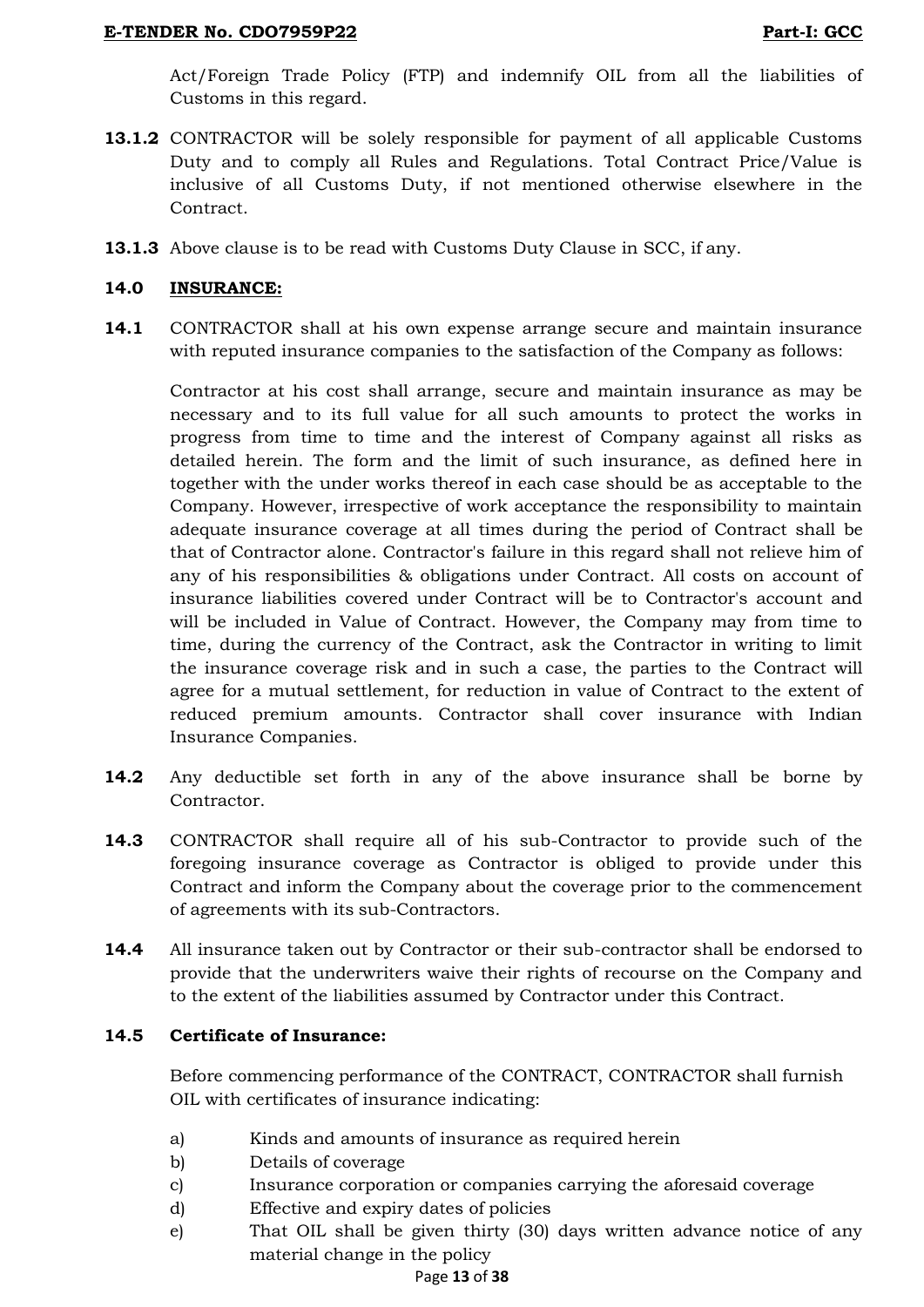Act/Foreign Trade Policy (FTP) and indemnify OIL from all the liabilities of Customs in this regard.

**13.1.2** CONTRACTOR will be solely responsible for payment of all applicable Customs Duty and to comply all Rules and Regulations. Total Contract Price/Value is inclusive of all Customs Duty, if not mentioned otherwise elsewhere in the Contract.

**13.1.3** Above clause is to be read with Customs Duty Clause in SCC, if any.

## 14.0 INSURANCE:

**14.1** CONTRACTOR shall at his own expense arrange secure and maintain insurance with reputed insurance companies to the satisfaction of the Company as follows:

Contractor at his cost shall arrange, secure and maintain insurance as may be necessary and to its full value for all such amounts to protect the works in progress from time to time and the interest of Company against all risks as detailed herein. The form and the limit of such insurance, as defined here in together with the under works thereof in each case should be as acceptable to the Company. However, irrespective of work acceptance the responsibility to maintain adequate insurance coverage at all times during the period of Contract shall be that of Contractor alone. Contractor's failure in this regard shall not relieve him of any of his responsibilities & obligations under Contract. All costs on account of insurance liabilities covered under Contract will be to Contractor's account and will be included in Value of Contract. However, the Company may from time to time, during the currency of the Contract, ask the Contractor in writing to limit the insurance coverage risk and in such a case, the parties to the Contract will agree for a mutual settlement, for reduction in value of Contract to the extent of reduced premium amounts. Contractor shall cover insurance with Indian Insurance Companies.

**14.2** Any deductible set forth in any of the above insurance shall be borne by Contractor.

**14.3** CONTRACTOR shall require all of his sub-Contractor to provide such of the foregoing insurance coverage as Contractor is obliged to provide under this Contract and inform the Company about the coverage prior to the commencement of agreements with its sub-Contractors.

**14.4** All insurance taken out by Contractor or their sub-contractor shall be endorsed to provide that the underwriters waive their rights of recourse on the Company and to the extent of the liabilities assumed by Contractor under this Contract.

### 14.5 Certificate of Insurance:

Before commencing performance of the CONTRACT, CONTRACTOR shall furnish OIL with certificates of insurance indicating:

a) Kinds and amounts of insurance as required herein
b) Details of coverage
c) Insurance corporation or companies carrying the aforesaid coverage
d) Effective and expiry dates of policies
e) That OIL shall be given thirty (30) days written advance notice of any material change in the policy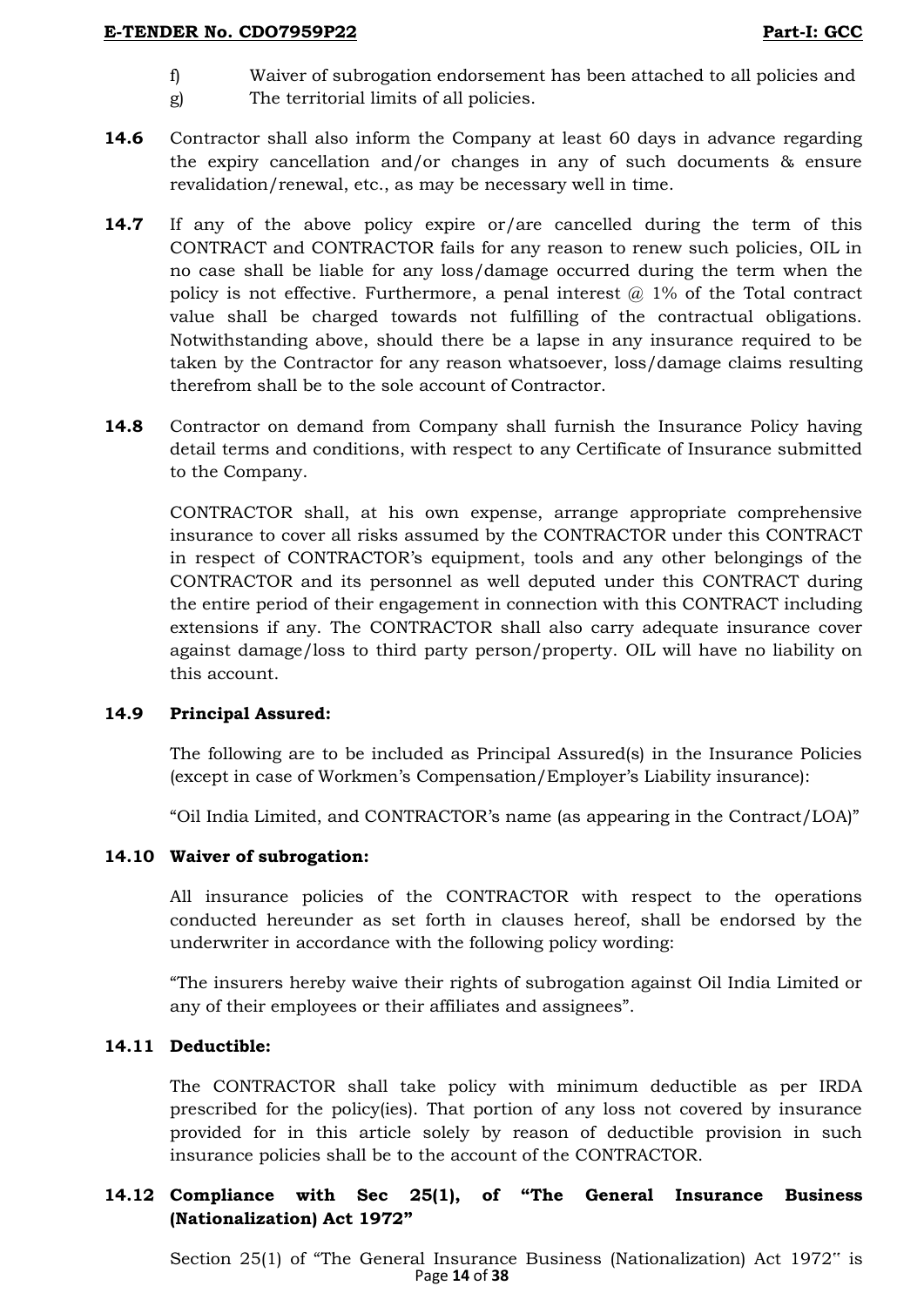f) Waiver of subrogation endorsement has been attached to all policies and

g) The territorial limits of all policies.

**14.6** Contractor shall also inform the Company at least 60 days in advance regarding the expiry cancellation and/or changes in any of such documents & ensure revalidation/renewal, etc., as may be necessary well in time.

**14.7** If any of the above policy expire or/are cancelled during the term of this CONTRACT and CONTRACTOR fails for any reason to renew such policies, OIL in no case shall be liable for any loss/damage occurred during the term when the policy is not effective. Furthermore, a penal interest @ 1% of the Total contract value shall be charged towards not fulfilling of the contractual obligations. Notwithstanding above, should there be a lapse in any insurance required to be taken by the Contractor for any reason whatsoever, loss/damage claims resulting therefrom shall be to the sole account of Contractor.

**14.8** Contractor on demand from Company shall furnish the Insurance Policy having detail terms and conditions, with respect to any Certificate of Insurance submitted to the Company.

CONTRACTOR shall, at his own expense, arrange appropriate comprehensive insurance to cover all risks assumed by the CONTRACTOR under this CONTRACT in respect of CONTRACTOR's equipment, tools and any other belongings of the CONTRACTOR and its personnel as well deputed under this CONTRACT during the entire period of their engagement in connection with this CONTRACT including extensions if any. The CONTRACTOR shall also carry adequate insurance cover against damage/loss to third party person/property. OIL will have no liability on this account.

**14.9 Principal Assured:**

The following are to be included as Principal Assured(s) in the Insurance Policies (except in case of Workmen's Compensation/Employer's Liability insurance):

"Oil India Limited, and CONTRACTOR's name (as appearing in the Contract/LOA)"

**14.10 Waiver of subrogation:**

All insurance policies of the CONTRACTOR with respect to the operations conducted hereunder as set forth in clauses hereof, shall be endorsed by the underwriter in accordance with the following policy wording:

"The insurers hereby waive their rights of subrogation against Oil India Limited or any of their employees or their affiliates and assignees".

**14.11 Deductible:**

The CONTRACTOR shall take policy with minimum deductible as per IRDA prescribed for the policy(ies). That portion of any loss not covered by insurance provided for in this article solely by reason of deductible provision in such insurance policies shall be to the account of the CONTRACTOR.

**14.12 Compliance with Sec 25(1), of "The General Insurance Business (Nationalization) Act 1972"**

Section 25(1) of "The General Insurance Business (Nationalization) Act 1972" is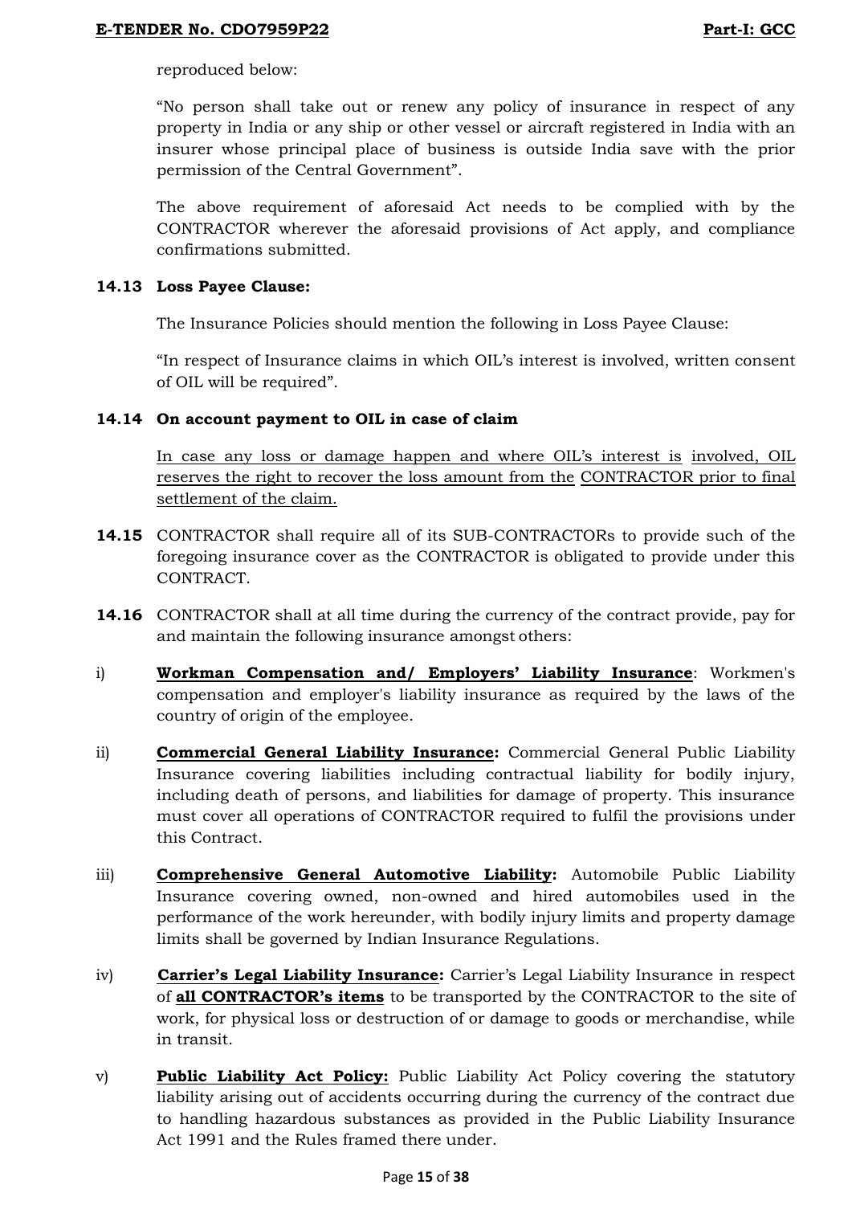reproduced below:

"No person shall take out or renew any policy of insurance in respect of any property in India or any ship or other vessel or aircraft registered in India with an insurer whose principal place of business is outside India save with the prior permission of the Central Government".

The above requirement of aforesaid Act needs to be complied with by the CONTRACTOR wherever the aforesaid provisions of Act apply, and compliance confirmations submitted.

**14.13 Loss Payee Clause:**

The Insurance Policies should mention the following in Loss Payee Clause:

"In respect of Insurance claims in which OIL's interest is involved, written consent of OIL will be required".

**14.14 On account payment to OIL in case of claim**

<u>In case any loss or damage happen and where OIL's interest is involved, OIL reserves the right to recover the loss amount from the CONTRACTOR prior to final settlement of the claim.</u>

**14.15** CONTRACTOR shall require all of its SUB-CONTRACTORs to provide such of the foregoing insurance cover as the CONTRACTOR is obligated to provide under this CONTRACT.

**14.16** CONTRACTOR shall at all time during the currency of the contract provide, pay for and maintain the following insurance amongst others:

i) **<u>Workman Compensation and/ Employers' Liability Insurance</u>**: Workmen's compensation and employer's liability insurance as required by the laws of the country of origin of the employee.

ii) **<u>Commercial General Liability Insurance</u>:** Commercial General Public Liability Insurance covering liabilities including contractual liability for bodily injury, including death of persons, and liabilities for damage of property. This insurance must cover all operations of CONTRACTOR required to fulfil the provisions under this Contract.

iii) **<u>Comprehensive General Automotive Liability</u>:** Automobile Public Liability Insurance covering owned, non-owned and hired automobiles used in the performance of the work hereunder, with bodily injury limits and property damage limits shall be governed by Indian Insurance Regulations.

iv) **<u>Carrier's Legal Liability Insurance</u>:** Carrier's Legal Liability Insurance in respect of **<u>all CONTRACTOR's items</u>** to be transported by the CONTRACTOR to the site of work, for physical loss or destruction of or damage to goods or merchandise, while in transit.

v) **<u>Public Liability Act Policy:</u>** Public Liability Act Policy covering the statutory liability arising out of accidents occurring during the currency of the contract due to handling hazardous substances as provided in the Public Liability Insurance Act 1991 and the Rules framed there under.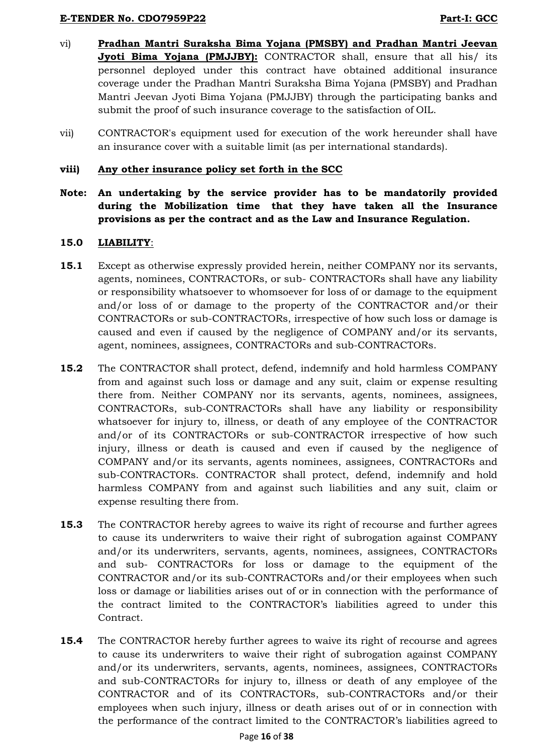vi) **Pradhan Mantri Suraksha Bima Yojana (PMSBY) and Pradhan Mantri Jeevan Jyoti Bima Yojana (PMJJBY):** CONTRACTOR shall, ensure that all his/ its personnel deployed under this contract have obtained additional insurance coverage under the Pradhan Mantri Suraksha Bima Yojana (PMSBY) and Pradhan Mantri Jeevan Jyoti Bima Yojana (PMJJBY) through the participating banks and submit the proof of such insurance coverage to the satisfaction of OIL.

vii) CONTRACTOR's equipment used for execution of the work hereunder shall have an insurance cover with a suitable limit (as per international standards).

**viii) Any other insurance policy set forth in the SCC**

**Note: An undertaking by the service provider has to be mandatorily provided during the Mobilization time that they have taken all the Insurance provisions as per the contract and as the Law and Insurance Regulation.**

## 15.0 LIABILITY:

**15.1** Except as otherwise expressly provided herein, neither COMPANY nor its servants, agents, nominees, CONTRACTORs, or sub- CONTRACTORs shall have any liability or responsibility whatsoever to whomsoever for loss of or damage to the equipment and/or loss of or damage to the property of the CONTRACTOR and/or their CONTRACTORs or sub-CONTRACTORs, irrespective of how such loss or damage is caused and even if caused by the negligence of COMPANY and/or its servants, agent, nominees, assignees, CONTRACTORs and sub-CONTRACTORs.

**15.2** The CONTRACTOR shall protect, defend, indemnify and hold harmless COMPANY from and against such loss or damage and any suit, claim or expense resulting there from. Neither COMPANY nor its servants, agents, nominees, assignees, CONTRACTORs, sub-CONTRACTORs shall have any liability or responsibility whatsoever for injury to, illness, or death of any employee of the CONTRACTOR and/or of its CONTRACTORs or sub-CONTRACTOR irrespective of how such injury, illness or death is caused and even if caused by the negligence of COMPANY and/or its servants, agents nominees, assignees, CONTRACTORs and sub-CONTRACTORs. CONTRACTOR shall protect, defend, indemnify and hold harmless COMPANY from and against such liabilities and any suit, claim or expense resulting there from.

**15.3** The CONTRACTOR hereby agrees to waive its right of recourse and further agrees to cause its underwriters to waive their right of subrogation against COMPANY and/or its underwriters, servants, agents, nominees, assignees, CONTRACTORs and sub- CONTRACTORs for loss or damage to the equipment of the CONTRACTOR and/or its sub-CONTRACTORs and/or their employees when such loss or damage or liabilities arises out of or in connection with the performance of the contract limited to the CONTRACTOR's liabilities agreed to under this Contract.

**15.4** The CONTRACTOR hereby further agrees to waive its right of recourse and agrees to cause its underwriters to waive their right of subrogation against COMPANY and/or its underwriters, servants, agents, nominees, assignees, CONTRACTORs and sub-CONTRACTORs for injury to, illness or death of any employee of the CONTRACTOR and of its CONTRACTORs, sub-CONTRACTORs and/or their employees when such injury, illness or death arises out of or in connection with the performance of the contract limited to the CONTRACTOR's liabilities agreed to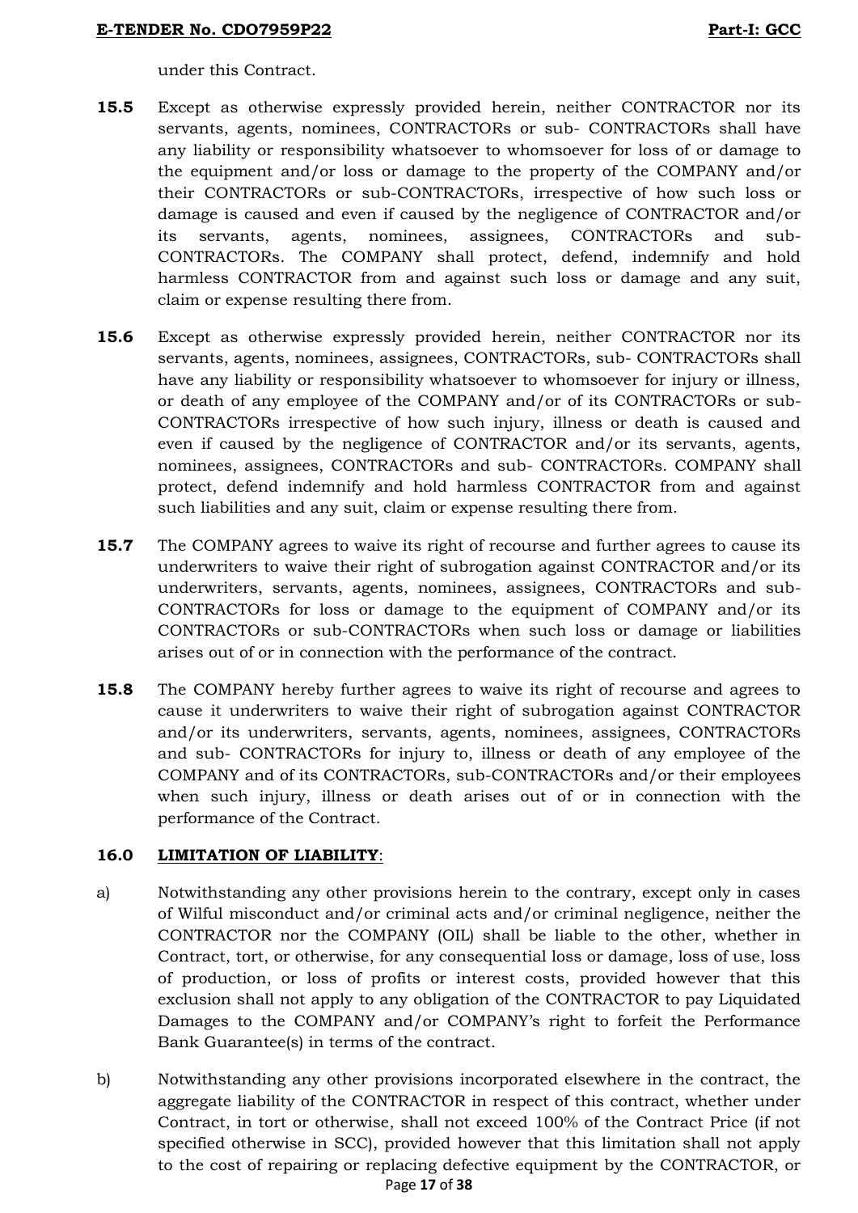under this Contract.

**15.5** Except as otherwise expressly provided herein, neither CONTRACTOR nor its servants, agents, nominees, CONTRACTORs or sub- CONTRACTORs shall have any liability or responsibility whatsoever to whomsoever for loss of or damage to the equipment and/or loss or damage to the property of the COMPANY and/or their CONTRACTORs or sub-CONTRACTORs, irrespective of how such loss or damage is caused and even if caused by the negligence of CONTRACTOR and/or its servants, agents, nominees, assignees, CONTRACTORs and sub-CONTRACTORs. The COMPANY shall protect, defend, indemnify and hold harmless CONTRACTOR from and against such loss or damage and any suit, claim or expense resulting there from.

**15.6** Except as otherwise expressly provided herein, neither CONTRACTOR nor its servants, agents, nominees, assignees, CONTRACTORs, sub- CONTRACTORs shall have any liability or responsibility whatsoever to whomsoever for injury or illness, or death of any employee of the COMPANY and/or of its CONTRACTORs or sub-CONTRACTORs irrespective of how such injury, illness or death is caused and even if caused by the negligence of CONTRACTOR and/or its servants, agents, nominees, assignees, CONTRACTORs and sub- CONTRACTORs. COMPANY shall protect, defend indemnify and hold harmless CONTRACTOR from and against such liabilities and any suit, claim or expense resulting there from.

**15.7** The COMPANY agrees to waive its right of recourse and further agrees to cause its underwriters to waive their right of subrogation against CONTRACTOR and/or its underwriters, servants, agents, nominees, assignees, CONTRACTORs and sub-CONTRACTORs for loss or damage to the equipment of COMPANY and/or its CONTRACTORs or sub-CONTRACTORs when such loss or damage or liabilities arises out of or in connection with the performance of the contract.

**15.8** The COMPANY hereby further agrees to waive its right of recourse and agrees to cause it underwriters to waive their right of subrogation against CONTRACTOR and/or its underwriters, servants, agents, nominees, assignees, CONTRACTORs and sub- CONTRACTORs for injury to, illness or death of any employee of the COMPANY and of its CONTRACTORs, sub-CONTRACTORs and/or their employees when such injury, illness or death arises out of or in connection with the performance of the Contract.

**16.0** **LIMITATION OF LIABILITY**:

a) Notwithstanding any other provisions herein to the contrary, except only in cases of Wilful misconduct and/or criminal acts and/or criminal negligence, neither the CONTRACTOR nor the COMPANY (OIL) shall be liable to the other, whether in Contract, tort, or otherwise, for any consequential loss or damage, loss of use, loss of production, or loss of profits or interest costs, provided however that this exclusion shall not apply to any obligation of the CONTRACTOR to pay Liquidated Damages to the COMPANY and/or COMPANY's right to forfeit the Performance Bank Guarantee(s) in terms of the contract.

b) Notwithstanding any other provisions incorporated elsewhere in the contract, the aggregate liability of the CONTRACTOR in respect of this contract, whether under Contract, in tort or otherwise, shall not exceed 100% of the Contract Price (if not specified otherwise in SCC), provided however that this limitation shall not apply to the cost of repairing or replacing defective equipment by the CONTRACTOR, or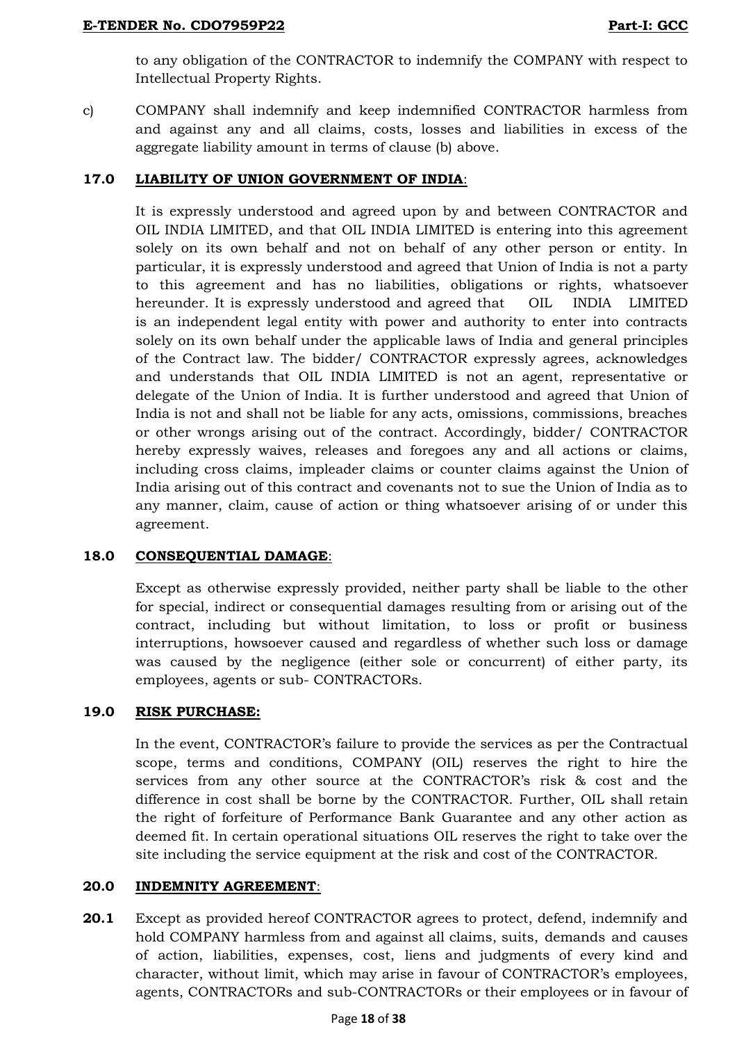to any obligation of the CONTRACTOR to indemnify the COMPANY with respect to Intellectual Property Rights.

c) COMPANY shall indemnify and keep indemnified CONTRACTOR harmless from and against any and all claims, costs, losses and liabilities in excess of the aggregate liability amount in terms of clause (b) above.

## 17.0 LIABILITY OF UNION GOVERNMENT OF INDIA:

It is expressly understood and agreed upon by and between CONTRACTOR and OIL INDIA LIMITED, and that OIL INDIA LIMITED is entering into this agreement solely on its own behalf and not on behalf of any other person or entity. In particular, it is expressly understood and agreed that Union of India is not a party to this agreement and has no liabilities, obligations or rights, whatsoever hereunder. It is expressly understood and agreed that OIL INDIA LIMITED is an independent legal entity with power and authority to enter into contracts solely on its own behalf under the applicable laws of India and general principles of the Contract law. The bidder/ CONTRACTOR expressly agrees, acknowledges and understands that OIL INDIA LIMITED is not an agent, representative or delegate of the Union of India. It is further understood and agreed that Union of India is not and shall not be liable for any acts, omissions, commissions, breaches or other wrongs arising out of the contract. Accordingly, bidder/ CONTRACTOR hereby expressly waives, releases and foregoes any and all actions or claims, including cross claims, impleader claims or counter claims against the Union of India arising out of this contract and covenants not to sue the Union of India as to any manner, claim, cause of action or thing whatsoever arising of or under this agreement.

## 18.0 CONSEQUENTIAL DAMAGE:

Except as otherwise expressly provided, neither party shall be liable to the other for special, indirect or consequential damages resulting from or arising out of the contract, including but without limitation, to loss or profit or business interruptions, howsoever caused and regardless of whether such loss or damage was caused by the negligence (either sole or concurrent) of either party, its employees, agents or sub- CONTRACTORs.

## 19.0 RISK PURCHASE:

In the event, CONTRACTOR's failure to provide the services as per the Contractual scope, terms and conditions, COMPANY (OIL) reserves the right to hire the services from any other source at the CONTRACTOR's risk & cost and the difference in cost shall be borne by the CONTRACTOR. Further, OIL shall retain the right of forfeiture of Performance Bank Guarantee and any other action as deemed fit. In certain operational situations OIL reserves the right to take over the site including the service equipment at the risk and cost of the CONTRACTOR.

## 20.0 INDEMNITY AGREEMENT:

**20.1** Except as provided hereof CONTRACTOR agrees to protect, defend, indemnify and hold COMPANY harmless from and against all claims, suits, demands and causes of action, liabilities, expenses, cost, liens and judgments of every kind and character, without limit, which may arise in favour of CONTRACTOR's employees, agents, CONTRACTORs and sub-CONTRACTORs or their employees or in favour of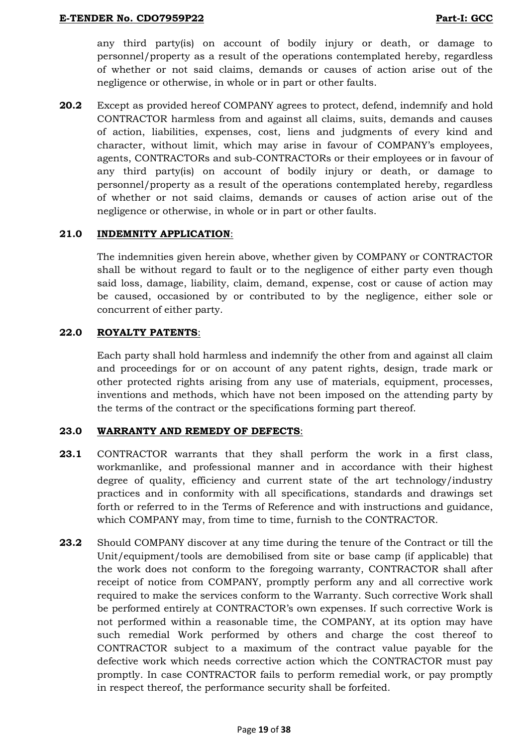any third party(is) on account of bodily injury or death, or damage to personnel/property as a result of the operations contemplated hereby, regardless of whether or not said claims, demands or causes of action arise out of the negligence or otherwise, in whole or in part or other faults.

**20.2** Except as provided hereof COMPANY agrees to protect, defend, indemnify and hold CONTRACTOR harmless from and against all claims, suits, demands and causes of action, liabilities, expenses, cost, liens and judgments of every kind and character, without limit, which may arise in favour of COMPANY's employees, agents, CONTRACTORs and sub-CONTRACTORs or their employees or in favour of any third party(is) on account of bodily injury or death, or damage to personnel/property as a result of the operations contemplated hereby, regardless of whether or not said claims, demands or causes of action arise out of the negligence or otherwise, in whole or in part or other faults.

**21.0 <u>INDEMNITY APPLICATION</u>**:

The indemnities given herein above, whether given by COMPANY or CONTRACTOR shall be without regard to fault or to the negligence of either party even though said loss, damage, liability, claim, demand, expense, cost or cause of action may be caused, occasioned by or contributed to by the negligence, either sole or concurrent of either party.

**22.0 <u>ROYALTY PATENTS</u>**:

Each party shall hold harmless and indemnify the other from and against all claim and proceedings for or on account of any patent rights, design, trade mark or other protected rights arising from any use of materials, equipment, processes, inventions and methods, which have not been imposed on the attending party by the terms of the contract or the specifications forming part thereof.

**23.0 <u>WARRANTY AND REMEDY OF DEFECTS</u>**:

**23.1** CONTRACTOR warrants that they shall perform the work in a first class, workmanlike, and professional manner and in accordance with their highest degree of quality, efficiency and current state of the art technology/industry practices and in conformity with all specifications, standards and drawings set forth or referred to in the Terms of Reference and with instructions and guidance, which COMPANY may, from time to time, furnish to the CONTRACTOR.

**23.2** Should COMPANY discover at any time during the tenure of the Contract or till the Unit/equipment/tools are demobilised from site or base camp (if applicable) that the work does not conform to the foregoing warranty, CONTRACTOR shall after receipt of notice from COMPANY, promptly perform any and all corrective work required to make the services conform to the Warranty. Such corrective Work shall be performed entirely at CONTRACTOR's own expenses. If such corrective Work is not performed within a reasonable time, the COMPANY, at its option may have such remedial Work performed by others and charge the cost thereof to CONTRACTOR subject to a maximum of the contract value payable for the defective work which needs corrective action which the CONTRACTOR must pay promptly. In case CONTRACTOR fails to perform remedial work, or pay promptly in respect thereof, the performance security shall be forfeited.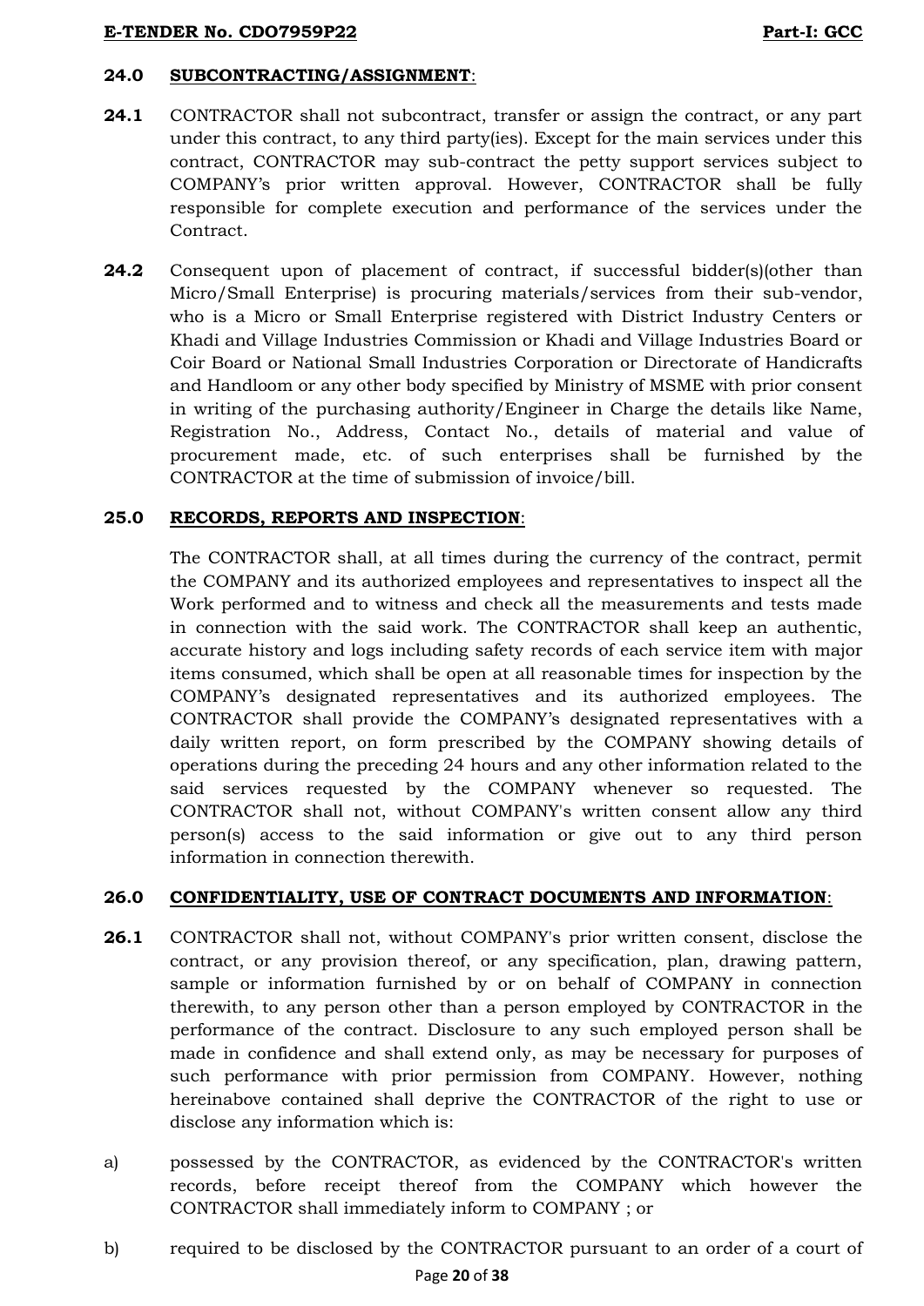### 24.0 SUBCONTRACTING/ASSIGNMENT:

**24.1** CONTRACTOR shall not subcontract, transfer or assign the contract, or any part under this contract, to any third party(ies). Except for the main services under this contract, CONTRACTOR may sub-contract the petty support services subject to COMPANY's prior written approval. However, CONTRACTOR shall be fully responsible for complete execution and performance of the services under the Contract.

**24.2** Consequent upon of placement of contract, if successful bidder(s)(other than Micro/Small Enterprise) is procuring materials/services from their sub-vendor, who is a Micro or Small Enterprise registered with District Industry Centers or Khadi and Village Industries Commission or Khadi and Village Industries Board or Coir Board or National Small Industries Corporation or Directorate of Handicrafts and Handloom or any other body specified by Ministry of MSME with prior consent in writing of the purchasing authority/Engineer in Charge the details like Name, Registration No., Address, Contact No., details of material and value of procurement made, etc. of such enterprises shall be furnished by the CONTRACTOR at the time of submission of invoice/bill.

### 25.0 RECORDS, REPORTS AND INSPECTION:

The CONTRACTOR shall, at all times during the currency of the contract, permit the COMPANY and its authorized employees and representatives to inspect all the Work performed and to witness and check all the measurements and tests made in connection with the said work. The CONTRACTOR shall keep an authentic, accurate history and logs including safety records of each service item with major items consumed, which shall be open at all reasonable times for inspection by the COMPANY's designated representatives and its authorized employees. The CONTRACTOR shall provide the COMPANY's designated representatives with a daily written report, on form prescribed by the COMPANY showing details of operations during the preceding 24 hours and any other information related to the said services requested by the COMPANY whenever so requested. The CONTRACTOR shall not, without COMPANY's written consent allow any third person(s) access to the said information or give out to any third person information in connection therewith.

### 26.0 CONFIDENTIALITY, USE OF CONTRACT DOCUMENTS AND INFORMATION:

**26.1** CONTRACTOR shall not, without COMPANY's prior written consent, disclose the contract, or any provision thereof, or any specification, plan, drawing pattern, sample or information furnished by or on behalf of COMPANY in connection therewith, to any person other than a person employed by CONTRACTOR in the performance of the contract. Disclosure to any such employed person shall be made in confidence and shall extend only, as may be necessary for purposes of such performance with prior permission from COMPANY. However, nothing hereinabove contained shall deprive the CONTRACTOR of the right to use or disclose any information which is:

a) possessed by the CONTRACTOR, as evidenced by the CONTRACTOR's written records, before receipt thereof from the COMPANY which however the CONTRACTOR shall immediately inform to COMPANY ; or

b) required to be disclosed by the CONTRACTOR pursuant to an order of a court of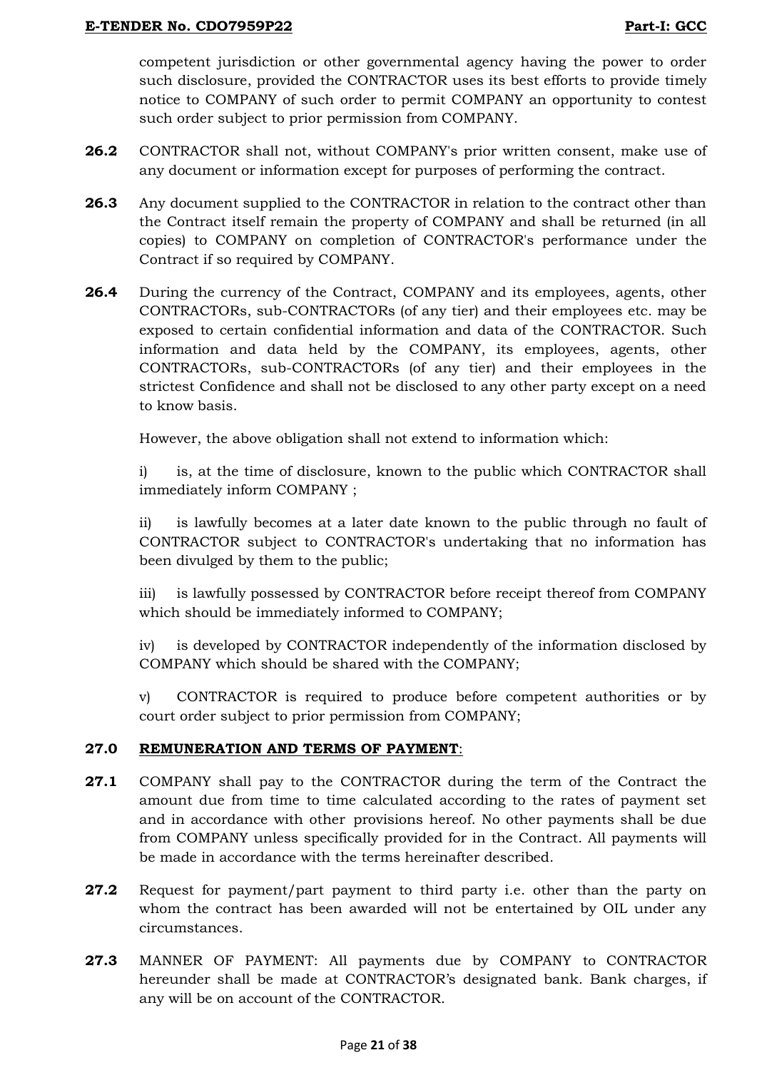competent jurisdiction or other governmental agency having the power to order such disclosure, provided the CONTRACTOR uses its best efforts to provide timely notice to COMPANY of such order to permit COMPANY an opportunity to contest such order subject to prior permission from COMPANY.

**26.2** CONTRACTOR shall not, without COMPANY's prior written consent, make use of any document or information except for purposes of performing the contract.

**26.3** Any document supplied to the CONTRACTOR in relation to the contract other than the Contract itself remain the property of COMPANY and shall be returned (in all copies) to COMPANY on completion of CONTRACTOR's performance under the Contract if so required by COMPANY.

**26.4** During the currency of the Contract, COMPANY and its employees, agents, other CONTRACTORs, sub-CONTRACTORs (of any tier) and their employees etc. may be exposed to certain confidential information and data of the CONTRACTOR. Such information and data held by the COMPANY, its employees, agents, other CONTRACTORs, sub-CONTRACTORs (of any tier) and their employees in the strictest Confidence and shall not be disclosed to any other party except on a need to know basis.

However, the above obligation shall not extend to information which:

i) is, at the time of disclosure, known to the public which CONTRACTOR shall immediately inform COMPANY ;

ii) is lawfully becomes at a later date known to the public through no fault of CONTRACTOR subject to CONTRACTOR's undertaking that no information has been divulged by them to the public;

iii) is lawfully possessed by CONTRACTOR before receipt thereof from COMPANY which should be immediately informed to COMPANY;

iv) is developed by CONTRACTOR independently of the information disclosed by COMPANY which should be shared with the COMPANY;

v) CONTRACTOR is required to produce before competent authorities or by court order subject to prior permission from COMPANY;

**27.0** **<u>REMUNERATION AND TERMS OF PAYMENT</u>**:

**27.1** COMPANY shall pay to the CONTRACTOR during the term of the Contract the amount due from time to time calculated according to the rates of payment set and in accordance with other provisions hereof. No other payments shall be due from COMPANY unless specifically provided for in the Contract. All payments will be made in accordance with the terms hereinafter described.

**27.2** Request for payment/part payment to third party i.e. other than the party on whom the contract has been awarded will not be entertained by OIL under any circumstances.

**27.3** MANNER OF PAYMENT: All payments due by COMPANY to CONTRACTOR hereunder shall be made at CONTRACTOR's designated bank. Bank charges, if any will be on account of the CONTRACTOR.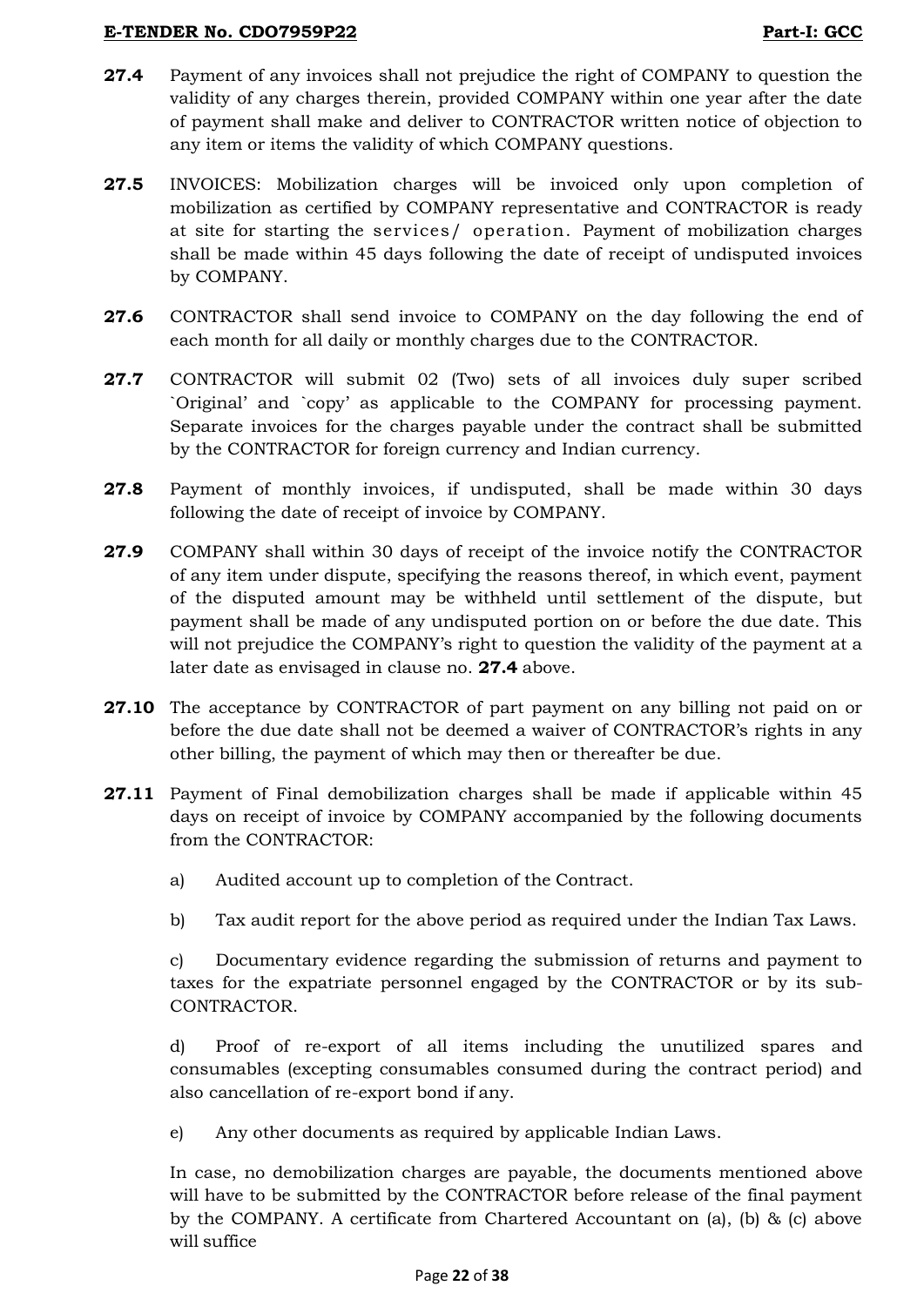**27.4** Payment of any invoices shall not prejudice the right of COMPANY to question the validity of any charges therein, provided COMPANY within one year after the date of payment shall make and deliver to CONTRACTOR written notice of objection to any item or items the validity of which COMPANY questions.

**27.5** INVOICES: Mobilization charges will be invoiced only upon completion of mobilization as certified by COMPANY representative and CONTRACTOR is ready at site for starting the services/ operation. Payment of mobilization charges shall be made within 45 days following the date of receipt of undisputed invoices by COMPANY.

**27.6** CONTRACTOR shall send invoice to COMPANY on the day following the end of each month for all daily or monthly charges due to the CONTRACTOR.

**27.7** CONTRACTOR will submit 02 (Two) sets of all invoices duly super scribed `Original' and `copy' as applicable to the COMPANY for processing payment. Separate invoices for the charges payable under the contract shall be submitted by the CONTRACTOR for foreign currency and Indian currency.

**27.8** Payment of monthly invoices, if undisputed, shall be made within 30 days following the date of receipt of invoice by COMPANY.

**27.9** COMPANY shall within 30 days of receipt of the invoice notify the CONTRACTOR of any item under dispute, specifying the reasons thereof, in which event, payment of the disputed amount may be withheld until settlement of the dispute, but payment shall be made of any undisputed portion on or before the due date. This will not prejudice the COMPANY's right to question the validity of the payment at a later date as envisaged in clause no. **27.4** above.

**27.10** The acceptance by CONTRACTOR of part payment on any billing not paid on or before the due date shall not be deemed a waiver of CONTRACTOR's rights in any other billing, the payment of which may then or thereafter be due.

**27.11** Payment of Final demobilization charges shall be made if applicable within 45 days on receipt of invoice by COMPANY accompanied by the following documents from the CONTRACTOR:

a) Audited account up to completion of the Contract.

b) Tax audit report for the above period as required under the Indian Tax Laws.

c) Documentary evidence regarding the submission of returns and payment to taxes for the expatriate personnel engaged by the CONTRACTOR or by its sub-CONTRACTOR.

d) Proof of re-export of all items including the unutilized spares and consumables (excepting consumables consumed during the contract period) and also cancellation of re-export bond if any.

e) Any other documents as required by applicable Indian Laws.

In case, no demobilization charges are payable, the documents mentioned above will have to be submitted by the CONTRACTOR before release of the final payment by the COMPANY. A certificate from Chartered Accountant on (a), (b) & (c) above will suffice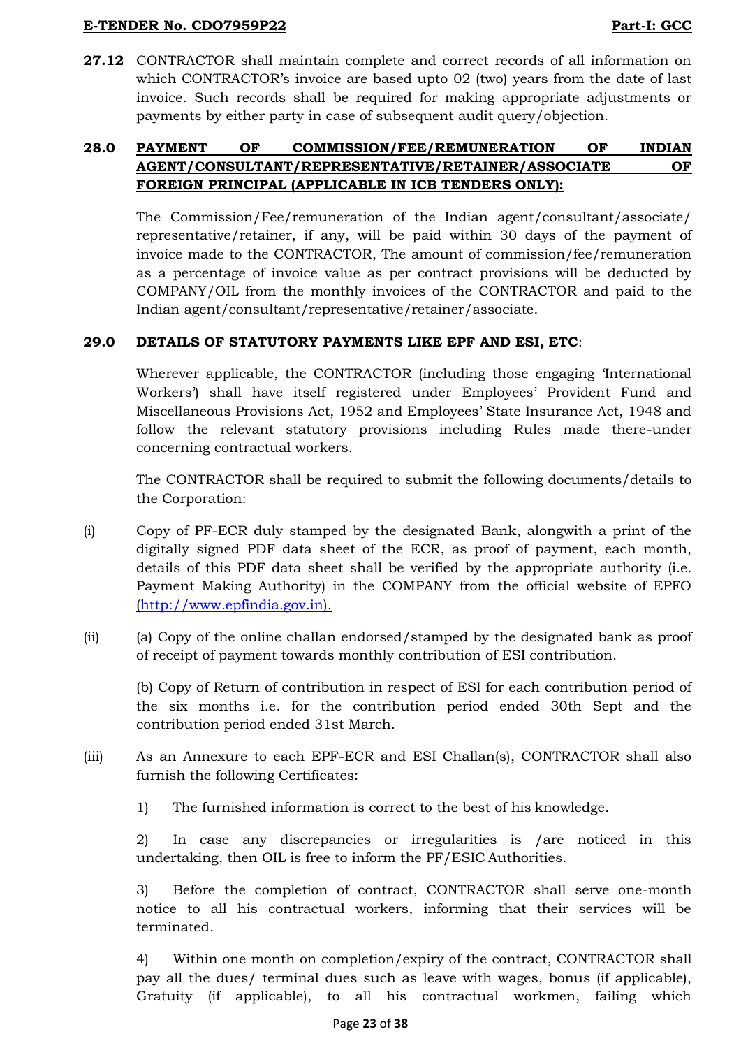**27.12** CONTRACTOR shall maintain complete and correct records of all information on which CONTRACTOR's invoice are based upto 02 (two) years from the date of last invoice. Such records shall be required for making appropriate adjustments or payments by either party in case of subsequent audit query/objection.

## 28.0 PAYMENT OF COMMISSION/FEE/REMUNERATION OF INDIAN AGENT/CONSULTANT/REPRESENTATIVE/RETAINER/ASSOCIATE OF FOREIGN PRINCIPAL (APPLICABLE IN ICB TENDERS ONLY):

The Commission/Fee/remuneration of the Indian agent/consultant/associate/ representative/retainer, if any, will be paid within 30 days of the payment of invoice made to the CONTRACTOR, The amount of commission/fee/remuneration as a percentage of invoice value as per contract provisions will be deducted by COMPANY/OIL from the monthly invoices of the CONTRACTOR and paid to the Indian agent/consultant/representative/retainer/associate.

## 29.0 DETAILS OF STATUTORY PAYMENTS LIKE EPF AND ESI, ETC:

Wherever applicable, the CONTRACTOR (including those engaging 'International Workers') shall have itself registered under Employees' Provident Fund and Miscellaneous Provisions Act, 1952 and Employees' State Insurance Act, 1948 and follow the relevant statutory provisions including Rules made there-under concerning contractual workers.

The CONTRACTOR shall be required to submit the following documents/details to the Corporation:

(i) Copy of PF-ECR duly stamped by the designated Bank, alongwith a print of the digitally signed PDF data sheet of the ECR, as proof of payment, each month, details of this PDF data sheet shall be verified by the appropriate authority (i.e. Payment Making Authority) in the COMPANY from the official website of EPFO (http://www.epfindia.gov.in).

(ii) (a) Copy of the online challan endorsed/stamped by the designated bank as proof of receipt of payment towards monthly contribution of ESI contribution.

(b) Copy of Return of contribution in respect of ESI for each contribution period of the six months i.e. for the contribution period ended 30th Sept and the contribution period ended 31st March.

(iii) As an Annexure to each EPF-ECR and ESI Challan(s), CONTRACTOR shall also furnish the following Certificates:

1) The furnished information is correct to the best of his knowledge.

2) In case any discrepancies or irregularities is /are noticed in this undertaking, then OIL is free to inform the PF/ESIC Authorities.

3) Before the completion of contract, CONTRACTOR shall serve one-month notice to all his contractual workers, informing that their services will be terminated.

4) Within one month on completion/expiry of the contract, CONTRACTOR shall pay all the dues/ terminal dues such as leave with wages, bonus (if applicable), Gratuity (if applicable), to all his contractual workmen, failing which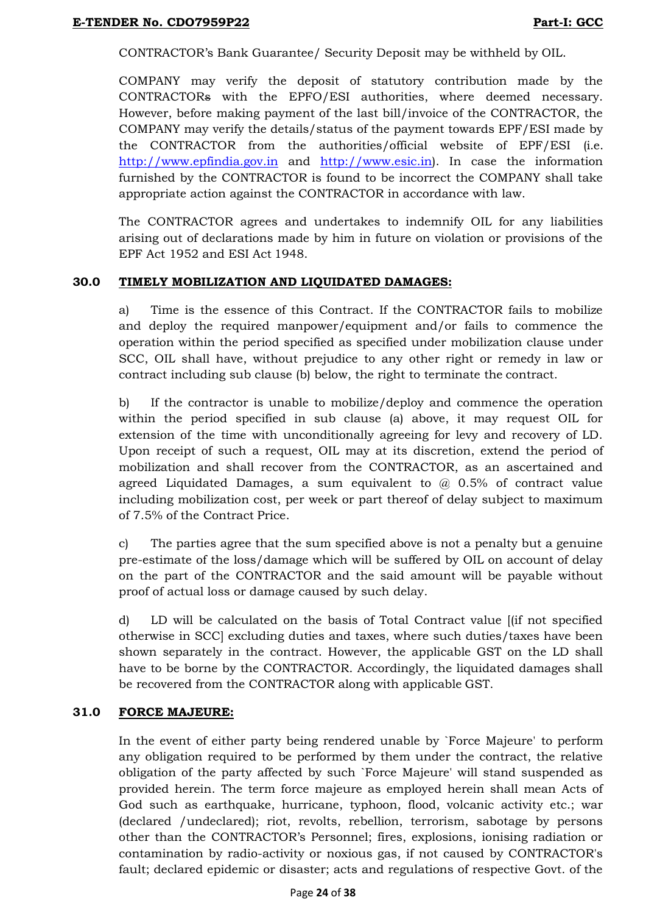CONTRACTOR's Bank Guarantee/ Security Deposit may be withheld by OIL.

COMPANY may verify the deposit of statutory contribution made by the CONTRACTORs with the EPFO/ESI authorities, where deemed necessary. However, before making payment of the last bill/invoice of the CONTRACTOR, the COMPANY may verify the details/status of the payment towards EPF/ESI made by the CONTRACTOR from the authorities/official website of EPF/ESI (i.e. http://www.epfindia.gov.in and http://www.esic.in). In case the information furnished by the CONTRACTOR is found to be incorrect the COMPANY shall take appropriate action against the CONTRACTOR in accordance with law.

The CONTRACTOR agrees and undertakes to indemnify OIL for any liabilities arising out of declarations made by him in future on violation or provisions of the EPF Act 1952 and ESI Act 1948.

## 30.0 TIMELY MOBILIZATION AND LIQUIDATED DAMAGES:

a) Time is the essence of this Contract. If the CONTRACTOR fails to mobilize and deploy the required manpower/equipment and/or fails to commence the operation within the period specified as specified under mobilization clause under SCC, OIL shall have, without prejudice to any other right or remedy in law or contract including sub clause (b) below, the right to terminate the contract.

b) If the contractor is unable to mobilize/deploy and commence the operation within the period specified in sub clause (a) above, it may request OIL for extension of the time with unconditionally agreeing for levy and recovery of LD. Upon receipt of such a request, OIL may at its discretion, extend the period of mobilization and shall recover from the CONTRACTOR, as an ascertained and agreed Liquidated Damages, a sum equivalent to @ 0.5% of contract value including mobilization cost, per week or part thereof of delay subject to maximum of 7.5% of the Contract Price.

c) The parties agree that the sum specified above is not a penalty but a genuine pre-estimate of the loss/damage which will be suffered by OIL on account of delay on the part of the CONTRACTOR and the said amount will be payable without proof of actual loss or damage caused by such delay.

d) LD will be calculated on the basis of Total Contract value [(if not specified otherwise in SCC] excluding duties and taxes, where such duties/taxes have been shown separately in the contract. However, the applicable GST on the LD shall have to be borne by the CONTRACTOR. Accordingly, the liquidated damages shall be recovered from the CONTRACTOR along with applicable GST.

## 31.0 FORCE MAJEURE:

In the event of either party being rendered unable by `Force Majeure' to perform any obligation required to be performed by them under the contract, the relative obligation of the party affected by such `Force Majeure' will stand suspended as provided herein. The term force majeure as employed herein shall mean Acts of God such as earthquake, hurricane, typhoon, flood, volcanic activity etc.; war (declared /undeclared); riot, revolts, rebellion, terrorism, sabotage by persons other than the CONTRACTOR's Personnel; fires, explosions, ionising radiation or contamination by radio-activity or noxious gas, if not caused by CONTRACTOR's fault; declared epidemic or disaster; acts and regulations of respective Govt. of the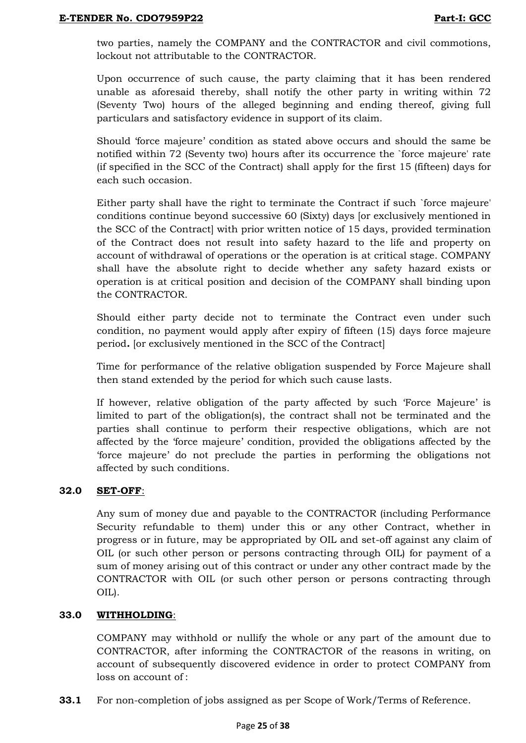two parties, namely the COMPANY and the CONTRACTOR and civil commotions, lockout not attributable to the CONTRACTOR.

Upon occurrence of such cause, the party claiming that it has been rendered unable as aforesaid thereby, shall notify the other party in writing within 72 (Seventy Two) hours of the alleged beginning and ending thereof, giving full particulars and satisfactory evidence in support of its claim.

Should 'force majeure' condition as stated above occurs and should the same be notified within 72 (Seventy two) hours after its occurrence the `force majeure' rate (if specified in the SCC of the Contract) shall apply for the first 15 (fifteen) days for each such occasion.

Either party shall have the right to terminate the Contract if such `force majeure' conditions continue beyond successive 60 (Sixty) days [or exclusively mentioned in the SCC of the Contract] with prior written notice of 15 days, provided termination of the Contract does not result into safety hazard to the life and property on account of withdrawal of operations or the operation is at critical stage. COMPANY shall have the absolute right to decide whether any safety hazard exists or operation is at critical position and decision of the COMPANY shall binding upon the CONTRACTOR.

Should either party decide not to terminate the Contract even under such condition, no payment would apply after expiry of fifteen (15) days force majeure period**.** [or exclusively mentioned in the SCC of the Contract]

Time for performance of the relative obligation suspended by Force Majeure shall then stand extended by the period for which such cause lasts.

If however, relative obligation of the party affected by such 'Force Majeure' is limited to part of the obligation(s), the contract shall not be terminated and the parties shall continue to perform their respective obligations, which are not affected by the 'force majeure' condition, provided the obligations affected by the 'force majeure' do not preclude the parties in performing the obligations not affected by such conditions.

## 32.0 SET-OFF:

Any sum of money due and payable to the CONTRACTOR (including Performance Security refundable to them) under this or any other Contract, whether in progress or in future, may be appropriated by OIL and set-off against any claim of OIL (or such other person or persons contracting through OIL) for payment of a sum of money arising out of this contract or under any other contract made by the CONTRACTOR with OIL (or such other person or persons contracting through OIL).

## 33.0 WITHHOLDING:

COMPANY may withhold or nullify the whole or any part of the amount due to CONTRACTOR, after informing the CONTRACTOR of the reasons in writing, on account of subsequently discovered evidence in order to protect COMPANY from loss on account of :

**33.1** For non-completion of jobs assigned as per Scope of Work/Terms of Reference.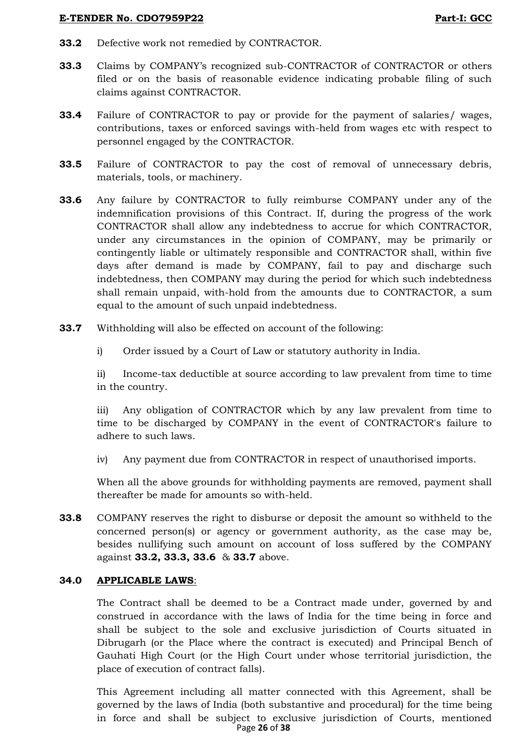**33.2** Defective work not remedied by CONTRACTOR.

**33.3** Claims by COMPANY's recognized sub-CONTRACTOR of CONTRACTOR or others filed or on the basis of reasonable evidence indicating probable filing of such claims against CONTRACTOR.

**33.4** Failure of CONTRACTOR to pay or provide for the payment of salaries/ wages, contributions, taxes or enforced savings with-held from wages etc with respect to personnel engaged by the CONTRACTOR.

**33.5** Failure of CONTRACTOR to pay the cost of removal of unnecessary debris, materials, tools, or machinery.

**33.6** Any failure by CONTRACTOR to fully reimburse COMPANY under any of the indemnification provisions of this Contract. If, during the progress of the work CONTRACTOR shall allow any indebtedness to accrue for which CONTRACTOR, under any circumstances in the opinion of COMPANY, may be primarily or contingently liable or ultimately responsible and CONTRACTOR shall, within five days after demand is made by COMPANY, fail to pay and discharge such indebtedness, then COMPANY may during the period for which such indebtedness shall remain unpaid, with-hold from the amounts due to CONTRACTOR, a sum equal to the amount of such unpaid indebtedness.

**33.7** Withholding will also be effected on account of the following:

i) Order issued by a Court of Law or statutory authority in India.

ii) Income-tax deductible at source according to law prevalent from time to time in the country.

iii) Any obligation of CONTRACTOR which by any law prevalent from time to time to be discharged by COMPANY in the event of CONTRACTOR's failure to adhere to such laws.

iv) Any payment due from CONTRACTOR in respect of unauthorised imports.

When all the above grounds for withholding payments are removed, payment shall thereafter be made for amounts so with-held.

**33.8** COMPANY reserves the right to disburse or deposit the amount so withheld to the concerned person(s) or agency or government authority, as the case may be, besides nullifying such amount on account of loss suffered by the COMPANY against **33.2, 33.3, 33.6** & **33.7** above.

## 34.0 APPLICABLE LAWS:

The Contract shall be deemed to be a Contract made under, governed by and construed in accordance with the laws of India for the time being in force and shall be subject to the sole and exclusive jurisdiction of Courts situated in Dibrugarh (or the Place where the contract is executed) and Principal Bench of Gauhati High Court (or the High Court under whose territorial jurisdiction, the place of execution of contract falls).

This Agreement including all matter connected with this Agreement, shall be governed by the laws of India (both substantive and procedural) for the time being in force and shall be subject to exclusive jurisdiction of Courts, mentioned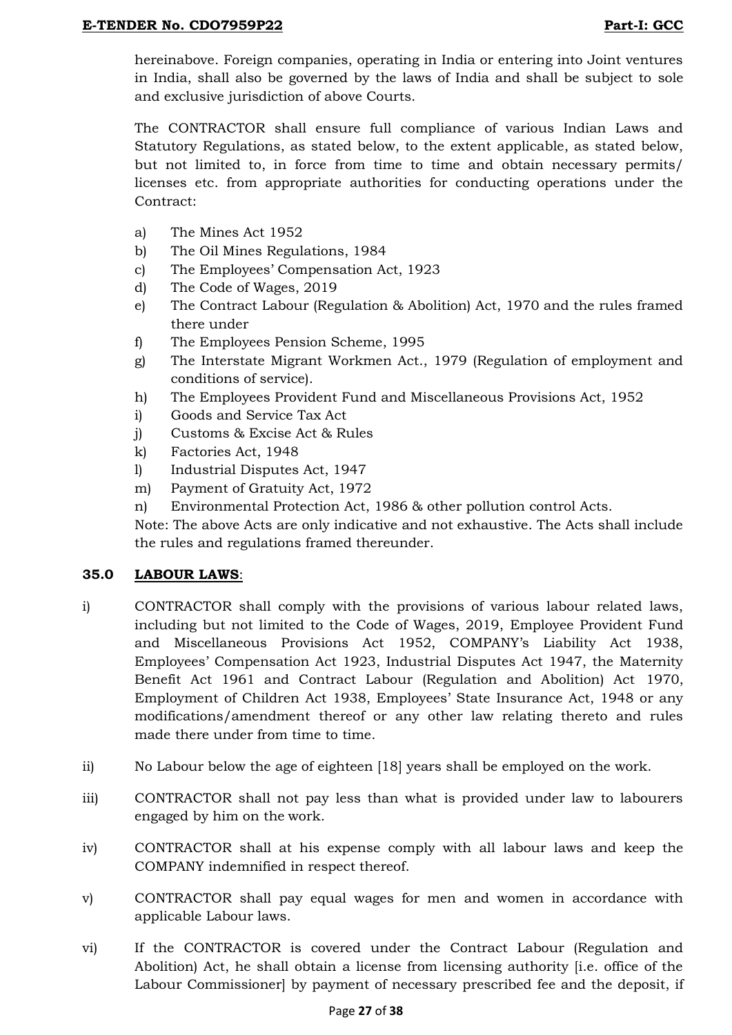hereinabove. Foreign companies, operating in India or entering into Joint ventures in India, shall also be governed by the laws of India and shall be subject to sole and exclusive jurisdiction of above Courts.

The CONTRACTOR shall ensure full compliance of various Indian Laws and Statutory Regulations, as stated below, to the extent applicable, as stated below, but not limited to, in force from time to time and obtain necessary permits/ licenses etc. from appropriate authorities for conducting operations under the Contract:

a) The Mines Act 1952
b) The Oil Mines Regulations, 1984
c) The Employees' Compensation Act, 1923
d) The Code of Wages, 2019
e) The Contract Labour (Regulation & Abolition) Act, 1970 and the rules framed there under
f) The Employees Pension Scheme, 1995
g) The Interstate Migrant Workmen Act., 1979 (Regulation of employment and conditions of service).
h) The Employees Provident Fund and Miscellaneous Provisions Act, 1952
i) Goods and Service Tax Act
j) Customs & Excise Act & Rules
k) Factories Act, 1948
l) Industrial Disputes Act, 1947
m) Payment of Gratuity Act, 1972
n) Environmental Protection Act, 1986 & other pollution control Acts.

Note: The above Acts are only indicative and not exhaustive. The Acts shall include the rules and regulations framed thereunder.

## 35.0 LABOUR LAWS:

i) CONTRACTOR shall comply with the provisions of various labour related laws, including but not limited to the Code of Wages, 2019, Employee Provident Fund and Miscellaneous Provisions Act 1952, COMPANY's Liability Act 1938, Employees' Compensation Act 1923, Industrial Disputes Act 1947, the Maternity Benefit Act 1961 and Contract Labour (Regulation and Abolition) Act 1970, Employment of Children Act 1938, Employees' State Insurance Act, 1948 or any modifications/amendment thereof or any other law relating thereto and rules made there under from time to time.

ii) No Labour below the age of eighteen [18] years shall be employed on the work.

iii) CONTRACTOR shall not pay less than what is provided under law to labourers engaged by him on the work.

iv) CONTRACTOR shall at his expense comply with all labour laws and keep the COMPANY indemnified in respect thereof.

v) CONTRACTOR shall pay equal wages for men and women in accordance with applicable Labour laws.

vi) If the CONTRACTOR is covered under the Contract Labour (Regulation and Abolition) Act, he shall obtain a license from licensing authority [i.e. office of the Labour Commissioner] by payment of necessary prescribed fee and the deposit, if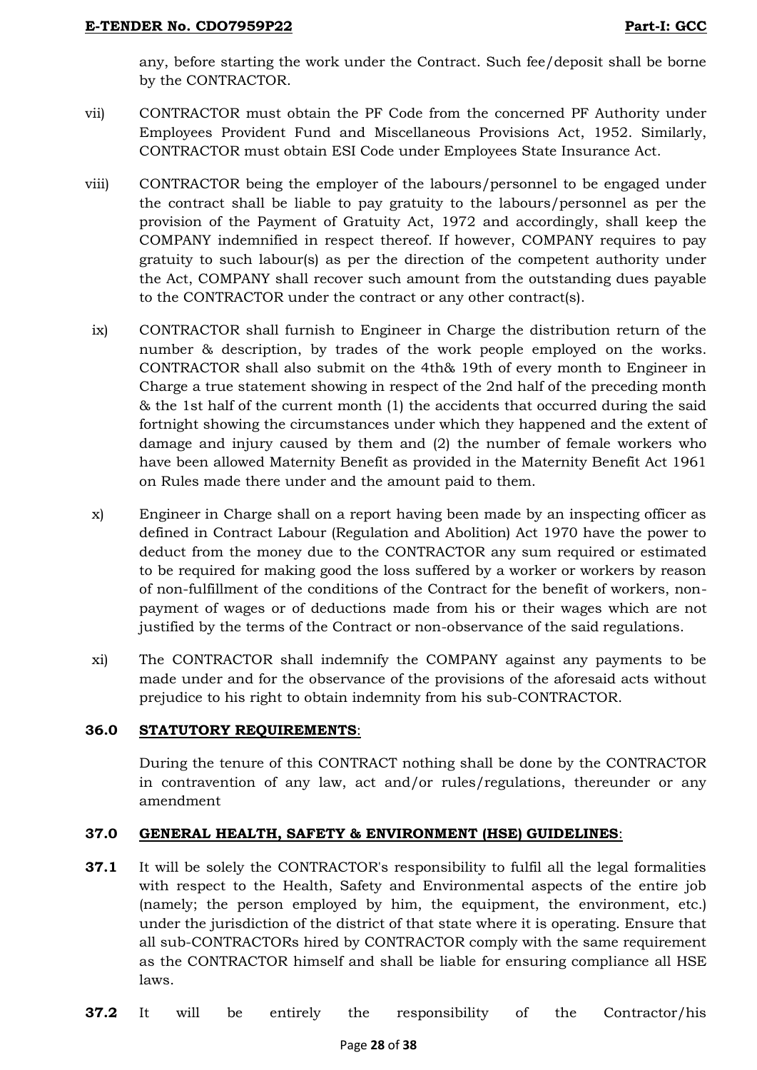any, before starting the work under the Contract. Such fee/deposit shall be borne by the CONTRACTOR.

vii) CONTRACTOR must obtain the PF Code from the concerned PF Authority under Employees Provident Fund and Miscellaneous Provisions Act, 1952. Similarly, CONTRACTOR must obtain ESI Code under Employees State Insurance Act.

viii) CONTRACTOR being the employer of the labours/personnel to be engaged under the contract shall be liable to pay gratuity to the labours/personnel as per the provision of the Payment of Gratuity Act, 1972 and accordingly, shall keep the COMPANY indemnified in respect thereof. If however, COMPANY requires to pay gratuity to such labour(s) as per the direction of the competent authority under the Act, COMPANY shall recover such amount from the outstanding dues payable to the CONTRACTOR under the contract or any other contract(s).

ix) CONTRACTOR shall furnish to Engineer in Charge the distribution return of the number & description, by trades of the work people employed on the works. CONTRACTOR shall also submit on the 4th& 19th of every month to Engineer in Charge a true statement showing in respect of the 2nd half of the preceding month & the 1st half of the current month (1) the accidents that occurred during the said fortnight showing the circumstances under which they happened and the extent of damage and injury caused by them and (2) the number of female workers who have been allowed Maternity Benefit as provided in the Maternity Benefit Act 1961 on Rules made there under and the amount paid to them.

x) Engineer in Charge shall on a report having been made by an inspecting officer as defined in Contract Labour (Regulation and Abolition) Act 1970 have the power to deduct from the money due to the CONTRACTOR any sum required or estimated to be required for making good the loss suffered by a worker or workers by reason of non-fulfillment of the conditions of the Contract for the benefit of workers, non-payment of wages or of deductions made from his or their wages which are not justified by the terms of the Contract or non-observance of the said regulations.

xi) The CONTRACTOR shall indemnify the COMPANY against any payments to be made under and for the observance of the provisions of the aforesaid acts without prejudice to his right to obtain indemnity from his sub-CONTRACTOR.

## 36.0 STATUTORY REQUIREMENTS:

During the tenure of this CONTRACT nothing shall be done by the CONTRACTOR in contravention of any law, act and/or rules/regulations, thereunder or any amendment

## 37.0 GENERAL HEALTH, SAFETY & ENVIRONMENT (HSE) GUIDELINES:

**37.1** It will be solely the CONTRACTOR's responsibility to fulfil all the legal formalities with respect to the Health, Safety and Environmental aspects of the entire job (namely; the person employed by him, the equipment, the environment, etc.) under the jurisdiction of the district of that state where it is operating. Ensure that all sub-CONTRACTORs hired by CONTRACTOR comply with the same requirement as the CONTRACTOR himself and shall be liable for ensuring compliance all HSE laws.

**37.2** It will be entirely the responsibility of the Contractor/his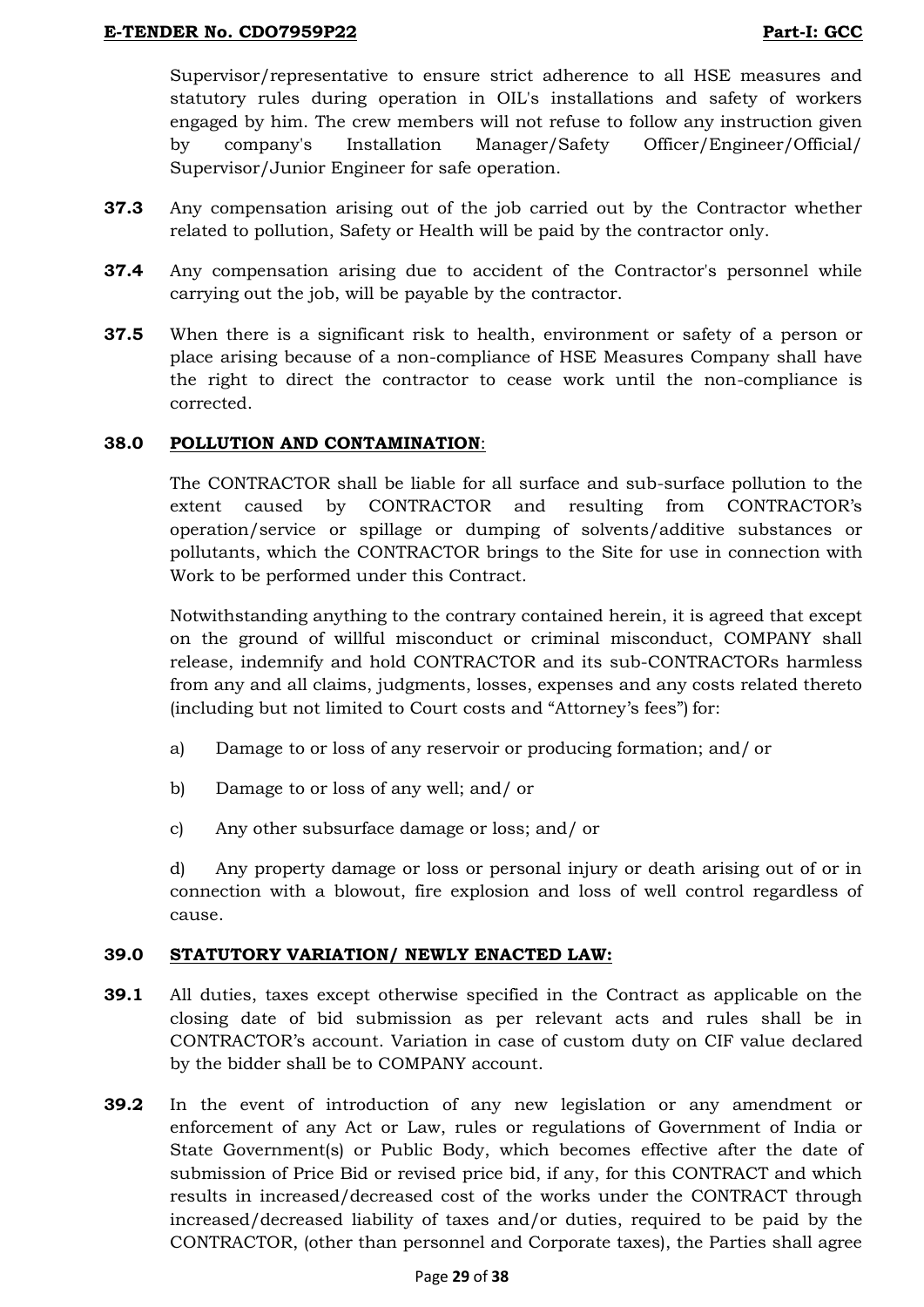Supervisor/representative to ensure strict adherence to all HSE measures and statutory rules during operation in OIL's installations and safety of workers engaged by him. The crew members will not refuse to follow any instruction given by company's Installation Manager/Safety Officer/Engineer/Official/ Supervisor/Junior Engineer for safe operation.

**37.3** Any compensation arising out of the job carried out by the Contractor whether related to pollution, Safety or Health will be paid by the contractor only.

**37.4** Any compensation arising due to accident of the Contractor's personnel while carrying out the job, will be payable by the contractor.

**37.5** When there is a significant risk to health, environment or safety of a person or place arising because of a non-compliance of HSE Measures Company shall have the right to direct the contractor to cease work until the non-compliance is corrected.

## 38.0 POLLUTION AND CONTAMINATION:

The CONTRACTOR shall be liable for all surface and sub-surface pollution to the extent caused by CONTRACTOR and resulting from CONTRACTOR's operation/service or spillage or dumping of solvents/additive substances or pollutants, which the CONTRACTOR brings to the Site for use in connection with Work to be performed under this Contract.

Notwithstanding anything to the contrary contained herein, it is agreed that except on the ground of willful misconduct or criminal misconduct, COMPANY shall release, indemnify and hold CONTRACTOR and its sub-CONTRACTORs harmless from any and all claims, judgments, losses, expenses and any costs related thereto (including but not limited to Court costs and "Attorney's fees") for:

a) Damage to or loss of any reservoir or producing formation; and/ or

b) Damage to or loss of any well; and/ or

c) Any other subsurface damage or loss; and/ or

d) Any property damage or loss or personal injury or death arising out of or in connection with a blowout, fire explosion and loss of well control regardless of cause.

## 39.0 STATUTORY VARIATION/ NEWLY ENACTED LAW:

**39.1** All duties, taxes except otherwise specified in the Contract as applicable on the closing date of bid submission as per relevant acts and rules shall be in CONTRACTOR's account. Variation in case of custom duty on CIF value declared by the bidder shall be to COMPANY account.

**39.2** In the event of introduction of any new legislation or any amendment or enforcement of any Act or Law, rules or regulations of Government of India or State Government(s) or Public Body, which becomes effective after the date of submission of Price Bid or revised price bid, if any, for this CONTRACT and which results in increased/decreased cost of the works under the CONTRACT through increased/decreased liability of taxes and/or duties, required to be paid by the CONTRACTOR, (other than personnel and Corporate taxes), the Parties shall agree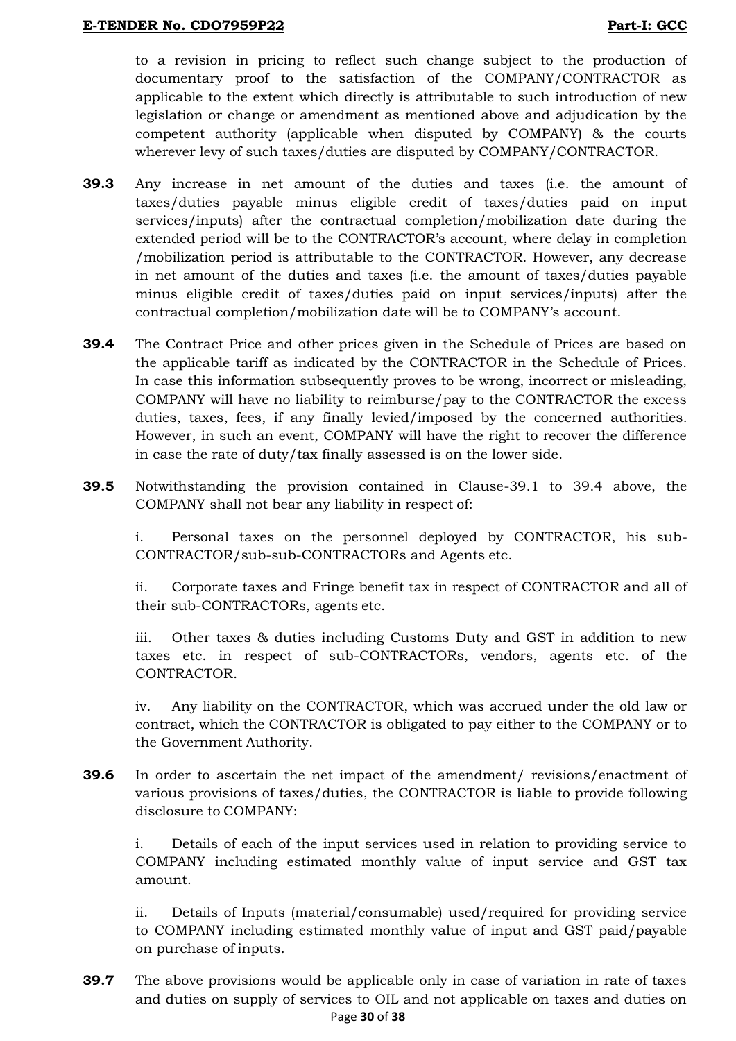to a revision in pricing to reflect such change subject to the production of documentary proof to the satisfaction of the COMPANY/CONTRACTOR as applicable to the extent which directly is attributable to such introduction of new legislation or change or amendment as mentioned above and adjudication by the competent authority (applicable when disputed by COMPANY) & the courts wherever levy of such taxes/duties are disputed by COMPANY/CONTRACTOR.

**39.3** Any increase in net amount of the duties and taxes (i.e. the amount of taxes/duties payable minus eligible credit of taxes/duties paid on input services/inputs) after the contractual completion/mobilization date during the extended period will be to the CONTRACTOR's account, where delay in completion /mobilization period is attributable to the CONTRACTOR. However, any decrease in net amount of the duties and taxes (i.e. the amount of taxes/duties payable minus eligible credit of taxes/duties paid on input services/inputs) after the contractual completion/mobilization date will be to COMPANY's account.

**39.4** The Contract Price and other prices given in the Schedule of Prices are based on the applicable tariff as indicated by the CONTRACTOR in the Schedule of Prices. In case this information subsequently proves to be wrong, incorrect or misleading, COMPANY will have no liability to reimburse/pay to the CONTRACTOR the excess duties, taxes, fees, if any finally levied/imposed by the concerned authorities. However, in such an event, COMPANY will have the right to recover the difference in case the rate of duty/tax finally assessed is on the lower side.

**39.5** Notwithstanding the provision contained in Clause-39.1 to 39.4 above, the COMPANY shall not bear any liability in respect of:

i. Personal taxes on the personnel deployed by CONTRACTOR, his sub-CONTRACTOR/sub-sub-CONTRACTORs and Agents etc.

ii. Corporate taxes and Fringe benefit tax in respect of CONTRACTOR and all of their sub-CONTRACTORs, agents etc.

iii. Other taxes & duties including Customs Duty and GST in addition to new taxes etc. in respect of sub-CONTRACTORs, vendors, agents etc. of the CONTRACTOR.

iv. Any liability on the CONTRACTOR, which was accrued under the old law or contract, which the CONTRACTOR is obligated to pay either to the COMPANY or to the Government Authority.

**39.6** In order to ascertain the net impact of the amendment/ revisions/enactment of various provisions of taxes/duties, the CONTRACTOR is liable to provide following disclosure to COMPANY:

i. Details of each of the input services used in relation to providing service to COMPANY including estimated monthly value of input service and GST tax amount.

ii. Details of Inputs (material/consumable) used/required for providing service to COMPANY including estimated monthly value of input and GST paid/payable on purchase of inputs.

**39.7** The above provisions would be applicable only in case of variation in rate of taxes and duties on supply of services to OIL and not applicable on taxes and duties on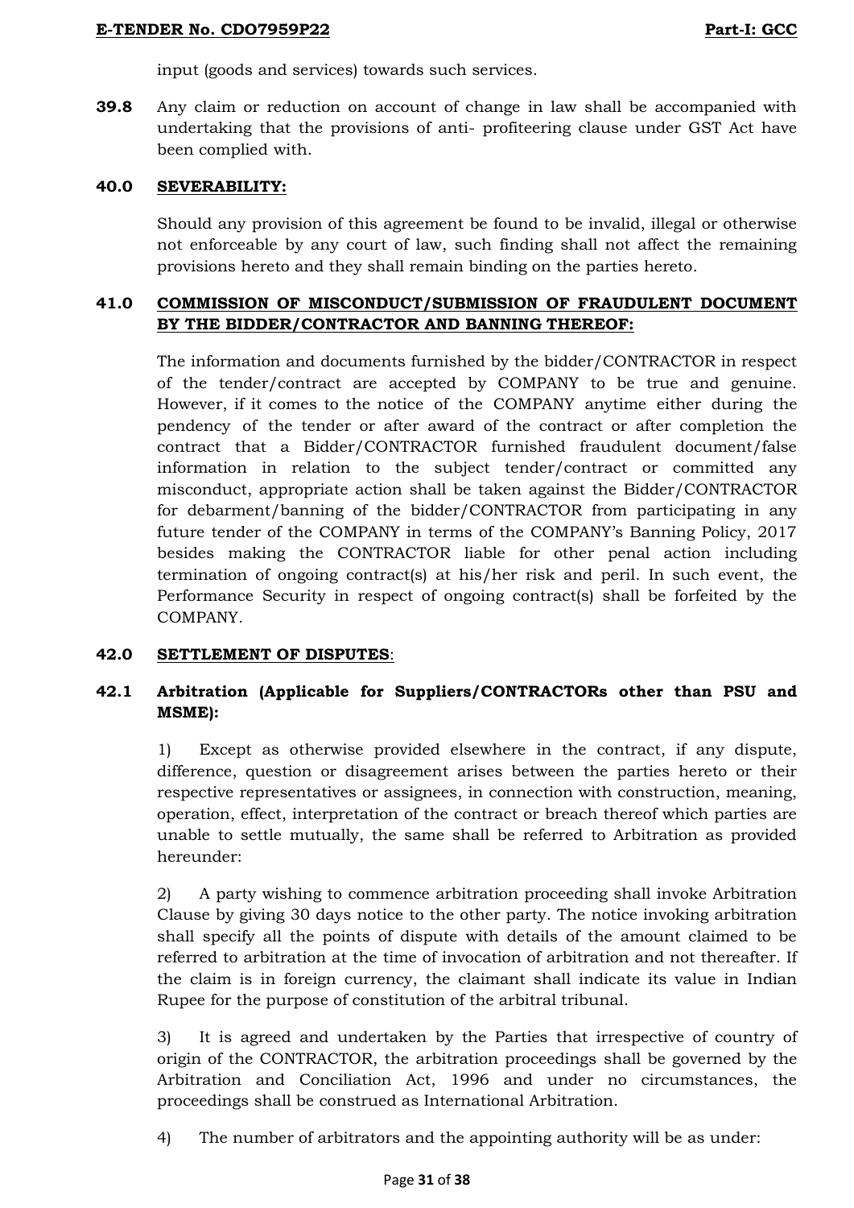input (goods and services) towards such services.

**39.8** Any claim or reduction on account of change in law shall be accompanied with undertaking that the provisions of anti- profiteering clause under GST Act have been complied with.

## 40.0 SEVERABILITY:

Should any provision of this agreement be found to be invalid, illegal or otherwise not enforceable by any court of law, such finding shall not affect the remaining provisions hereto and they shall remain binding on the parties hereto.

## 41.0 COMMISSION OF MISCONDUCT/SUBMISSION OF FRAUDULENT DOCUMENT BY THE BIDDER/CONTRACTOR AND BANNING THEREOF:

The information and documents furnished by the bidder/CONTRACTOR in respect of the tender/contract are accepted by COMPANY to be true and genuine. However, if it comes to the notice of the COMPANY anytime either during the pendency of the tender or after award of the contract or after completion the contract that a Bidder/CONTRACTOR furnished fraudulent document/false information in relation to the subject tender/contract or committed any misconduct, appropriate action shall be taken against the Bidder/CONTRACTOR for debarment/banning of the bidder/CONTRACTOR from participating in any future tender of the COMPANY in terms of the COMPANY's Banning Policy, 2017 besides making the CONTRACTOR liable for other penal action including termination of ongoing contract(s) at his/her risk and peril. In such event, the Performance Security in respect of ongoing contract(s) shall be forfeited by the COMPANY.

## 42.0 SETTLEMENT OF DISPUTES:

### 42.1 Arbitration (Applicable for Suppliers/CONTRACTORs other than PSU and MSME):

1) Except as otherwise provided elsewhere in the contract, if any dispute, difference, question or disagreement arises between the parties hereto or their respective representatives or assignees, in connection with construction, meaning, operation, effect, interpretation of the contract or breach thereof which parties are unable to settle mutually, the same shall be referred to Arbitration as provided hereunder:

2) A party wishing to commence arbitration proceeding shall invoke Arbitration Clause by giving 30 days notice to the other party. The notice invoking arbitration shall specify all the points of dispute with details of the amount claimed to be referred to arbitration at the time of invocation of arbitration and not thereafter. If the claim is in foreign currency, the claimant shall indicate its value in Indian Rupee for the purpose of constitution of the arbitral tribunal.

3) It is agreed and undertaken by the Parties that irrespective of country of origin of the CONTRACTOR, the arbitration proceedings shall be governed by the Arbitration and Conciliation Act, 1996 and under no circumstances, the proceedings shall be construed as International Arbitration.

4) The number of arbitrators and the appointing authority will be as under: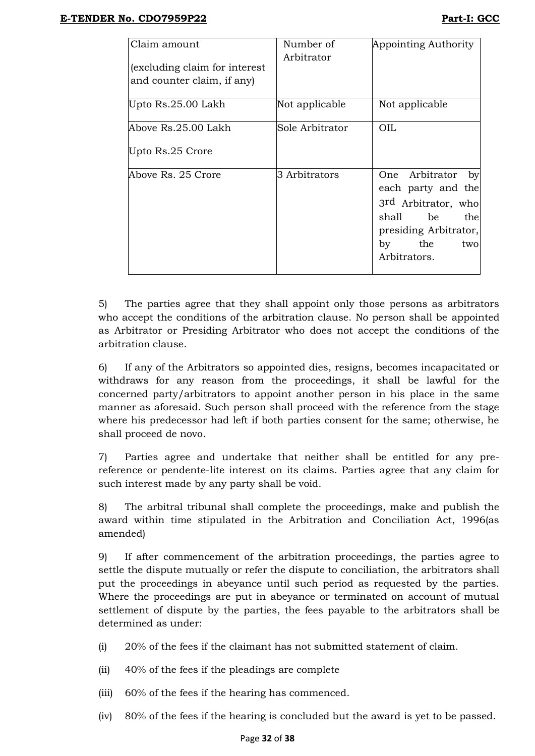| Claim amount<br><br>(excluding claim for interest and counter claim, if any) | Number of Arbitrator | Appointing Authority |
|---|---|---|
| Upto Rs.25.00 Lakh | Not applicable | Not applicable |
| Above Rs.25.00 Lakh<br><br>Upto Rs.25 Crore | Sole Arbitrator | OIL |
| Above Rs. 25 Crore | 3 Arbitrators | One Arbitrator by each party and the 3rd Arbitrator, who shall be the presiding Arbitrator, by the two Arbitrators. |

5) The parties agree that they shall appoint only those persons as arbitrators who accept the conditions of the arbitration clause. No person shall be appointed as Arbitrator or Presiding Arbitrator who does not accept the conditions of the arbitration clause.

6) If any of the Arbitrators so appointed dies, resigns, becomes incapacitated or withdraws for any reason from the proceedings, it shall be lawful for the concerned party/arbitrators to appoint another person in his place in the same manner as aforesaid. Such person shall proceed with the reference from the stage where his predecessor had left if both parties consent for the same; otherwise, he shall proceed de novo.

7) Parties agree and undertake that neither shall be entitled for any pre-reference or pendente-lite interest on its claims. Parties agree that any claim for such interest made by any party shall be void.

8) The arbitral tribunal shall complete the proceedings, make and publish the award within time stipulated in the Arbitration and Conciliation Act, 1996(as amended)

9) If after commencement of the arbitration proceedings, the parties agree to settle the dispute mutually or refer the dispute to conciliation, the arbitrators shall put the proceedings in abeyance until such period as requested by the parties. Where the proceedings are put in abeyance or terminated on account of mutual settlement of dispute by the parties, the fees payable to the arbitrators shall be determined as under:

(i) 20% of the fees if the claimant has not submitted statement of claim.

(ii) 40% of the fees if the pleadings are complete

(iii) 60% of the fees if the hearing has commenced.

(iv) 80% of the fees if the hearing is concluded but the award is yet to be passed.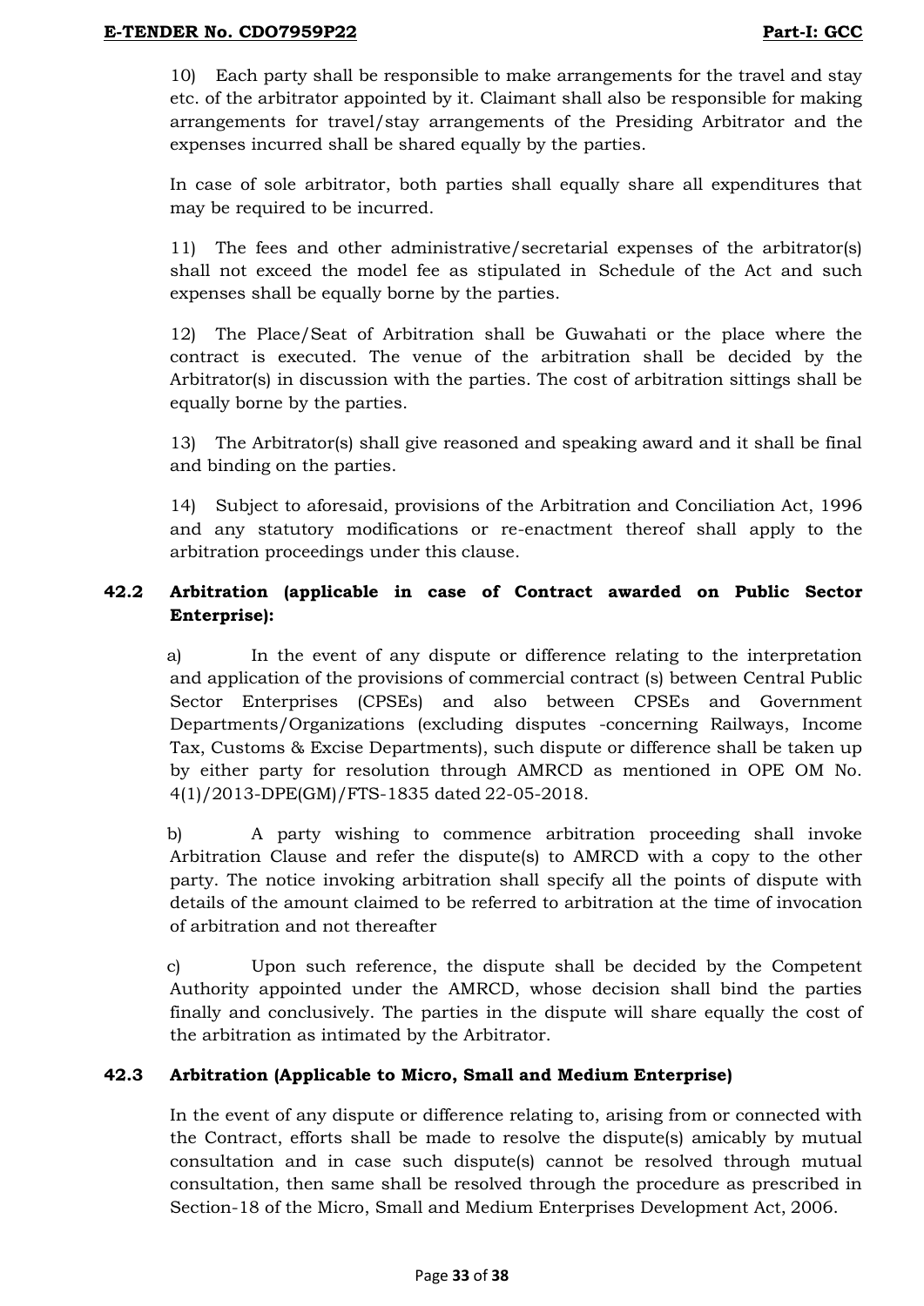10) Each party shall be responsible to make arrangements for the travel and stay etc. of the arbitrator appointed by it. Claimant shall also be responsible for making arrangements for travel/stay arrangements of the Presiding Arbitrator and the expenses incurred shall be shared equally by the parties.

In case of sole arbitrator, both parties shall equally share all expenditures that may be required to be incurred.

11) The fees and other administrative/secretarial expenses of the arbitrator(s) shall not exceed the model fee as stipulated in Schedule of the Act and such expenses shall be equally borne by the parties.

12) The Place/Seat of Arbitration shall be Guwahati or the place where the contract is executed. The venue of the arbitration shall be decided by the Arbitrator(s) in discussion with the parties. The cost of arbitration sittings shall be equally borne by the parties.

13) The Arbitrator(s) shall give reasoned and speaking award and it shall be final and binding on the parties.

14) Subject to aforesaid, provisions of the Arbitration and Conciliation Act, 1996 and any statutory modifications or re-enactment thereof shall apply to the arbitration proceedings under this clause.

**42.2 Arbitration (applicable in case of Contract awarded on Public Sector Enterprise):**

a) In the event of any dispute or difference relating to the interpretation and application of the provisions of commercial contract (s) between Central Public Sector Enterprises (CPSEs) and also between CPSEs and Government Departments/Organizations (excluding disputes -concerning Railways, Income Tax, Customs & Excise Departments), such dispute or difference shall be taken up by either party for resolution through AMRCD as mentioned in OPE OM No. 4(1)/2013-DPE(GM)/FTS-1835 dated 22-05-2018.

b) A party wishing to commence arbitration proceeding shall invoke Arbitration Clause and refer the dispute(s) to AMRCD with a copy to the other party. The notice invoking arbitration shall specify all the points of dispute with details of the amount claimed to be referred to arbitration at the time of invocation of arbitration and not thereafter

c) Upon such reference, the dispute shall be decided by the Competent Authority appointed under the AMRCD, whose decision shall bind the parties finally and conclusively. The parties in the dispute will share equally the cost of the arbitration as intimated by the Arbitrator.

**42.3 Arbitration (Applicable to Micro, Small and Medium Enterprise)**

In the event of any dispute or difference relating to, arising from or connected with the Contract, efforts shall be made to resolve the dispute(s) amicably by mutual consultation and in case such dispute(s) cannot be resolved through mutual consultation, then same shall be resolved through the procedure as prescribed in Section-18 of the Micro, Small and Medium Enterprises Development Act, 2006.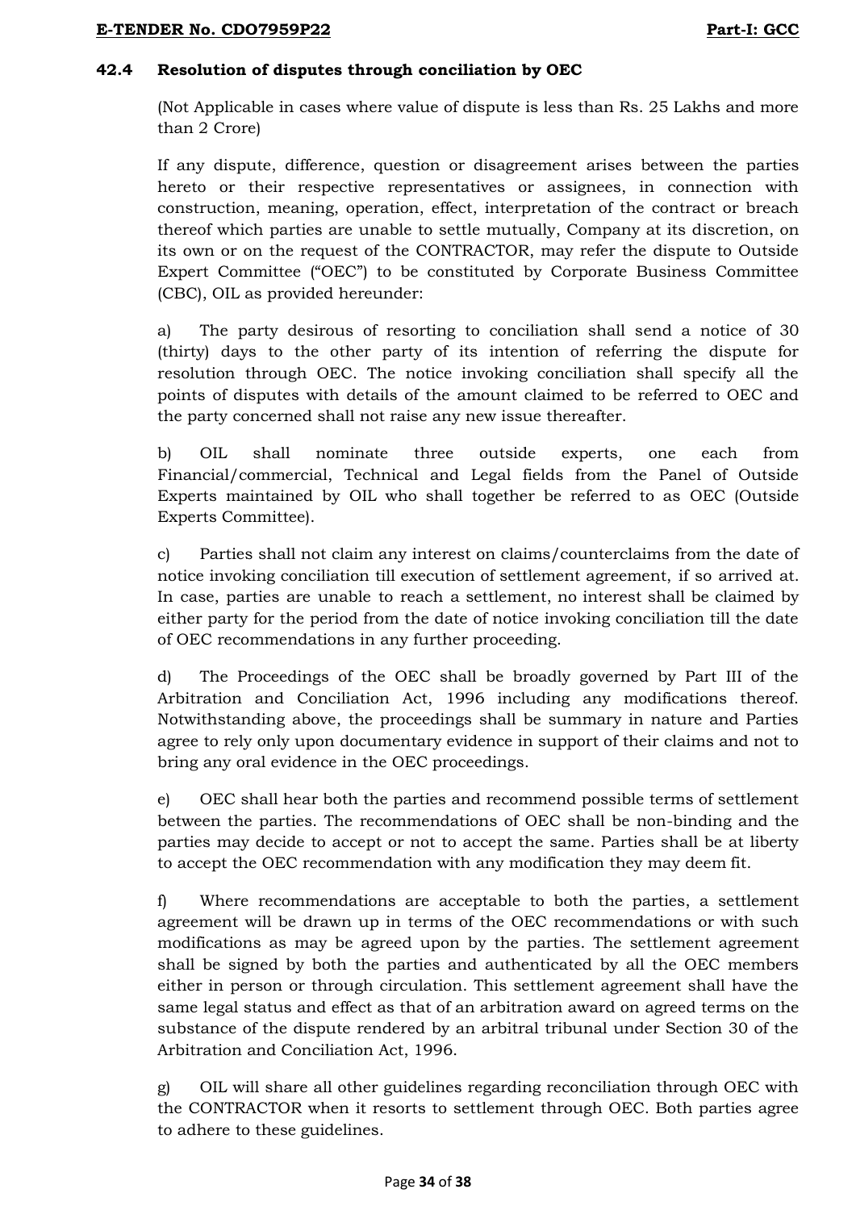### 42.4 Resolution of disputes through conciliation by OEC

(Not Applicable in cases where value of dispute is less than Rs. 25 Lakhs and more than 2 Crore)

If any dispute, difference, question or disagreement arises between the parties hereto or their respective representatives or assignees, in connection with construction, meaning, operation, effect, interpretation of the contract or breach thereof which parties are unable to settle mutually, Company at its discretion, on its own or on the request of the CONTRACTOR, may refer the dispute to Outside Expert Committee ("OEC") to be constituted by Corporate Business Committee (CBC), OIL as provided hereunder:

a) The party desirous of resorting to conciliation shall send a notice of 30 (thirty) days to the other party of its intention of referring the dispute for resolution through OEC. The notice invoking conciliation shall specify all the points of disputes with details of the amount claimed to be referred to OEC and the party concerned shall not raise any new issue thereafter.

b) OIL shall nominate three outside experts, one each from Financial/commercial, Technical and Legal fields from the Panel of Outside Experts maintained by OIL who shall together be referred to as OEC (Outside Experts Committee).

c) Parties shall not claim any interest on claims/counterclaims from the date of notice invoking conciliation till execution of settlement agreement, if so arrived at. In case, parties are unable to reach a settlement, no interest shall be claimed by either party for the period from the date of notice invoking conciliation till the date of OEC recommendations in any further proceeding.

d) The Proceedings of the OEC shall be broadly governed by Part III of the Arbitration and Conciliation Act, 1996 including any modifications thereof. Notwithstanding above, the proceedings shall be summary in nature and Parties agree to rely only upon documentary evidence in support of their claims and not to bring any oral evidence in the OEC proceedings.

e) OEC shall hear both the parties and recommend possible terms of settlement between the parties. The recommendations of OEC shall be non-binding and the parties may decide to accept or not to accept the same. Parties shall be at liberty to accept the OEC recommendation with any modification they may deem fit.

f) Where recommendations are acceptable to both the parties, a settlement agreement will be drawn up in terms of the OEC recommendations or with such modifications as may be agreed upon by the parties. The settlement agreement shall be signed by both the parties and authenticated by all the OEC members either in person or through circulation. This settlement agreement shall have the same legal status and effect as that of an arbitration award on agreed terms on the substance of the dispute rendered by an arbitral tribunal under Section 30 of the Arbitration and Conciliation Act, 1996.

g) OIL will share all other guidelines regarding reconciliation through OEC with the CONTRACTOR when it resorts to settlement through OEC. Both parties agree to adhere to these guidelines.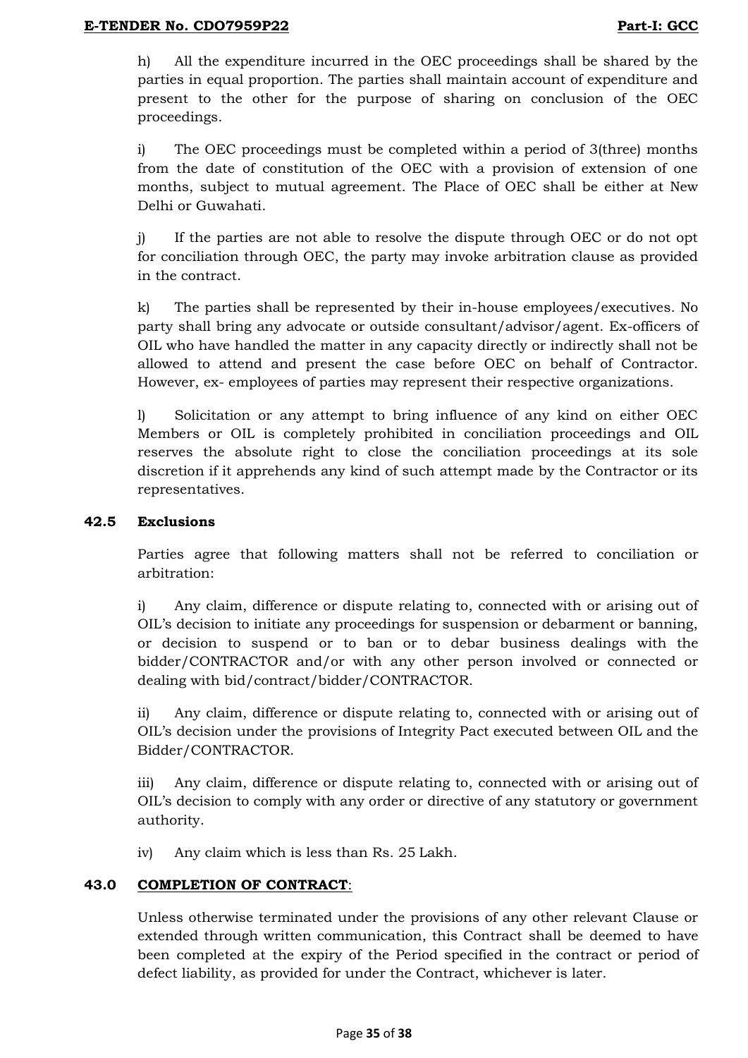h) All the expenditure incurred in the OEC proceedings shall be shared by the parties in equal proportion. The parties shall maintain account of expenditure and present to the other for the purpose of sharing on conclusion of the OEC proceedings.

i) The OEC proceedings must be completed within a period of 3(three) months from the date of constitution of the OEC with a provision of extension of one months, subject to mutual agreement. The Place of OEC shall be either at New Delhi or Guwahati.

j) If the parties are not able to resolve the dispute through OEC or do not opt for conciliation through OEC, the party may invoke arbitration clause as provided in the contract.

k) The parties shall be represented by their in-house employees/executives. No party shall bring any advocate or outside consultant/advisor/agent. Ex-officers of OIL who have handled the matter in any capacity directly or indirectly shall not be allowed to attend and present the case before OEC on behalf of Contractor. However, ex- employees of parties may represent their respective organizations.

l) Solicitation or any attempt to bring influence of any kind on either OEC Members or OIL is completely prohibited in conciliation proceedings and OIL reserves the absolute right to close the conciliation proceedings at its sole discretion if it apprehends any kind of such attempt made by the Contractor or its representatives.

**42.5 Exclusions**

Parties agree that following matters shall not be referred to conciliation or arbitration:

i) Any claim, difference or dispute relating to, connected with or arising out of OIL's decision to initiate any proceedings for suspension or debarment or banning, or decision to suspend or to ban or to debar business dealings with the bidder/CONTRACTOR and/or with any other person involved or connected or dealing with bid/contract/bidder/CONTRACTOR.

ii) Any claim, difference or dispute relating to, connected with or arising out of OIL's decision under the provisions of Integrity Pact executed between OIL and the Bidder/CONTRACTOR.

iii) Any claim, difference or dispute relating to, connected with or arising out of OIL's decision to comply with any order or directive of any statutory or government authority.

iv) Any claim which is less than Rs. 25 Lakh.

**43.0 <u>COMPLETION OF CONTRACT</u>:**

Unless otherwise terminated under the provisions of any other relevant Clause or extended through written communication, this Contract shall be deemed to have been completed at the expiry of the Period specified in the contract or period of defect liability, as provided for under the Contract, whichever is later.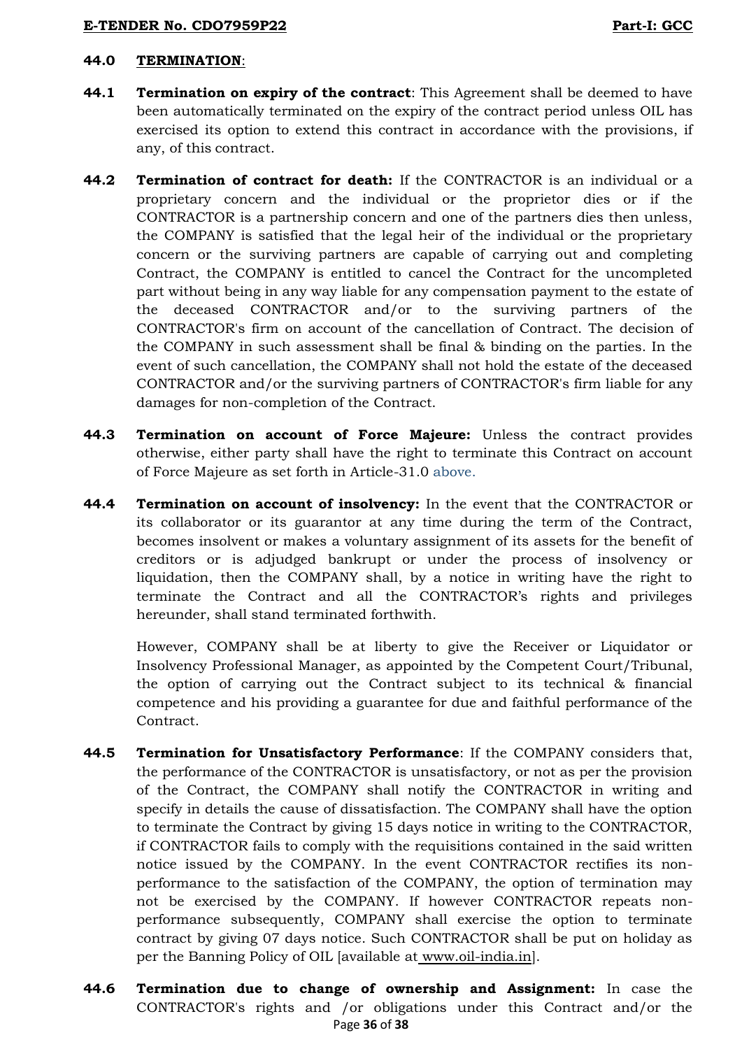## 44.0 TERMINATION:

**44.1 Termination on expiry of the contract**: This Agreement shall be deemed to have been automatically terminated on the expiry of the contract period unless OIL has exercised its option to extend this contract in accordance with the provisions, if any, of this contract.

**44.2 Termination of contract for death:** If the CONTRACTOR is an individual or a proprietary concern and the individual or the proprietor dies or if the CONTRACTOR is a partnership concern and one of the partners dies then unless, the COMPANY is satisfied that the legal heir of the individual or the proprietary concern or the surviving partners are capable of carrying out and completing Contract, the COMPANY is entitled to cancel the Contract for the uncompleted part without being in any way liable for any compensation payment to the estate of the deceased CONTRACTOR and/or to the surviving partners of the CONTRACTOR's firm on account of the cancellation of Contract. The decision of the COMPANY in such assessment shall be final & binding on the parties. In the event of such cancellation, the COMPANY shall not hold the estate of the deceased CONTRACTOR and/or the surviving partners of CONTRACTOR's firm liable for any damages for non-completion of the Contract.

**44.3 Termination on account of Force Majeure:** Unless the contract provides otherwise, either party shall have the right to terminate this Contract on account of Force Majeure as set forth in Article-31.0 above.

**44.4 Termination on account of insolvency:** In the event that the CONTRACTOR or its collaborator or its guarantor at any time during the term of the Contract, becomes insolvent or makes a voluntary assignment of its assets for the benefit of creditors or is adjudged bankrupt or under the process of insolvency or liquidation, then the COMPANY shall, by a notice in writing have the right to terminate the Contract and all the CONTRACTOR's rights and privileges hereunder, shall stand terminated forthwith.

However, COMPANY shall be at liberty to give the Receiver or Liquidator or Insolvency Professional Manager, as appointed by the Competent Court/Tribunal, the option of carrying out the Contract subject to its technical & financial competence and his providing a guarantee for due and faithful performance of the Contract.

**44.5 Termination for Unsatisfactory Performance**: If the COMPANY considers that, the performance of the CONTRACTOR is unsatisfactory, or not as per the provision of the Contract, the COMPANY shall notify the CONTRACTOR in writing and specify in details the cause of dissatisfaction. The COMPANY shall have the option to terminate the Contract by giving 15 days notice in writing to the CONTRACTOR, if CONTRACTOR fails to comply with the requisitions contained in the said written notice issued by the COMPANY. In the event CONTRACTOR rectifies its non-performance to the satisfaction of the COMPANY, the option of termination may not be exercised by the COMPANY. If however CONTRACTOR repeats non-performance subsequently, COMPANY shall exercise the option to terminate contract by giving 07 days notice. Such CONTRACTOR shall be put on holiday as per the Banning Policy of OIL [available at www.oil-india.in].

**44.6 Termination due to change of ownership and Assignment:** In case the CONTRACTOR's rights and /or obligations under this Contract and/or the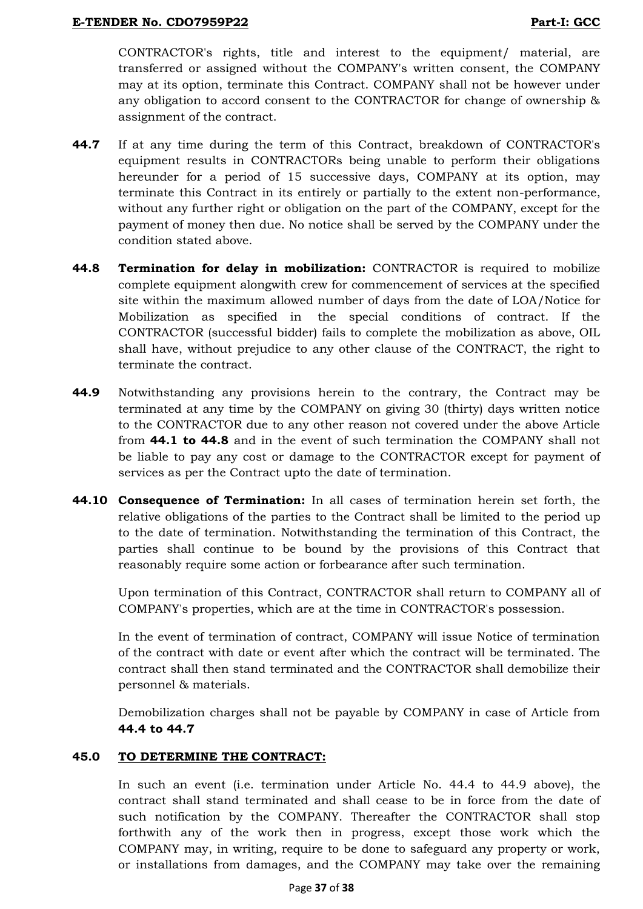CONTRACTOR's rights, title and interest to the equipment/ material, are transferred or assigned without the COMPANY's written consent, the COMPANY may at its option, terminate this Contract. COMPANY shall not be however under any obligation to accord consent to the CONTRACTOR for change of ownership & assignment of the contract.

**44.7** If at any time during the term of this Contract, breakdown of CONTRACTOR's equipment results in CONTRACTORs being unable to perform their obligations hereunder for a period of 15 successive days, COMPANY at its option, may terminate this Contract in its entirely or partially to the extent non-performance, without any further right or obligation on the part of the COMPANY, except for the payment of money then due. No notice shall be served by the COMPANY under the condition stated above.

**44.8** **Termination for delay in mobilization:** CONTRACTOR is required to mobilize complete equipment alongwith crew for commencement of services at the specified site within the maximum allowed number of days from the date of LOA/Notice for Mobilization as specified in the special conditions of contract. If the CONTRACTOR (successful bidder) fails to complete the mobilization as above, OIL shall have, without prejudice to any other clause of the CONTRACT, the right to terminate the contract.

**44.9** Notwithstanding any provisions herein to the contrary, the Contract may be terminated at any time by the COMPANY on giving 30 (thirty) days written notice to the CONTRACTOR due to any other reason not covered under the above Article from **44.1 to 44.8** and in the event of such termination the COMPANY shall not be liable to pay any cost or damage to the CONTRACTOR except for payment of services as per the Contract upto the date of termination.

**44.10** **Consequence of Termination:** In all cases of termination herein set forth, the relative obligations of the parties to the Contract shall be limited to the period up to the date of termination. Notwithstanding the termination of this Contract, the parties shall continue to be bound by the provisions of this Contract that reasonably require some action or forbearance after such termination.

Upon termination of this Contract, CONTRACTOR shall return to COMPANY all of COMPANY's properties, which are at the time in CONTRACTOR's possession.

In the event of termination of contract, COMPANY will issue Notice of termination of the contract with date or event after which the contract will be terminated. The contract shall then stand terminated and the CONTRACTOR shall demobilize their personnel & materials.

Demobilization charges shall not be payable by COMPANY in case of Article from **44.4 to 44.7**

**45.0** **<u>TO DETERMINE THE CONTRACT:</u>**

In such an event (i.e. termination under Article No. 44.4 to 44.9 above), the contract shall stand terminated and shall cease to be in force from the date of such notification by the COMPANY. Thereafter the CONTRACTOR shall stop forthwith any of the work then in progress, except those work which the COMPANY may, in writing, require to be done to safeguard any property or work, or installations from damages, and the COMPANY may take over the remaining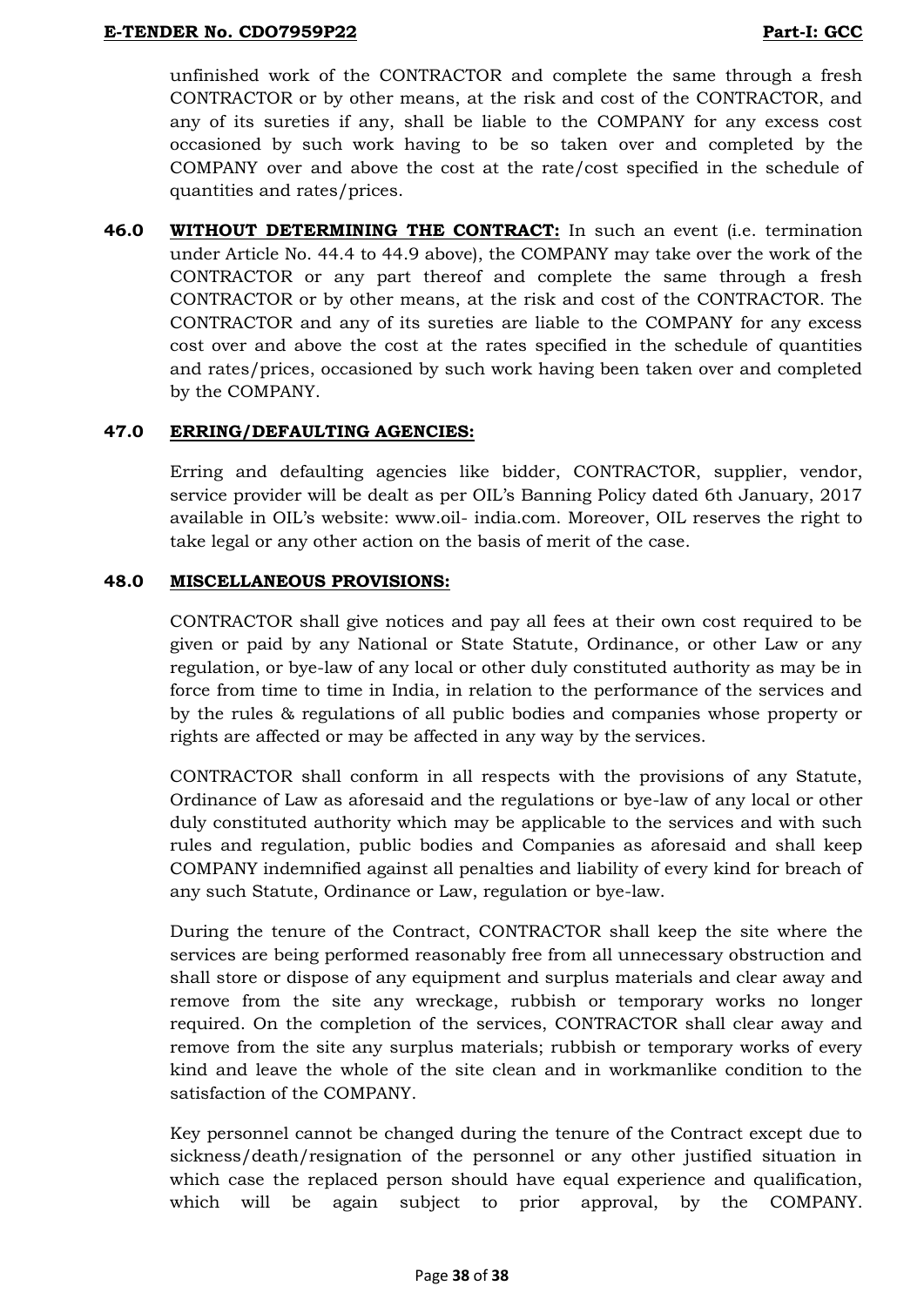unfinished work of the CONTRACTOR and complete the same through a fresh CONTRACTOR or by other means, at the risk and cost of the CONTRACTOR, and any of its sureties if any, shall be liable to the COMPANY for any excess cost occasioned by such work having to be so taken over and completed by the COMPANY over and above the cost at the rate/cost specified in the schedule of quantities and rates/prices.

**46.0 WITHOUT DETERMINING THE CONTRACT:** In such an event (i.e. termination under Article No. 44.4 to 44.9 above), the COMPANY may take over the work of the CONTRACTOR or any part thereof and complete the same through a fresh CONTRACTOR or by other means, at the risk and cost of the CONTRACTOR. The CONTRACTOR and any of its sureties are liable to the COMPANY for any excess cost over and above the cost at the rates specified in the schedule of quantities and rates/prices, occasioned by such work having been taken over and completed by the COMPANY.

**47.0 ERRING/DEFAULTING AGENCIES:**

Erring and defaulting agencies like bidder, CONTRACTOR, supplier, vendor, service provider will be dealt as per OIL's Banning Policy dated 6th January, 2017 available in OIL's website: www.oil- india.com. Moreover, OIL reserves the right to take legal or any other action on the basis of merit of the case.

**48.0 MISCELLANEOUS PROVISIONS:**

CONTRACTOR shall give notices and pay all fees at their own cost required to be given or paid by any National or State Statute, Ordinance, or other Law or any regulation, or bye-law of any local or other duly constituted authority as may be in force from time to time in India, in relation to the performance of the services and by the rules & regulations of all public bodies and companies whose property or rights are affected or may be affected in any way by the services.

CONTRACTOR shall conform in all respects with the provisions of any Statute, Ordinance of Law as aforesaid and the regulations or bye-law of any local or other duly constituted authority which may be applicable to the services and with such rules and regulation, public bodies and Companies as aforesaid and shall keep COMPANY indemnified against all penalties and liability of every kind for breach of any such Statute, Ordinance or Law, regulation or bye-law.

During the tenure of the Contract, CONTRACTOR shall keep the site where the services are being performed reasonably free from all unnecessary obstruction and shall store or dispose of any equipment and surplus materials and clear away and remove from the site any wreckage, rubbish or temporary works no longer required. On the completion of the services, CONTRACTOR shall clear away and remove from the site any surplus materials; rubbish or temporary works of every kind and leave the whole of the site clean and in workmanlike condition to the satisfaction of the COMPANY.

Key personnel cannot be changed during the tenure of the Contract except due to sickness/death/resignation of the personnel or any other justified situation in which case the replaced person should have equal experience and qualification, which will be again subject to prior approval, by the COMPANY.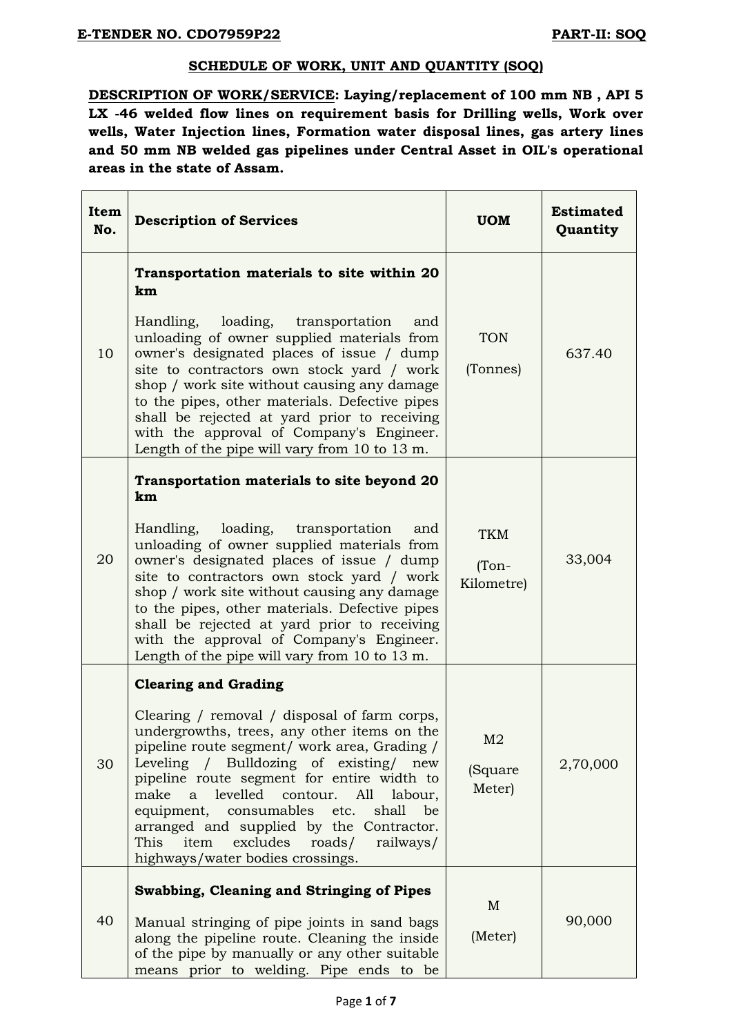**E-TENDER NO. CDO7959P22** **PART-II: SOQ**

## SCHEDULE OF WORK, UNIT AND QUANTITY (SOQ)

**DESCRIPTION OF WORK/SERVICE: Laying/replacement of 100 mm NB , API 5 LX -46 welded flow lines on requirement basis for Drilling wells, Work over wells, Water Injection lines, Formation water disposal lines, gas artery lines and 50 mm NB welded gas pipelines under Central Asset in OIL's operational areas in the state of Assam.**

| Item No. | Description of Services | UOM | Estimated Quantity |
|---|---|---|---|
| 10 | **Transportation materials to site within 20 km**<br><br>Handling, loading, transportation and unloading of owner supplied materials from owner's designated places of issue / dump site to contractors own stock yard / work shop / work site without causing any damage to the pipes, other materials. Defective pipes shall be rejected at yard prior to receiving with the approval of Company's Engineer. Length of the pipe will vary from 10 to 13 m. | TON<br><br>(Tonnes) | 637.40 |
| 20 | **Transportation materials to site beyond 20 km**<br><br>Handling, loading, transportation and unloading of owner supplied materials from owner's designated places of issue / dump site to contractors own stock yard / work shop / work site without causing any damage to the pipes, other materials. Defective pipes shall be rejected at yard prior to receiving with the approval of Company's Engineer. Length of the pipe will vary from 10 to 13 m. | TKM<br><br>(Ton-Kilometre) | 33,004 |
| 30 | **Clearing and Grading**<br><br>Clearing / removal / disposal of farm corps, undergrowths, trees, any other items on the pipeline route segment/ work area, Grading / Leveling / Bulldozing of existing/ new pipeline route segment for entire width to make a levelled contour. All labour, equipment, consumables etc. shall be arranged and supplied by the Contractor. This item excludes roads/ railways/ highways/water bodies crossings. | M2<br><br>(Square Meter) | 2,70,000 |
| 40 | **Swabbing, Cleaning and Stringing of Pipes**<br><br>Manual stringing of pipe joints in sand bags along the pipeline route. Cleaning the inside of the pipe by manually or any other suitable means prior to welding. Pipe ends to be | M<br><br>(Meter) | 90,000 |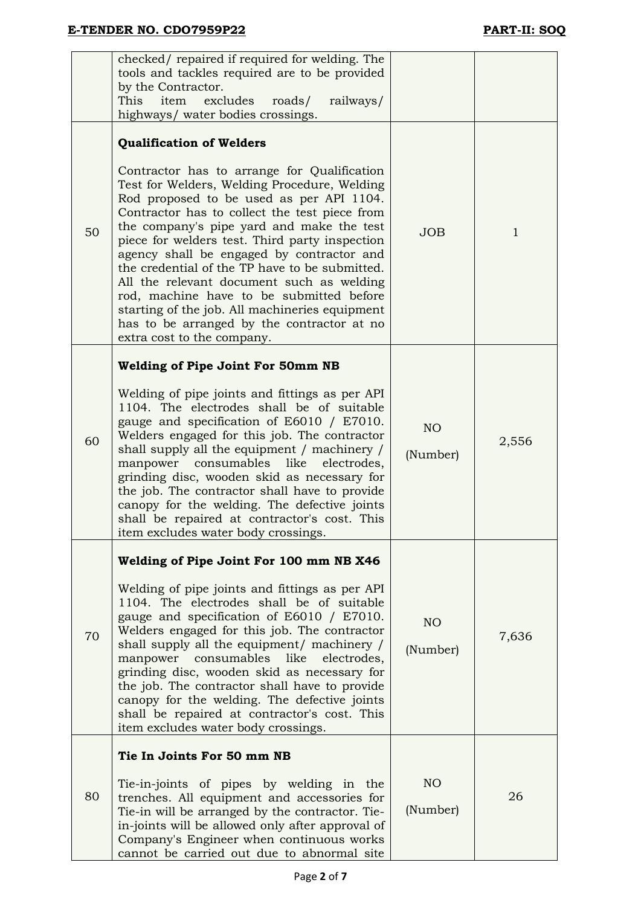| | | | |
|---|---|---|---|
| | checked/ repaired if required for welding. The tools and tackles required are to be provided by the Contractor. This item excludes roads/ railways/ highways/ water bodies crossings. | | |
| 50 | **Qualification of Welders**<br><br>Contractor has to arrange for Qualification Test for Welders, Welding Procedure, Welding Rod proposed to be used as per API 1104. Contractor has to collect the test piece from the company's pipe yard and make the test piece for welders test. Third party inspection agency shall be engaged by contractor and the credential of the TP have to be submitted. All the relevant document such as welding rod, machine have to be submitted before starting of the job. All machineries equipment has to be arranged by the contractor at no extra cost to the company. | JOB | 1 |
| 60 | **Welding of Pipe Joint For 50mm NB**<br><br>Welding of pipe joints and fittings as per API 1104. The electrodes shall be of suitable gauge and specification of E6010 / E7010. Welders engaged for this job. The contractor shall supply all the equipment / machinery / manpower consumables like electrodes, grinding disc, wooden skid as necessary for the job. The contractor shall have to provide canopy for the welding. The defective joints shall be repaired at contractor's cost. This item excludes water body crossings. | NO (Number) | 2,556 |
| 70 | **Welding of Pipe Joint For 100 mm NB X46**<br><br>Welding of pipe joints and fittings as per API 1104. The electrodes shall be of suitable gauge and specification of E6010 / E7010. Welders engaged for this job. The contractor shall supply all the equipment/ machinery / manpower consumables like electrodes, grinding disc, wooden skid as necessary for the job. The contractor shall have to provide canopy for the welding. The defective joints shall be repaired at contractor's cost. This item excludes water body crossings. | NO (Number) | 7,636 |
| 80 | **Tie In Joints For 50 mm NB**<br><br>Tie-in-joints of pipes by welding in the trenches. All equipment and accessories for Tie-in will be arranged by the contractor. Tie-in-joints will be allowed only after approval of Company's Engineer when continuous works cannot be carried out due to abnormal site | NO (Number) | 26 |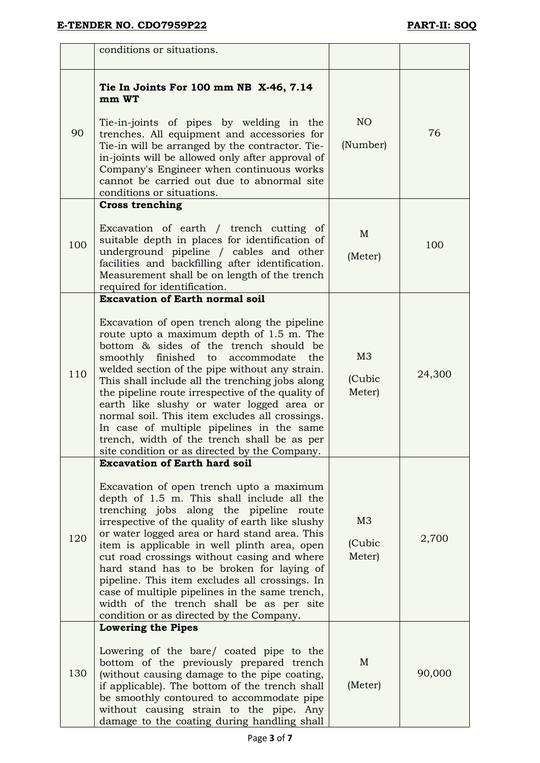| | | | |
|---|---|---|---|
| | conditions or situations. | | |
| 90 | **Tie In Joints For 100 mm NB X-46, 7.14 mm WT**<br><br>Tie-in-joints of pipes by welding in the trenches. All equipment and accessories for Tie-in will be arranged by the contractor. Tie-in-joints will be allowed only after approval of Company's Engineer when continuous works cannot be carried out due to abnormal site conditions or situations. | NO<br><br>(Number) | 76 |
| 100 | **Cross trenching**<br><br>Excavation of earth / trench cutting of suitable depth in places for identification of underground pipeline / cables and other facilities and backfilling after identification. Measurement shall be on length of the trench required for identification. | M<br><br>(Meter) | 100 |
| 110 | **Excavation of Earth normal soil**<br><br>Excavation of open trench along the pipeline route upto a maximum depth of 1.5 m. The bottom & sides of the trench should be smoothly finished to accommodate the welded section of the pipe without any strain. This shall include all the trenching jobs along the pipeline route irrespective of the quality of earth like slushy or water logged area or normal soil. This item excludes all crossings. In case of multiple pipelines in the same trench, width of the trench shall be as per site condition or as directed by the Company. | M3<br><br>(Cubic Meter) | 24,300 |
| 120 | **Excavation of Earth hard soil**<br><br>Excavation of open trench upto a maximum depth of 1.5 m. This shall include all the trenching jobs along the pipeline route irrespective of the quality of earth like slushy or water logged area or hard stand area. This item is applicable in well plinth area, open cut road crossings without casing and where hard stand has to be broken for laying of pipeline. This item excludes all crossings. In case of multiple pipelines in the same trench, width of the trench shall be as per site condition or as directed by the Company. | M3<br><br>(Cubic Meter) | 2,700 |
| 130 | **Lowering the Pipes**<br><br>Lowering of the bare/ coated pipe to the bottom of the previously prepared trench (without causing damage to the pipe coating, if applicable). The bottom of the trench shall be smoothly contoured to accommodate pipe without causing strain to the pipe. Any damage to the coating during handling shall | M<br><br>(Meter) | 90,000 |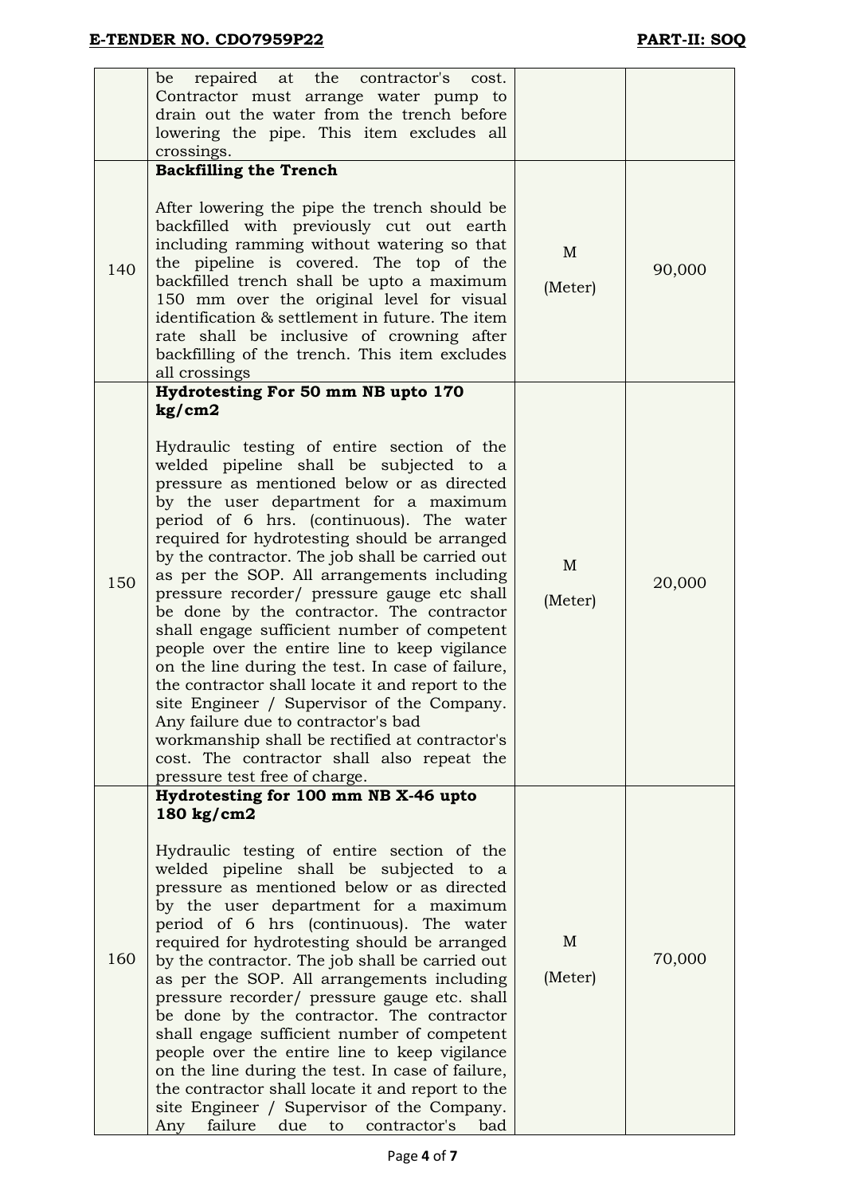| | | | |
|---|---|---|---|
| | be repaired at the contractor's cost. Contractor must arrange water pump to drain out the water from the trench before lowering the pipe. This item excludes all crossings. | | |
| 140 | **Backfilling the Trench**<br><br>After lowering the pipe the trench should be backfilled with previously cut out earth including ramming without watering so that the pipeline is covered. The top of the backfilled trench shall be upto a maximum 150 mm over the original level for visual identification & settlement in future. The item rate shall be inclusive of crowning after backfilling of the trench. This item excludes all crossings | M<br><br>(Meter) | 90,000 |
| 150 | **Hydrotesting For 50 mm NB upto 170 kg/cm2**<br><br>Hydraulic testing of entire section of the welded pipeline shall be subjected to a pressure as mentioned below or as directed by the user department for a maximum period of 6 hrs. (continuous). The water required for hydrotesting should be arranged by the contractor. The job shall be carried out as per the SOP. All arrangements including pressure recorder/ pressure gauge etc shall be done by the contractor. The contractor shall engage sufficient number of competent people over the entire line to keep vigilance on the line during the test. In case of failure, the contractor shall locate it and report to the site Engineer / Supervisor of the Company. Any failure due to contractor's bad workmanship shall be rectified at contractor's cost. The contractor shall also repeat the pressure test free of charge. | M<br><br>(Meter) | 20,000 |
| 160 | **Hydrotesting for 100 mm NB X-46 upto 180 kg/cm2**<br><br>Hydraulic testing of entire section of the welded pipeline shall be subjected to a pressure as mentioned below or as directed by the user department for a maximum period of 6 hrs (continuous). The water required for hydrotesting should be arranged by the contractor. The job shall be carried out as per the SOP. All arrangements including pressure recorder/ pressure gauge etc. shall be done by the contractor. The contractor shall engage sufficient number of competent people over the entire line to keep vigilance on the line during the test. In case of failure, the contractor shall locate it and report to the site Engineer / Supervisor of the Company. Any failure due to contractor's bad | M<br><br>(Meter) | 70,000 |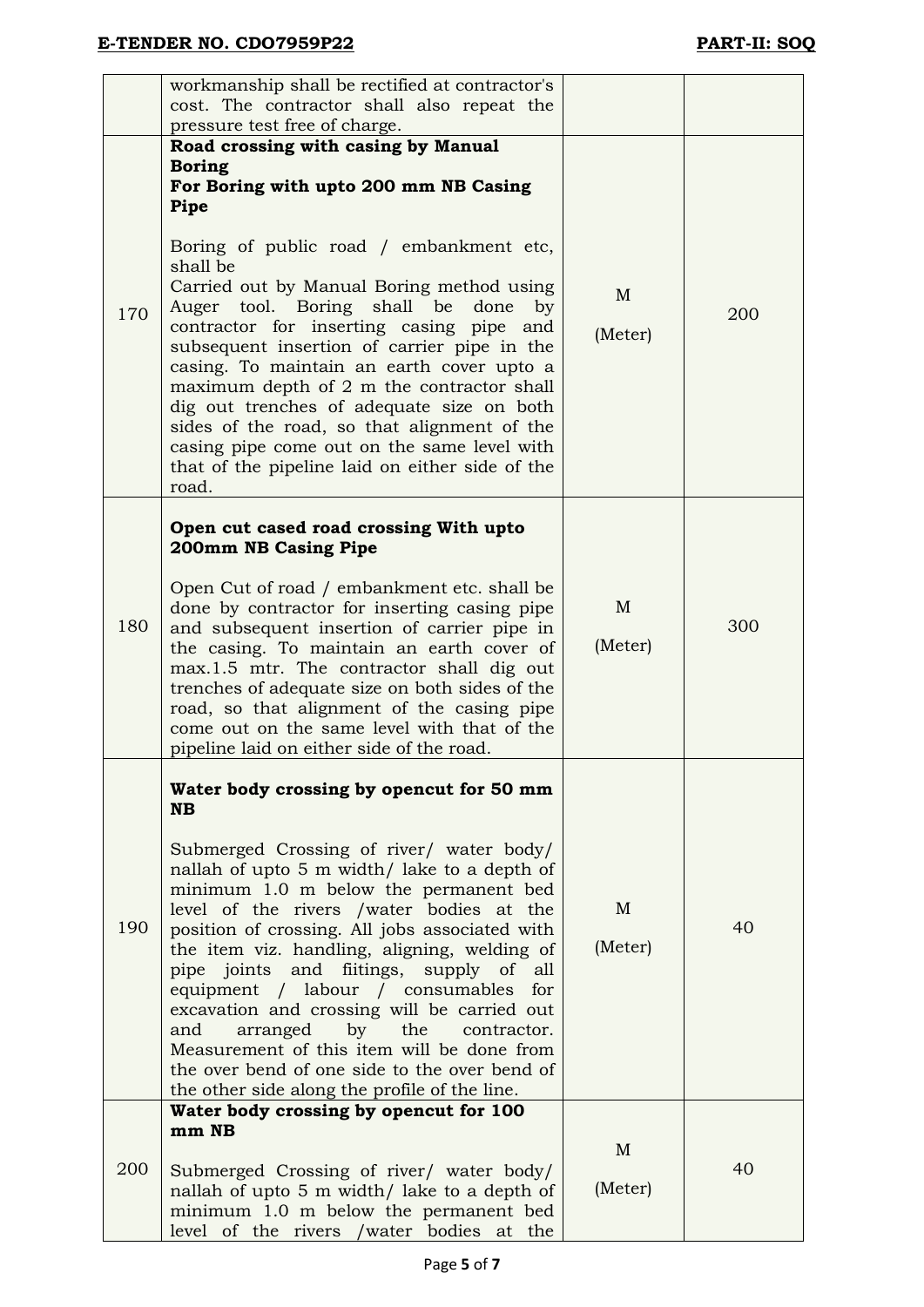| | | | |
|---|---|---|---|
| | workmanship shall be rectified at contractor's cost. The contractor shall also repeat the pressure test free of charge. | | |
| 170 | **Road crossing with casing by Manual Boring**<br>**For Boring with upto 200 mm NB Casing Pipe**<br><br>Boring of public road / embankment etc, shall be<br>Carried out by Manual Boring method using Auger tool. Boring shall be done by contractor for inserting casing pipe and subsequent insertion of carrier pipe in the casing. To maintain an earth cover upto a maximum depth of 2 m the contractor shall dig out trenches of adequate size on both sides of the road, so that alignment of the casing pipe come out on the same level with that of the pipeline laid on either side of the road. | M<br><br>(Meter) | 200 |
| 180 | **Open cut cased road crossing With upto 200mm NB Casing Pipe**<br><br>Open Cut of road / embankment etc. shall be done by contractor for inserting casing pipe and subsequent insertion of carrier pipe in the casing. To maintain an earth cover of max.1.5 mtr. The contractor shall dig out trenches of adequate size on both sides of the road, so that alignment of the casing pipe come out on the same level with that of the pipeline laid on either side of the road. | M<br><br>(Meter) | 300 |
| 190 | **Water body crossing by opencut for 50 mm NB**<br><br>Submerged Crossing of river/ water body/ nallah of upto 5 m width/ lake to a depth of minimum 1.0 m below the permanent bed level of the rivers /water bodies at the position of crossing. All jobs associated with the item viz. handling, aligning, welding of pipe joints and fiitings, supply of all equipment / labour / consumables for excavation and crossing will be carried out and arranged by the contractor. Measurement of this item will be done from the over bend of one side to the over bend of the other side along the profile of the line. | M<br><br>(Meter) | 40 |
| 200 | **Water body crossing by opencut for 100 mm NB**<br><br>Submerged Crossing of river/ water body/ nallah of upto 5 m width/ lake to a depth of minimum 1.0 m below the permanent bed level of the rivers /water bodies at the | M<br><br>(Meter) | 40 |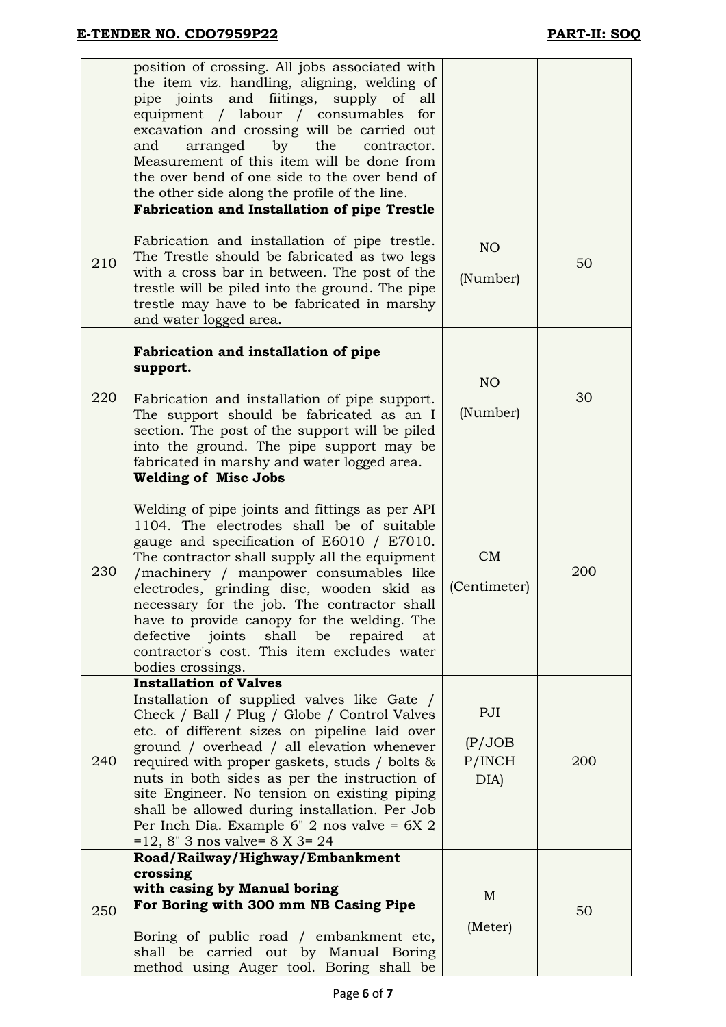| | | | |
|---|---|---|---|
| | position of crossing. All jobs associated with the item viz. handling, aligning, welding of pipe joints and fiitings, supply of all equipment / labour / consumables for excavation and crossing will be carried out and arranged by the contractor. Measurement of this item will be done from the over bend of one side to the over bend of the other side along the profile of the line. | | |
| 210 | **Fabrication and Installation of pipe Trestle**<br><br>Fabrication and installation of pipe trestle. The Trestle should be fabricated as two legs with a cross bar in between. The post of the trestle will be piled into the ground. The pipe trestle may have to be fabricated in marshy and water logged area. | NO<br><br>(Number) | 50 |
| 220 | **Fabrication and installation of pipe support.**<br><br>Fabrication and installation of pipe support. The support should be fabricated as an I section. The post of the support will be piled into the ground. The pipe support may be fabricated in marshy and water logged area. | NO<br><br>(Number) | 30 |
| 230 | **Welding of Misc Jobs**<br><br>Welding of pipe joints and fittings as per API 1104. The electrodes shall be of suitable gauge and specification of E6010 / E7010. The contractor shall supply all the equipment /machinery / manpower consumables like electrodes, grinding disc, wooden skid as necessary for the job. The contractor shall have to provide canopy for the welding. The defective joints shall be repaired at contractor's cost. This item excludes water bodies crossings. | CM<br><br>(Centimeter) | 200 |
| 240 | **Installation of Valves**<br>Installation of supplied valves like Gate / Check / Ball / Plug / Globe / Control Valves etc. of different sizes on pipeline laid over ground / overhead / all elevation whenever required with proper gaskets, studs / bolts & nuts in both sides as per the instruction of site Engineer. No tension on existing piping shall be allowed during installation. Per Job Per Inch Dia. Example 6" 2 nos valve = 6X 2 =12, 8" 3 nos valve= 8 X 3= 24 | PJI<br><br>(P/JOB P/INCH DIA) | 200 |
| 250 | **Road/Railway/Highway/Embankment crossing with casing by Manual boring For Boring with 300 mm NB Casing Pipe**<br><br>Boring of public road / embankment etc, shall be carried out by Manual Boring method using Auger tool. Boring shall be | M<br><br>(Meter) | 50 |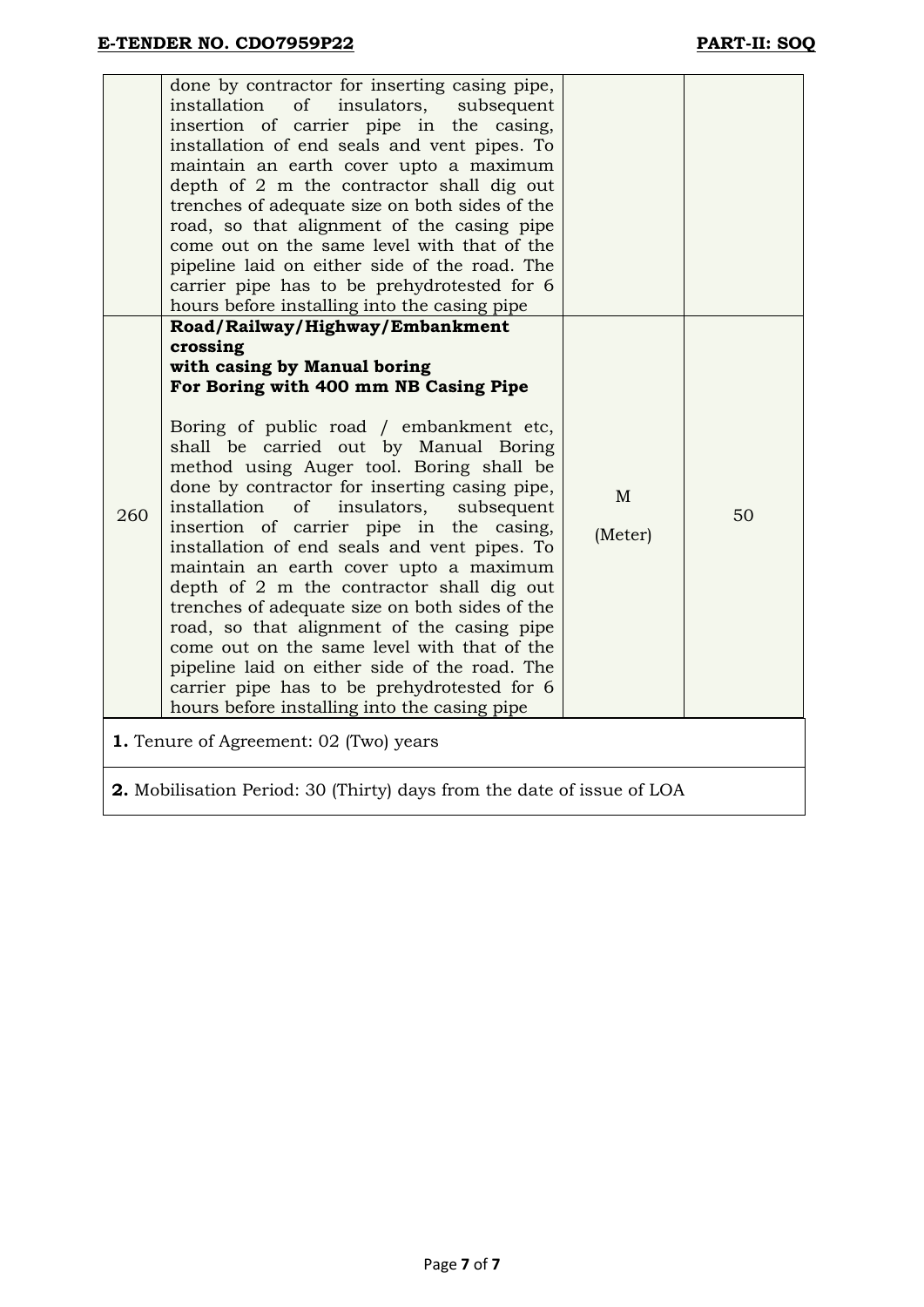| | | | |
|---|---|---|---|
| | done by contractor for inserting casing pipe, installation of insulators, subsequent insertion of carrier pipe in the casing, installation of end seals and vent pipes. To maintain an earth cover upto a maximum depth of 2 m the contractor shall dig out trenches of adequate size on both sides of the road, so that alignment of the casing pipe come out on the same level with that of the pipeline laid on either side of the road. The carrier pipe has to be prehydrotested for 6 hours before installing into the casing pipe | | |
| 260 | **Road/Railway/Highway/Embankment crossing with casing by Manual boring For Boring with 400 mm NB Casing Pipe**<br><br>Boring of public road / embankment etc, shall be carried out by Manual Boring method using Auger tool. Boring shall be done by contractor for inserting casing pipe, installation of insulators, subsequent insertion of carrier pipe in the casing, installation of end seals and vent pipes. To maintain an earth cover upto a maximum depth of 2 m the contractor shall dig out trenches of adequate size on both sides of the road, so that alignment of the casing pipe come out on the same level with that of the pipeline laid on either side of the road. The carrier pipe has to be prehydrotested for 6 hours before installing into the casing pipe | M (Meter) | 50 |

**1.** Tenure of Agreement: 02 (Two) years

**2.** Mobilisation Period: 30 (Thirty) days from the date of issue of LOA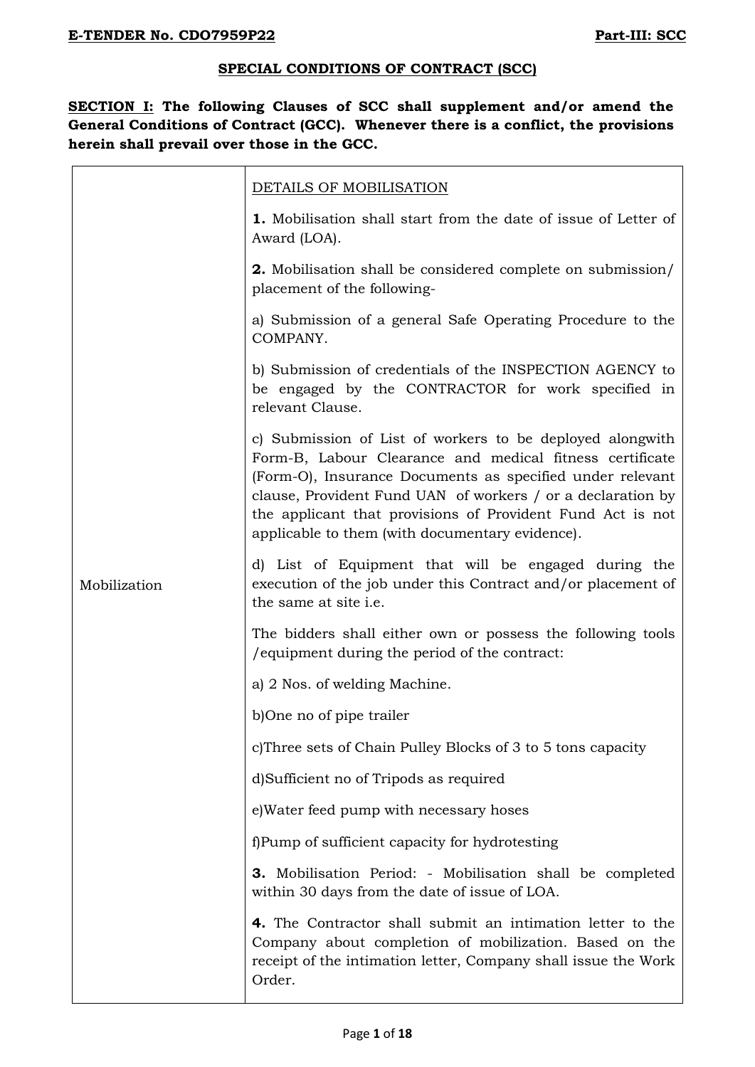## SPECIAL CONDITIONS OF CONTRACT (SCC)

**SECTION I: The following Clauses of SCC shall supplement and/or amend the General Conditions of Contract (GCC). Whenever there is a conflict, the provisions herein shall prevail over those in the GCC.**

| | |
|---|---|
| Mobilization | DETAILS OF MOBILISATION<br><br>**1.** Mobilisation shall start from the date of issue of Letter of Award (LOA).<br><br>**2.** Mobilisation shall be considered complete on submission/ placement of the following-<br><br>a) Submission of a general Safe Operating Procedure to the COMPANY.<br><br>b) Submission of credentials of the INSPECTION AGENCY to be engaged by the CONTRACTOR for work specified in relevant Clause.<br><br>c) Submission of List of workers to be deployed alongwith Form-B, Labour Clearance and medical fitness certificate (Form-O), Insurance Documents as specified under relevant clause, Provident Fund UAN of workers / or a declaration by the applicant that provisions of Provident Fund Act is not applicable to them (with documentary evidence).<br><br>d) List of Equipment that will be engaged during the execution of the job under this Contract and/or placement of the same at site i.e.<br><br>The bidders shall either own or possess the following tools /equipment during the period of the contract:<br><br>a) 2 Nos. of welding Machine.<br><br>b)One no of pipe trailer<br><br>c)Three sets of Chain Pulley Blocks of 3 to 5 tons capacity<br><br>d)Sufficient no of Tripods as required<br><br>e)Water feed pump with necessary hoses<br><br>f)Pump of sufficient capacity for hydrotesting<br><br>**3.** Mobilisation Period: - Mobilisation shall be completed within 30 days from the date of issue of LOA.<br><br>**4.** The Contractor shall submit an intimation letter to the Company about completion of mobilization. Based on the receipt of the intimation letter, Company shall issue the Work Order. |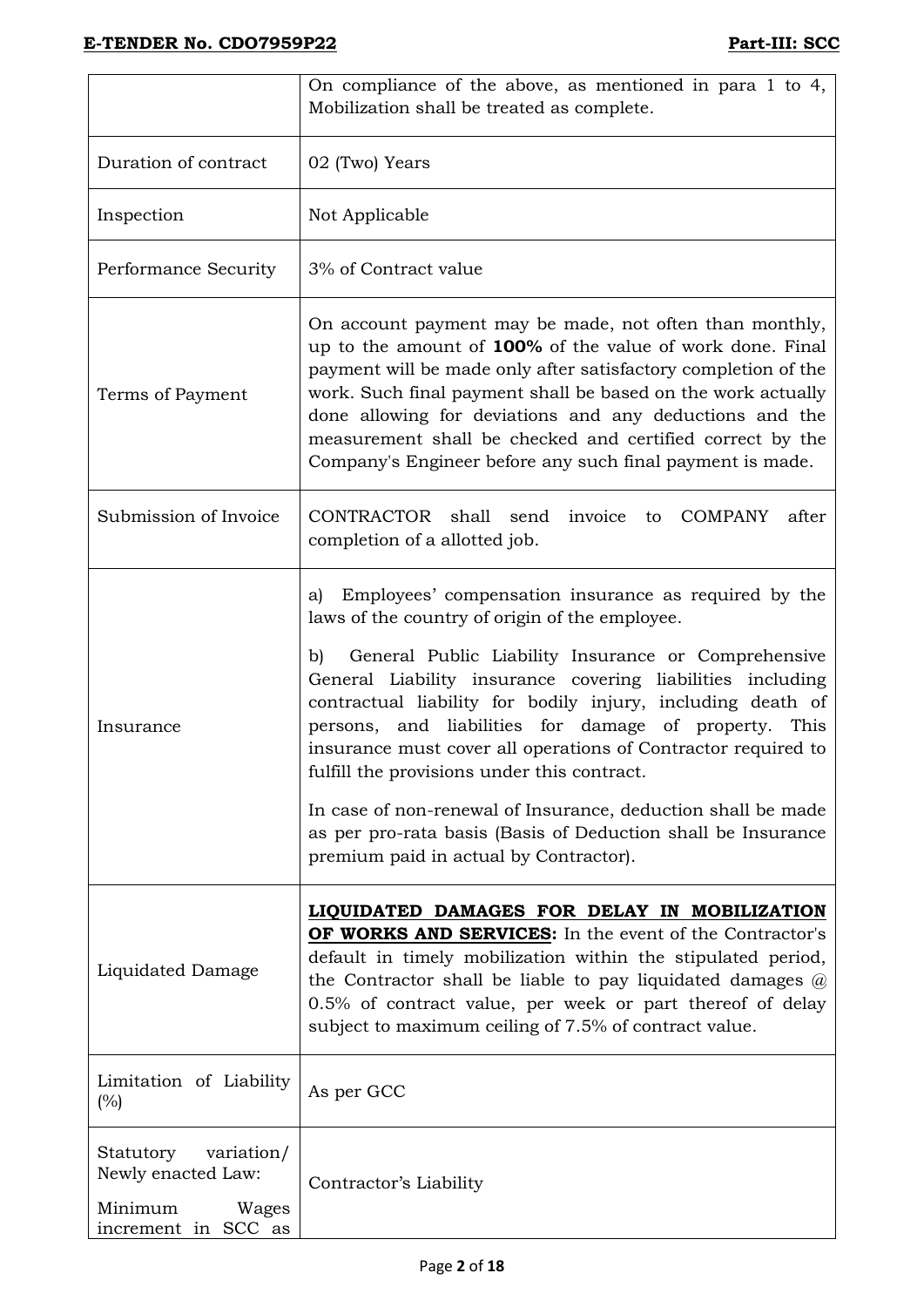| | |
|---|---|
| | On compliance of the above, as mentioned in para 1 to 4, Mobilization shall be treated as complete. |
| Duration of contract | 02 (Two) Years |
| Inspection | Not Applicable |
| Performance Security | 3% of Contract value |
| Terms of Payment | On account payment may be made, not often than monthly, up to the amount of **100%** of the value of work done. Final payment will be made only after satisfactory completion of the work. Such final payment shall be based on the work actually done allowing for deviations and any deductions and the measurement shall be checked and certified correct by the Company's Engineer before any such final payment is made. |
| Submission of Invoice | CONTRACTOR shall send invoice to COMPANY after completion of a allotted job. |
| Insurance | a) Employees' compensation insurance as required by the laws of the country of origin of the employee.<br><br>b) General Public Liability Insurance or Comprehensive General Liability insurance covering liabilities including contractual liability for bodily injury, including death of persons, and liabilities for damage of property. This insurance must cover all operations of Contractor required to fulfill the provisions under this contract.<br><br>In case of non-renewal of Insurance, deduction shall be made as per pro-rata basis (Basis of Deduction shall be Insurance premium paid in actual by Contractor). |
| Liquidated Damage | **LIQUIDATED DAMAGES FOR DELAY IN MOBILIZATION OF WORKS AND SERVICES:** In the event of the Contractor's default in timely mobilization within the stipulated period, the Contractor shall be liable to pay liquidated damages @ 0.5% of contract value, per week or part thereof of delay subject to maximum ceiling of 7.5% of contract value. |
| Limitation of Liability (%) | As per GCC |
| Statutory variation/ Newly enacted Law:<br><br>Minimum Wages increment in SCC as | Contractor's Liability |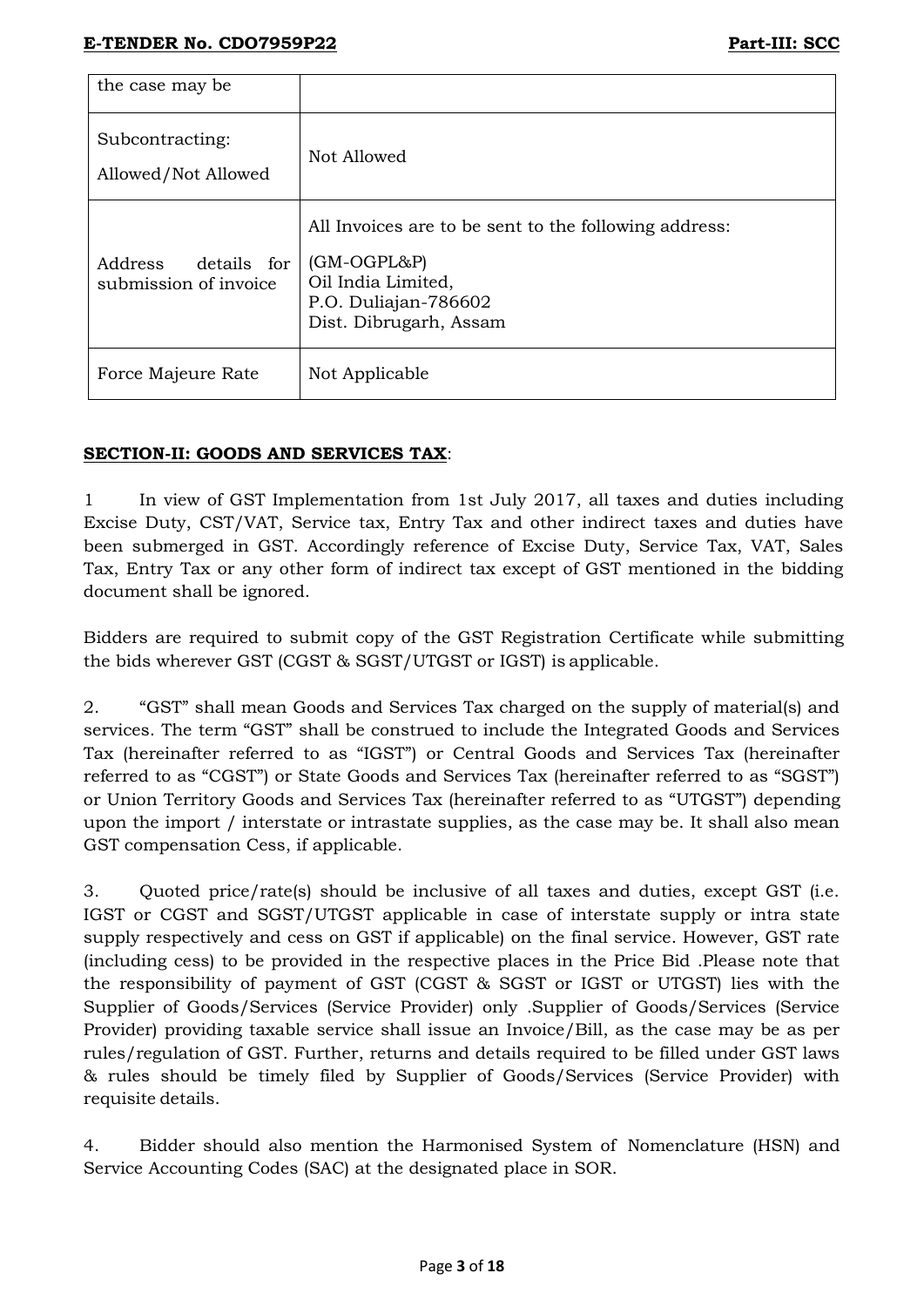| the case may be | |
|---|---|
| Subcontracting: Allowed/Not Allowed | Not Allowed |
| Address details for submission of invoice | All Invoices are to be sent to the following address:<br><br>(GM-OGPL&P)<br>Oil India Limited,<br>P.O. Duliajan-786602<br>Dist. Dibrugarh, Assam |
| Force Majeure Rate | Not Applicable |

**SECTION-II: GOODS AND SERVICES TAX**:

1 In view of GST Implementation from 1st July 2017, all taxes and duties including Excise Duty, CST/VAT, Service tax, Entry Tax and other indirect taxes and duties have been submerged in GST. Accordingly reference of Excise Duty, Service Tax, VAT, Sales Tax, Entry Tax or any other form of indirect tax except of GST mentioned in the bidding document shall be ignored.

Bidders are required to submit copy of the GST Registration Certificate while submitting the bids wherever GST (CGST & SGST/UTGST or IGST) is applicable.

2. "GST" shall mean Goods and Services Tax charged on the supply of material(s) and services. The term "GST" shall be construed to include the Integrated Goods and Services Tax (hereinafter referred to as "IGST") or Central Goods and Services Tax (hereinafter referred to as "CGST") or State Goods and Services Tax (hereinafter referred to as "SGST") or Union Territory Goods and Services Tax (hereinafter referred to as "UTGST") depending upon the import / interstate or intrastate supplies, as the case may be. It shall also mean GST compensation Cess, if applicable.

3. Quoted price/rate(s) should be inclusive of all taxes and duties, except GST (i.e. IGST or CGST and SGST/UTGST applicable in case of interstate supply or intra state supply respectively and cess on GST if applicable) on the final service. However, GST rate (including cess) to be provided in the respective places in the Price Bid .Please note that the responsibility of payment of GST (CGST & SGST or IGST or UTGST) lies with the Supplier of Goods/Services (Service Provider) only .Supplier of Goods/Services (Service Provider) providing taxable service shall issue an Invoice/Bill, as the case may be as per rules/regulation of GST. Further, returns and details required to be filled under GST laws & rules should be timely filed by Supplier of Goods/Services (Service Provider) with requisite details.

4. Bidder should also mention the Harmonised System of Nomenclature (HSN) and Service Accounting Codes (SAC) at the designated place in SOR.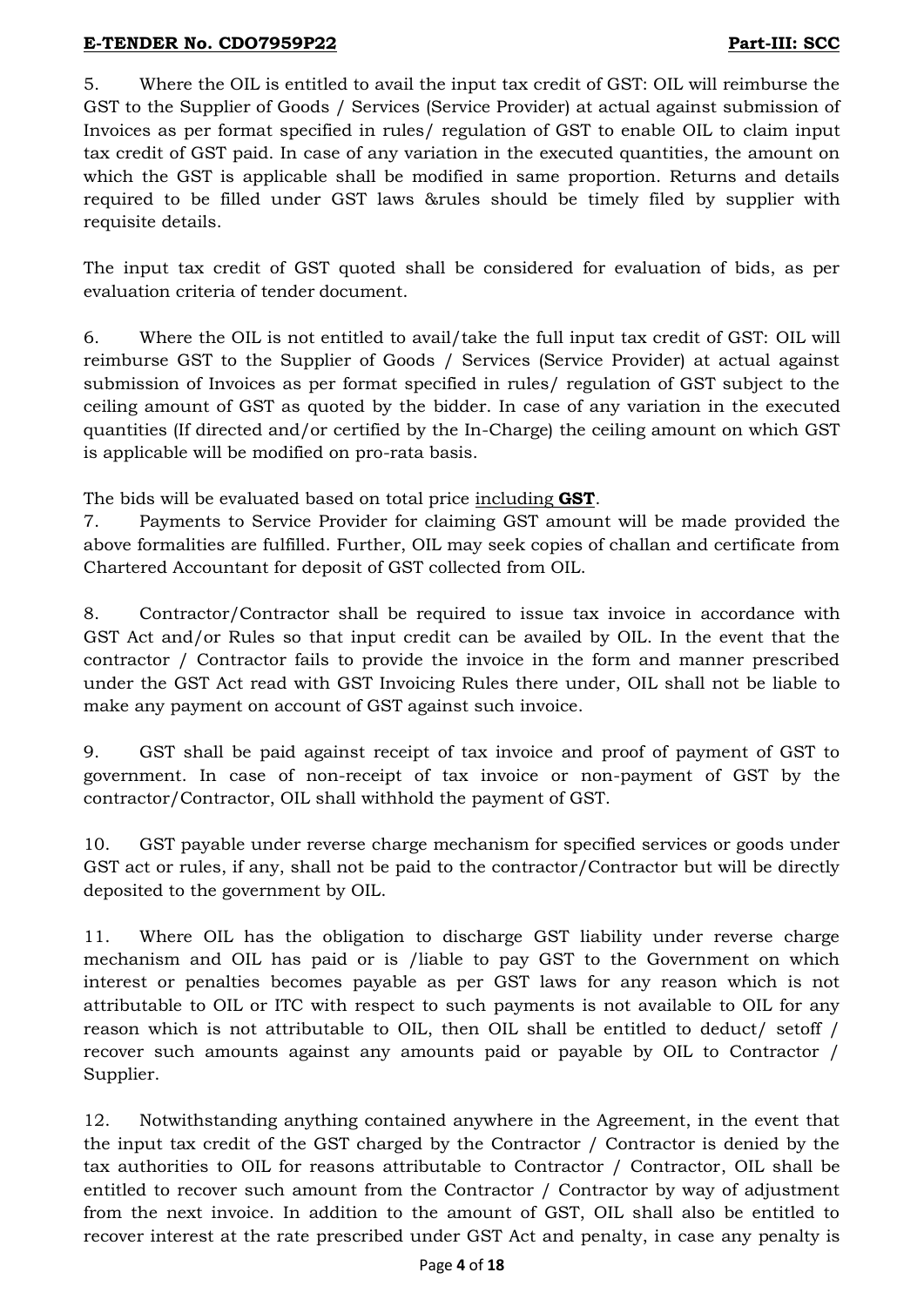5. Where the OIL is entitled to avail the input tax credit of GST: OIL will reimburse the GST to the Supplier of Goods / Services (Service Provider) at actual against submission of Invoices as per format specified in rules/ regulation of GST to enable OIL to claim input tax credit of GST paid. In case of any variation in the executed quantities, the amount on which the GST is applicable shall be modified in same proportion. Returns and details required to be filled under GST laws &rules should be timely filed by supplier with requisite details.

The input tax credit of GST quoted shall be considered for evaluation of bids, as per evaluation criteria of tender document.

6. Where the OIL is not entitled to avail/take the full input tax credit of GST: OIL will reimburse GST to the Supplier of Goods / Services (Service Provider) at actual against submission of Invoices as per format specified in rules/ regulation of GST subject to the ceiling amount of GST as quoted by the bidder. In case of any variation in the executed quantities (If directed and/or certified by the In-Charge) the ceiling amount on which GST is applicable will be modified on pro-rata basis.

The bids will be evaluated based on total price including **GST**.

7. Payments to Service Provider for claiming GST amount will be made provided the above formalities are fulfilled. Further, OIL may seek copies of challan and certificate from Chartered Accountant for deposit of GST collected from OIL.

8. Contractor/Contractor shall be required to issue tax invoice in accordance with GST Act and/or Rules so that input credit can be availed by OIL. In the event that the contractor / Contractor fails to provide the invoice in the form and manner prescribed under the GST Act read with GST Invoicing Rules there under, OIL shall not be liable to make any payment on account of GST against such invoice.

9. GST shall be paid against receipt of tax invoice and proof of payment of GST to government. In case of non-receipt of tax invoice or non-payment of GST by the contractor/Contractor, OIL shall withhold the payment of GST.

10. GST payable under reverse charge mechanism for specified services or goods under GST act or rules, if any, shall not be paid to the contractor/Contractor but will be directly deposited to the government by OIL.

11. Where OIL has the obligation to discharge GST liability under reverse charge mechanism and OIL has paid or is /liable to pay GST to the Government on which interest or penalties becomes payable as per GST laws for any reason which is not attributable to OIL or ITC with respect to such payments is not available to OIL for any reason which is not attributable to OIL, then OIL shall be entitled to deduct/ setoff / recover such amounts against any amounts paid or payable by OIL to Contractor / Supplier.

12. Notwithstanding anything contained anywhere in the Agreement, in the event that the input tax credit of the GST charged by the Contractor / Contractor is denied by the tax authorities to OIL for reasons attributable to Contractor / Contractor, OIL shall be entitled to recover such amount from the Contractor / Contractor by way of adjustment from the next invoice. In addition to the amount of GST, OIL shall also be entitled to recover interest at the rate prescribed under GST Act and penalty, in case any penalty is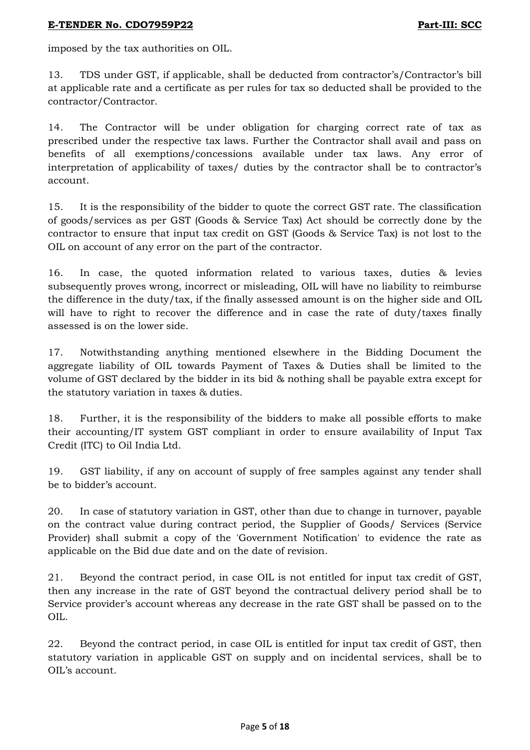imposed by the tax authorities on OIL.

13. TDS under GST, if applicable, shall be deducted from contractor's/Contractor's bill at applicable rate and a certificate as per rules for tax so deducted shall be provided to the contractor/Contractor.

14. The Contractor will be under obligation for charging correct rate of tax as prescribed under the respective tax laws. Further the Contractor shall avail and pass on benefits of all exemptions/concessions available under tax laws. Any error of interpretation of applicability of taxes/ duties by the contractor shall be to contractor's account.

15. It is the responsibility of the bidder to quote the correct GST rate. The classification of goods/services as per GST (Goods & Service Tax) Act should be correctly done by the contractor to ensure that input tax credit on GST (Goods & Service Tax) is not lost to the OIL on account of any error on the part of the contractor.

16. In case, the quoted information related to various taxes, duties & levies subsequently proves wrong, incorrect or misleading, OIL will have no liability to reimburse the difference in the duty/tax, if the finally assessed amount is on the higher side and OIL will have to right to recover the difference and in case the rate of duty/taxes finally assessed is on the lower side.

17. Notwithstanding anything mentioned elsewhere in the Bidding Document the aggregate liability of OIL towards Payment of Taxes & Duties shall be limited to the volume of GST declared by the bidder in its bid & nothing shall be payable extra except for the statutory variation in taxes & duties.

18. Further, it is the responsibility of the bidders to make all possible efforts to make their accounting/IT system GST compliant in order to ensure availability of Input Tax Credit (ITC) to Oil India Ltd.

19. GST liability, if any on account of supply of free samples against any tender shall be to bidder's account.

20. In case of statutory variation in GST, other than due to change in turnover, payable on the contract value during contract period, the Supplier of Goods/ Services (Service Provider) shall submit a copy of the 'Government Notification' to evidence the rate as applicable on the Bid due date and on the date of revision.

21. Beyond the contract period, in case OIL is not entitled for input tax credit of GST, then any increase in the rate of GST beyond the contractual delivery period shall be to Service provider's account whereas any decrease in the rate GST shall be passed on to the OIL.

22. Beyond the contract period, in case OIL is entitled for input tax credit of GST, then statutory variation in applicable GST on supply and on incidental services, shall be to OIL's account.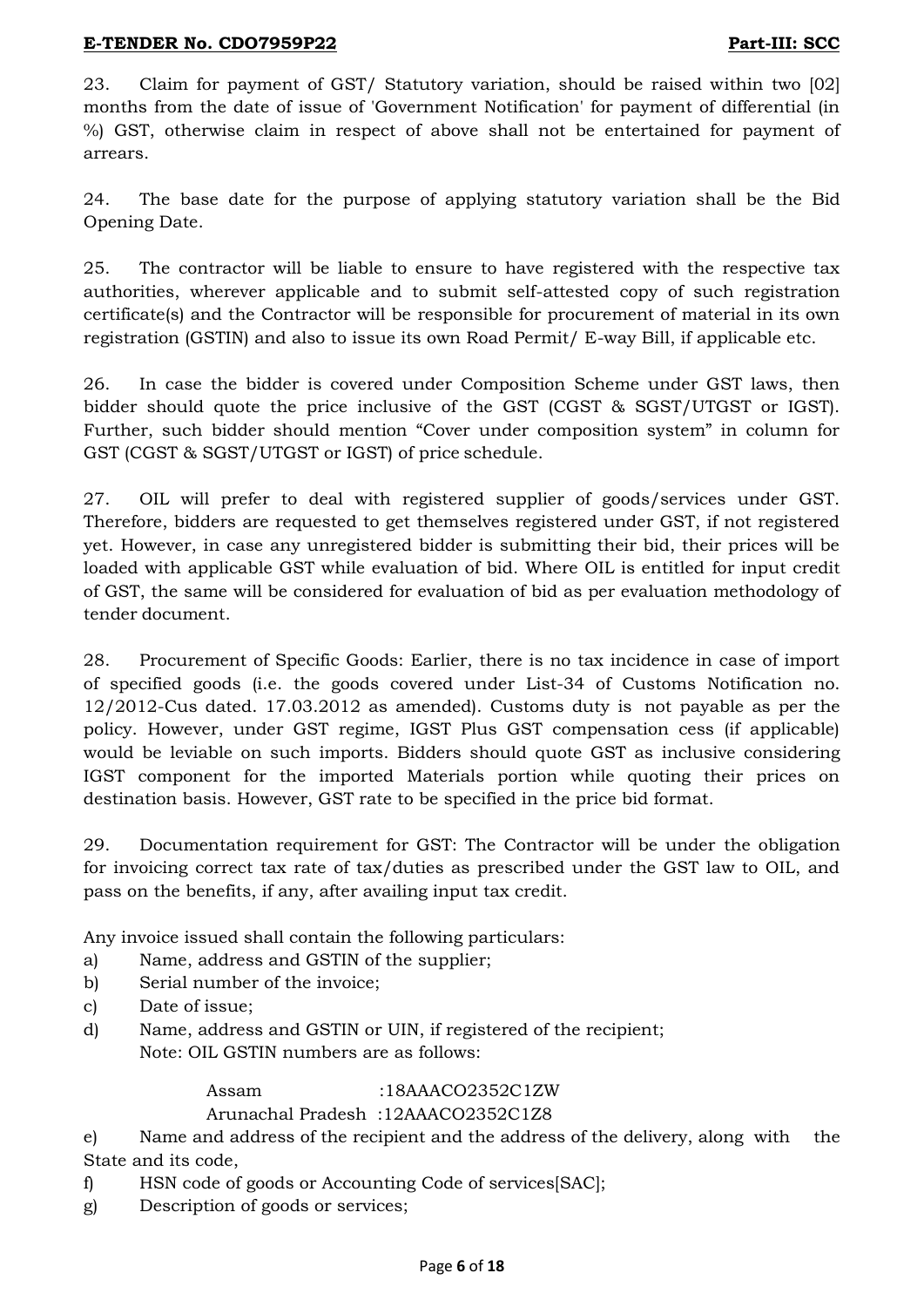23. Claim for payment of GST/ Statutory variation, should be raised within two [02] months from the date of issue of 'Government Notification' for payment of differential (in %) GST, otherwise claim in respect of above shall not be entertained for payment of arrears.

24. The base date for the purpose of applying statutory variation shall be the Bid Opening Date.

25. The contractor will be liable to ensure to have registered with the respective tax authorities, wherever applicable and to submit self-attested copy of such registration certificate(s) and the Contractor will be responsible for procurement of material in its own registration (GSTIN) and also to issue its own Road Permit/ E-way Bill, if applicable etc.

26. In case the bidder is covered under Composition Scheme under GST laws, then bidder should quote the price inclusive of the GST (CGST & SGST/UTGST or IGST). Further, such bidder should mention "Cover under composition system" in column for GST (CGST & SGST/UTGST or IGST) of price schedule.

27. OIL will prefer to deal with registered supplier of goods/services under GST. Therefore, bidders are requested to get themselves registered under GST, if not registered yet. However, in case any unregistered bidder is submitting their bid, their prices will be loaded with applicable GST while evaluation of bid. Where OIL is entitled for input credit of GST, the same will be considered for evaluation of bid as per evaluation methodology of tender document.

28. Procurement of Specific Goods: Earlier, there is no tax incidence in case of import of specified goods (i.e. the goods covered under List-34 of Customs Notification no. 12/2012-Cus dated. 17.03.2012 as amended). Customs duty is not payable as per the policy. However, under GST regime, IGST Plus GST compensation cess (if applicable) would be leviable on such imports. Bidders should quote GST as inclusive considering IGST component for the imported Materials portion while quoting their prices on destination basis. However, GST rate to be specified in the price bid format.

29. Documentation requirement for GST: The Contractor will be under the obligation for invoicing correct tax rate of tax/duties as prescribed under the GST law to OIL, and pass on the benefits, if any, after availing input tax credit.

Any invoice issued shall contain the following particulars:

a) Name, address and GSTIN of the supplier;
b) Serial number of the invoice;
c) Date of issue;
d) Name, address and GSTIN or UIN, if registered of the recipient;
   Note: OIL GSTIN numbers are as follows:

   Assam : 18AAACO2352C1ZW
   Arunachal Pradesh : 12AAACO2352C1Z8

e) Name and address of the recipient and the address of the delivery, along with the State and its code,
f) HSN code of goods or Accounting Code of services[SAC];
g) Description of goods or services;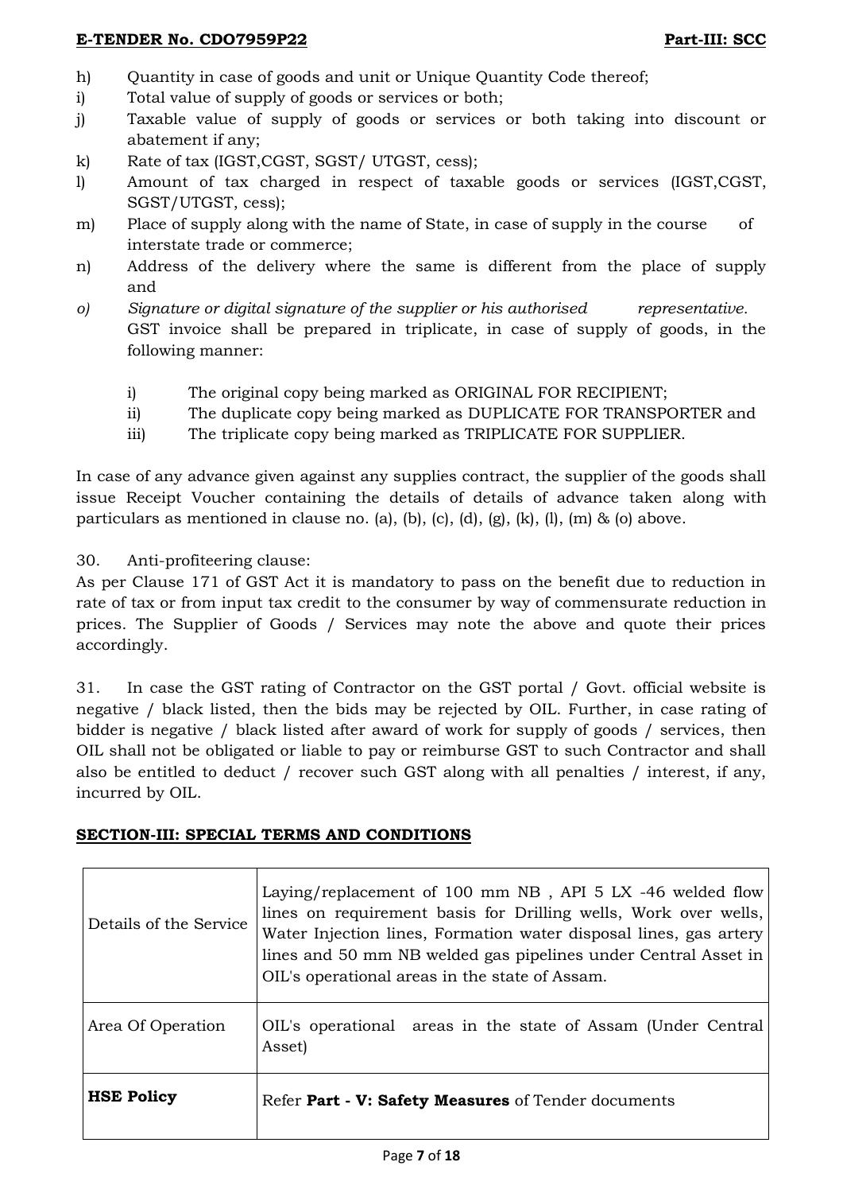h) Quantity in case of goods and unit or Unique Quantity Code thereof;

i) Total value of supply of goods or services or both;

j) Taxable value of supply of goods or services or both taking into discount or abatement if any;

k) Rate of tax (IGST,CGST, SGST/ UTGST, cess);

l) Amount of tax charged in respect of taxable goods or services (IGST,CGST, SGST/UTGST, cess);

m) Place of supply along with the name of State, in case of supply in the course of interstate trade or commerce;

n) Address of the delivery where the same is different from the place of supply and

*o) Signature or digital signature of the supplier or his authorised representative.*

GST invoice shall be prepared in triplicate, in case of supply of goods, in the following manner:

i) The original copy being marked as ORIGINAL FOR RECIPIENT;

ii) The duplicate copy being marked as DUPLICATE FOR TRANSPORTER and

iii) The triplicate copy being marked as TRIPLICATE FOR SUPPLIER.

In case of any advance given against any supplies contract, the supplier of the goods shall issue Receipt Voucher containing the details of details of advance taken along with particulars as mentioned in clause no. (a), (b), (c), (d), (g), (k), (l), (m) & (o) above.

30. Anti-profiteering clause:

As per Clause 171 of GST Act it is mandatory to pass on the benefit due to reduction in rate of tax or from input tax credit to the consumer by way of commensurate reduction in prices. The Supplier of Goods / Services may note the above and quote their prices accordingly.

31. In case the GST rating of Contractor on the GST portal / Govt. official website is negative / black listed, then the bids may be rejected by OIL. Further, in case rating of bidder is negative / black listed after award of work for supply of goods / services, then OIL shall not be obligated or liable to pay or reimburse GST to such Contractor and shall also be entitled to deduct / recover such GST along with all penalties / interest, if any, incurred by OIL.

## SECTION-III: SPECIAL TERMS AND CONDITIONS

| | |
|---|---|
| Details of the Service | Laying/replacement of 100 mm NB , API 5 LX -46 welded flow lines on requirement basis for Drilling wells, Work over wells, Water Injection lines, Formation water disposal lines, gas artery lines and 50 mm NB welded gas pipelines under Central Asset in OIL's operational areas in the state of Assam. |
| Area Of Operation | OIL's operational areas in the state of Assam (Under Central Asset) |
| **HSE Policy** | Refer **Part - V: Safety Measures** of Tender documents |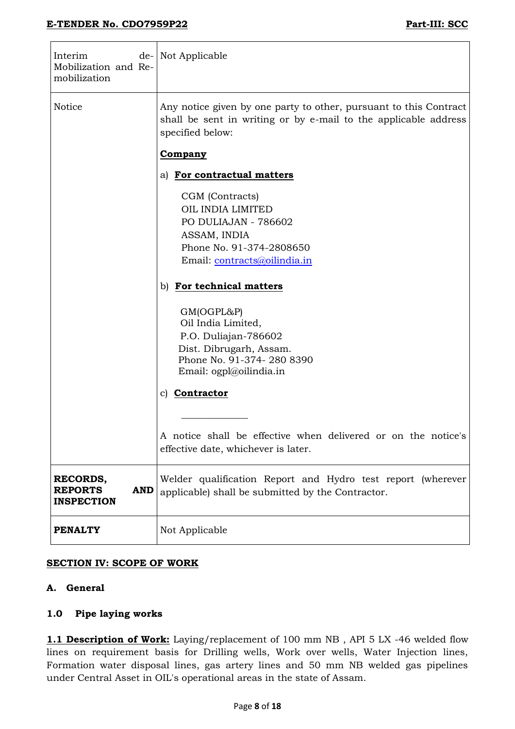| | |
|---|---|
| Interim de-Mobilization and Re-mobilization | Not Applicable |
| Notice | Any notice given by one party to other, pursuant to this Contract shall be sent in writing or by e-mail to the applicable address specified below:<br><br>**Company**<br><br>a) **For contractual matters**<br><br>CGM (Contracts)<br>OIL INDIA LIMITED<br>PO DULIAJAN - 786602<br>ASSAM, INDIA<br>Phone No. 91-374-2808650<br>Email: contracts@oilindia.in<br><br>b) **For technical matters**<br><br>GM(OGPL&P)<br>Oil India Limited,<br>P.O. Duliajan-786602<br>Dist. Dibrugarh, Assam.<br>Phone No. 91-374- 280 8390<br>Email: ogpl@oilindia.in<br><br>c) **Contractor**<br><br>_____________<br><br>A notice shall be effective when delivered or on the notice's effective date, whichever is later. |
| **RECORDS, REPORTS AND INSPECTION** | Welder qualification Report and Hydro test report (wherever applicable) shall be submitted by the Contractor. |
| **PENALTY** | Not Applicable |

## SECTION IV: SCOPE OF WORK

### A. General

### 1.0 Pipe laying works

**1.1 Description of Work:** Laying/replacement of 100 mm NB , API 5 LX -46 welded flow lines on requirement basis for Drilling wells, Work over wells, Water Injection lines, Formation water disposal lines, gas artery lines and 50 mm NB welded gas pipelines under Central Asset in OIL's operational areas in the state of Assam.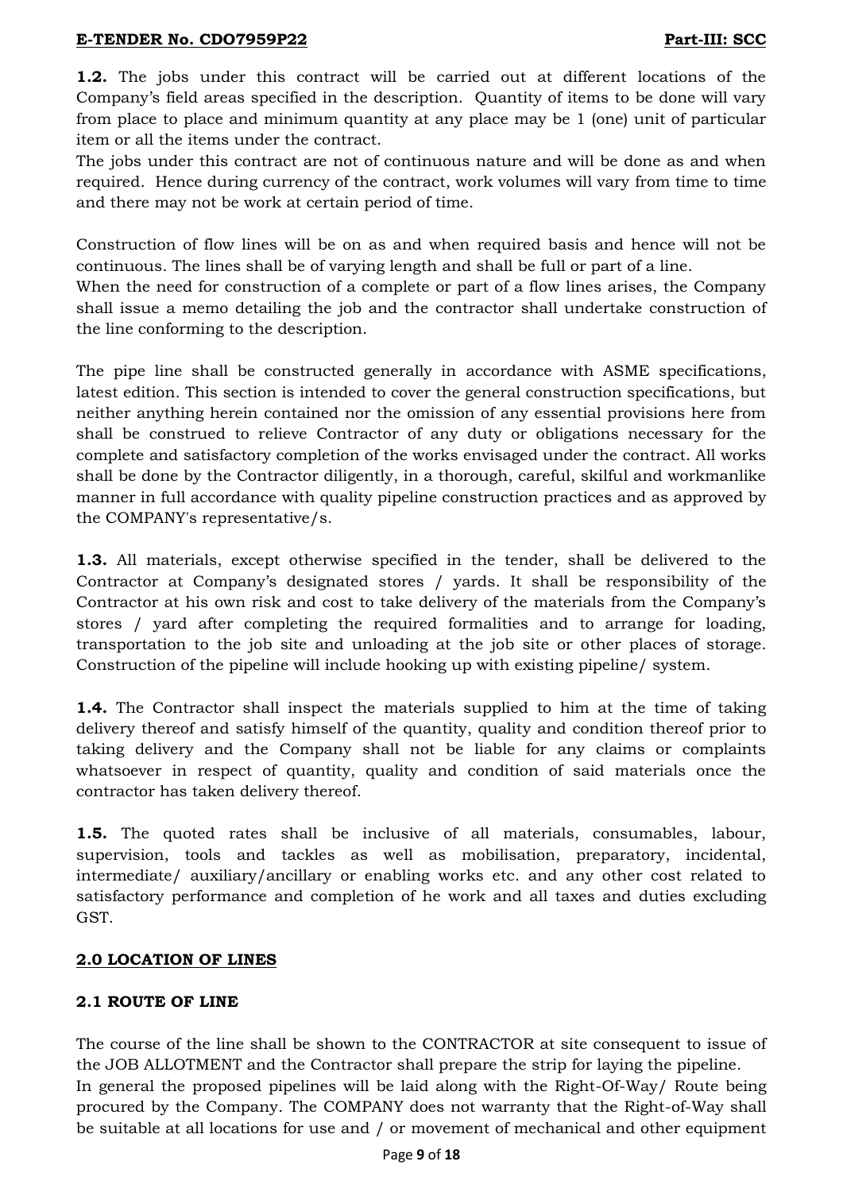**1.2.** The jobs under this contract will be carried out at different locations of the Company's field areas specified in the description. Quantity of items to be done will vary from place to place and minimum quantity at any place may be 1 (one) unit of particular item or all the items under the contract.

The jobs under this contract are not of continuous nature and will be done as and when required. Hence during currency of the contract, work volumes will vary from time to time and there may not be work at certain period of time.

Construction of flow lines will be on as and when required basis and hence will not be continuous. The lines shall be of varying length and shall be full or part of a line.

When the need for construction of a complete or part of a flow lines arises, the Company shall issue a memo detailing the job and the contractor shall undertake construction of the line conforming to the description.

The pipe line shall be constructed generally in accordance with ASME specifications, latest edition. This section is intended to cover the general construction specifications, but neither anything herein contained nor the omission of any essential provisions here from shall be construed to relieve Contractor of any duty or obligations necessary for the complete and satisfactory completion of the works envisaged under the contract. All works shall be done by the Contractor diligently, in a thorough, careful, skilful and workmanlike manner in full accordance with quality pipeline construction practices and as approved by the COMPANY's representative/s.

**1.3.** All materials, except otherwise specified in the tender, shall be delivered to the Contractor at Company's designated stores / yards. It shall be responsibility of the Contractor at his own risk and cost to take delivery of the materials from the Company's stores / yard after completing the required formalities and to arrange for loading, transportation to the job site and unloading at the job site or other places of storage. Construction of the pipeline will include hooking up with existing pipeline/ system.

**1.4.** The Contractor shall inspect the materials supplied to him at the time of taking delivery thereof and satisfy himself of the quantity, quality and condition thereof prior to taking delivery and the Company shall not be liable for any claims or complaints whatsoever in respect of quantity, quality and condition of said materials once the contractor has taken delivery thereof.

**1.5.** The quoted rates shall be inclusive of all materials, consumables, labour, supervision, tools and tackles as well as mobilisation, preparatory, incidental, intermediate/ auxiliary/ancillary or enabling works etc. and any other cost related to satisfactory performance and completion of he work and all taxes and duties excluding GST.

## 2.0 LOCATION OF LINES

### 2.1 ROUTE OF LINE

The course of the line shall be shown to the CONTRACTOR at site consequent to issue of the JOB ALLOTMENT and the Contractor shall prepare the strip for laying the pipeline.

In general the proposed pipelines will be laid along with the Right-Of-Way/ Route being procured by the Company. The COMPANY does not warranty that the Right-of-Way shall be suitable at all locations for use and / or movement of mechanical and other equipment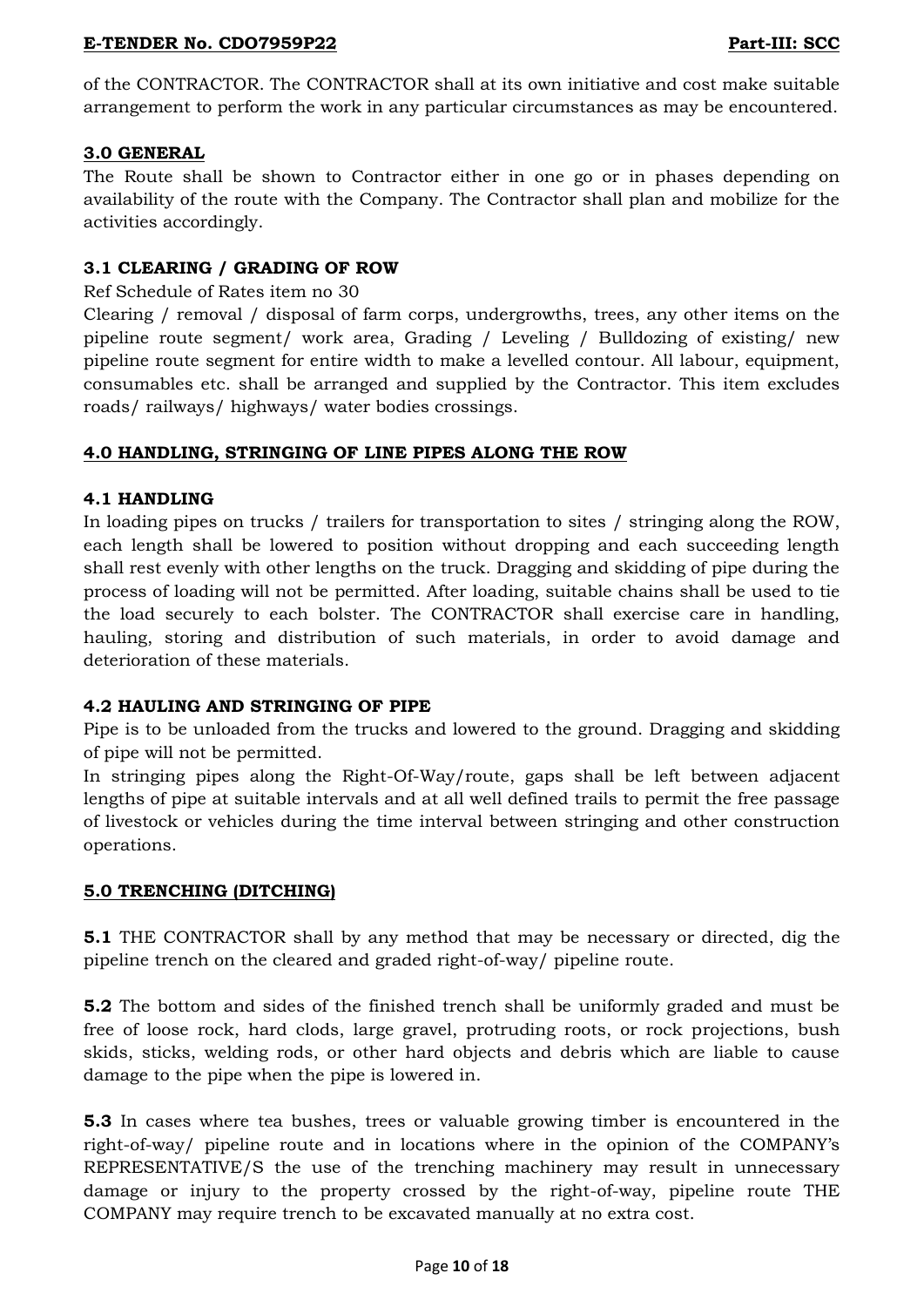of the CONTRACTOR. The CONTRACTOR shall at its own initiative and cost make suitable arrangement to perform the work in any particular circumstances as may be encountered.

## 3.0 GENERAL

The Route shall be shown to Contractor either in one go or in phases depending on availability of the route with the Company. The Contractor shall plan and mobilize for the activities accordingly.

### 3.1 CLEARING / GRADING OF ROW

Ref Schedule of Rates item no 30

Clearing / removal / disposal of farm corps, undergrowths, trees, any other items on the pipeline route segment/ work area, Grading / Leveling / Bulldozing of existing/ new pipeline route segment for entire width to make a levelled contour. All labour, equipment, consumables etc. shall be arranged and supplied by the Contractor. This item excludes roads/ railways/ highways/ water bodies crossings.

## 4.0 HANDLING, STRINGING OF LINE PIPES ALONG THE ROW

### 4.1 HANDLING

In loading pipes on trucks / trailers for transportation to sites / stringing along the ROW, each length shall be lowered to position without dropping and each succeeding length shall rest evenly with other lengths on the truck. Dragging and skidding of pipe during the process of loading will not be permitted. After loading, suitable chains shall be used to tie the load securely to each bolster. The CONTRACTOR shall exercise care in handling, hauling, storing and distribution of such materials, in order to avoid damage and deterioration of these materials.

### 4.2 HAULING AND STRINGING OF PIPE

Pipe is to be unloaded from the trucks and lowered to the ground. Dragging and skidding of pipe will not be permitted.

In stringing pipes along the Right-Of-Way/route, gaps shall be left between adjacent lengths of pipe at suitable intervals and at all well defined trails to permit the free passage of livestock or vehicles during the time interval between stringing and other construction operations.

## 5.0 TRENCHING (DITCHING)

**5.1** THE CONTRACTOR shall by any method that may be necessary or directed, dig the pipeline trench on the cleared and graded right-of-way/ pipeline route.

**5.2** The bottom and sides of the finished trench shall be uniformly graded and must be free of loose rock, hard clods, large gravel, protruding roots, or rock projections, bush skids, sticks, welding rods, or other hard objects and debris which are liable to cause damage to the pipe when the pipe is lowered in.

**5.3** In cases where tea bushes, trees or valuable growing timber is encountered in the right-of-way/ pipeline route and in locations where in the opinion of the COMPANY's REPRESENTATIVE/S the use of the trenching machinery may result in unnecessary damage or injury to the property crossed by the right-of-way, pipeline route THE COMPANY may require trench to be excavated manually at no extra cost.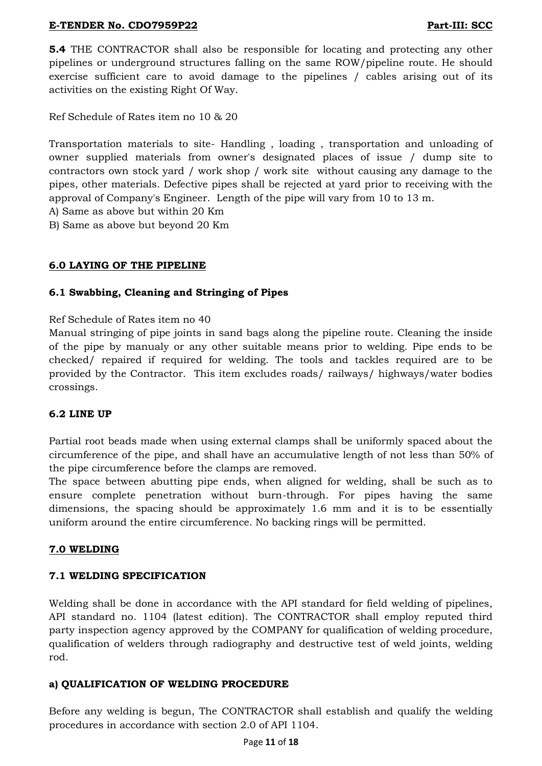**5.4** THE CONTRACTOR shall also be responsible for locating and protecting any other pipelines or underground structures falling on the same ROW/pipeline route. He should exercise sufficient care to avoid damage to the pipelines / cables arising out of its activities on the existing Right Of Way.

Ref Schedule of Rates item no 10 & 20

Transportation materials to site- Handling , loading , transportation and unloading of owner supplied materials from owner's designated places of issue / dump site to contractors own stock yard / work shop / work site without causing any damage to the pipes, other materials. Defective pipes shall be rejected at yard prior to receiving with the approval of Company's Engineer. Length of the pipe will vary from 10 to 13 m.

A) Same as above but within 20 Km

B) Same as above but beyond 20 Km

## 6.0 LAYING OF THE PIPELINE

### 6.1 Swabbing, Cleaning and Stringing of Pipes

Ref Schedule of Rates item no 40

Manual stringing of pipe joints in sand bags along the pipeline route. Cleaning the inside of the pipe by manualy or any other suitable means prior to welding. Pipe ends to be checked/ repaired if required for welding. The tools and tackles required are to be provided by the Contractor. This item excludes roads/ railways/ highways/water bodies crossings.

### 6.2 LINE UP

Partial root beads made when using external clamps shall be uniformly spaced about the circumference of the pipe, and shall have an accumulative length of not less than 50% of the pipe circumference before the clamps are removed.

The space between abutting pipe ends, when aligned for welding, shall be such as to ensure complete penetration without burn-through. For pipes having the same dimensions, the spacing should be approximately 1.6 mm and it is to be essentially uniform around the entire circumference. No backing rings will be permitted.

## 7.0 WELDING

### 7.1 WELDING SPECIFICATION

Welding shall be done in accordance with the API standard for field welding of pipelines, API standard no. 1104 (latest edition). The CONTRACTOR shall employ reputed third party inspection agency approved by the COMPANY for qualification of welding procedure, qualification of welders through radiography and destructive test of weld joints, welding rod.

#### a) QUALIFICATION OF WELDING PROCEDURE

Before any welding is begun, The CONTRACTOR shall establish and qualify the welding procedures in accordance with section 2.0 of API 1104.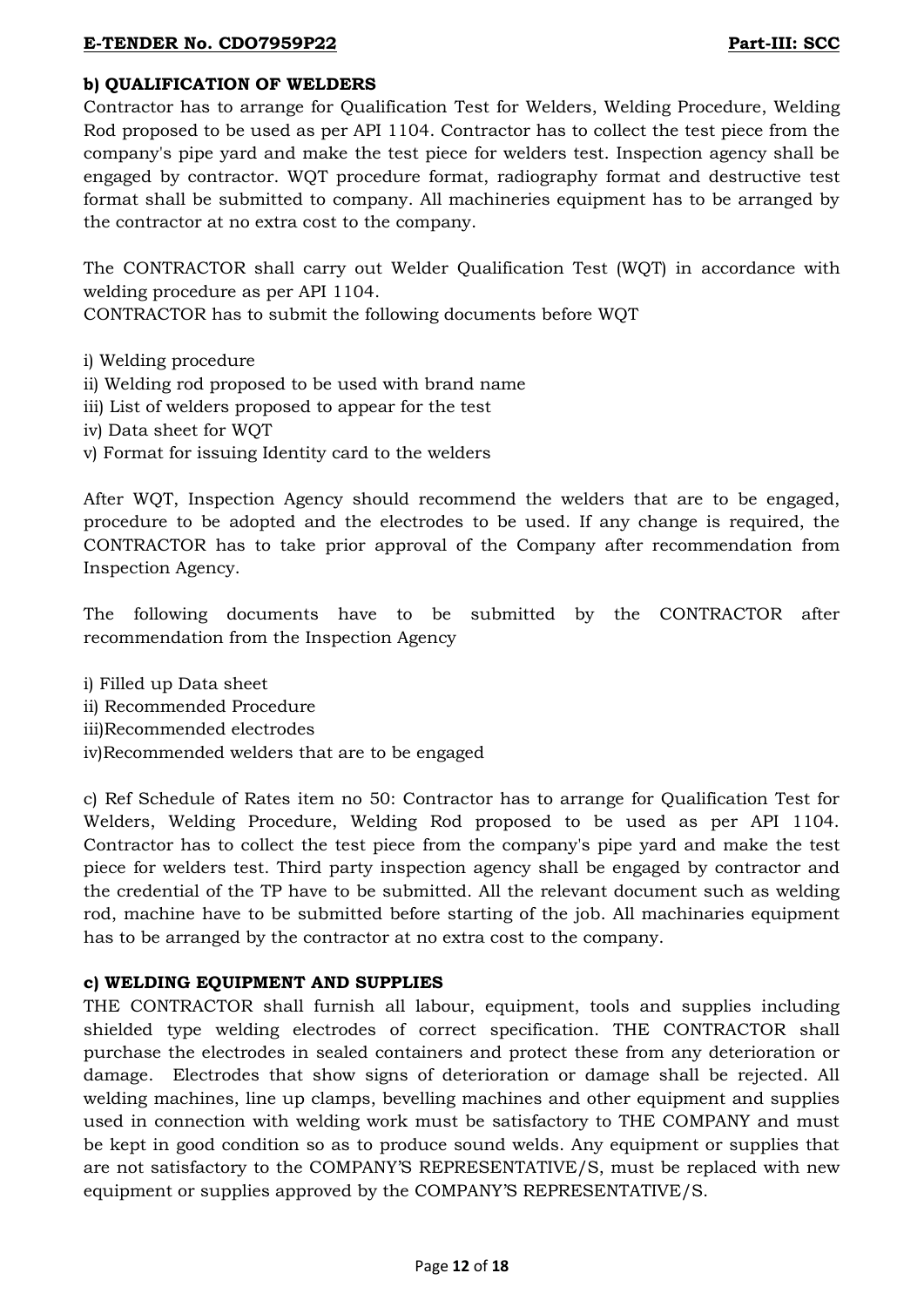**b) QUALIFICATION OF WELDERS**

Contractor has to arrange for Qualification Test for Welders, Welding Procedure, Welding Rod proposed to be used as per API 1104. Contractor has to collect the test piece from the company's pipe yard and make the test piece for welders test. Inspection agency shall be engaged by contractor. WQT procedure format, radiography format and destructive test format shall be submitted to company. All machineries equipment has to be arranged by the contractor at no extra cost to the company.

The CONTRACTOR shall carry out Welder Qualification Test (WQT) in accordance with welding procedure as per API 1104.

CONTRACTOR has to submit the following documents before WQT

i) Welding procedure
ii) Welding rod proposed to be used with brand name
iii) List of welders proposed to appear for the test
iv) Data sheet for WQT
v) Format for issuing Identity card to the welders

After WQT, Inspection Agency should recommend the welders that are to be engaged, procedure to be adopted and the electrodes to be used. If any change is required, the CONTRACTOR has to take prior approval of the Company after recommendation from Inspection Agency.

The following documents have to be submitted by the CONTRACTOR after recommendation from the Inspection Agency

i) Filled up Data sheet
ii) Recommended Procedure
iii)Recommended electrodes
iv)Recommended welders that are to be engaged

c) Ref Schedule of Rates item no 50: Contractor has to arrange for Qualification Test for Welders, Welding Procedure, Welding Rod proposed to be used as per API 1104. Contractor has to collect the test piece from the company's pipe yard and make the test piece for welders test. Third party inspection agency shall be engaged by contractor and the credential of the TP have to be submitted. All the relevant document such as welding rod, machine have to be submitted before starting of the job. All machinaries equipment has to be arranged by the contractor at no extra cost to the company.

**c) WELDING EQUIPMENT AND SUPPLIES**

THE CONTRACTOR shall furnish all labour, equipment, tools and supplies including shielded type welding electrodes of correct specification. THE CONTRACTOR shall purchase the electrodes in sealed containers and protect these from any deterioration or damage. Electrodes that show signs of deterioration or damage shall be rejected. All welding machines, line up clamps, bevelling machines and other equipment and supplies used in connection with welding work must be satisfactory to THE COMPANY and must be kept in good condition so as to produce sound welds. Any equipment or supplies that are not satisfactory to the COMPANY'S REPRESENTATIVE/S, must be replaced with new equipment or supplies approved by the COMPANY'S REPRESENTATIVE/S.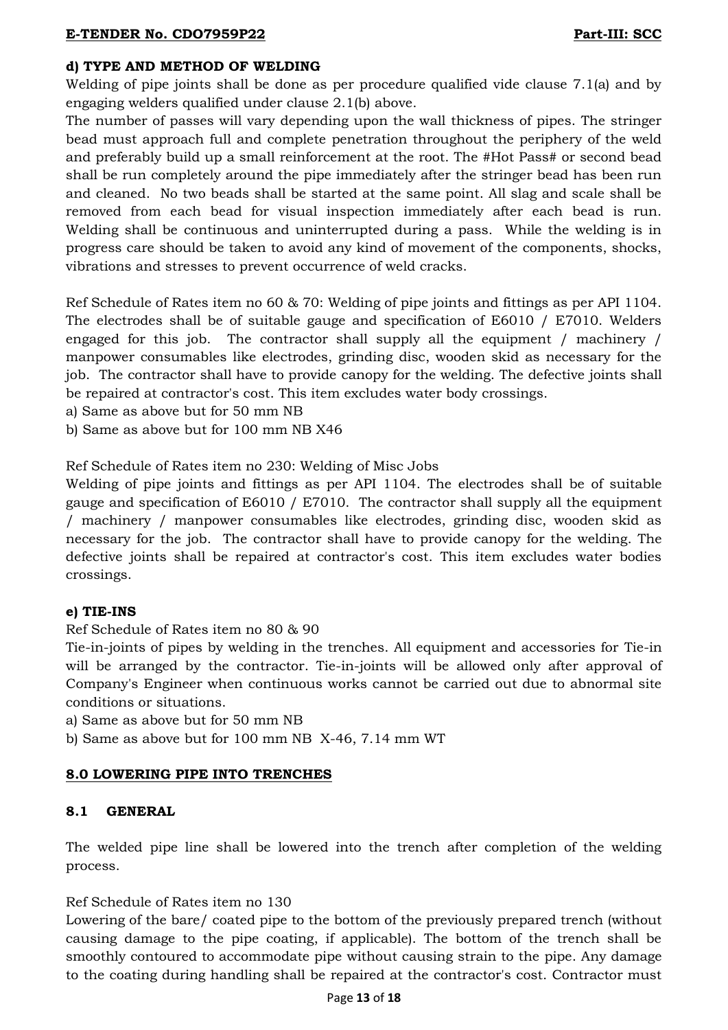**d) TYPE AND METHOD OF WELDING**

Welding of pipe joints shall be done as per procedure qualified vide clause 7.1(a) and by engaging welders qualified under clause 2.1(b) above.

The number of passes will vary depending upon the wall thickness of pipes. The stringer bead must approach full and complete penetration throughout the periphery of the weld and preferably build up a small reinforcement at the root. The #Hot Pass# or second bead shall be run completely around the pipe immediately after the stringer bead has been run and cleaned. No two beads shall be started at the same point. All slag and scale shall be removed from each bead for visual inspection immediately after each bead is run. Welding shall be continuous and uninterrupted during a pass. While the welding is in progress care should be taken to avoid any kind of movement of the components, shocks, vibrations and stresses to prevent occurrence of weld cracks.

Ref Schedule of Rates item no 60 & 70: Welding of pipe joints and fittings as per API 1104. The electrodes shall be of suitable gauge and specification of E6010 / E7010. Welders engaged for this job. The contractor shall supply all the equipment / machinery / manpower consumables like electrodes, grinding disc, wooden skid as necessary for the job. The contractor shall have to provide canopy for the welding. The defective joints shall be repaired at contractor's cost. This item excludes water body crossings.

a) Same as above but for 50 mm NB

b) Same as above but for 100 mm NB X46

Ref Schedule of Rates item no 230: Welding of Misc Jobs

Welding of pipe joints and fittings as per API 1104. The electrodes shall be of suitable gauge and specification of E6010 / E7010. The contractor shall supply all the equipment / machinery / manpower consumables like electrodes, grinding disc, wooden skid as necessary for the job. The contractor shall have to provide canopy for the welding. The defective joints shall be repaired at contractor's cost. This item excludes water bodies crossings.

**e) TIE-INS**

Ref Schedule of Rates item no 80 & 90

Tie-in-joints of pipes by welding in the trenches. All equipment and accessories for Tie-in will be arranged by the contractor. Tie-in-joints will be allowed only after approval of Company's Engineer when continuous works cannot be carried out due to abnormal site conditions or situations.

a) Same as above but for 50 mm NB

b) Same as above but for 100 mm NB X-46, 7.14 mm WT

## 8.0 LOWERING PIPE INTO TRENCHES

### 8.1 GENERAL

The welded pipe line shall be lowered into the trench after completion of the welding process.

Ref Schedule of Rates item no 130

Lowering of the bare/ coated pipe to the bottom of the previously prepared trench (without causing damage to the pipe coating, if applicable). The bottom of the trench shall be smoothly contoured to accommodate pipe without causing strain to the pipe. Any damage to the coating during handling shall be repaired at the contractor's cost. Contractor must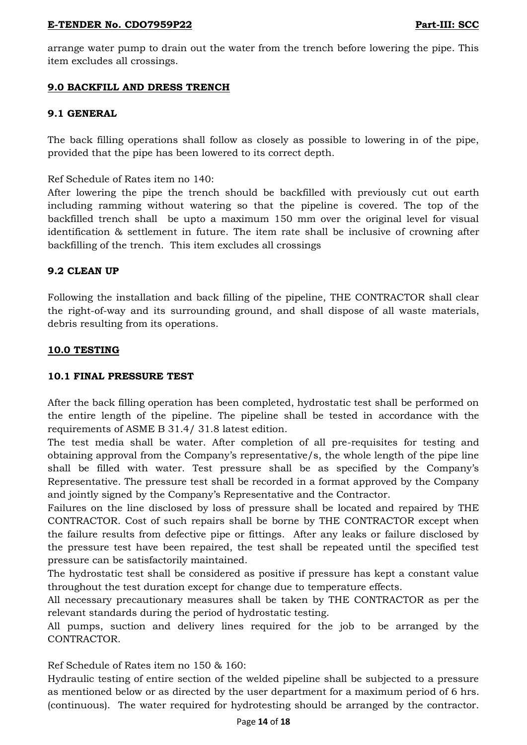arrange water pump to drain out the water from the trench before lowering the pipe. This item excludes all crossings.

## 9.0 BACKFILL AND DRESS TRENCH

### 9.1 GENERAL

The back filling operations shall follow as closely as possible to lowering in of the pipe, provided that the pipe has been lowered to its correct depth.

Ref Schedule of Rates item no 140:
After lowering the pipe the trench should be backfilled with previously cut out earth including ramming without watering so that the pipeline is covered. The top of the backfilled trench shall be upto a maximum 150 mm over the original level for visual identification & settlement in future. The item rate shall be inclusive of crowning after backfilling of the trench. This item excludes all crossings

### 9.2 CLEAN UP

Following the installation and back filling of the pipeline, THE CONTRACTOR shall clear the right-of-way and its surrounding ground, and shall dispose of all waste materials, debris resulting from its operations.

## 10.0 TESTING

### 10.1 FINAL PRESSURE TEST

After the back filling operation has been completed, hydrostatic test shall be performed on the entire length of the pipeline. The pipeline shall be tested in accordance with the requirements of ASME B 31.4/ 31.8 latest edition.
The test media shall be water. After completion of all pre-requisites for testing and obtaining approval from the Company's representative/s, the whole length of the pipe line shall be filled with water. Test pressure shall be as specified by the Company's Representative. The pressure test shall be recorded in a format approved by the Company and jointly signed by the Company's Representative and the Contractor.
Failures on the line disclosed by loss of pressure shall be located and repaired by THE CONTRACTOR. Cost of such repairs shall be borne by THE CONTRACTOR except when the failure results from defective pipe or fittings. After any leaks or failure disclosed by the pressure test have been repaired, the test shall be repeated until the specified test pressure can be satisfactorily maintained.
The hydrostatic test shall be considered as positive if pressure has kept a constant value throughout the test duration except for change due to temperature effects.
All necessary precautionary measures shall be taken by THE CONTRACTOR as per the relevant standards during the period of hydrostatic testing.
All pumps, suction and delivery lines required for the job to be arranged by the CONTRACTOR.

Ref Schedule of Rates item no 150 & 160:
Hydraulic testing of entire section of the welded pipeline shall be subjected to a pressure as mentioned below or as directed by the user department for a maximum period of 6 hrs. (continuous). The water required for hydrotesting should be arranged by the contractor.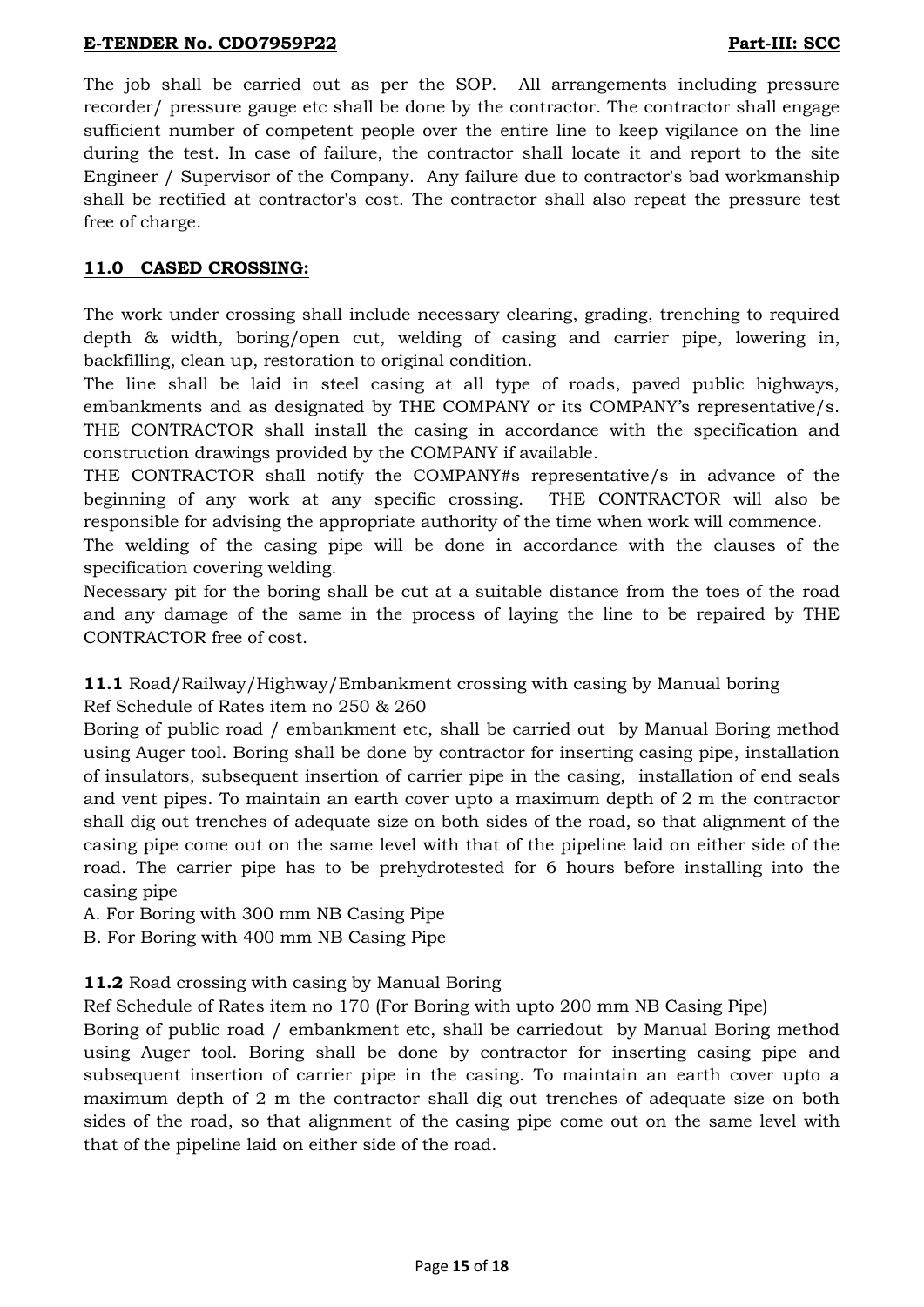The job shall be carried out as per the SOP. All arrangements including pressure recorder/ pressure gauge etc shall be done by the contractor. The contractor shall engage sufficient number of competent people over the entire line to keep vigilance on the line during the test. In case of failure, the contractor shall locate it and report to the site Engineer / Supervisor of the Company. Any failure due to contractor's bad workmanship shall be rectified at contractor's cost. The contractor shall also repeat the pressure test free of charge.

## 11.0 CASED CROSSING:

The work under crossing shall include necessary clearing, grading, trenching to required depth & width, boring/open cut, welding of casing and carrier pipe, lowering in, backfilling, clean up, restoration to original condition.

The line shall be laid in steel casing at all type of roads, paved public highways, embankments and as designated by THE COMPANY or its COMPANY's representative/s. THE CONTRACTOR shall install the casing in accordance with the specification and construction drawings provided by the COMPANY if available.

THE CONTRACTOR shall notify the COMPANY#s representative/s in advance of the beginning of any work at any specific crossing. THE CONTRACTOR will also be responsible for advising the appropriate authority of the time when work will commence.

The welding of the casing pipe will be done in accordance with the clauses of the specification covering welding.

Necessary pit for the boring shall be cut at a suitable distance from the toes of the road and any damage of the same in the process of laying the line to be repaired by THE CONTRACTOR free of cost.

**11.1** Road/Railway/Highway/Embankment crossing with casing by Manual boring

Ref Schedule of Rates item no 250 & 260

Boring of public road / embankment etc, shall be carried out by Manual Boring method using Auger tool. Boring shall be done by contractor for inserting casing pipe, installation of insulators, subsequent insertion of carrier pipe in the casing, installation of end seals and vent pipes. To maintain an earth cover upto a maximum depth of 2 m the contractor shall dig out trenches of adequate size on both sides of the road, so that alignment of the casing pipe come out on the same level with that of the pipeline laid on either side of the road. The carrier pipe has to be prehydrotested for 6 hours before installing into the casing pipe

A. For Boring with 300 mm NB Casing Pipe

B. For Boring with 400 mm NB Casing Pipe

**11.2** Road crossing with casing by Manual Boring

Ref Schedule of Rates item no 170 (For Boring with upto 200 mm NB Casing Pipe)

Boring of public road / embankment etc, shall be carriedout by Manual Boring method using Auger tool. Boring shall be done by contractor for inserting casing pipe and subsequent insertion of carrier pipe in the casing. To maintain an earth cover upto a maximum depth of 2 m the contractor shall dig out trenches of adequate size on both sides of the road, so that alignment of the casing pipe come out on the same level with that of the pipeline laid on either side of the road.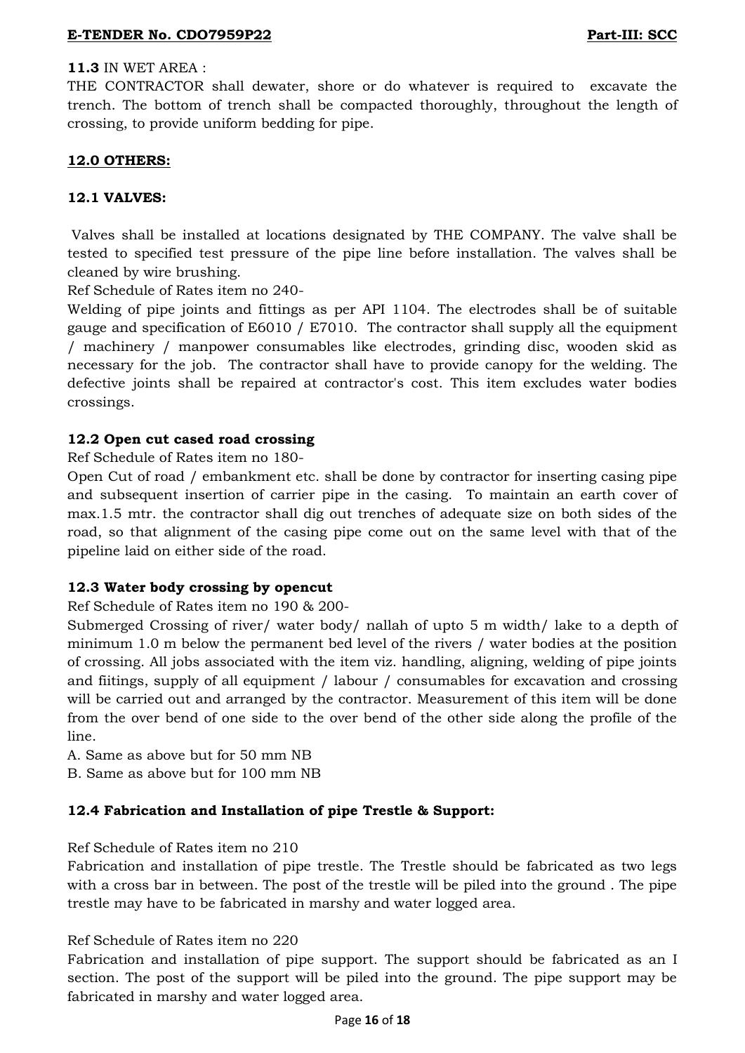**11.3** IN WET AREA :

THE CONTRACTOR shall dewater, shore or do whatever is required to excavate the trench. The bottom of trench shall be compacted thoroughly, throughout the length of crossing, to provide uniform bedding for pipe.

## 12.0 OTHERS:

### 12.1 VALVES:

Valves shall be installed at locations designated by THE COMPANY. The valve shall be tested to specified test pressure of the pipe line before installation. The valves shall be cleaned by wire brushing.

Ref Schedule of Rates item no 240-

Welding of pipe joints and fittings as per API 1104. The electrodes shall be of suitable gauge and specification of E6010 / E7010. The contractor shall supply all the equipment / machinery / manpower consumables like electrodes, grinding disc, wooden skid as necessary for the job. The contractor shall have to provide canopy for the welding. The defective joints shall be repaired at contractor's cost. This item excludes water bodies crossings.

### 12.2 Open cut cased road crossing

Ref Schedule of Rates item no 180-

Open Cut of road / embankment etc. shall be done by contractor for inserting casing pipe and subsequent insertion of carrier pipe in the casing. To maintain an earth cover of max.1.5 mtr. the contractor shall dig out trenches of adequate size on both sides of the road, so that alignment of the casing pipe come out on the same level with that of the pipeline laid on either side of the road.

### 12.3 Water body crossing by opencut

Ref Schedule of Rates item no 190 & 200-

Submerged Crossing of river/ water body/ nallah of upto 5 m width/ lake to a depth of minimum 1.0 m below the permanent bed level of the rivers / water bodies at the position of crossing. All jobs associated with the item viz. handling, aligning, welding of pipe joints and fiitings, supply of all equipment / labour / consumables for excavation and crossing will be carried out and arranged by the contractor. Measurement of this item will be done from the over bend of one side to the over bend of the other side along the profile of the line.

A. Same as above but for 50 mm NB

B. Same as above but for 100 mm NB

### 12.4 Fabrication and Installation of pipe Trestle & Support:

Ref Schedule of Rates item no 210

Fabrication and installation of pipe trestle. The Trestle should be fabricated as two legs with a cross bar in between. The post of the trestle will be piled into the ground . The pipe trestle may have to be fabricated in marshy and water logged area.

Ref Schedule of Rates item no 220

Fabrication and installation of pipe support. The support should be fabricated as an I section. The post of the support will be piled into the ground. The pipe support may be fabricated in marshy and water logged area.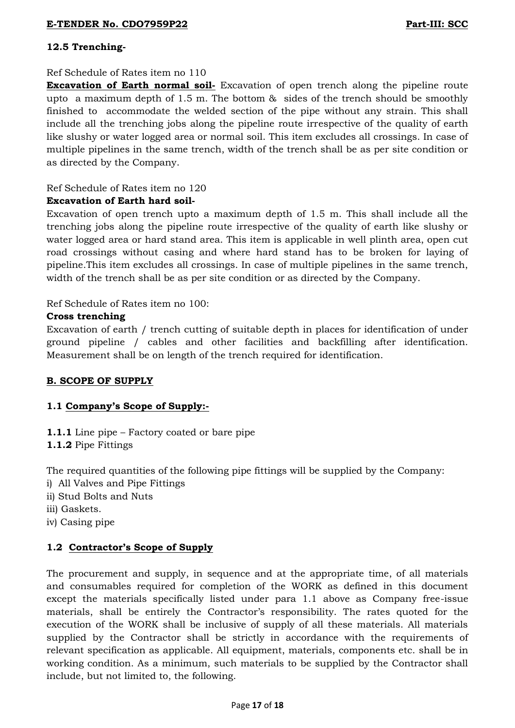### 12.5 Trenching-

Ref Schedule of Rates item no 110

**Excavation of Earth normal soil-** Excavation of open trench along the pipeline route upto a maximum depth of 1.5 m. The bottom & sides of the trench should be smoothly finished to accommodate the welded section of the pipe without any strain. This shall include all the trenching jobs along the pipeline route irrespective of the quality of earth like slushy or water logged area or normal soil. This item excludes all crossings. In case of multiple pipelines in the same trench, width of the trench shall be as per site condition or as directed by the Company.

Ref Schedule of Rates item no 120

**Excavation of Earth hard soil-**

Excavation of open trench upto a maximum depth of 1.5 m. This shall include all the trenching jobs along the pipeline route irrespective of the quality of earth like slushy or water logged area or hard stand area. This item is applicable in well plinth area, open cut road crossings without casing and where hard stand has to be broken for laying of pipeline.This item excludes all crossings. In case of multiple pipelines in the same trench, width of the trench shall be as per site condition or as directed by the Company.

Ref Schedule of Rates item no 100:

**Cross trenching**

Excavation of earth / trench cutting of suitable depth in places for identification of under ground pipeline / cables and other facilities and backfilling after identification. Measurement shall be on length of the trench required for identification.

## B. SCOPE OF SUPPLY

### 1.1 Company's Scope of Supply:-

**1.1.1** Line pipe – Factory coated or bare pipe

**1.1.2** Pipe Fittings

The required quantities of the following pipe fittings will be supplied by the Company:

i) All Valves and Pipe Fittings
ii) Stud Bolts and Nuts
iii) Gaskets.
iv) Casing pipe

### 1.2 Contractor's Scope of Supply

The procurement and supply, in sequence and at the appropriate time, of all materials and consumables required for completion of the WORK as defined in this document except the materials specifically listed under para 1.1 above as Company free-issue materials, shall be entirely the Contractor's responsibility. The rates quoted for the execution of the WORK shall be inclusive of supply of all these materials. All materials supplied by the Contractor shall be strictly in accordance with the requirements of relevant specification as applicable. All equipment, materials, components etc. shall be in working condition. As a minimum, such materials to be supplied by the Contractor shall include, but not limited to, the following.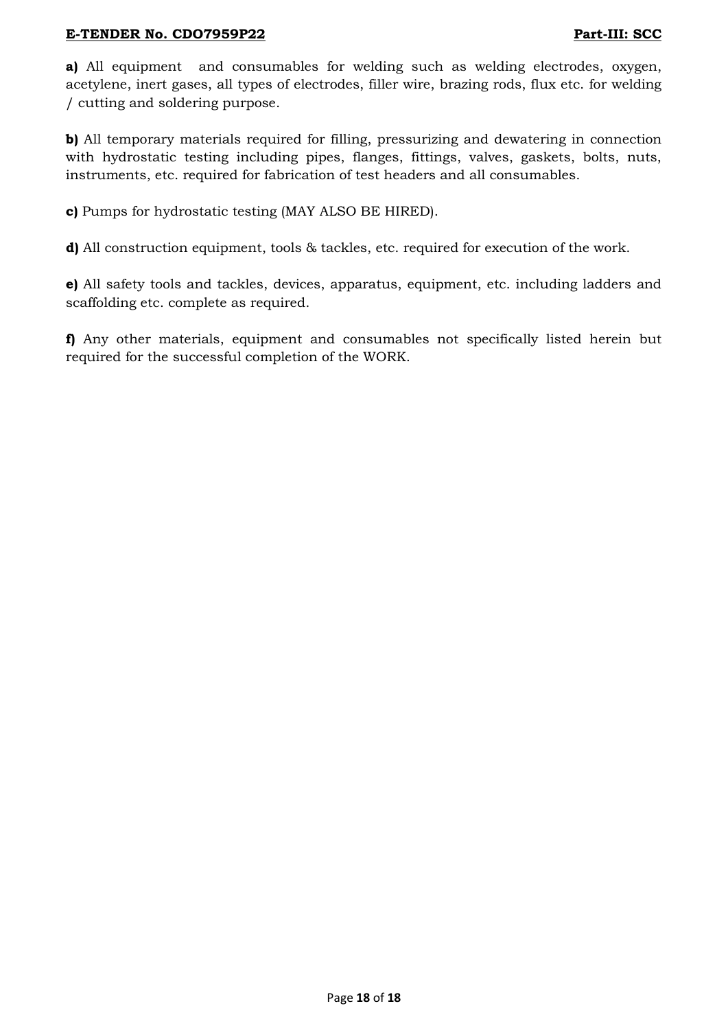**a)** All equipment and consumables for welding such as welding electrodes, oxygen, acetylene, inert gases, all types of electrodes, filler wire, brazing rods, flux etc. for welding / cutting and soldering purpose.

**b)** All temporary materials required for filling, pressurizing and dewatering in connection with hydrostatic testing including pipes, flanges, fittings, valves, gaskets, bolts, nuts, instruments, etc. required for fabrication of test headers and all consumables.

**c)** Pumps for hydrostatic testing (MAY ALSO BE HIRED).

**d)** All construction equipment, tools & tackles, etc. required for execution of the work.

**e)** All safety tools and tackles, devices, apparatus, equipment, etc. including ladders and scaffolding etc. complete as required.

**f)** Any other materials, equipment and consumables not specifically listed herein but required for the successful completion of the WORK.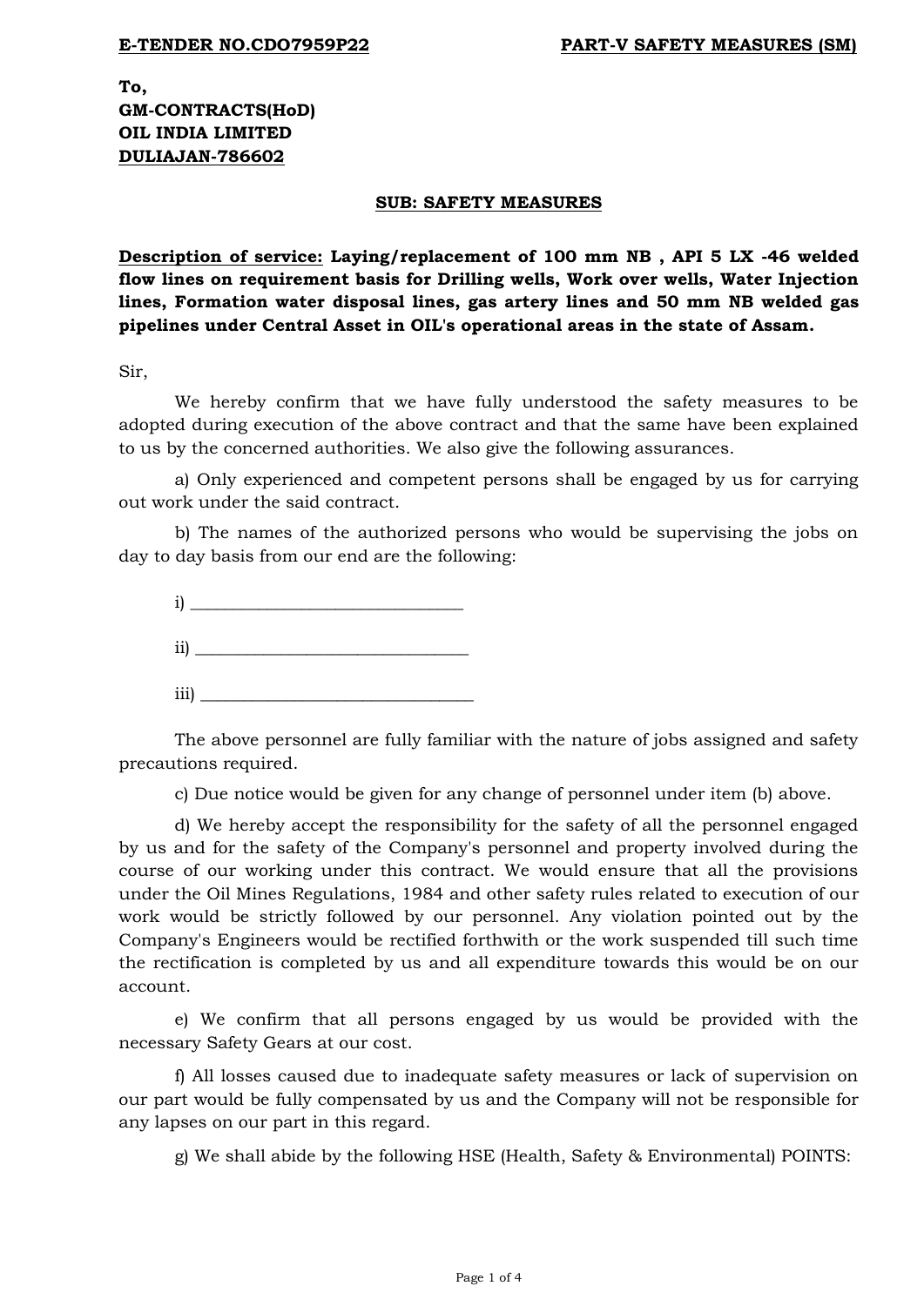To,
**GM-CONTRACTS(HoD)**
**OIL INDIA LIMITED**
**DULIAJAN-786602**

**SUB: SAFETY MEASURES**

**Description of service: Laying/replacement of 100 mm NB , API 5 LX -46 welded flow lines on requirement basis for Drilling wells, Work over wells, Water Injection lines, Formation water disposal lines, gas artery lines and 50 mm NB welded gas pipelines under Central Asset in OIL's operational areas in the state of Assam.**

Sir,

We hereby confirm that we have fully understood the safety measures to be adopted during execution of the above contract and that the same have been explained to us by the concerned authorities. We also give the following assurances.

a) Only experienced and competent persons shall be engaged by us for carrying out work under the said contract.

b) The names of the authorized persons who would be supervising the jobs on day to day basis from our end are the following:

i) ________________________________

ii) ________________________________

iii) ________________________________

The above personnel are fully familiar with the nature of jobs assigned and safety precautions required.

c) Due notice would be given for any change of personnel under item (b) above.

d) We hereby accept the responsibility for the safety of all the personnel engaged by us and for the safety of the Company's personnel and property involved during the course of our working under this contract. We would ensure that all the provisions under the Oil Mines Regulations, 1984 and other safety rules related to execution of our work would be strictly followed by our personnel. Any violation pointed out by the Company's Engineers would be rectified forthwith or the work suspended till such time the rectification is completed by us and all expenditure towards this would be on our account.

e) We confirm that all persons engaged by us would be provided with the necessary Safety Gears at our cost.

f) All losses caused due to inadequate safety measures or lack of supervision on our part would be fully compensated by us and the Company will not be responsible for any lapses on our part in this regard.

g) We shall abide by the following HSE (Health, Safety & Environmental) POINTS: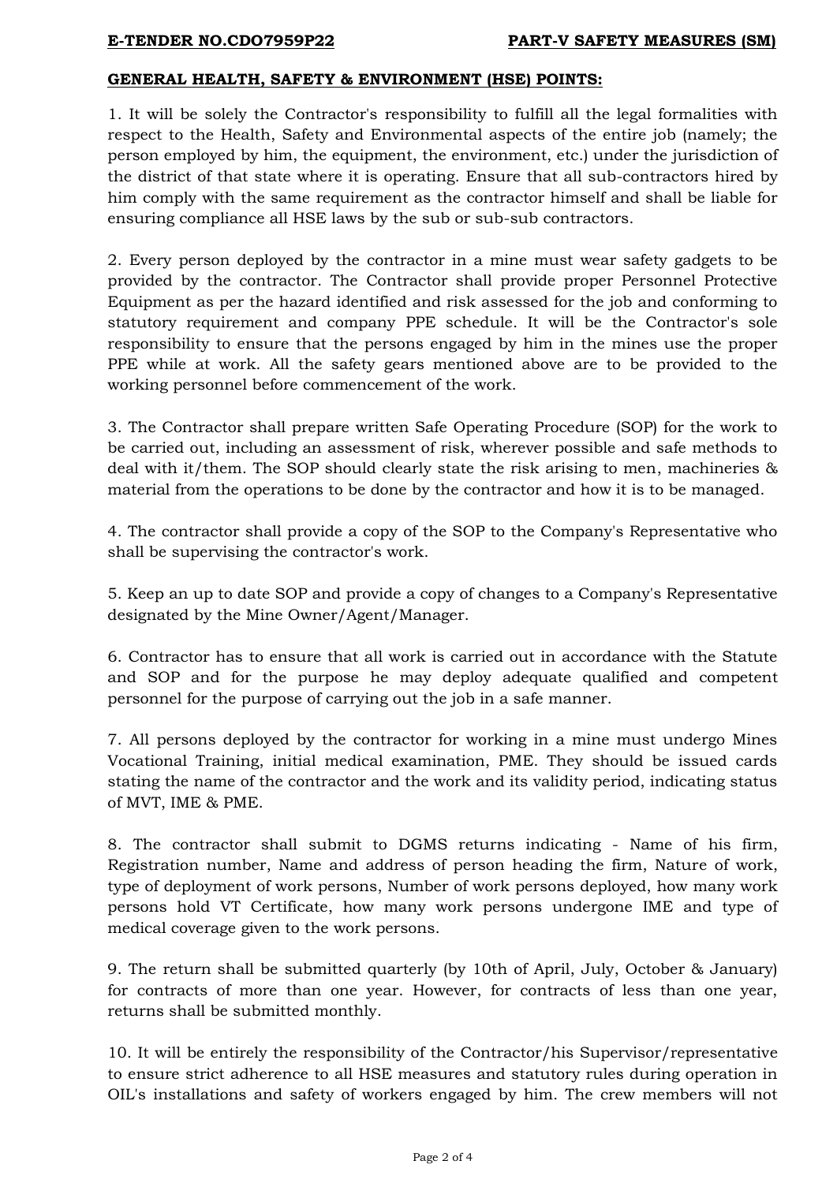**GENERAL HEALTH, SAFETY & ENVIRONMENT (HSE) POINTS:**

1. It will be solely the Contractor's responsibility to fulfill all the legal formalities with respect to the Health, Safety and Environmental aspects of the entire job (namely; the person employed by him, the equipment, the environment, etc.) under the jurisdiction of the district of that state where it is operating. Ensure that all sub-contractors hired by him comply with the same requirement as the contractor himself and shall be liable for ensuring compliance all HSE laws by the sub or sub-sub contractors.

2. Every person deployed by the contractor in a mine must wear safety gadgets to be provided by the contractor. The Contractor shall provide proper Personnel Protective Equipment as per the hazard identified and risk assessed for the job and conforming to statutory requirement and company PPE schedule. It will be the Contractor's sole responsibility to ensure that the persons engaged by him in the mines use the proper PPE while at work. All the safety gears mentioned above are to be provided to the working personnel before commencement of the work.

3. The Contractor shall prepare written Safe Operating Procedure (SOP) for the work to be carried out, including an assessment of risk, wherever possible and safe methods to deal with it/them. The SOP should clearly state the risk arising to men, machineries & material from the operations to be done by the contractor and how it is to be managed.

4. The contractor shall provide a copy of the SOP to the Company's Representative who shall be supervising the contractor's work.

5. Keep an up to date SOP and provide a copy of changes to a Company's Representative designated by the Mine Owner/Agent/Manager.

6. Contractor has to ensure that all work is carried out in accordance with the Statute and SOP and for the purpose he may deploy adequate qualified and competent personnel for the purpose of carrying out the job in a safe manner.

7. All persons deployed by the contractor for working in a mine must undergo Mines Vocational Training, initial medical examination, PME. They should be issued cards stating the name of the contractor and the work and its validity period, indicating status of MVT, IME & PME.

8. The contractor shall submit to DGMS returns indicating - Name of his firm, Registration number, Name and address of person heading the firm, Nature of work, type of deployment of work persons, Number of work persons deployed, how many work persons hold VT Certificate, how many work persons undergone IME and type of medical coverage given to the work persons.

9. The return shall be submitted quarterly (by 10th of April, July, October & January) for contracts of more than one year. However, for contracts of less than one year, returns shall be submitted monthly.

10. It will be entirely the responsibility of the Contractor/his Supervisor/representative to ensure strict adherence to all HSE measures and statutory rules during operation in OIL's installations and safety of workers engaged by him. The crew members will not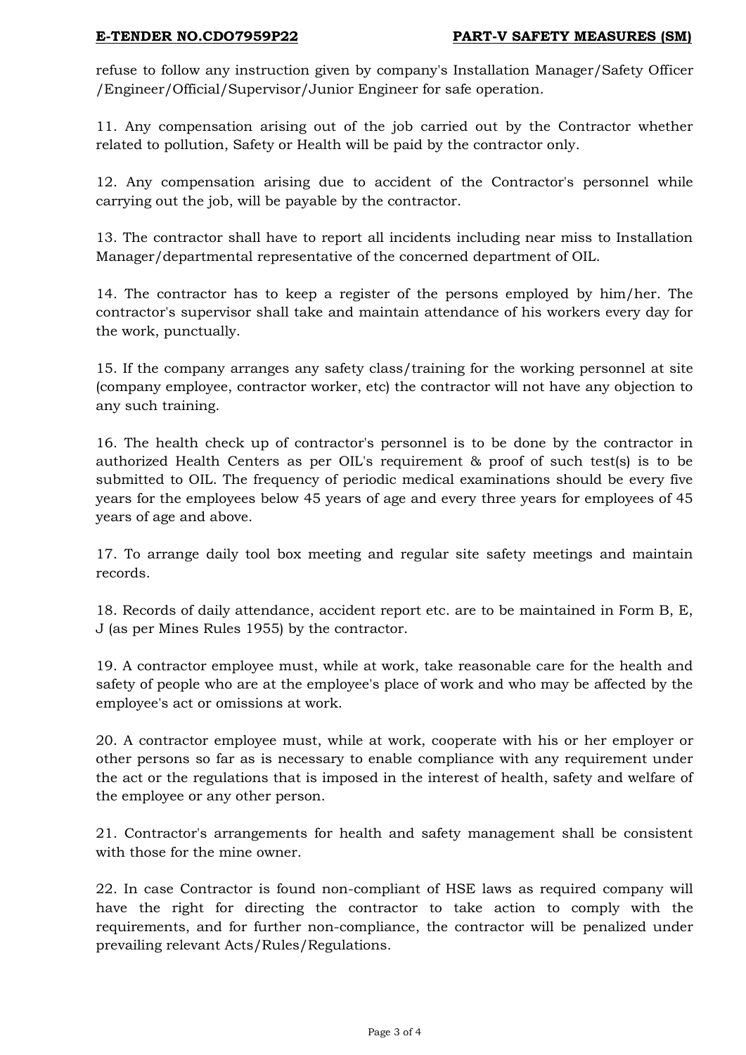refuse to follow any instruction given by company's Installation Manager/Safety Officer /Engineer/Official/Supervisor/Junior Engineer for safe operation.

11. Any compensation arising out of the job carried out by the Contractor whether related to pollution, Safety or Health will be paid by the contractor only.

12. Any compensation arising due to accident of the Contractor's personnel while carrying out the job, will be payable by the contractor.

13. The contractor shall have to report all incidents including near miss to Installation Manager/departmental representative of the concerned department of OIL.

14. The contractor has to keep a register of the persons employed by him/her. The contractor's supervisor shall take and maintain attendance of his workers every day for the work, punctually.

15. If the company arranges any safety class/training for the working personnel at site (company employee, contractor worker, etc) the contractor will not have any objection to any such training.

16. The health check up of contractor's personnel is to be done by the contractor in authorized Health Centers as per OIL's requirement & proof of such test(s) is to be submitted to OIL. The frequency of periodic medical examinations should be every five years for the employees below 45 years of age and every three years for employees of 45 years of age and above.

17. To arrange daily tool box meeting and regular site safety meetings and maintain records.

18. Records of daily attendance, accident report etc. are to be maintained in Form B, E, J (as per Mines Rules 1955) by the contractor.

19. A contractor employee must, while at work, take reasonable care for the health and safety of people who are at the employee's place of work and who may be affected by the employee's act or omissions at work.

20. A contractor employee must, while at work, cooperate with his or her employer or other persons so far as is necessary to enable compliance with any requirement under the act or the regulations that is imposed in the interest of health, safety and welfare of the employee or any other person.

21. Contractor's arrangements for health and safety management shall be consistent with those for the mine owner.

22. In case Contractor is found non-compliant of HSE laws as required company will have the right for directing the contractor to take action to comply with the requirements, and for further non-compliance, the contractor will be penalized under prevailing relevant Acts/Rules/Regulations.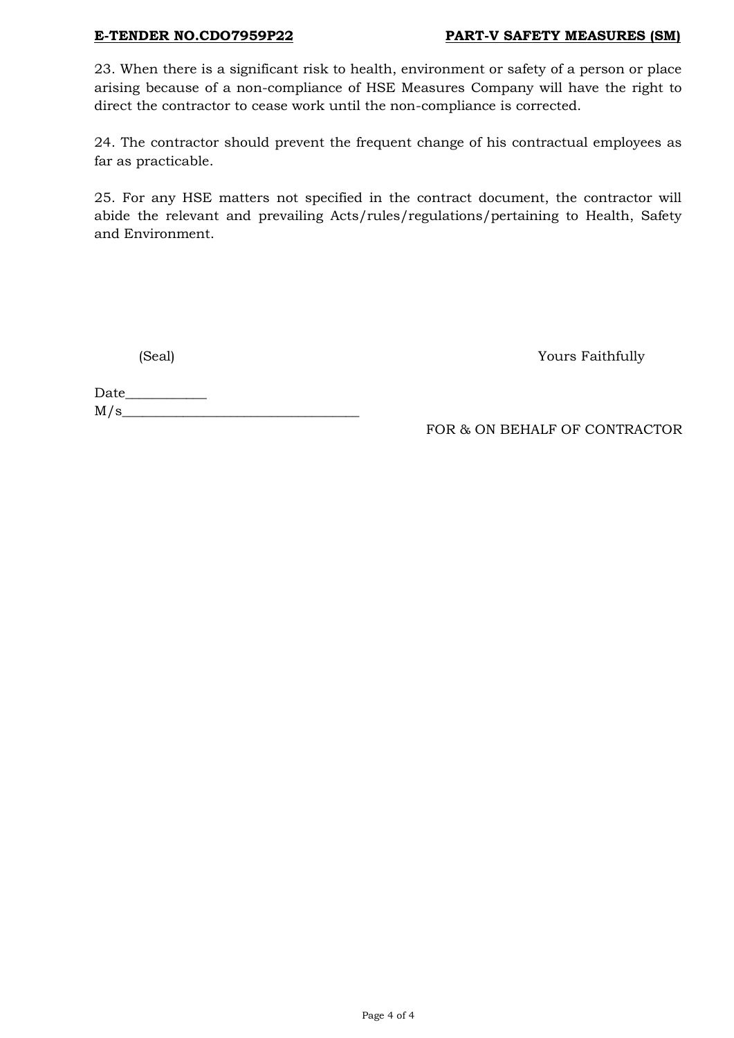23. When there is a significant risk to health, environment or safety of a person or place arising because of a non-compliance of HSE Measures Company will have the right to direct the contractor to cease work until the non-compliance is corrected.

24. The contractor should prevent the frequent change of his contractual employees as far as practicable.

25. For any HSE matters not specified in the contract document, the contractor will abide the relevant and prevailing Acts/rules/regulations/pertaining to Health, Safety and Environment.

(Seal) Yours Faithfully

Date___________

M/s_________________________________

FOR & ON BEHALF OF CONTRACTOR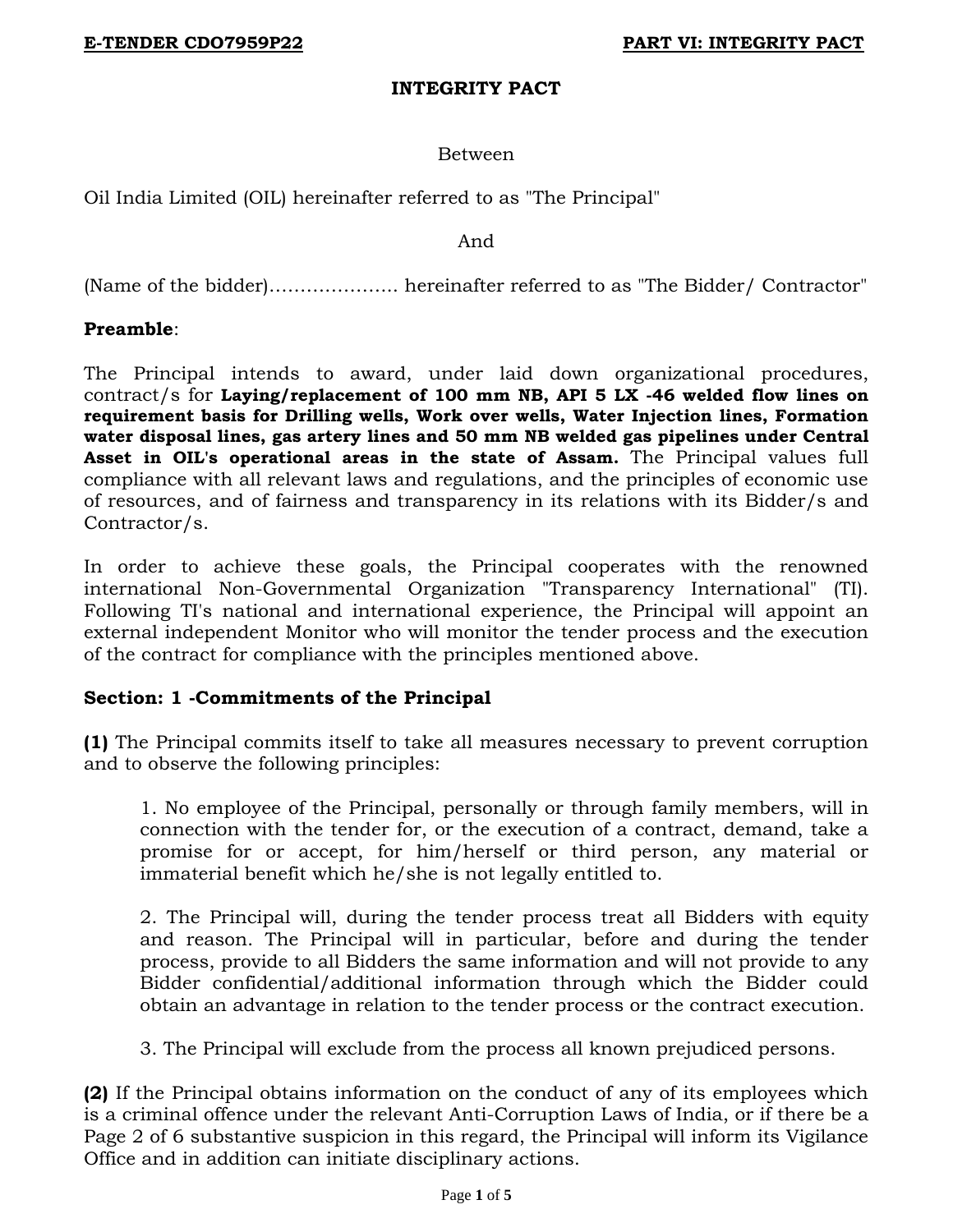# INTEGRITY PACT

Between

Oil India Limited (OIL) hereinafter referred to as "The Principal"

And

(Name of the bidder)………………… hereinafter referred to as "The Bidder/ Contractor"

**Preamble**:

The Principal intends to award, under laid down organizational procedures, contract/s for **Laying/replacement of 100 mm NB, API 5 LX -46 welded flow lines on requirement basis for Drilling wells, Work over wells, Water Injection lines, Formation water disposal lines, gas artery lines and 50 mm NB welded gas pipelines under Central Asset in OIL's operational areas in the state of Assam.** The Principal values full compliance with all relevant laws and regulations, and the principles of economic use of resources, and of fairness and transparency in its relations with its Bidder/s and Contractor/s.

In order to achieve these goals, the Principal cooperates with the renowned international Non-Governmental Organization "Transparency International" (TI). Following TI's national and international experience, the Principal will appoint an external independent Monitor who will monitor the tender process and the execution of the contract for compliance with the principles mentioned above.

## Section: 1 -Commitments of the Principal

**(1)** The Principal commits itself to take all measures necessary to prevent corruption and to observe the following principles:

1. No employee of the Principal, personally or through family members, will in connection with the tender for, or the execution of a contract, demand, take a promise for or accept, for him/herself or third person, any material or immaterial benefit which he/she is not legally entitled to.

2. The Principal will, during the tender process treat all Bidders with equity and reason. The Principal will in particular, before and during the tender process, provide to all Bidders the same information and will not provide to any Bidder confidential/additional information through which the Bidder could obtain an advantage in relation to the tender process or the contract execution.

3. The Principal will exclude from the process all known prejudiced persons.

**(2)** If the Principal obtains information on the conduct of any of its employees which is a criminal offence under the relevant Anti-Corruption Laws of India, or if there be a Page 2 of 6 substantive suspicion in this regard, the Principal will inform its Vigilance Office and in addition can initiate disciplinary actions.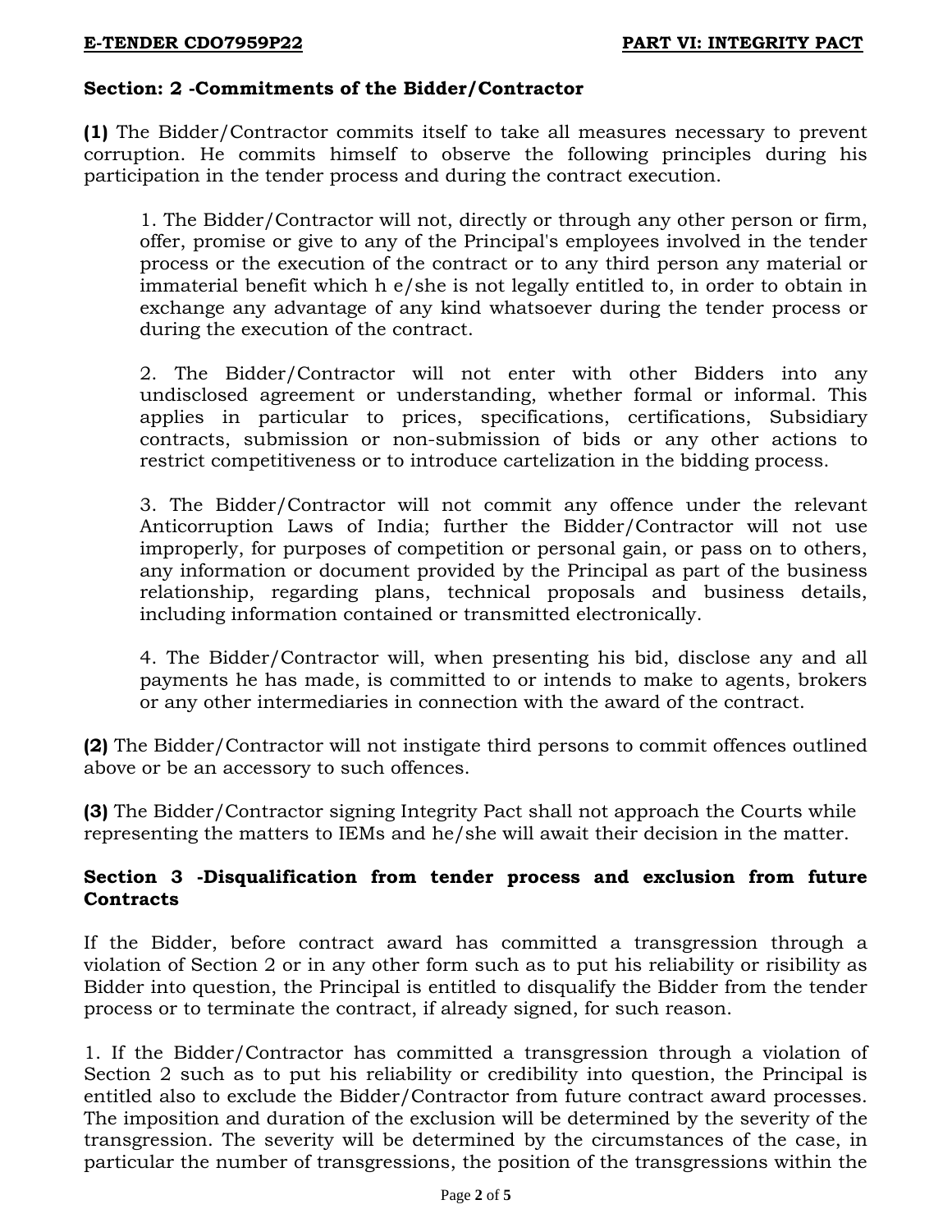**Section: 2 -Commitments of the Bidder/Contractor**

**(1)** The Bidder/Contractor commits itself to take all measures necessary to prevent corruption. He commits himself to observe the following principles during his participation in the tender process and during the contract execution.

1. The Bidder/Contractor will not, directly or through any other person or firm, offer, promise or give to any of the Principal's employees involved in the tender process or the execution of the contract or to any third person any material or immaterial benefit which h e/she is not legally entitled to, in order to obtain in exchange any advantage of any kind whatsoever during the tender process or during the execution of the contract.

2. The Bidder/Contractor will not enter with other Bidders into any undisclosed agreement or understanding, whether formal or informal. This applies in particular to prices, specifications, certifications, Subsidiary contracts, submission or non-submission of bids or any other actions to restrict competitiveness or to introduce cartelization in the bidding process.

3. The Bidder/Contractor will not commit any offence under the relevant Anticorruption Laws of India; further the Bidder/Contractor will not use improperly, for purposes of competition or personal gain, or pass on to others, any information or document provided by the Principal as part of the business relationship, regarding plans, technical proposals and business details, including information contained or transmitted electronically.

4. The Bidder/Contractor will, when presenting his bid, disclose any and all payments he has made, is committed to or intends to make to agents, brokers or any other intermediaries in connection with the award of the contract.

**(2)** The Bidder/Contractor will not instigate third persons to commit offences outlined above or be an accessory to such offences.

**(3)** The Bidder/Contractor signing Integrity Pact shall not approach the Courts while representing the matters to IEMs and he/she will await their decision in the matter.

**Section 3 -Disqualification from tender process and exclusion from future Contracts**

If the Bidder, before contract award has committed a transgression through a violation of Section 2 or in any other form such as to put his reliability or risibility as Bidder into question, the Principal is entitled to disqualify the Bidder from the tender process or to terminate the contract, if already signed, for such reason.

1. If the Bidder/Contractor has committed a transgression through a violation of Section 2 such as to put his reliability or credibility into question, the Principal is entitled also to exclude the Bidder/Contractor from future contract award processes. The imposition and duration of the exclusion will be determined by the severity of the transgression. The severity will be determined by the circumstances of the case, in particular the number of transgressions, the position of the transgressions within the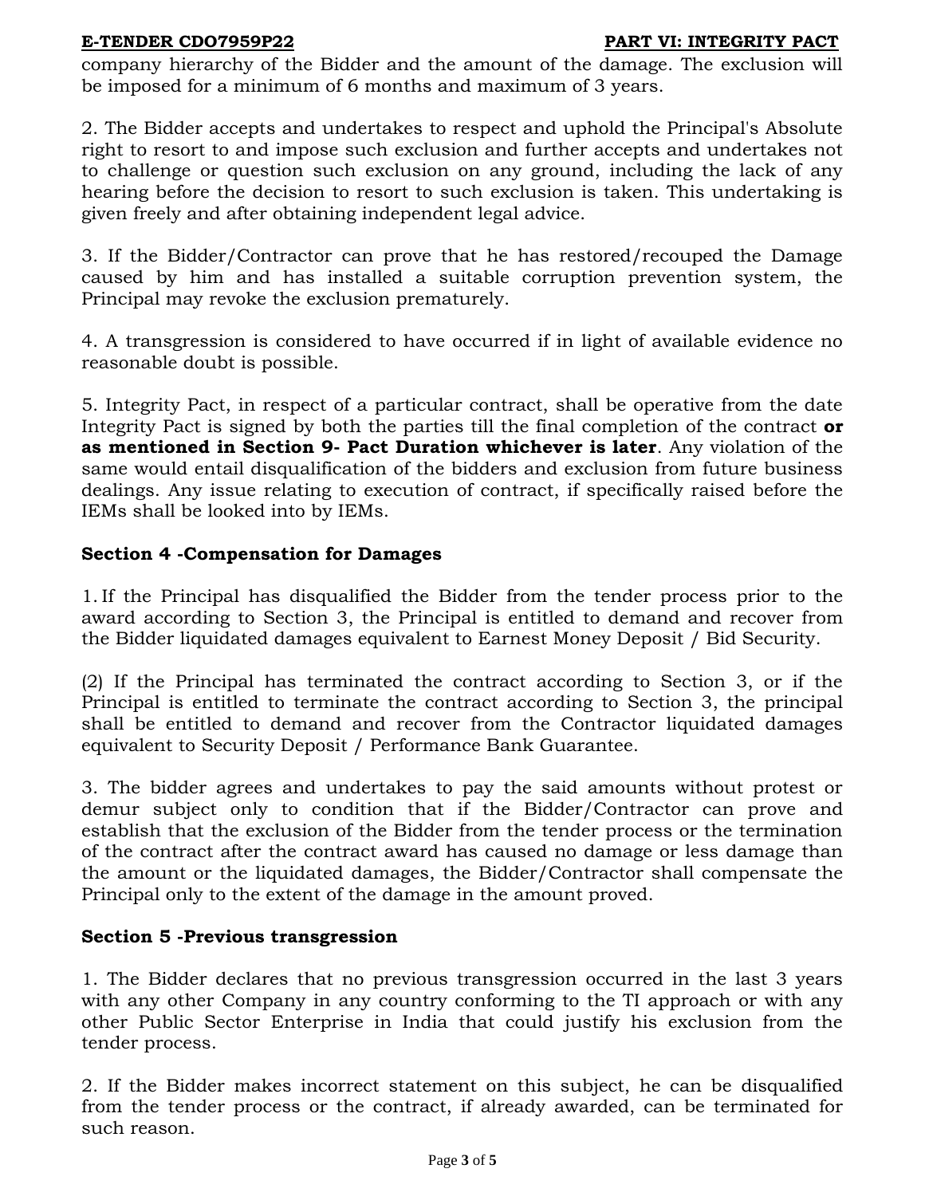company hierarchy of the Bidder and the amount of the damage. The exclusion will be imposed for a minimum of 6 months and maximum of 3 years.

2. The Bidder accepts and undertakes to respect and uphold the Principal's Absolute right to resort to and impose such exclusion and further accepts and undertakes not to challenge or question such exclusion on any ground, including the lack of any hearing before the decision to resort to such exclusion is taken. This undertaking is given freely and after obtaining independent legal advice.

3. If the Bidder/Contractor can prove that he has restored/recouped the Damage caused by him and has installed a suitable corruption prevention system, the Principal may revoke the exclusion prematurely.

4. A transgression is considered to have occurred if in light of available evidence no reasonable doubt is possible.

5. Integrity Pact, in respect of a particular contract, shall be operative from the date Integrity Pact is signed by both the parties till the final completion of the contract **or as mentioned in Section 9- Pact Duration whichever is later**. Any violation of the same would entail disqualification of the bidders and exclusion from future business dealings. Any issue relating to execution of contract, if specifically raised before the IEMs shall be looked into by IEMs.

## Section 4 -Compensation for Damages

1. If the Principal has disqualified the Bidder from the tender process prior to the award according to Section 3, the Principal is entitled to demand and recover from the Bidder liquidated damages equivalent to Earnest Money Deposit / Bid Security.

(2) If the Principal has terminated the contract according to Section 3, or if the Principal is entitled to terminate the contract according to Section 3, the principal shall be entitled to demand and recover from the Contractor liquidated damages equivalent to Security Deposit / Performance Bank Guarantee.

3. The bidder agrees and undertakes to pay the said amounts without protest or demur subject only to condition that if the Bidder/Contractor can prove and establish that the exclusion of the Bidder from the tender process or the termination of the contract after the contract award has caused no damage or less damage than the amount or the liquidated damages, the Bidder/Contractor shall compensate the Principal only to the extent of the damage in the amount proved.

## Section 5 -Previous transgression

1. The Bidder declares that no previous transgression occurred in the last 3 years with any other Company in any country conforming to the TI approach or with any other Public Sector Enterprise in India that could justify his exclusion from the tender process.

2. If the Bidder makes incorrect statement on this subject, he can be disqualified from the tender process or the contract, if already awarded, can be terminated for such reason.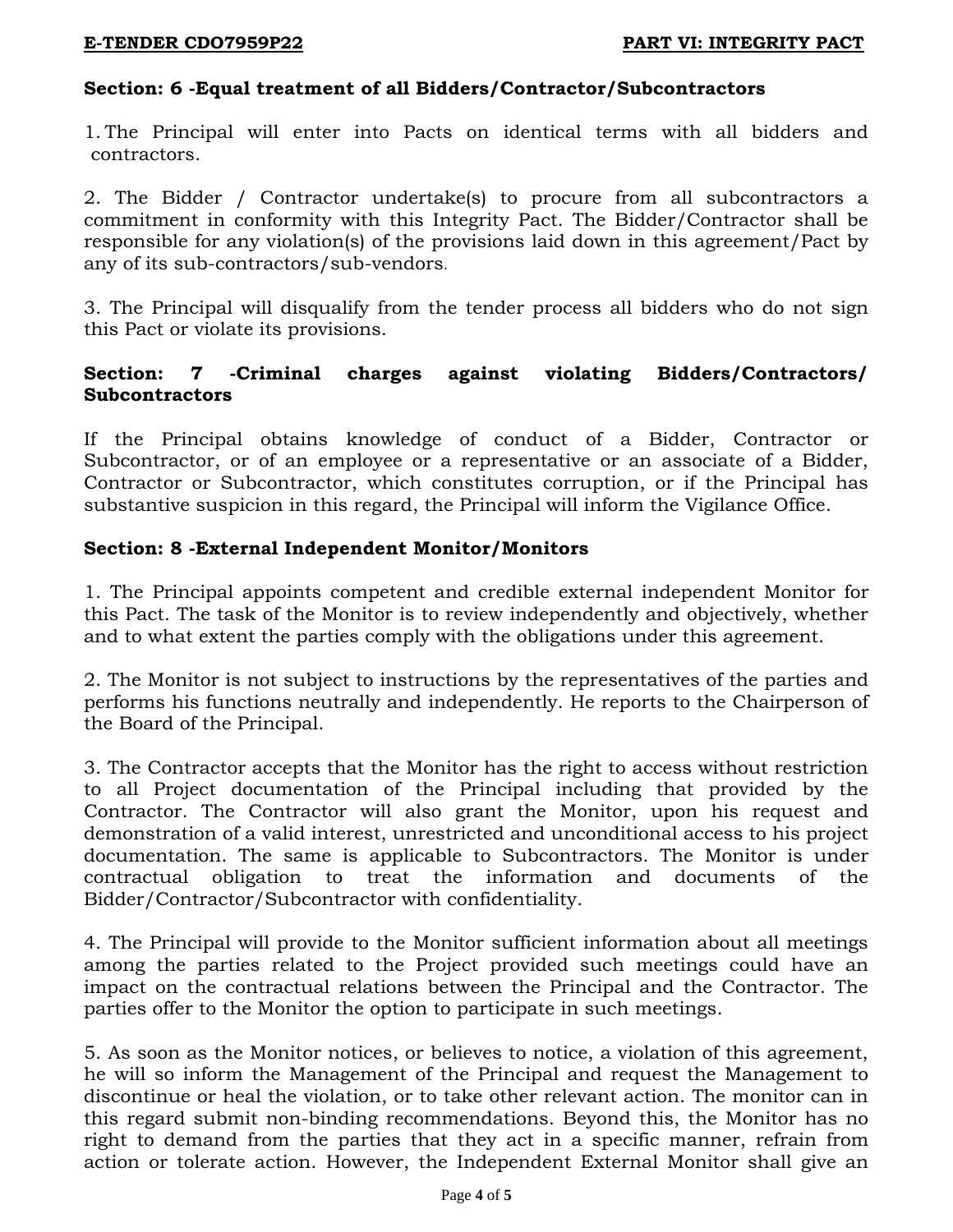**Section: 6 -Equal treatment of all Bidders/Contractor/Subcontractors**

1. The Principal will enter into Pacts on identical terms with all bidders and contractors.

2. The Bidder / Contractor undertake(s) to procure from all subcontractors a commitment in conformity with this Integrity Pact. The Bidder/Contractor shall be responsible for any violation(s) of the provisions laid down in this agreement/Pact by any of its sub-contractors/sub-vendors.

3. The Principal will disqualify from the tender process all bidders who do not sign this Pact or violate its provisions.

**Section: 7 -Criminal charges against violating Bidders/Contractors/ Subcontractors**

If the Principal obtains knowledge of conduct of a Bidder, Contractor or Subcontractor, or of an employee or a representative or an associate of a Bidder, Contractor or Subcontractor, which constitutes corruption, or if the Principal has substantive suspicion in this regard, the Principal will inform the Vigilance Office.

**Section: 8 -External Independent Monitor/Monitors**

1. The Principal appoints competent and credible external independent Monitor for this Pact. The task of the Monitor is to review independently and objectively, whether and to what extent the parties comply with the obligations under this agreement.

2. The Monitor is not subject to instructions by the representatives of the parties and performs his functions neutrally and independently. He reports to the Chairperson of the Board of the Principal.

3. The Contractor accepts that the Monitor has the right to access without restriction to all Project documentation of the Principal including that provided by the Contractor. The Contractor will also grant the Monitor, upon his request and demonstration of a valid interest, unrestricted and unconditional access to his project documentation. The same is applicable to Subcontractors. The Monitor is under contractual obligation to treat the information and documents of the Bidder/Contractor/Subcontractor with confidentiality.

4. The Principal will provide to the Monitor sufficient information about all meetings among the parties related to the Project provided such meetings could have an impact on the contractual relations between the Principal and the Contractor. The parties offer to the Monitor the option to participate in such meetings.

5. As soon as the Monitor notices, or believes to notice, a violation of this agreement, he will so inform the Management of the Principal and request the Management to discontinue or heal the violation, or to take other relevant action. The monitor can in this regard submit non-binding recommendations. Beyond this, the Monitor has no right to demand from the parties that they act in a specific manner, refrain from action or tolerate action. However, the Independent External Monitor shall give an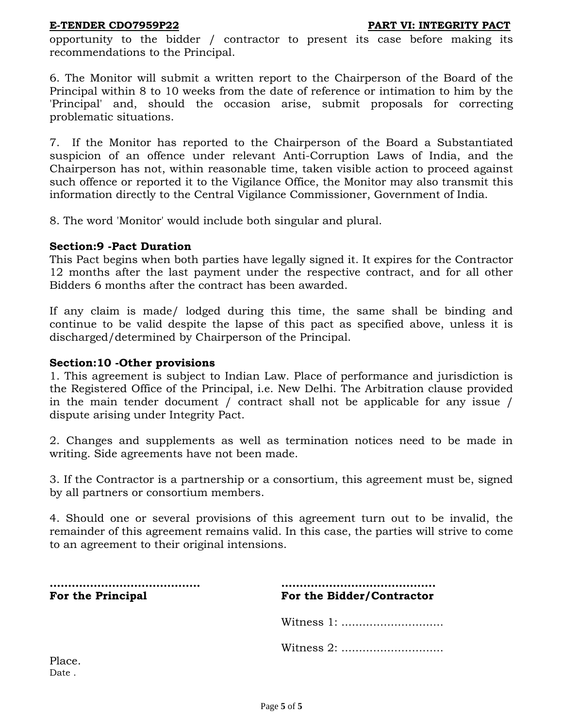opportunity to the bidder / contractor to present its case before making its recommendations to the Principal.

6. The Monitor will submit a written report to the Chairperson of the Board of the Principal within 8 to 10 weeks from the date of reference or intimation to him by the 'Principal' and, should the occasion arise, submit proposals for correcting problematic situations.

7. If the Monitor has reported to the Chairperson of the Board a Substantiated suspicion of an offence under relevant Anti-Corruption Laws of India, and the Chairperson has not, within reasonable time, taken visible action to proceed against such offence or reported it to the Vigilance Office, the Monitor may also transmit this information directly to the Central Vigilance Commissioner, Government of India.

8. The word 'Monitor' would include both singular and plural.

**Section:9 -Pact Duration**

This Pact begins when both parties have legally signed it. It expires for the Contractor 12 months after the last payment under the respective contract, and for all other Bidders 6 months after the contract has been awarded.

If any claim is made/ lodged during this time, the same shall be binding and continue to be valid despite the lapse of this pact as specified above, unless it is discharged/determined by Chairperson of the Principal.

**Section:10 -Other provisions**

1. This agreement is subject to Indian Law. Place of performance and jurisdiction is the Registered Office of the Principal, i.e. New Delhi. The Arbitration clause provided in the main tender document / contract shall not be applicable for any issue / dispute arising under Integrity Pact.

2. Changes and supplements as well as termination notices need to be made in writing. Side agreements have not been made.

3. If the Contractor is a partnership or a consortium, this agreement must be, signed by all partners or consortium members.

4. Should one or several provisions of this agreement turn out to be invalid, the remainder of this agreement remains valid. In this case, the parties will strive to come to an agreement to their original intensions.

| ........................................ | ........................................ |
|---|---|
| **For the Principal** | **For the Bidder/Contractor** |
| | Witness 1: ............................ |
| | Witness 2: ............................ |

Place.

Date .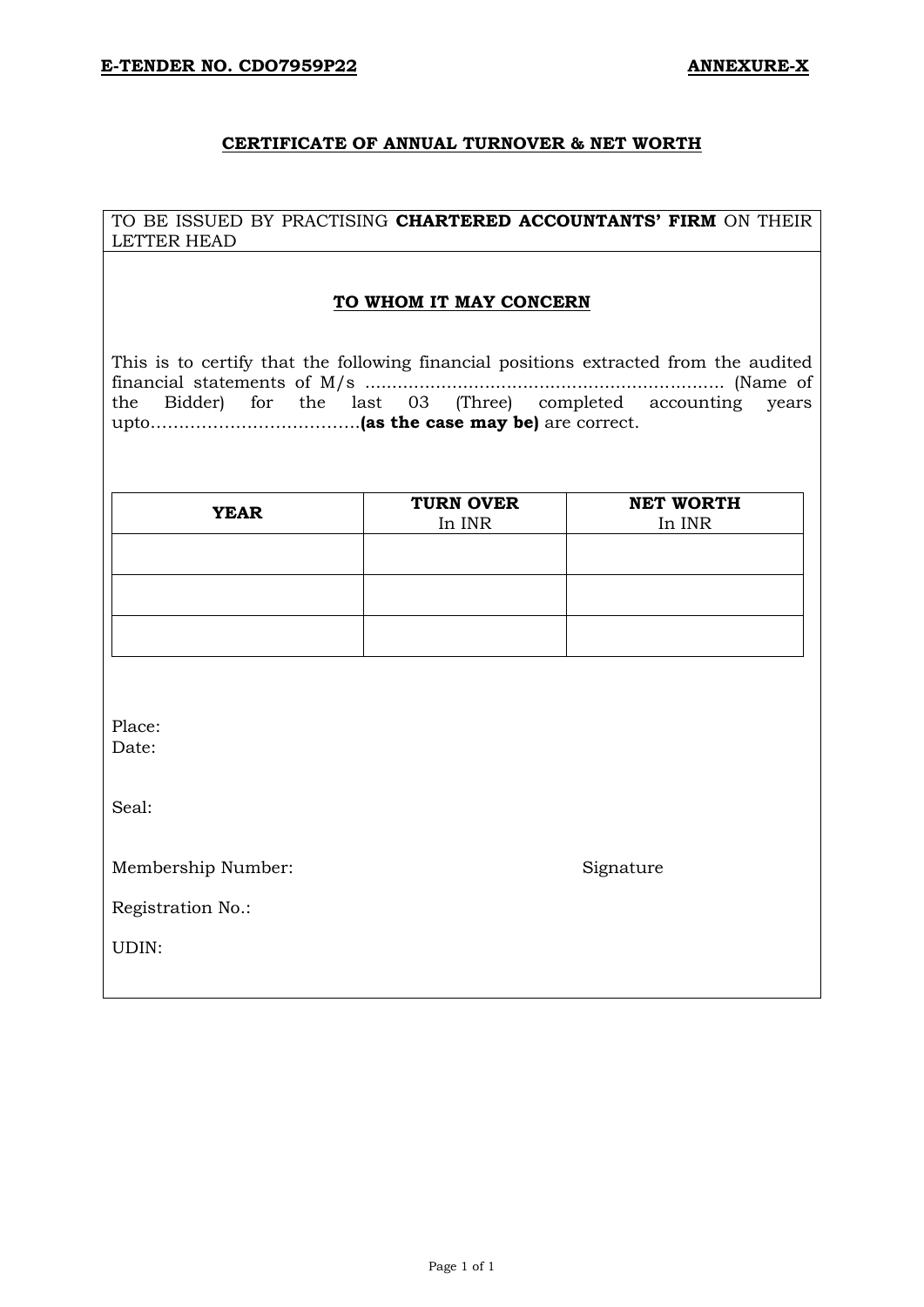**E-TENDER NO. CDO7959P22** **ANNEXURE-X**

## CERTIFICATE OF ANNUAL TURNOVER & NET WORTH

TO BE ISSUED BY PRACTISING **CHARTERED ACCOUNTANTS' FIRM** ON THEIR LETTER HEAD

**TO WHOM IT MAY CONCERN**

This is to certify that the following financial positions extracted from the audited financial statements of M/s .................................................................. (Name of the Bidder) for the last 03 (Three) completed accounting years upto.....................................**(as the case may be)** are correct.

| **YEAR** | **TURN OVER** In INR | **NET WORTH** In INR |
|---|---|---|
| | | |
| | | |
| | | |

Place:
Date:

Seal:

Membership Number: Signature

Registration No.:

UDIN: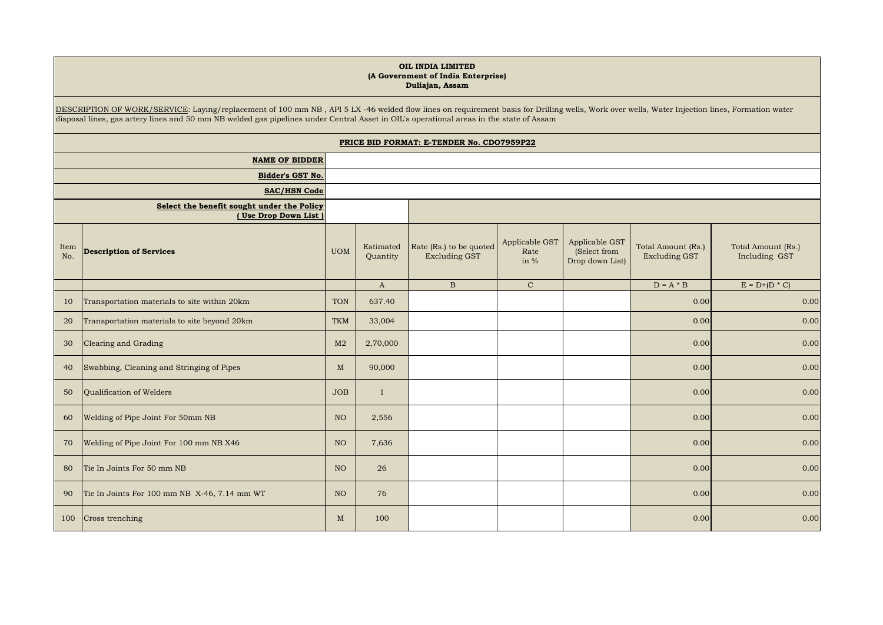**OIL INDIA LIMITED**
**(A Government of India Enterprise)**
**Duliajan, Assam**

DESCRIPTION OF WORK/SERVICE: Laying/replacement of 100 mm NB , API 5 LX -46 welded flow lines on requirement basis for Drilling wells, Work over wells, Water Injection lines, Formation water disposal lines, gas artery lines and 50 mm NB welded gas pipelines under Central Asset in OIL's operational areas in the state of Assam

**PRICE BID FORMAT: E-TENDER No. CDO7959P22**

| | |
|---|---|
| **NAME OF BIDDER** | |
| **Bidder's GST No.** | |
| **SAC/HSN Code** | |
| **Select the benefit sought under the Policy ( Use Drop Down List )** | |

| Item No. | Description of Services | UOM | Estimated Quantity | Rate (Rs.) to be quoted Excluding GST | Applicable GST Rate in % | Applicable GST (Select from Drop down List) | Total Amount (Rs.) Excluding GST | Total Amount (Rs.) Including GST |
|---|---|---|---|---|---|---|---|---|
| | | | A | B | C | | D = A * B | E = D+(D * C) |
| 10 | Transportation materials to site within 20km | TON | 637.40 | | | | 0.00 | 0.00 |
| 20 | Transportation materials to site beyond 20km | TKM | 33,004 | | | | 0.00 | 0.00 |
| 30 | Clearing and Grading | M2 | 2,70,000 | | | | 0.00 | 0.00 |
| 40 | Swabbing, Cleaning and Stringing of Pipes | M | 90,000 | | | | 0.00 | 0.00 |
| 50 | Qualification of Welders | JOB | 1 | | | | 0.00 | 0.00 |
| 60 | Welding of Pipe Joint For 50mm NB | NO | 2,556 | | | | 0.00 | 0.00 |
| 70 | Welding of Pipe Joint For 100 mm NB X46 | NO | 7,636 | | | | 0.00 | 0.00 |
| 80 | Tie In Joints For 50 mm NB | NO | 26 | | | | 0.00 | 0.00 |
| 90 | Tie In Joints For 100 mm NB X-46, 7.14 mm WT | NO | 76 | | | | 0.00 | 0.00 |
| 100 | Cross trenching | M | 100 | | | | 0.00 | 0.00 |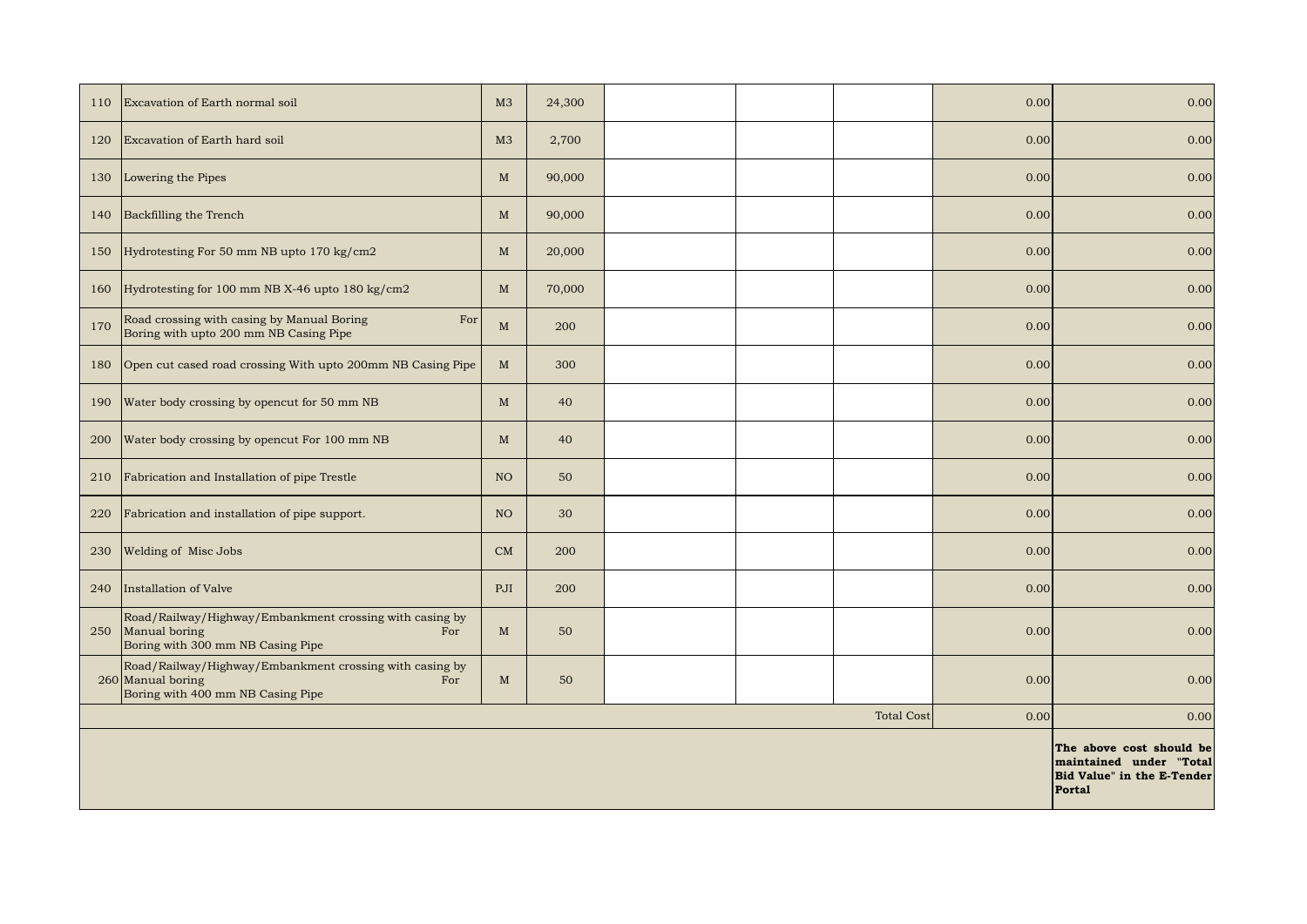| | | | | | | | | |
|---|---|---|---|---|---|---|---|---|
| 110 | Excavation of Earth normal soil | M3 | 24,300 | | | | 0.00 | 0.00 |
| 120 | Excavation of Earth hard soil | M3 | 2,700 | | | | 0.00 | 0.00 |
| 130 | Lowering the Pipes | M | 90,000 | | | | 0.00 | 0.00 |
| 140 | Backfilling the Trench | M | 90,000 | | | | 0.00 | 0.00 |
| 150 | Hydrotesting For 50 mm NB upto 170 kg/cm2 | M | 20,000 | | | | 0.00 | 0.00 |
| 160 | Hydrotesting for 100 mm NB X-46 upto 180 kg/cm2 | M | 70,000 | | | | 0.00 | 0.00 |
| 170 | Road crossing with casing by Manual Boring For Boring with upto 200 mm NB Casing Pipe | M | 200 | | | | 0.00 | 0.00 |
| 180 | Open cut cased road crossing With upto 200mm NB Casing Pipe | M | 300 | | | | 0.00 | 0.00 |
| 190 | Water body crossing by opencut for 50 mm NB | M | 40 | | | | 0.00 | 0.00 |
| 200 | Water body crossing by opencut For 100 mm NB | M | 40 | | | | 0.00 | 0.00 |
| 210 | Fabrication and Installation of pipe Trestle | NO | 50 | | | | 0.00 | 0.00 |
| 220 | Fabrication and installation of pipe support. | NO | 30 | | | | 0.00 | 0.00 |
| 230 | Welding of Misc Jobs | CM | 200 | | | | 0.00 | 0.00 |
| 240 | Installation of Valve | PJI | 200 | | | | 0.00 | 0.00 |
| 250 | Road/Railway/Highway/Embankment crossing with casing by Manual boring For Boring with 300 mm NB Casing Pipe | M | 50 | | | | 0.00 | 0.00 |
| 260 | Road/Railway/Highway/Embankment crossing with casing by Manual boring For Boring with 400 mm NB Casing Pipe | M | 50 | | | | 0.00 | 0.00 |
| | | | | | | Total Cost | 0.00 | 0.00 |
| | | | | | | | | **The above cost should be maintained under "Total Bid Value" in the E-Tender Portal** |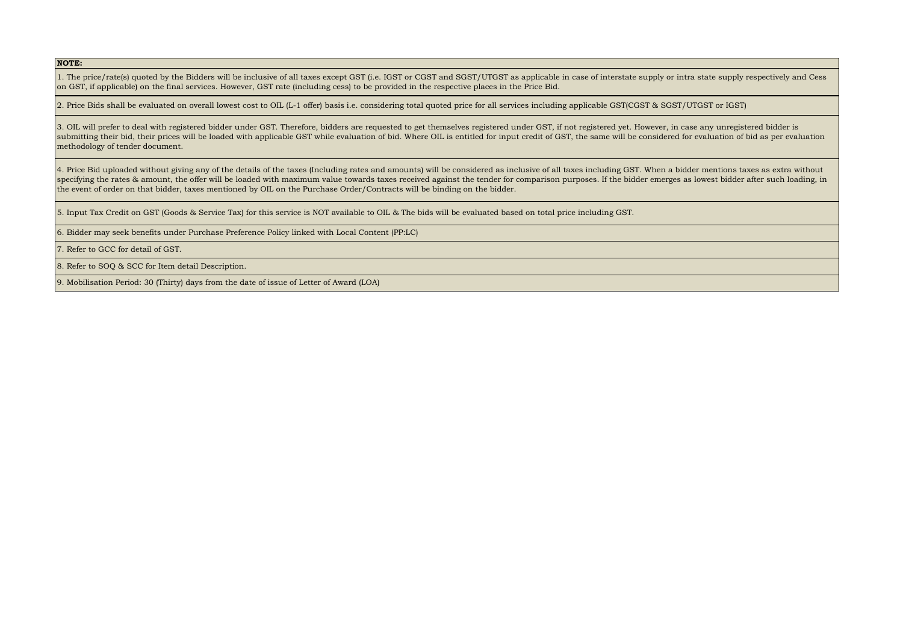**NOTE:**

1. The price/rate(s) quoted by the Bidders will be inclusive of all taxes except GST (i.e. IGST or CGST and SGST/UTGST as applicable in case of interstate supply or intra state supply respectively and Cess on GST, if applicable) on the final services. However, GST rate (including cess) to be provided in the respective places in the Price Bid.

2. Price Bids shall be evaluated on overall lowest cost to OIL (L-1 offer) basis i.e. considering total quoted price for all services including applicable GST(CGST & SGST/UTGST or IGST)

3. OIL will prefer to deal with registered bidder under GST. Therefore, bidders are requested to get themselves registered under GST, if not registered yet. However, in case any unregistered bidder is submitting their bid, their prices will be loaded with applicable GST while evaluation of bid. Where OIL is entitled for input credit of GST, the same will be considered for evaluation of bid as per evaluation methodology of tender document.

4. Price Bid uploaded without giving any of the details of the taxes (Including rates and amounts) will be considered as inclusive of all taxes including GST. When a bidder mentions taxes as extra without specifying the rates & amount, the offer will be loaded with maximum value towards taxes received against the tender for comparison purposes. If the bidder emerges as lowest bidder after such loading, in the event of order on that bidder, taxes mentioned by OIL on the Purchase Order/Contracts will be binding on the bidder.

5. Input Tax Credit on GST (Goods & Service Tax) for this service is NOT available to OIL & The bids will be evaluated based on total price including GST.

6. Bidder may seek benefits under Purchase Preference Policy linked with Local Content (PP:LC)

7. Refer to GCC for detail of GST.

8. Refer to SOQ & SCC for Item detail Description.

9. Mobilisation Period: 30 (Thirty) days from the date of issue of Letter of Award (LOA)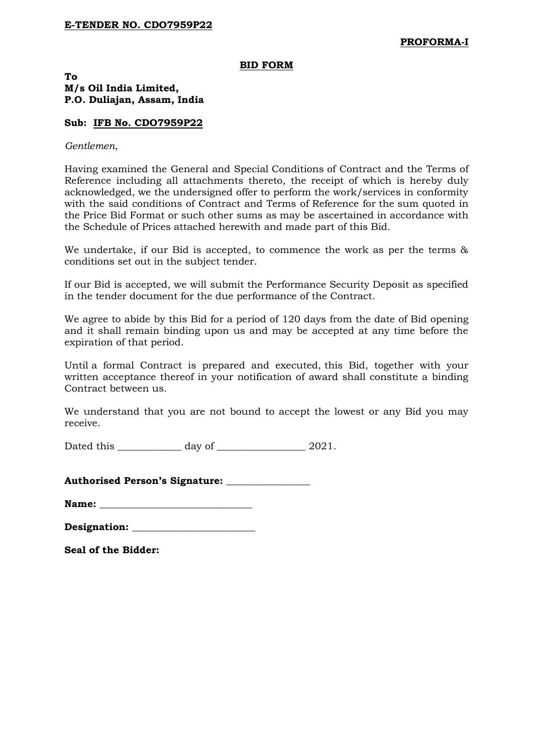**E-TENDER NO. CDO7959P22**

**PROFORMA-I**

## BID FORM

**To**
**M/s Oil India Limited,**
**P.O. Duliajan, Assam, India**

**Sub: IFB No. CDO7959P22**

*Gentlemen*,

Having examined the General and Special Conditions of Contract and the Terms of Reference including all attachments thereto, the receipt of which is hereby duly acknowledged, we the undersigned offer to perform the work/services in conformity with the said conditions of Contract and Terms of Reference for the sum quoted in the Price Bid Format or such other sums as may be ascertained in accordance with the Schedule of Prices attached herewith and made part of this Bid.

We undertake, if our Bid is accepted, to commence the work as per the terms & conditions set out in the subject tender.

If our Bid is accepted, we will submit the Performance Security Deposit as specified in the tender document for the due performance of the Contract.

We agree to abide by this Bid for a period of 120 days from the date of Bid opening and it shall remain binding upon us and may be accepted at any time before the expiration of that period.

Until a formal Contract is prepared and executed, this Bid, together with your written acceptance thereof in your notification of award shall constitute a binding Contract between us.

We understand that you are not bound to accept the lowest or any Bid you may receive.

Dated this ____________ day of _________________ 2021.

**Authorised Person's Signature:** ________________

**Name:** ______________________________

**Designation:** ________________________

**Seal of the Bidder:**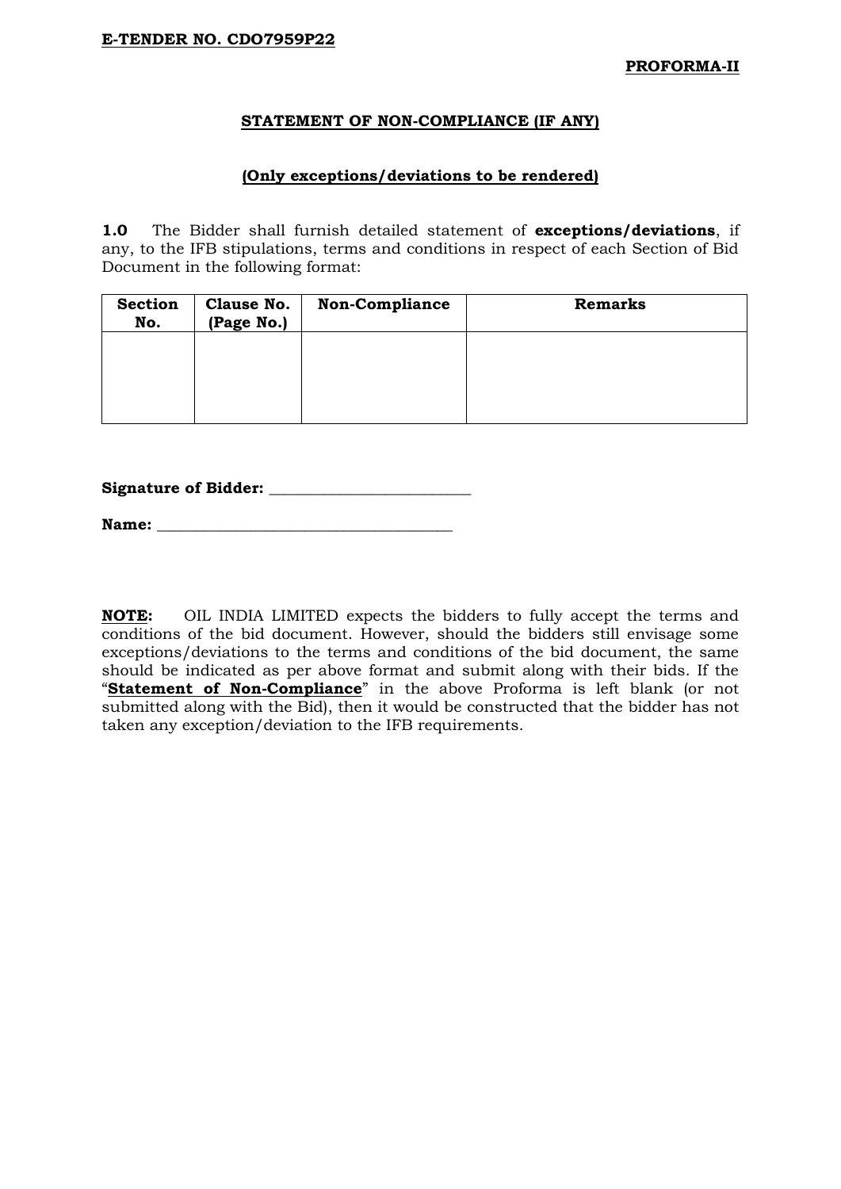**E-TENDER NO. CDO7959P22**

**PROFORMA-II**

## STATEMENT OF NON-COMPLIANCE (IF ANY)

### (Only exceptions/deviations to be rendered)

**1.0** The Bidder shall furnish detailed statement of **exceptions/deviations**, if any, to the IFB stipulations, terms and conditions in respect of each Section of Bid Document in the following format:

| Section No. | Clause No. (Page No.) | Non-Compliance | Remarks |
|---|---|---|---|
| | | | |

**Signature of Bidder:** ___________________________

**Name:** _________________________________________

**NOTE:** OIL INDIA LIMITED expects the bidders to fully accept the terms and conditions of the bid document. However, should the bidders still envisage some exceptions/deviations to the terms and conditions of the bid document, the same should be indicated as per above format and submit along with their bids. If the "**Statement of Non-Compliance**" in the above Proforma is left blank (or not submitted along with the Bid), then it would be constructed that the bidder has not taken any exception/deviation to the IFB requirements.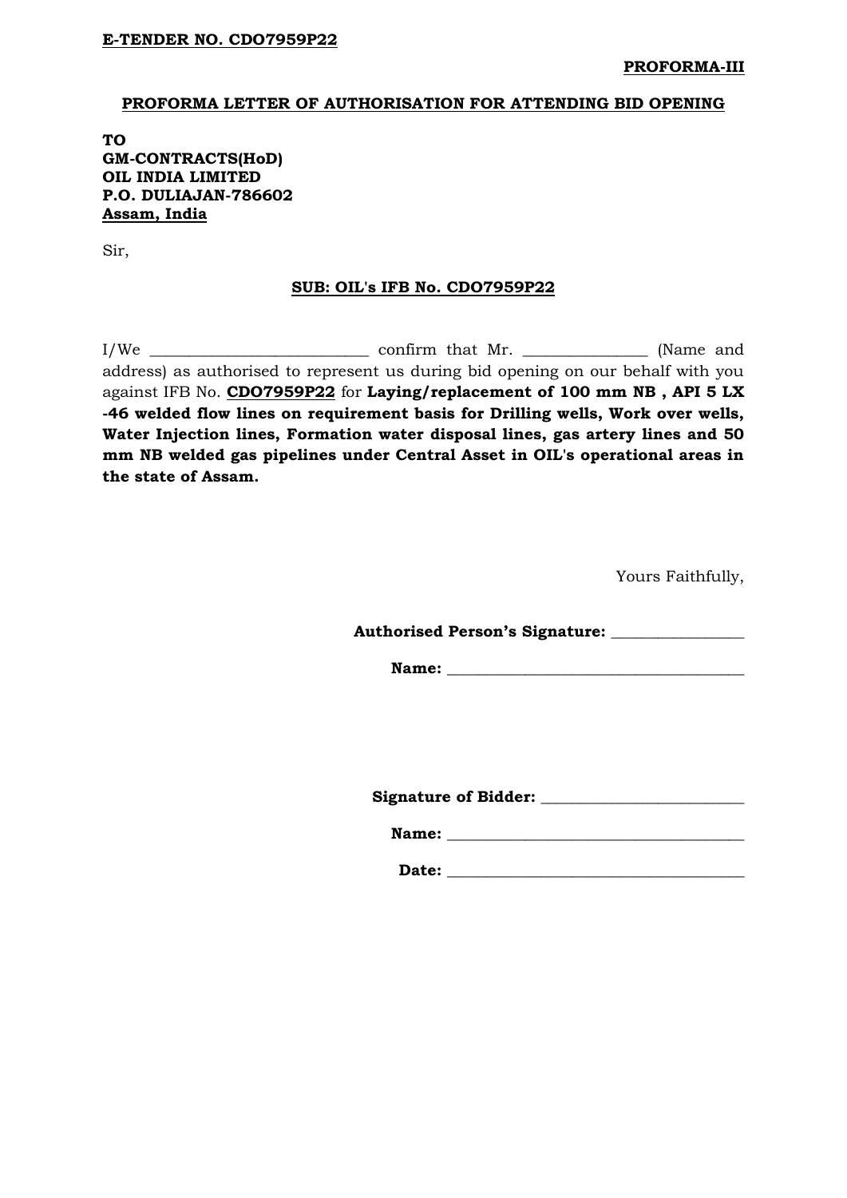**E-TENDER NO. CDO7959P22**

**PROFORMA-III**

**PROFORMA LETTER OF AUTHORISATION FOR ATTENDING BID OPENING**

**TO**
**GM-CONTRACTS(HoD)**
**OIL INDIA LIMITED**
**P.O. DULIAJAN-786602**
**Assam, India**

Sir,

**SUB: OIL's IFB No. CDO7959P22**

I/We ___________________________ confirm that Mr. _______________ (Name and address) as authorised to represent us during bid opening on our behalf with you against IFB No. **CDO7959P22** for **Laying/replacement of 100 mm NB , API 5 LX -46 welded flow lines on requirement basis for Drilling wells, Work over wells, Water Injection lines, Formation water disposal lines, gas artery lines and 50 mm NB welded gas pipelines under Central Asset in OIL's operational areas in the state of Assam.**

Yours Faithfully,

**Authorised Person's Signature:** _________________

**Name:** ______________________________________

**Signature of Bidder:** __________________________

**Name:** ______________________________________

**Date:** ______________________________________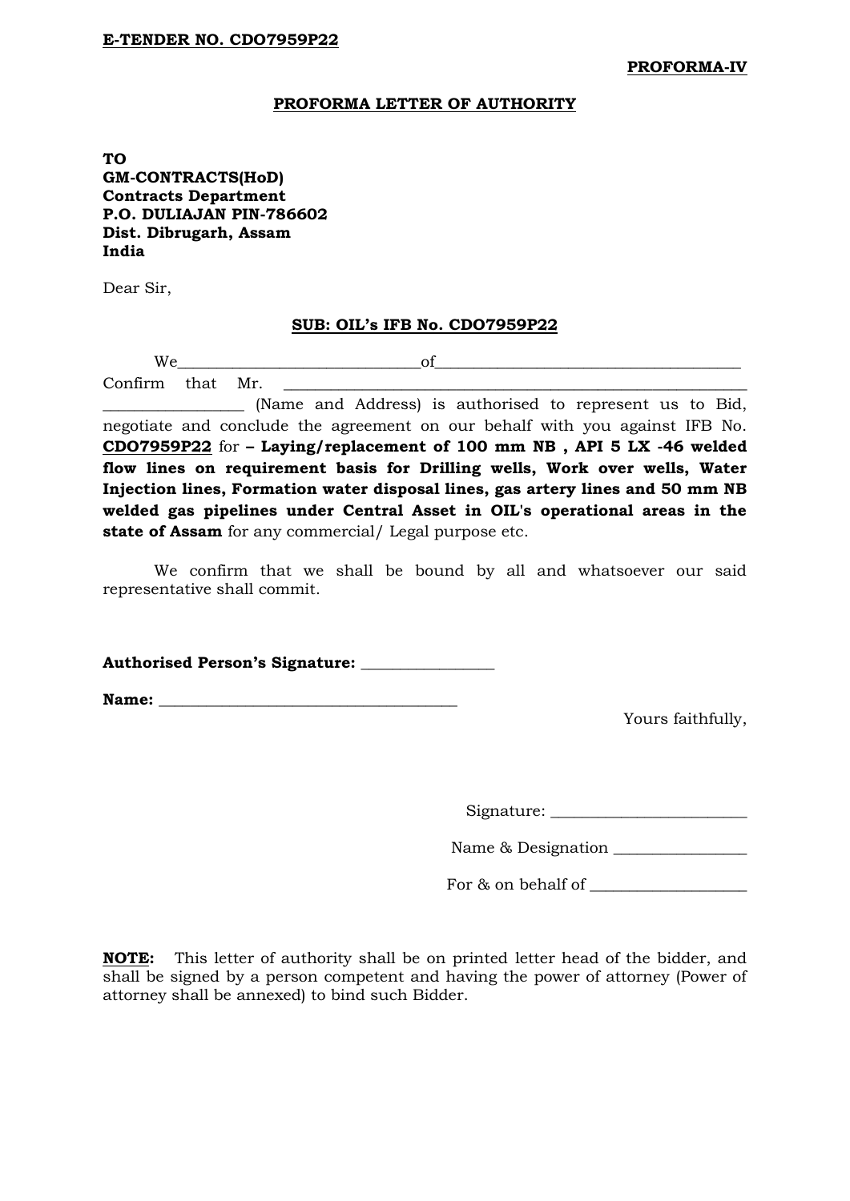**E-TENDER NO. CDO7959P22**

**PROFORMA-IV**

**PROFORMA LETTER OF AUTHORITY**

**TO**
**GM-CONTRACTS(HoD)**
**Contracts Department**
**P.O. DULIAJAN PIN-786602**
**Dist. Dibrugarh, Assam**
**India**

Dear Sir,

**SUB: OIL's IFB No. CDO7959P22**

We______________________________of_______________________________________ Confirm that Mr. ___________________________________________________________ _________________ (Name and Address) is authorised to represent us to Bid, negotiate and conclude the agreement on our behalf with you against IFB No. **CDO7959P22** for **– Laying/replacement of 100 mm NB , API 5 LX -46 welded flow lines on requirement basis for Drilling wells, Work over wells, Water Injection lines, Formation water disposal lines, gas artery lines and 50 mm NB welded gas pipelines under Central Asset in OIL's operational areas in the state of Assam** for any commercial/ Legal purpose etc.

We confirm that we shall be bound by all and whatsoever our said representative shall commit.

**Authorised Person's Signature:** _________________

**Name:** ______________________________________

Yours faithfully,

Signature: _________________________

Name & Designation _________________

For & on behalf of ____________________

**NOTE:** This letter of authority shall be on printed letter head of the bidder, and shall be signed by a person competent and having the power of attorney (Power of attorney shall be annexed) to bind such Bidder.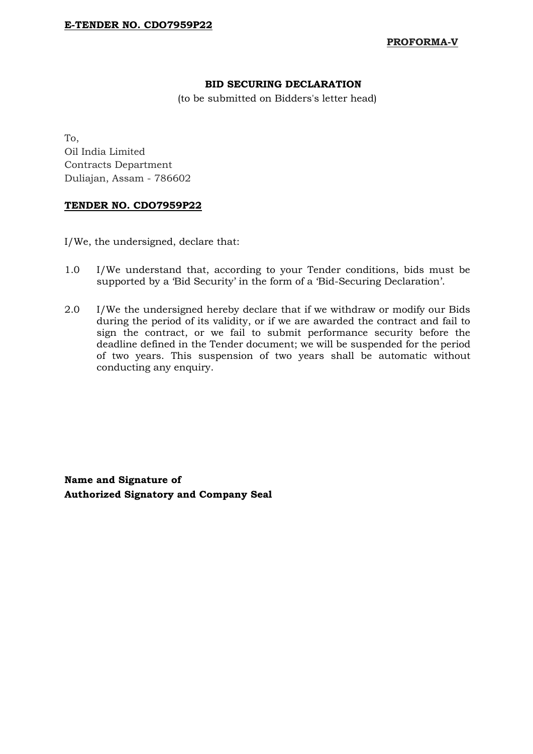**E-TENDER NO. CDO7959P22**

**PROFORMA-V**

**BID SECURING DECLARATION**

(to be submitted on Bidders's letter head)

To,
Oil India Limited
Contracts Department
Duliajan, Assam - 786602

**TENDER NO. CDO7959P22**

I/We, the undersigned, declare that:

1.0 I/We understand that, according to your Tender conditions, bids must be supported by a 'Bid Security' in the form of a 'Bid-Securing Declaration'.

2.0 I/We the undersigned hereby declare that if we withdraw or modify our Bids during the period of its validity, or if we are awarded the contract and fail to sign the contract, or we fail to submit performance security before the deadline defined in the Tender document; we will be suspended for the period of two years. This suspension of two years shall be automatic without conducting any enquiry.

**Name and Signature of**
**Authorized Signatory and Company Seal**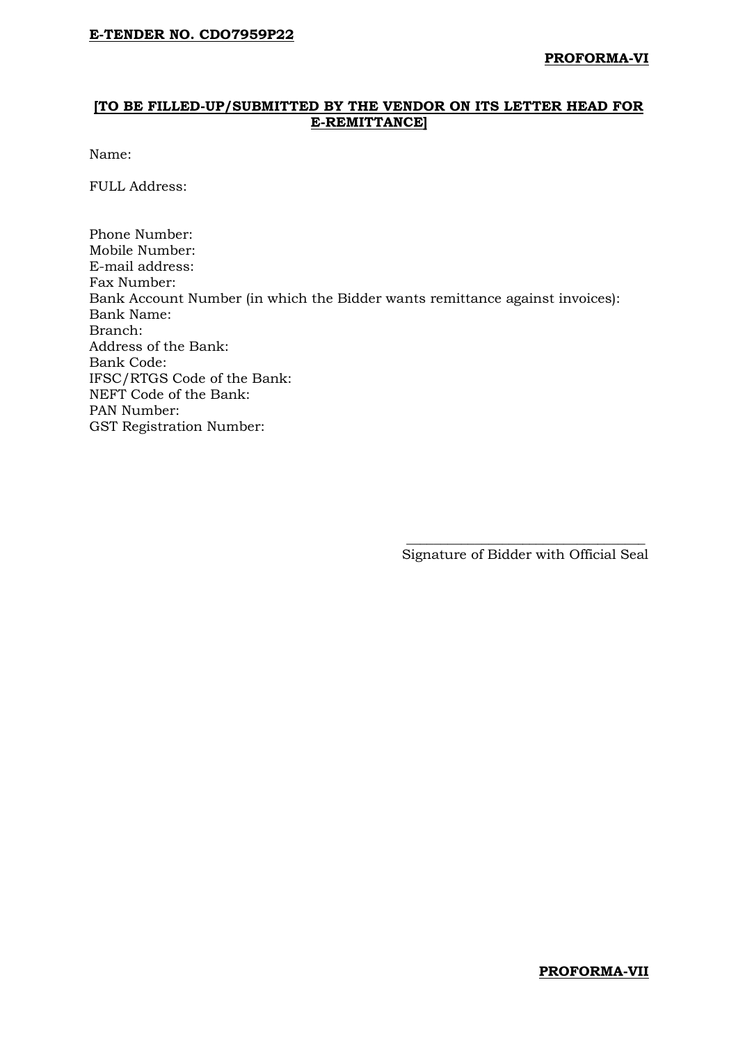**E-TENDER NO. CDO7959P22**

**PROFORMA-VI**

**[TO BE FILLED-UP/SUBMITTED BY THE VENDOR ON ITS LETTER HEAD FOR E-REMITTANCE]**

Name:

FULL Address:

Phone Number:
Mobile Number:
E-mail address:
Fax Number:
Bank Account Number (in which the Bidder wants remittance against invoices):
Bank Name:
Branch:
Address of the Bank:
Bank Code:
IFSC/RTGS Code of the Bank:
NEFT Code of the Bank:
PAN Number:
GST Registration Number:

\_\_\_\_\_\_\_\_\_\_\_\_\_\_\_\_\_\_\_\_\_\_\_\_\_\_\_\_\_\_\_\_\_\_
Signature of Bidder with Official Seal

**PROFORMA-VII**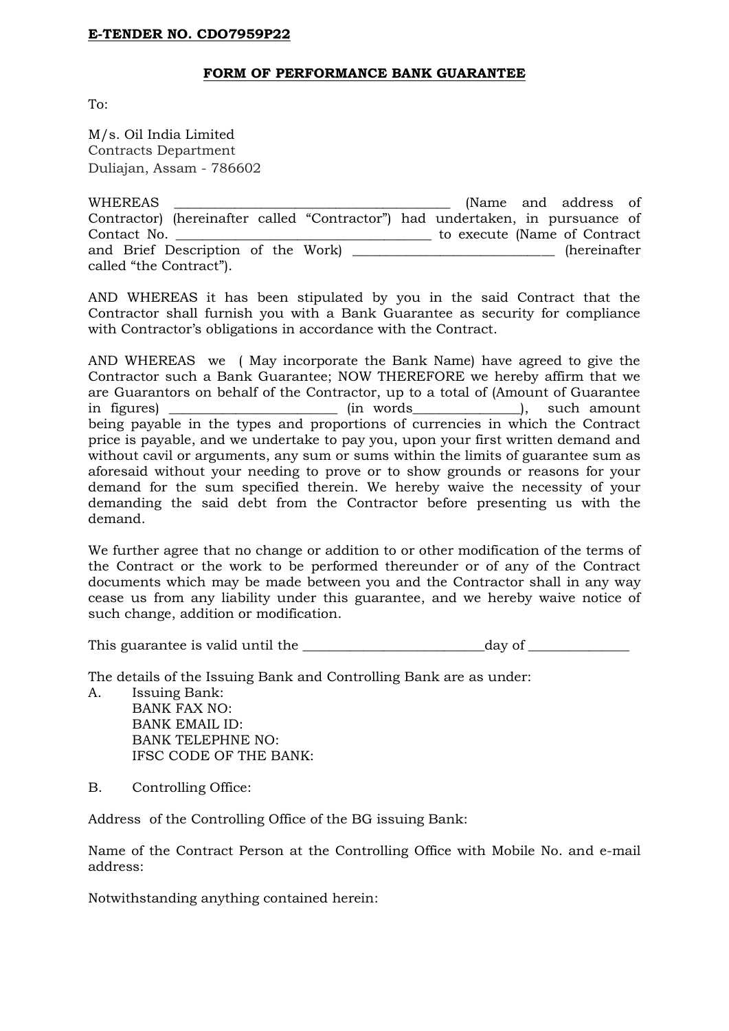**E-TENDER NO. CDO7959P22**

**FORM OF PERFORMANCE BANK GUARANTEE**

To:

M/s. Oil India Limited
Contracts Department
Duliajan, Assam - 786602

WHEREAS ________________________________________ (Name and address of Contractor) (hereinafter called "Contractor") had undertaken, in pursuance of Contact No. ____________________________________ to execute (Name of Contract and Brief Description of the Work) _____________________________ (hereinafter called "the Contract").

AND WHEREAS it has been stipulated by you in the said Contract that the Contractor shall furnish you with a Bank Guarantee as security for compliance with Contractor's obligations in accordance with the Contract.

AND WHEREAS we ( May incorporate the Bank Name) have agreed to give the Contractor such a Bank Guarantee; NOW THEREFORE we hereby affirm that we are Guarantors on behalf of the Contractor, up to a total of (Amount of Guarantee in figures) ________________________ (in words_______________), such amount being payable in the types and proportions of currencies in which the Contract price is payable, and we undertake to pay you, upon your first written demand and without cavil or arguments, any sum or sums within the limits of guarantee sum as aforesaid without your needing to prove or to show grounds or reasons for your demand for the sum specified therein. We hereby waive the necessity of your demanding the said debt from the Contractor before presenting us with the demand.

We further agree that no change or addition to or other modification of the terms of the Contract or the work to be performed thereunder or of any of the Contract documents which may be made between you and the Contractor shall in any way cease us from any liability under this guarantee, and we hereby waive notice of such change, addition or modification.

This guarantee is valid until the __________________________day of ______________

The details of the Issuing Bank and Controlling Bank are as under:

A. Issuing Bank:
   BANK FAX NO:
   BANK EMAIL ID:
   BANK TELEPHNE NO:
   IFSC CODE OF THE BANK:

B. Controlling Office:

Address of the Controlling Office of the BG issuing Bank:

Name of the Contract Person at the Controlling Office with Mobile No. and e-mail address:

Notwithstanding anything contained herein: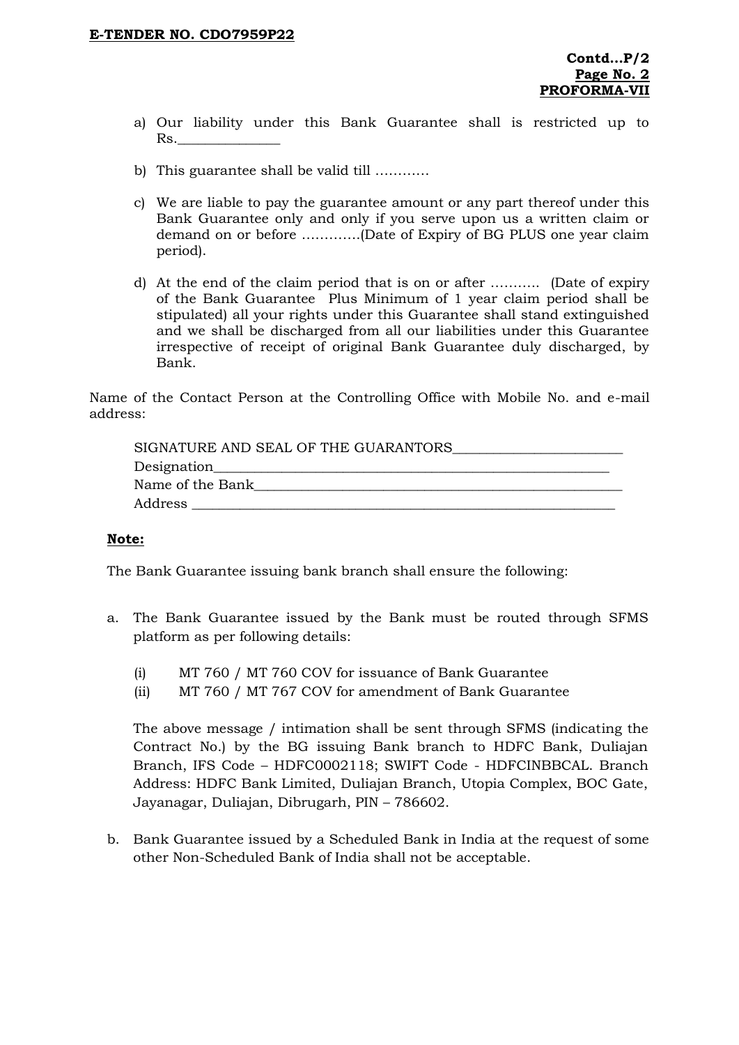**PROFORMA-VII**

a) Our liability under this Bank Guarantee shall is restricted up to Rs.______________

b) This guarantee shall be valid till …………

c) We are liable to pay the guarantee amount or any part thereof under this Bank Guarantee only and only if you serve upon us a written claim or demand on or before ………….(Date of Expiry of BG PLUS one year claim period).

d) At the end of the claim period that is on or after ……….. (Date of expiry of the Bank Guarantee Plus Minimum of 1 year claim period shall be stipulated) all your rights under this Guarantee shall stand extinguished and we shall be discharged from all our liabilities under this Guarantee irrespective of receipt of original Bank Guarantee duly discharged, by Bank.

Name of the Contact Person at the Controlling Office with Mobile No. and e-mail address:

SIGNATURE AND SEAL OF THE GUARANTORS________________________
Designation________________________________________________________
Name of the Bank___________________________________________________
Address ___________________________________________________________

**Note:**

The Bank Guarantee issuing bank branch shall ensure the following:

a. The Bank Guarantee issued by the Bank must be routed through SFMS platform as per following details:

   (i) MT 760 / MT 760 COV for issuance of Bank Guarantee
   (ii) MT 760 / MT 767 COV for amendment of Bank Guarantee

   The above message / intimation shall be sent through SFMS (indicating the Contract No.) by the BG issuing Bank branch to HDFC Bank, Duliajan Branch, IFS Code – HDFC0002118; SWIFT Code - HDFCINBBCAL. Branch Address: HDFC Bank Limited, Duliajan Branch, Utopia Complex, BOC Gate, Jayanagar, Duliajan, Dibrugarh, PIN – 786602.

b. Bank Guarantee issued by a Scheduled Bank in India at the request of some other Non-Scheduled Bank of India shall not be acceptable.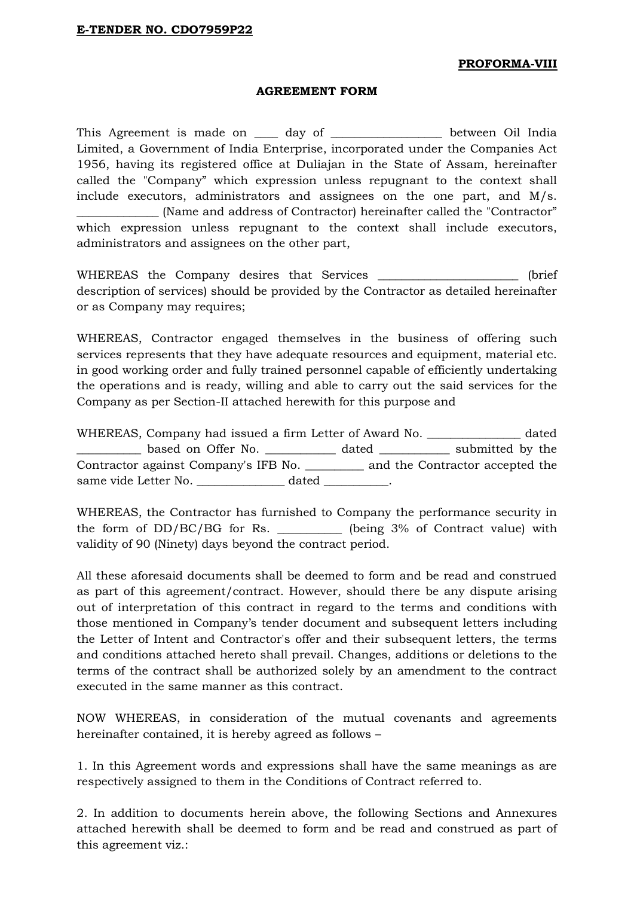**E-TENDER NO. CDO7959P22**

**PROFORMA-VIII**

**AGREEMENT FORM**

This Agreement is made on ____ day of __________________ between Oil India Limited, a Government of India Enterprise, incorporated under the Companies Act 1956, having its registered office at Duliajan in the State of Assam, hereinafter called the "Company" which expression unless repugnant to the context shall include executors, administrators and assignees on the one part, and M/s. _____________ (Name and address of Contractor) hereinafter called the "Contractor" which expression unless repugnant to the context shall include executors, administrators and assignees on the other part,

WHEREAS the Company desires that Services _______________________ (brief description of services) should be provided by the Contractor as detailed hereinafter or as Company may requires;

WHEREAS, Contractor engaged themselves in the business of offering such services represents that they have adequate resources and equipment, material etc. in good working order and fully trained personnel capable of efficiently undertaking the operations and is ready, willing and able to carry out the said services for the Company as per Section-II attached herewith for this purpose and

WHEREAS, Company had issued a firm Letter of Award No. _______________ dated __________ based on Offer No. ___________ dated ___________ submitted by the Contractor against Company's IFB No. _________ and the Contractor accepted the same vide Letter No. ______________ dated __________.

WHEREAS, the Contractor has furnished to Company the performance security in the form of DD/BC/BG for Rs. __________ (being 3% of Contract value) with validity of 90 (Ninety) days beyond the contract period.

All these aforesaid documents shall be deemed to form and be read and construed as part of this agreement/contract. However, should there be any dispute arising out of interpretation of this contract in regard to the terms and conditions with those mentioned in Company's tender document and subsequent letters including the Letter of Intent and Contractor's offer and their subsequent letters, the terms and conditions attached hereto shall prevail. Changes, additions or deletions to the terms of the contract shall be authorized solely by an amendment to the contract executed in the same manner as this contract.

NOW WHEREAS, in consideration of the mutual covenants and agreements hereinafter contained, it is hereby agreed as follows –

1. In this Agreement words and expressions shall have the same meanings as are respectively assigned to them in the Conditions of Contract referred to.

2. In addition to documents herein above, the following Sections and Annexures attached herewith shall be deemed to form and be read and construed as part of this agreement viz.: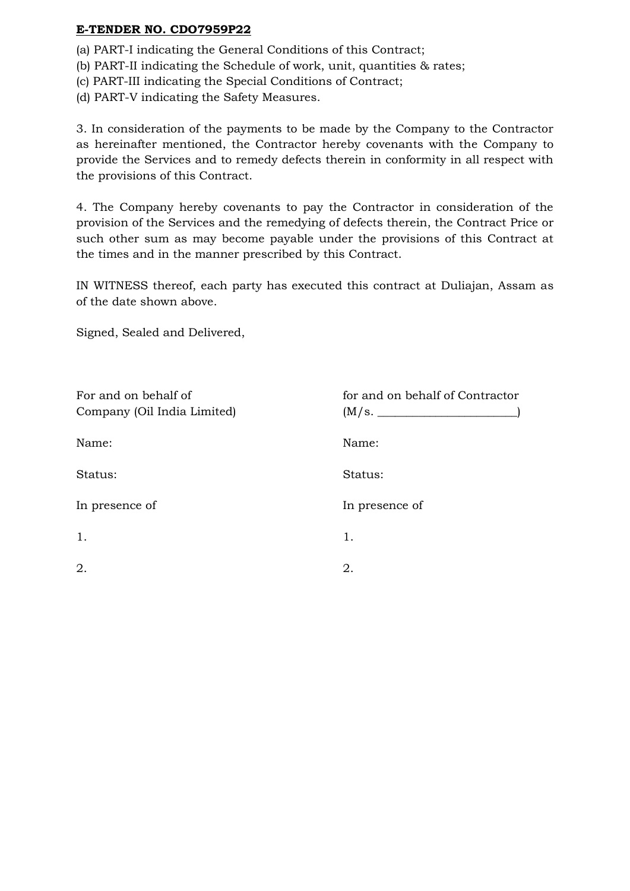**E-TENDER NO. CDO7959P22**

(a) PART-I indicating the General Conditions of this Contract;
(b) PART-II indicating the Schedule of work, unit, quantities & rates;
(c) PART-III indicating the Special Conditions of Contract;
(d) PART-V indicating the Safety Measures.

3. In consideration of the payments to be made by the Company to the Contractor as hereinafter mentioned, the Contractor hereby covenants with the Company to provide the Services and to remedy defects therein in conformity in all respect with the provisions of this Contract.

4. The Company hereby covenants to pay the Contractor in consideration of the provision of the Services and the remedying of defects therein, the Contract Price or such other sum as may become payable under the provisions of this Contract at the times and in the manner prescribed by this Contract.

IN WITNESS thereof, each party has executed this contract at Duliajan, Assam as of the date shown above.

Signed, Sealed and Delivered,

| For and on behalf of Company (Oil India Limited) | for and on behalf of Contractor (M/s. ______________________) |
|---|---|
| Name: | Name: |
| Status: | Status: |
| In presence of | In presence of |
| 1. | 1. |
| 2. | 2. |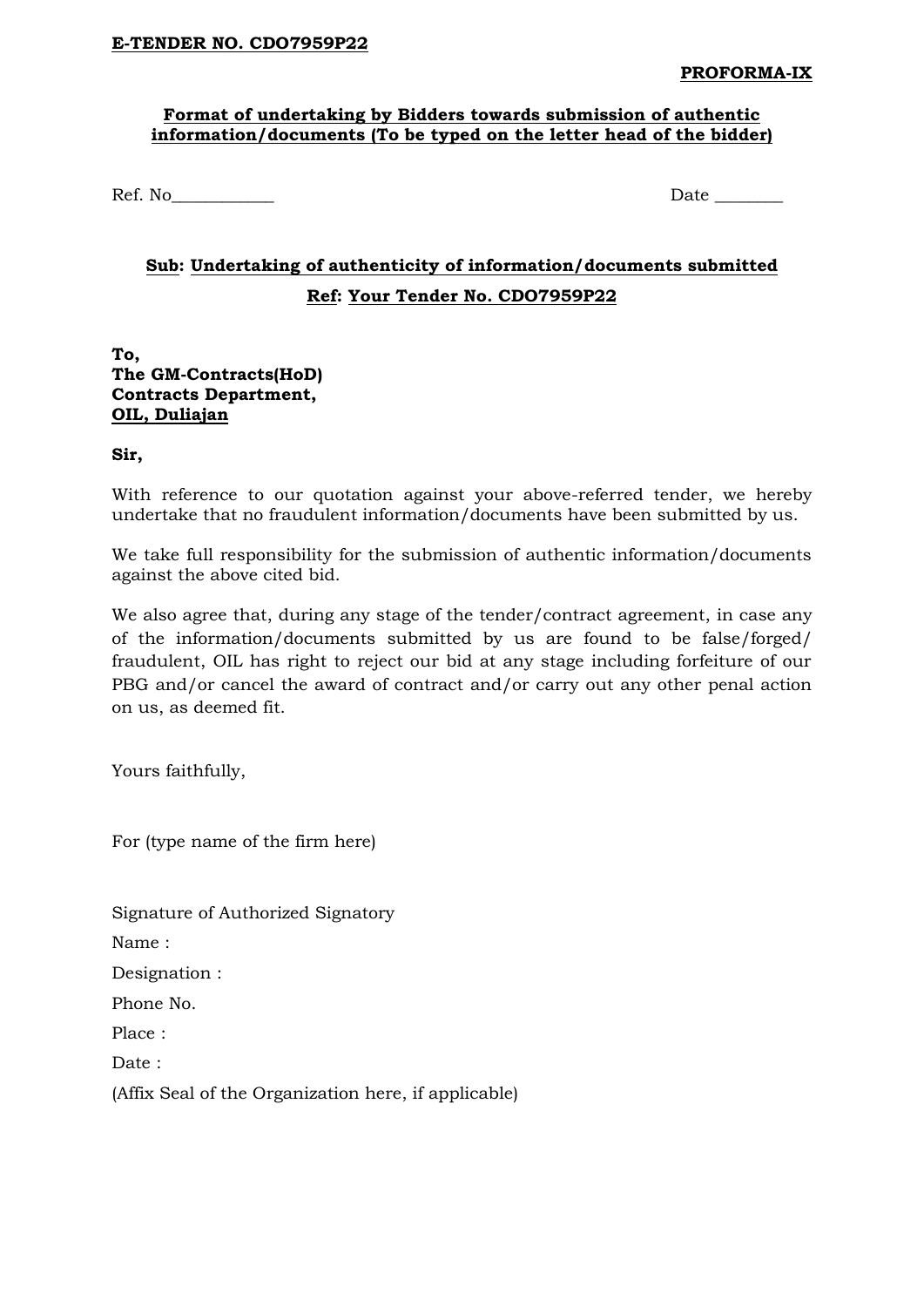**E-TENDER NO. CDO7959P22**

**PROFORMA-IX**

**Format of undertaking by Bidders towards submission of authentic information/documents (To be typed on the letter head of the bidder)**

Ref. No____________ Date ________

**Sub: Undertaking of authenticity of information/documents submitted**

**Ref: Your Tender No. CDO7959P22**

**To,**
**The GM-Contracts(HoD)**
**Contracts Department,**
**OIL, Duliajan**

**Sir,**

With reference to our quotation against your above-referred tender, we hereby undertake that no fraudulent information/documents have been submitted by us.

We take full responsibility for the submission of authentic information/documents against the above cited bid.

We also agree that, during any stage of the tender/contract agreement, in case any of the information/documents submitted by us are found to be false/forged/ fraudulent, OIL has right to reject our bid at any stage including forfeiture of our PBG and/or cancel the award of contract and/or carry out any other penal action on us, as deemed fit.

Yours faithfully,

For (type name of the firm here)

Signature of Authorized Signatory

Name :

Designation :

Phone No.

Place :

Date :

(Affix Seal of the Organization here, if applicable)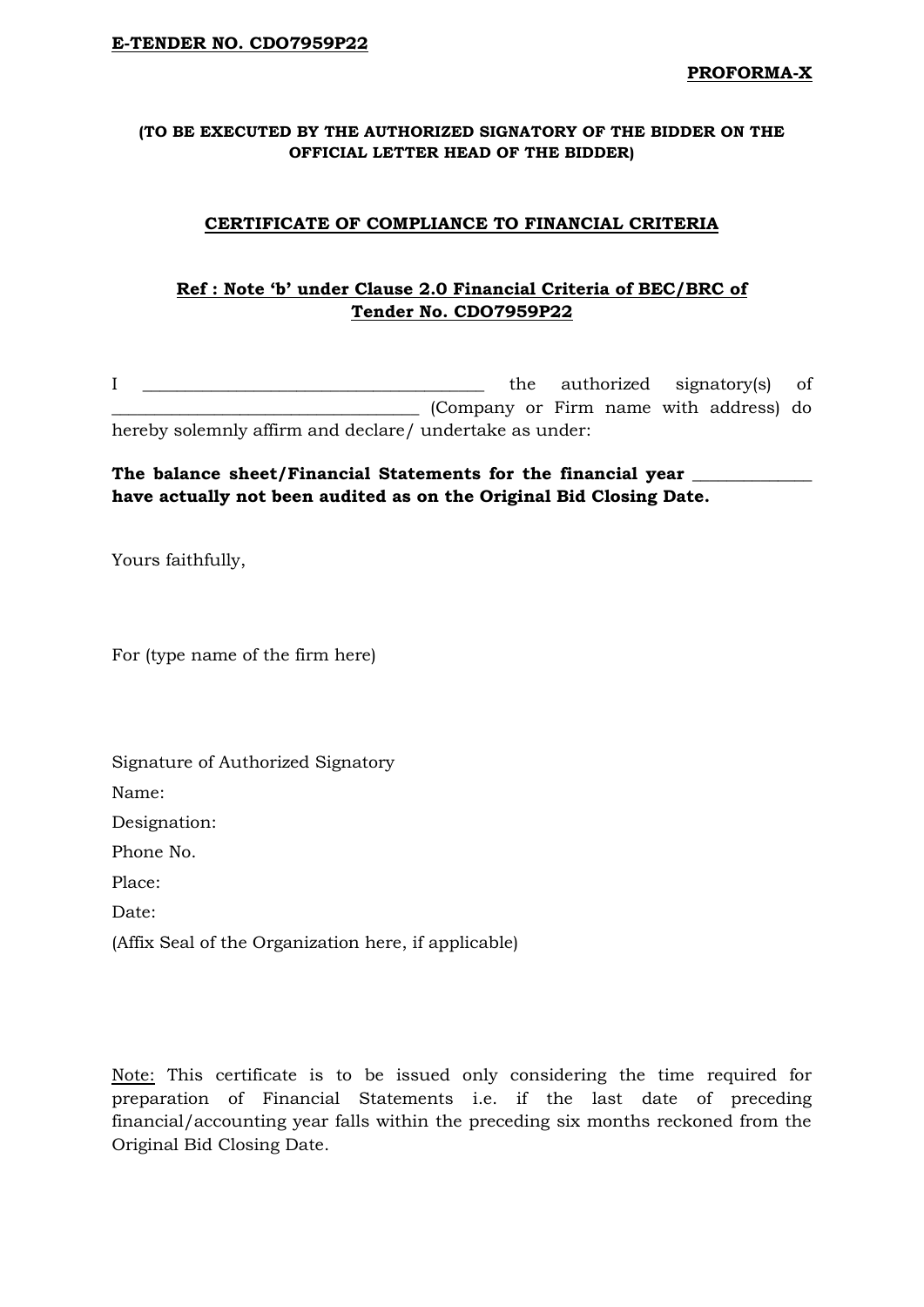**E-TENDER NO. CDO7959P22**

**PROFORMA-X**

**(TO BE EXECUTED BY THE AUTHORIZED SIGNATORY OF THE BIDDER ON THE OFFICIAL LETTER HEAD OF THE BIDDER)**

**CERTIFICATE OF COMPLIANCE TO FINANCIAL CRITERIA**

**Ref : Note 'b' under Clause 2.0 Financial Criteria of BEC/BRC of Tender No. CDO7959P22**

I ________________________________________ the authorized signatory(s) of ____________________________________ (Company or Firm name with address) do hereby solemnly affirm and declare/ undertake as under:

**The balance sheet/Financial Statements for the financial year ______________ have actually not been audited as on the Original Bid Closing Date.**

Yours faithfully,

For (type name of the firm here)

Signature of Authorized Signatory

Name:

Designation:

Phone No.

Place:

Date:

(Affix Seal of the Organization here, if applicable)

Note: This certificate is to be issued only considering the time required for preparation of Financial Statements i.e. if the last date of preceding financial/accounting year falls within the preceding six months reckoned from the Original Bid Closing Date.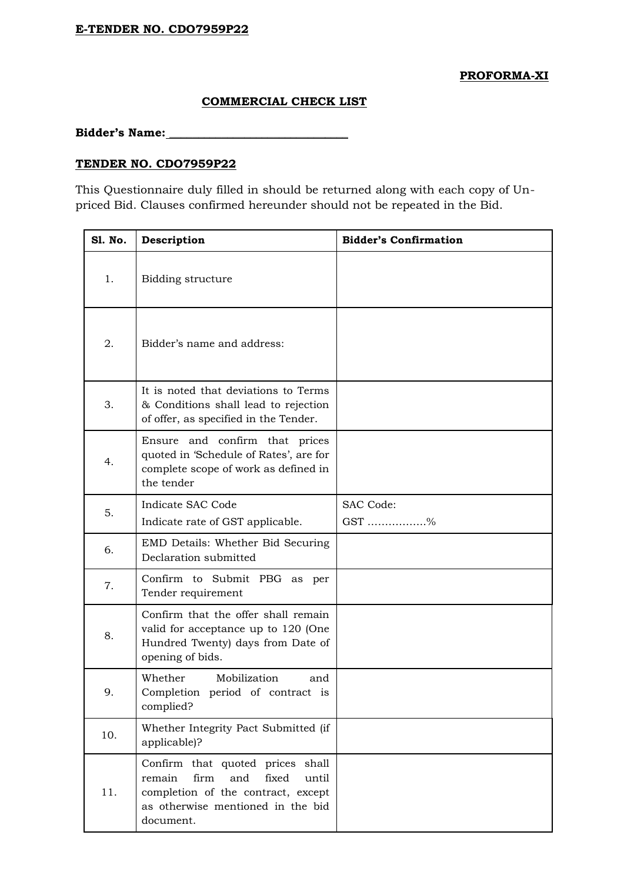**E-TENDER NO. CDO7959P22**

**PROFORMA-XI**

**COMMERCIAL CHECK LIST**

**Bidder's Name:**_______________________________

**TENDER NO. CDO7959P22**

This Questionnaire duly filled in should be returned along with each copy of Un-priced Bid. Clauses confirmed hereunder should not be repeated in the Bid.

| Sl. No. | Description | Bidder's Confirmation |
|---|---|---|
| 1. | Bidding structure | |
| 2. | Bidder's name and address: | |
| 3. | It is noted that deviations to Terms & Conditions shall lead to rejection of offer, as specified in the Tender. | |
| 4. | Ensure and confirm that prices quoted in 'Schedule of Rates', are for complete scope of work as defined in the tender | |
| 5. | Indicate SAC Code<br>Indicate rate of GST applicable. | SAC Code:<br>GST ……………..% |
| 6. | EMD Details: Whether Bid Securing Declaration submitted | |
| 7. | Confirm to Submit PBG as per Tender requirement | |
| 8. | Confirm that the offer shall remain valid for acceptance up to 120 (One Hundred Twenty) days from Date of opening of bids. | |
| 9. | Whether Mobilization and Completion period of contract is complied? | |
| 10. | Whether Integrity Pact Submitted (if applicable)? | |
| 11. | Confirm that quoted prices shall remain firm and fixed until completion of the contract, except as otherwise mentioned in the bid document. | |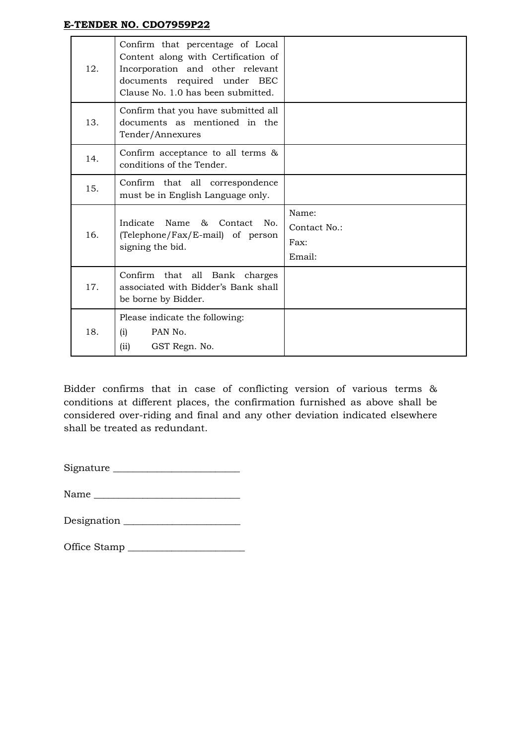**E-TENDER NO. CDO7959P22**

| | | |
|---|---|---|
| 12. | Confirm that percentage of Local Content along with Certification of Incorporation and other relevant documents required under BEC Clause No. 1.0 has been submitted. | |
| 13. | Confirm that you have submitted all documents as mentioned in the Tender/Annexures | |
| 14. | Confirm acceptance to all terms & conditions of the Tender. | |
| 15. | Confirm that all correspondence must be in English Language only. | |
| 16. | Indicate Name & Contact No. (Telephone/Fax/E-mail) of person signing the bid. | Name:<br>Contact No.:<br>Fax:<br>Email: |
| 17. | Confirm that all Bank charges associated with Bidder's Bank shall be borne by Bidder. | |
| 18. | Please indicate the following:<br>(i) PAN No.<br>(ii) GST Regn. No. | |

Bidder confirms that in case of conflicting version of various terms & conditions at different places, the confirmation furnished as above shall be considered over-riding and final and any other deviation indicated elsewhere shall be treated as redundant.

Signature ________________________

Name ____________________________

Designation ______________________

Office Stamp ______________________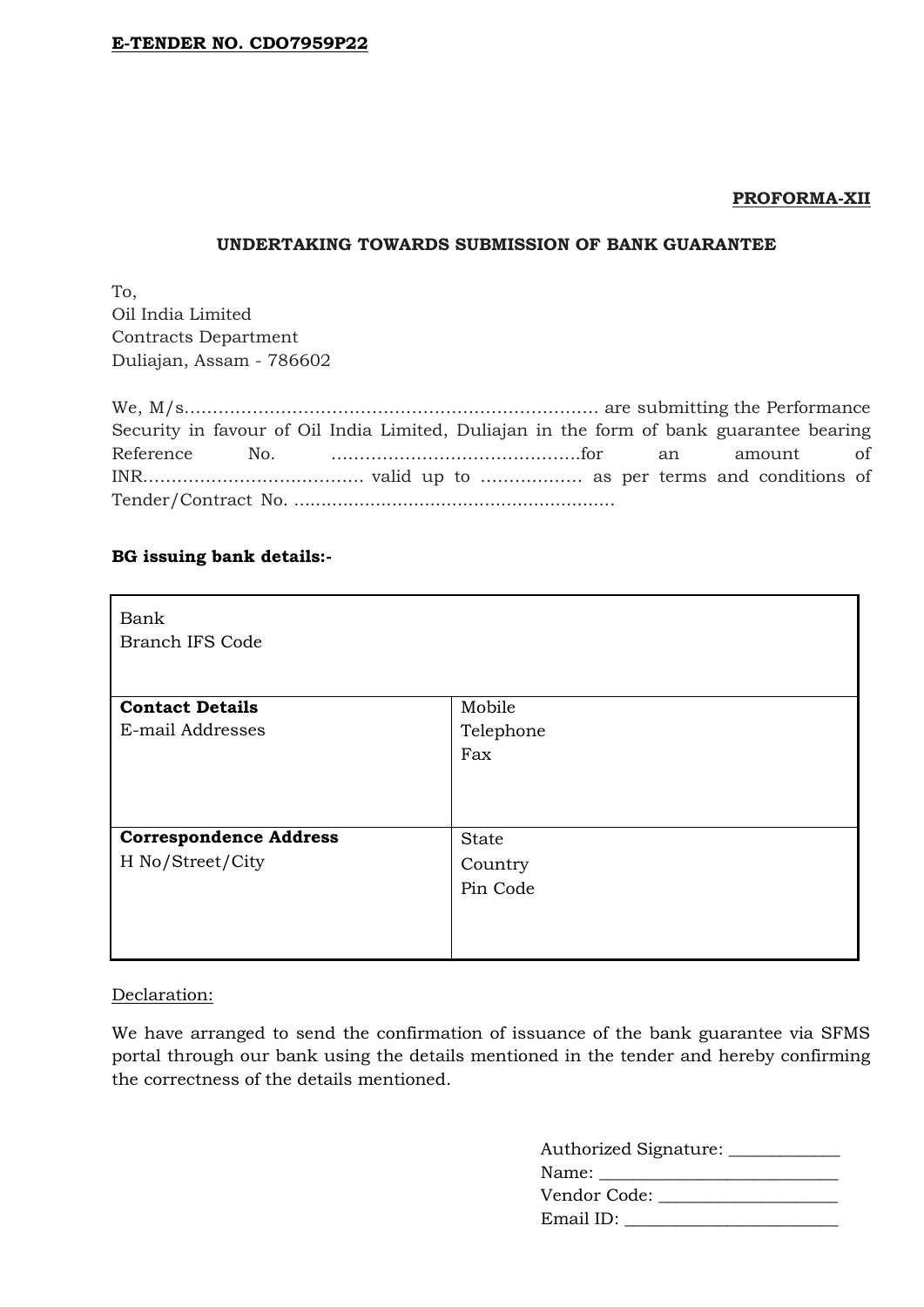**E-TENDER NO. CDO7959P22**

**PROFORMA-XII**

**UNDERTAKING TOWARDS SUBMISSION OF BANK GUARANTEE**

To,
Oil India Limited
Contracts Department
Duliajan, Assam - 786602

We, M/s…………………………………………………………………. are submitting the Performance Security in favour of Oil India Limited, Duliajan in the form of bank guarantee bearing Reference No. ……………………………………..for an amount of INR………………………………. valid up to ……………… as per terms and conditions of Tender/Contract No. ………………………………………………….

**BG issuing bank details:-**

| Bank<br>Branch IFS Code | |
|---|---|
| **Contact Details**<br>E-mail Addresses | Mobile<br>Telephone<br>Fax |
| **Correspondence Address**<br>H No/Street/City | State<br>Country<br>Pin Code |

Declaration:

We have arranged to send the confirmation of issuance of the bank guarantee via SFMS portal through our bank using the details mentioned in the tender and hereby confirming the correctness of the details mentioned.

Authorized Signature: ____________
Name: __________________________
Vendor Code: ___________________
Email ID: _______________________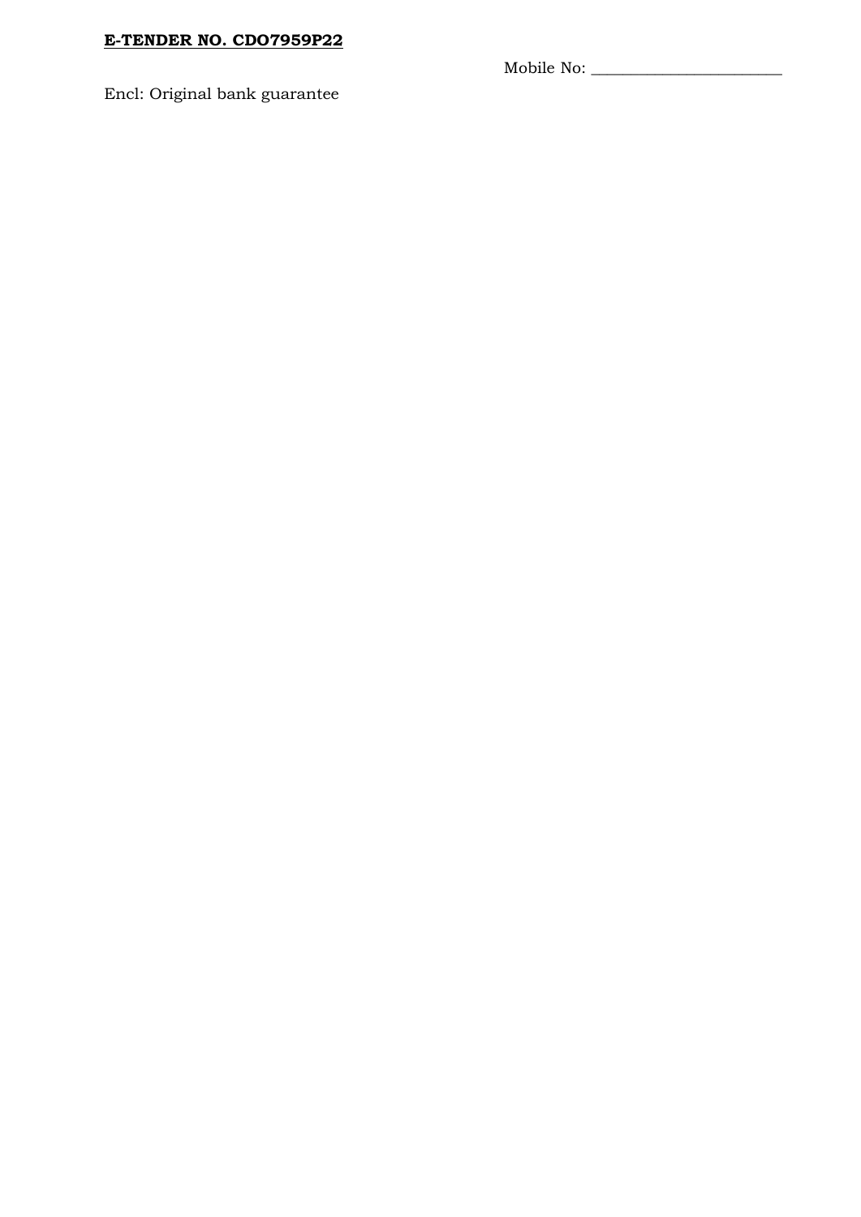Mobile No: _______________________

Encl: Original bank guarantee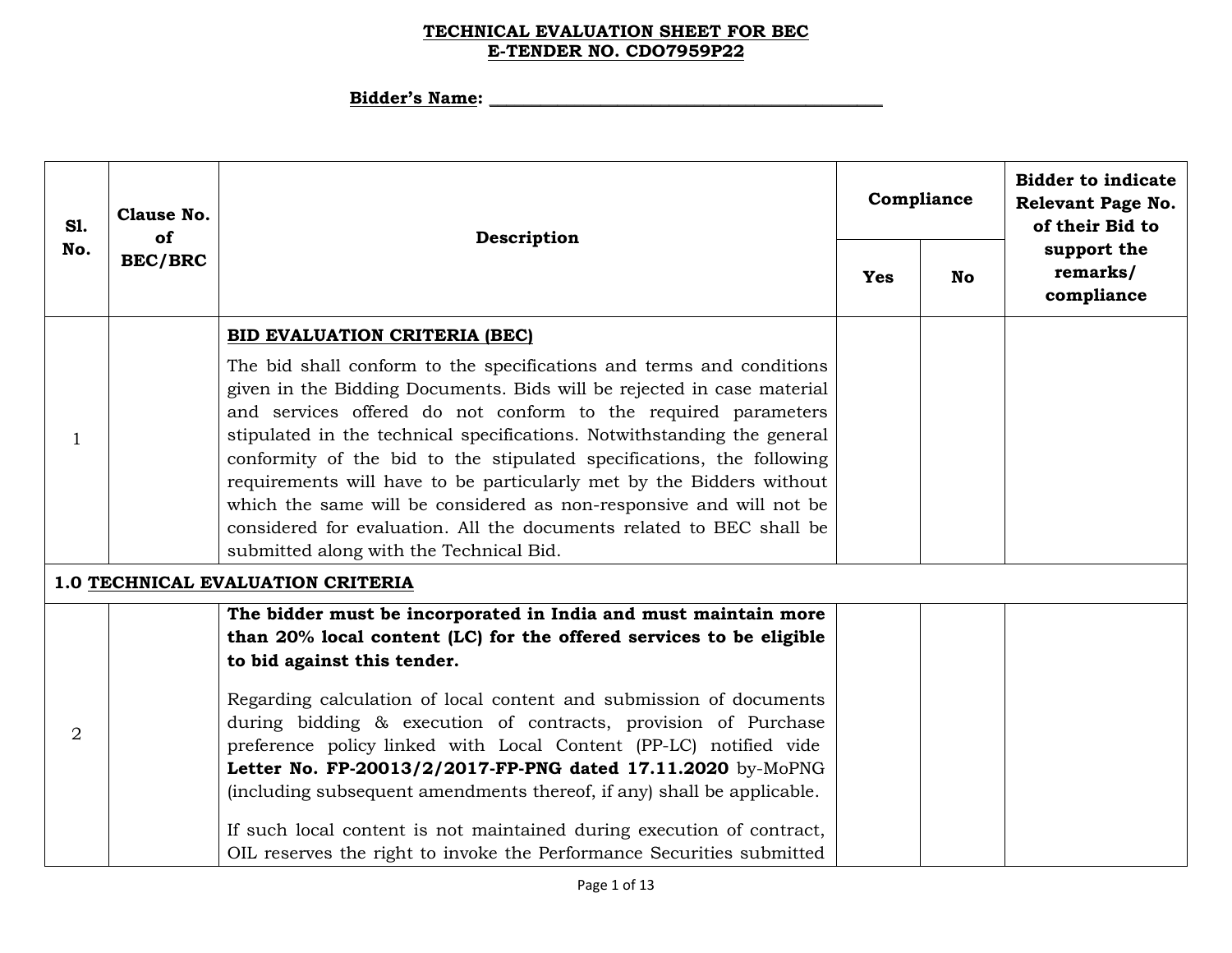**TECHNICAL EVALUATION SHEET FOR BEC**
**E-TENDER NO. CDO7959P22**

**Bidder's Name: ____________________________________________**

| Sl. No. | Clause No. of BEC/BRC | Description | Compliance | | Bidder to indicate Relevant Page No. of their Bid to support the remarks/ compliance |
|---|---|---|---|---|---|
| | | | Yes | No | |
| 1 | | **BID EVALUATION CRITERIA (BEC)**<br><br>The bid shall conform to the specifications and terms and conditions given in the Bidding Documents. Bids will be rejected in case material and services offered do not conform to the required parameters stipulated in the technical specifications. Notwithstanding the general conformity of the bid to the stipulated specifications, the following requirements will have to be particularly met by the Bidders without which the same will be considered as non-responsive and will not be considered for evaluation. All the documents related to BEC shall be submitted along with the Technical Bid. | | | |
| **1.0 TECHNICAL EVALUATION CRITERIA** | | | | | |
| 2 | | **The bidder must be incorporated in India and must maintain more than 20% local content (LC) for the offered services to be eligible to bid against this tender.**<br><br>Regarding calculation of local content and submission of documents during bidding & execution of contracts, provision of Purchase preference policy linked with Local Content (PP-LC) notified vide **Letter No. FP-20013/2/2017-FP-PNG dated 17.11.2020** by-MoPNG (including subsequent amendments thereof, if any) shall be applicable.<br><br>If such local content is not maintained during execution of contract, OIL reserves the right to invoke the Performance Securities submitted | | | |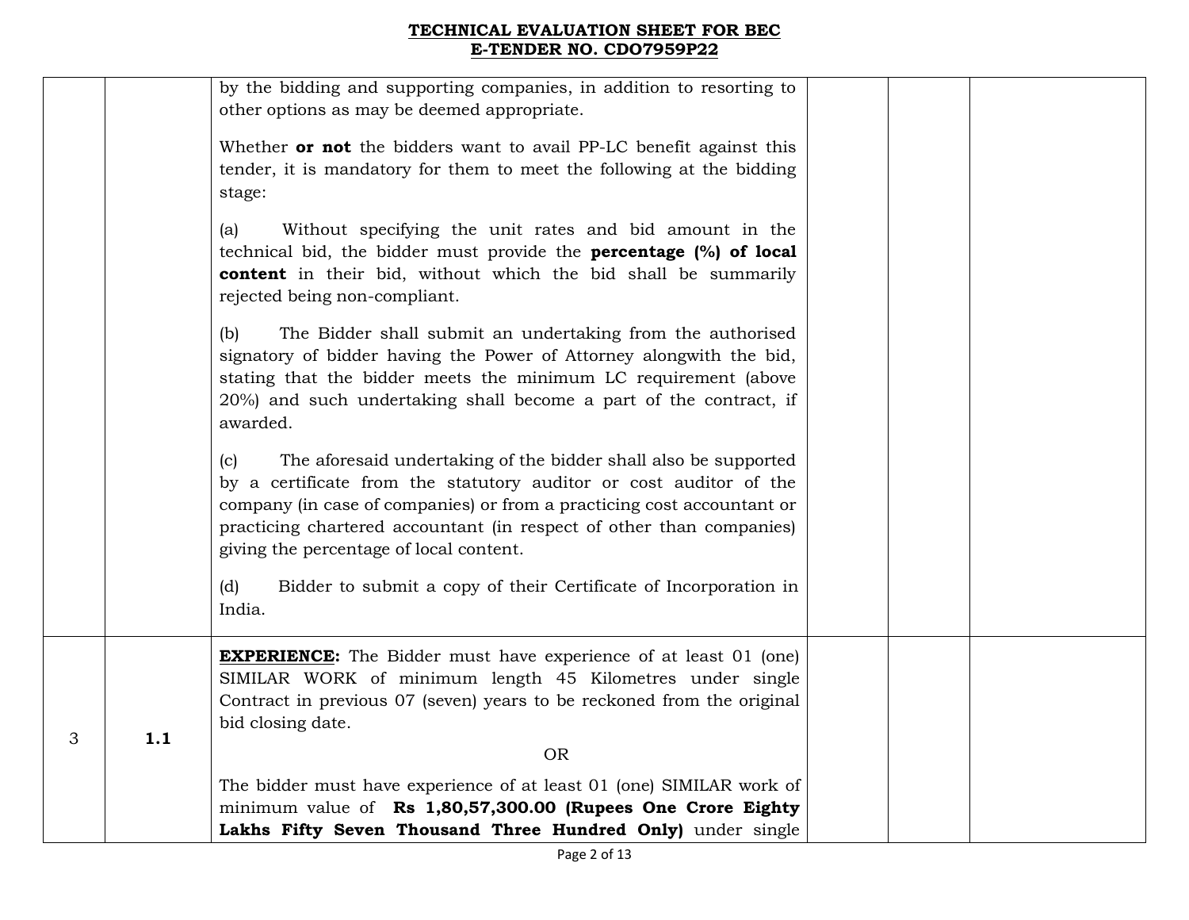| | | | | | |
|---|---|---|---|---|---|
| | | by the bidding and supporting companies, in addition to resorting to other options as may be deemed appropriate.<br><br>Whether **or not** the bidders want to avail PP-LC benefit against this tender, it is mandatory for them to meet the following at the bidding stage:<br><br>(a) Without specifying the unit rates and bid amount in the technical bid, the bidder must provide the **percentage (%) of local content** in their bid, without which the bid shall be summarily rejected being non-compliant.<br><br>(b) The Bidder shall submit an undertaking from the authorised signatory of bidder having the Power of Attorney alongwith the bid, stating that the bidder meets the minimum LC requirement (above 20%) and such undertaking shall become a part of the contract, if awarded.<br><br>(c) The aforesaid undertaking of the bidder shall also be supported by a certificate from the statutory auditor or cost auditor of the company (in case of companies) or from a practicing cost accountant or practicing chartered accountant (in respect of other than companies) giving the percentage of local content.<br><br>(d) Bidder to submit a copy of their Certificate of Incorporation in India. | | | |
| 3 | **1.1** | **EXPERIENCE:** The Bidder must have experience of at least 01 (one) SIMILAR WORK of minimum length 45 Kilometres under single Contract in previous 07 (seven) years to be reckoned from the original bid closing date.<br><br>OR<br><br>The bidder must have experience of at least 01 (one) SIMILAR work of minimum value of **Rs 1,80,57,300.00 (Rupees One Crore Eighty Lakhs Fifty Seven Thousand Three Hundred Only)** under single | | | |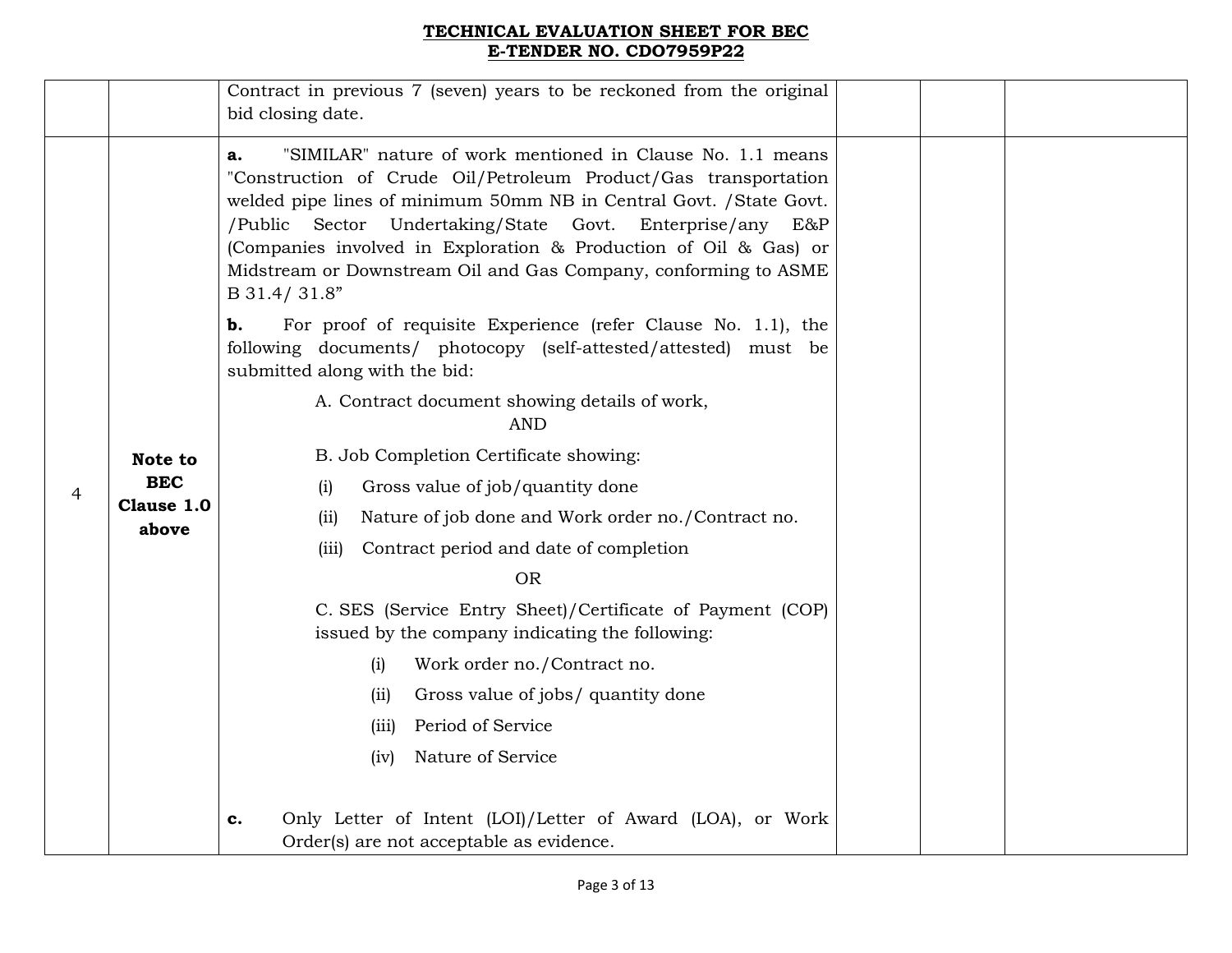**TECHNICAL EVALUATION SHEET FOR BEC**
**E-TENDER NO. CDO7959P22**

| | | | | | |
|---|---|---|---|---|---|
| | | Contract in previous 7 (seven) years to be reckoned from the original bid closing date. | | | |
| 4 | **Note to BEC Clause 1.0 above** | **a.** "SIMILAR" nature of work mentioned in Clause No. 1.1 means "Construction of Crude Oil/Petroleum Product/Gas transportation welded pipe lines of minimum 50mm NB in Central Govt. /State Govt. /Public Sector Undertaking/State Govt. Enterprise/any E&P (Companies involved in Exploration & Production of Oil & Gas) or Midstream or Downstream Oil and Gas Company, conforming to ASME B 31.4/ 31.8"<br><br>**b.** For proof of requisite Experience (refer Clause No. 1.1), the following documents/ photocopy (self-attested/attested) must be submitted along with the bid:<br><br>A. Contract document showing details of work,<br>AND<br>B. Job Completion Certificate showing:<br>(i) Gross value of job/quantity done<br>(ii) Nature of job done and Work order no./Contract no.<br>(iii) Contract period and date of completion<br>OR<br>C. SES (Service Entry Sheet)/Certificate of Payment (COP) issued by the company indicating the following:<br>(i) Work order no./Contract no.<br>(ii) Gross value of jobs/ quantity done<br>(iii) Period of Service<br>(iv) Nature of Service<br><br>**c.** Only Letter of Intent (LOI)/Letter of Award (LOA), or Work Order(s) are not acceptable as evidence. | | | |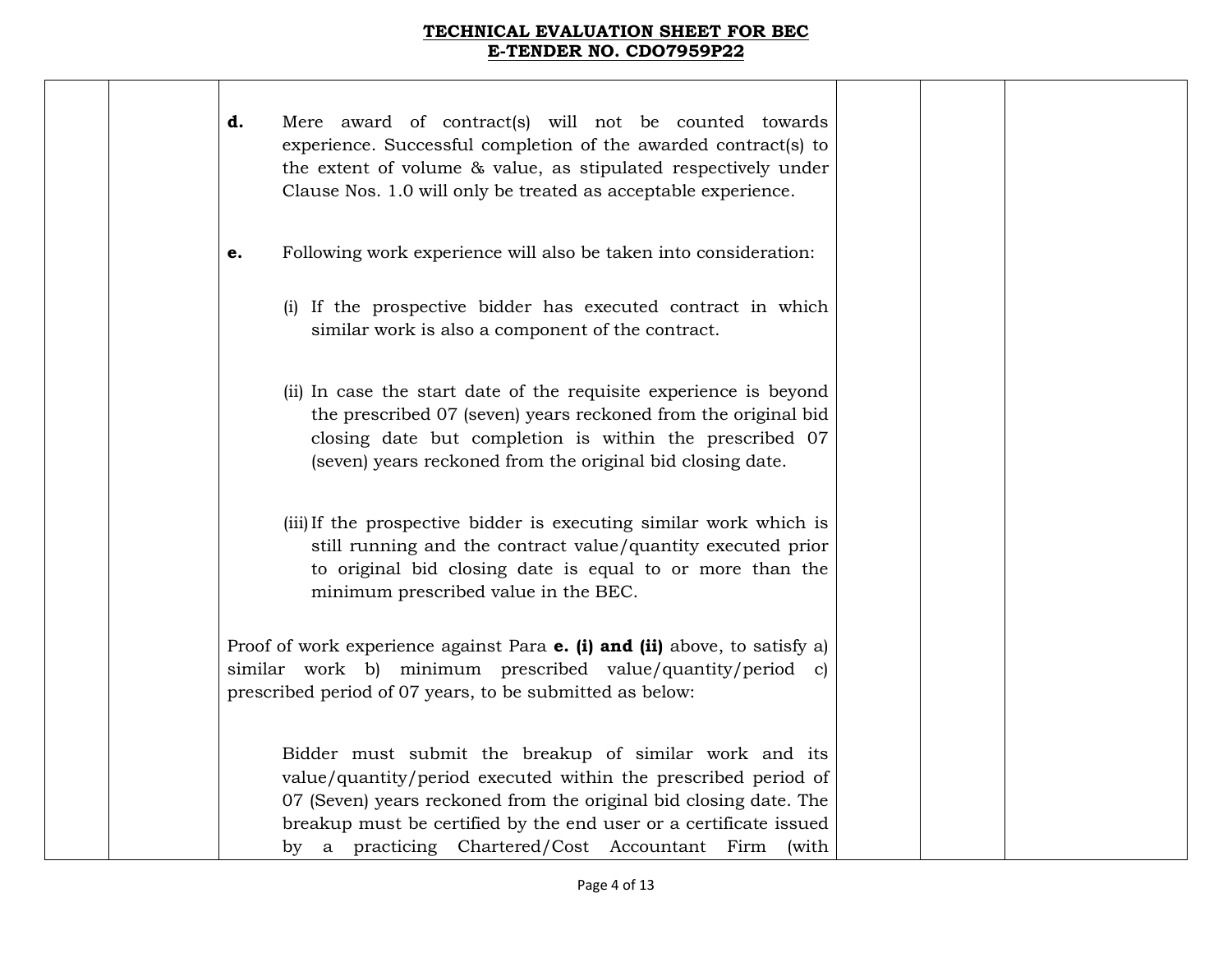# TECHNICAL EVALUATION SHEET FOR BEC
## E-TENDER NO. CDO7959P22

| | | | | | |
|---|---|---|---|---|---|
| | | **d.** Mere award of contract(s) will not be counted towards experience. Successful completion of the awarded contract(s) to the extent of volume & value, as stipulated respectively under Clause Nos. 1.0 will only be treated as acceptable experience.<br><br>**e.** Following work experience will also be taken into consideration:<br><br>(i) If the prospective bidder has executed contract in which similar work is also a component of the contract.<br><br>(ii) In case the start date of the requisite experience is beyond the prescribed 07 (seven) years reckoned from the original bid closing date but completion is within the prescribed 07 (seven) years reckoned from the original bid closing date.<br><br>(iii) If the prospective bidder is executing similar work which is still running and the contract value/quantity executed prior to original bid closing date is equal to or more than the minimum prescribed value in the BEC.<br><br>Proof of work experience against Para **e. (i) and (ii)** above, to satisfy a) similar work b) minimum prescribed value/quantity/period c) prescribed period of 07 years, to be submitted as below:<br><br>Bidder must submit the breakup of similar work and its value/quantity/period executed within the prescribed period of 07 (Seven) years reckoned from the original bid closing date. The breakup must be certified by the end user or a certificate issued by a practicing Chartered/Cost Accountant Firm (with | | | |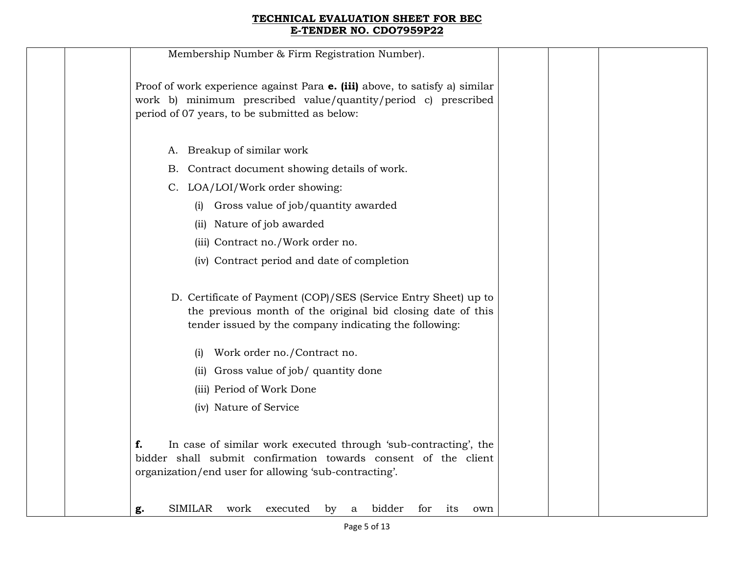## TECHNICAL EVALUATION SHEET FOR BEC
## E-TENDER NO. CDO7959P22

| | | | | | |
|---|---|---|---|---|---|
| | | Membership Number & Firm Registration Number).<br><br>Proof of work experience against Para **e. (iii)** above, to satisfy a) similar work b) minimum prescribed value/quantity/period c) prescribed period of 07 years, to be submitted as below:<br><br>A. Breakup of similar work<br>B. Contract document showing details of work.<br>C. LOA/LOI/Work order showing:<br>(i) Gross value of job/quantity awarded<br>(ii) Nature of job awarded<br>(iii) Contract no./Work order no.<br>(iv) Contract period and date of completion<br><br>D. Certificate of Payment (COP)/SES (Service Entry Sheet) up to the previous month of the original bid closing date of this tender issued by the company indicating the following:<br>(i) Work order no./Contract no.<br>(ii) Gross value of job/ quantity done<br>(iii) Period of Work Done<br>(iv) Nature of Service<br><br>**f.** In case of similar work executed through 'sub-contracting', the bidder shall submit confirmation towards consent of the client organization/end user for allowing 'sub-contracting'.<br><br>**g.** SIMILAR work executed by a bidder for its own | | | |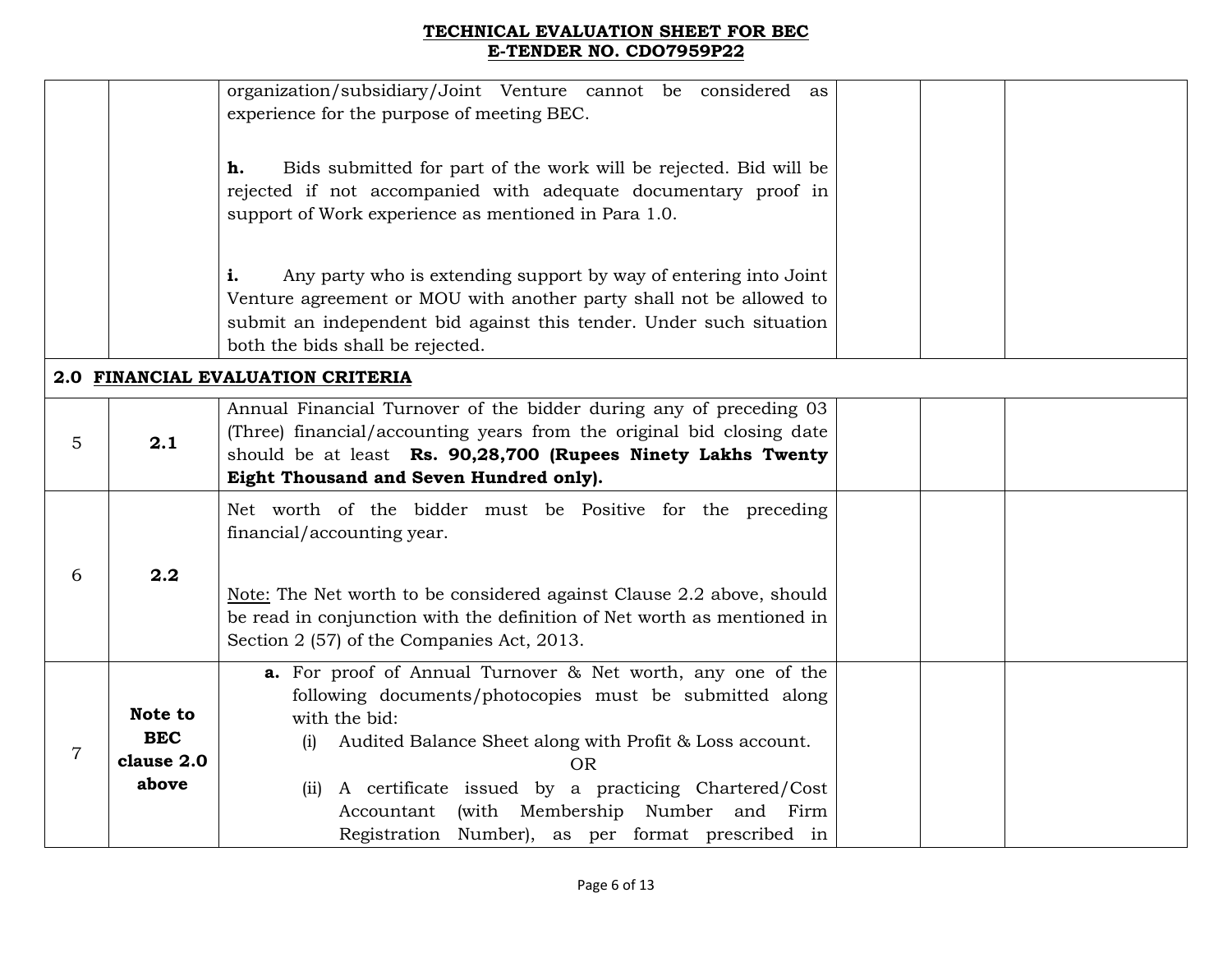# TECHNICAL EVALUATION SHEET FOR BEC
# E-TENDER NO. CDO7959P22

| | | | | | |
|---|---|---|---|---|---|
| | | organization/subsidiary/Joint Venture cannot be considered as experience for the purpose of meeting BEC.<br><br>**h.** Bids submitted for part of the work will be rejected. Bid will be rejected if not accompanied with adequate documentary proof in support of Work experience as mentioned in Para 1.0.<br><br>**i.** Any party who is extending support by way of entering into Joint Venture agreement or MOU with another party shall not be allowed to submit an independent bid against this tender. Under such situation both the bids shall be rejected. | | | |
| **2.0 <u>FINANCIAL EVALUATION CRITERIA</u>** | | | | | |
| 5 | **2.1** | Annual Financial Turnover of the bidder during any of preceding 03 (Three) financial/accounting years from the original bid closing date should be at least **Rs. 90,28,700 (Rupees Ninety Lakhs Twenty Eight Thousand and Seven Hundred only).** | | | |
| 6 | **2.2** | Net worth of the bidder must be Positive for the preceding financial/accounting year.<br><br><u>Note:</u> The Net worth to be considered against Clause 2.2 above, should be read in conjunction with the definition of Net worth as mentioned in Section 2 (57) of the Companies Act, 2013. | | | |
| 7 | **Note to BEC clause 2.0 above** | **a.** For proof of Annual Turnover & Net worth, any one of the following documents/photocopies must be submitted along with the bid:<br>(i) Audited Balance Sheet along with Profit & Loss account.<br>OR<br>(ii) A certificate issued by a practicing Chartered/Cost Accountant (with Membership Number and Firm Registration Number), as per format prescribed in | | | |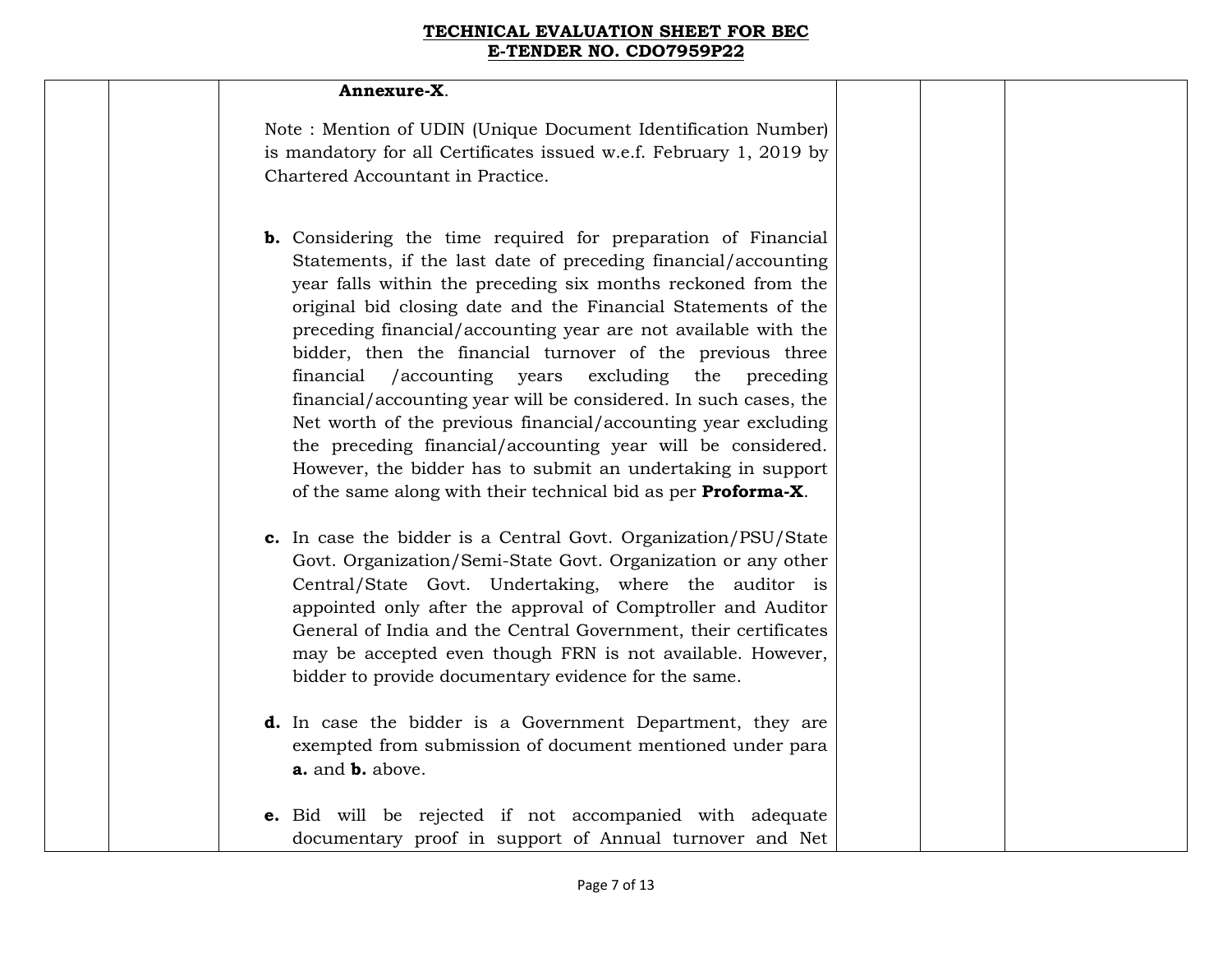**TECHNICAL EVALUATION SHEET FOR BEC**
**E-TENDER NO. CDO7959P22**

| | | | | | |
|---|---|---|---|---|---|
| | | **Annexure-X**.<br><br>Note : Mention of UDIN (Unique Document Identification Number) is mandatory for all Certificates issued w.e.f. February 1, 2019 by Chartered Accountant in Practice.<br><br>**b.** Considering the time required for preparation of Financial Statements, if the last date of preceding financial/accounting year falls within the preceding six months reckoned from the original bid closing date and the Financial Statements of the preceding financial/accounting year are not available with the bidder, then the financial turnover of the previous three financial /accounting years excluding the preceding financial/accounting year will be considered. In such cases, the Net worth of the previous financial/accounting year excluding the preceding financial/accounting year will be considered. However, the bidder has to submit an undertaking in support of the same along with their technical bid as per **Proforma-X**.<br><br>**c.** In case the bidder is a Central Govt. Organization/PSU/State Govt. Organization/Semi-State Govt. Organization or any other Central/State Govt. Undertaking, where the auditor is appointed only after the approval of Comptroller and Auditor General of India and the Central Government, their certificates may be accepted even though FRN is not available. However, bidder to provide documentary evidence for the same.<br><br>**d.** In case the bidder is a Government Department, they are exempted from submission of document mentioned under para **a.** and **b.** above.<br><br>**e.** Bid will be rejected if not accompanied with adequate documentary proof in support of Annual turnover and Net | | | |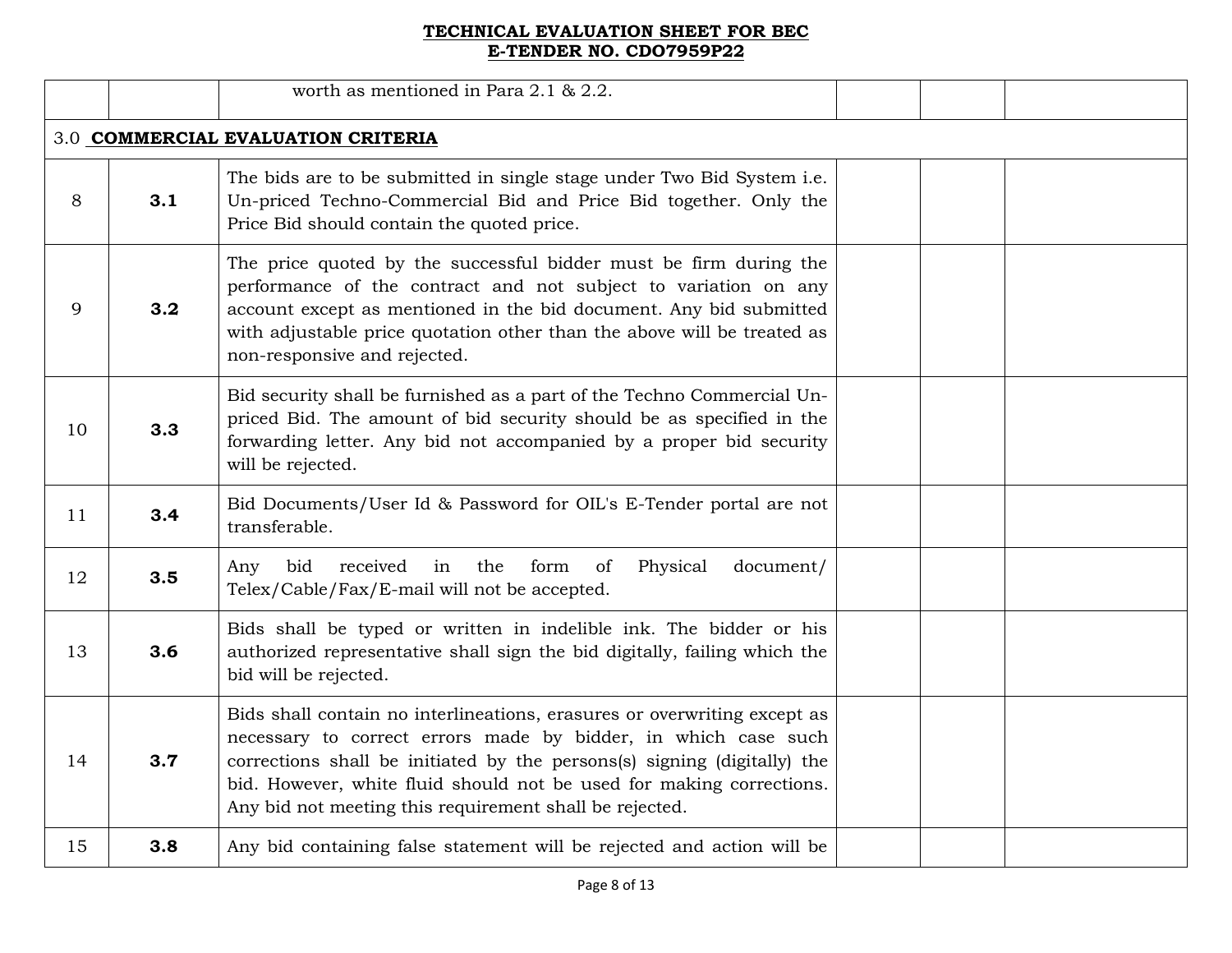**TECHNICAL EVALUATION SHEET FOR BEC**
**E-TENDER NO. CDO7959P22**

| | | | | | |
|---|---|---|---|---|---|
| | | worth as mentioned in Para 2.1 & 2.2. | | | |
| 3.0 **COMMERCIAL EVALUATION CRITERIA** | | | | | |
| 8 | **3.1** | The bids are to be submitted in single stage under Two Bid System i.e. Un-priced Techno-Commercial Bid and Price Bid together. Only the Price Bid should contain the quoted price. | | | |
| 9 | **3.2** | The price quoted by the successful bidder must be firm during the performance of the contract and not subject to variation on any account except as mentioned in the bid document. Any bid submitted with adjustable price quotation other than the above will be treated as non-responsive and rejected. | | | |
| 10 | **3.3** | Bid security shall be furnished as a part of the Techno Commercial Un-priced Bid. The amount of bid security should be as specified in the forwarding letter. Any bid not accompanied by a proper bid security will be rejected. | | | |
| 11 | **3.4** | Bid Documents/User Id & Password for OIL's E-Tender portal are not transferable. | | | |
| 12 | **3.5** | Any bid received in the form of Physical document/ Telex/Cable/Fax/E-mail will not be accepted. | | | |
| 13 | **3.6** | Bids shall be typed or written in indelible ink. The bidder or his authorized representative shall sign the bid digitally, failing which the bid will be rejected. | | | |
| 14 | **3.7** | Bids shall contain no interlineations, erasures or overwriting except as necessary to correct errors made by bidder, in which case such corrections shall be initiated by the persons(s) signing (digitally) the bid. However, white fluid should not be used for making corrections. Any bid not meeting this requirement shall be rejected. | | | |
| 15 | **3.8** | Any bid containing false statement will be rejected and action will be | | | |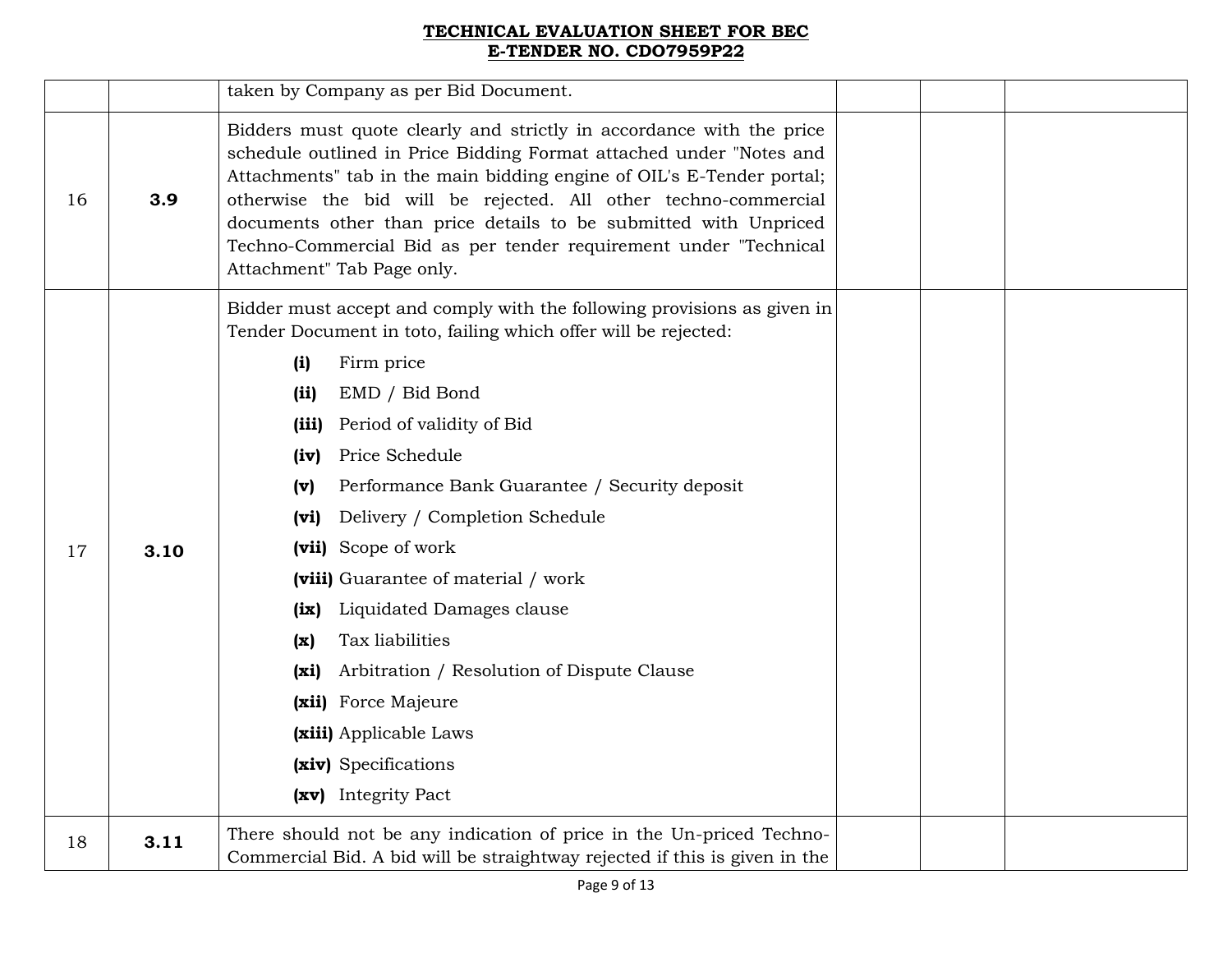| | | | | | |
|---|---|---|---|---|---|
| | | taken by Company as per Bid Document. | | | |
| 16 | **3.9** | Bidders must quote clearly and strictly in accordance with the price schedule outlined in Price Bidding Format attached under "Notes and Attachments" tab in the main bidding engine of OIL's E-Tender portal; otherwise the bid will be rejected. All other techno-commercial documents other than price details to be submitted with Unpriced Techno-Commercial Bid as per tender requirement under "Technical Attachment" Tab Page only. | | | |
| 17 | **3.10** | Bidder must accept and comply with the following provisions as given in Tender Document in toto, failing which offer will be rejected:<br>**(i)** Firm price<br>**(ii)** EMD / Bid Bond<br>**(iii)** Period of validity of Bid<br>**(iv)** Price Schedule<br>**(v)** Performance Bank Guarantee / Security deposit<br>**(vi)** Delivery / Completion Schedule<br>**(vii)** Scope of work<br>**(viii)** Guarantee of material / work<br>**(ix)** Liquidated Damages clause<br>**(x)** Tax liabilities<br>**(xi)** Arbitration / Resolution of Dispute Clause<br>**(xii)** Force Majeure<br>**(xiii)** Applicable Laws<br>**(xiv)** Specifications<br>**(xv)** Integrity Pact | | | |
| 18 | **3.11** | There should not be any indication of price in the Un-priced Techno-Commercial Bid. A bid will be straightway rejected if this is given in the | | | |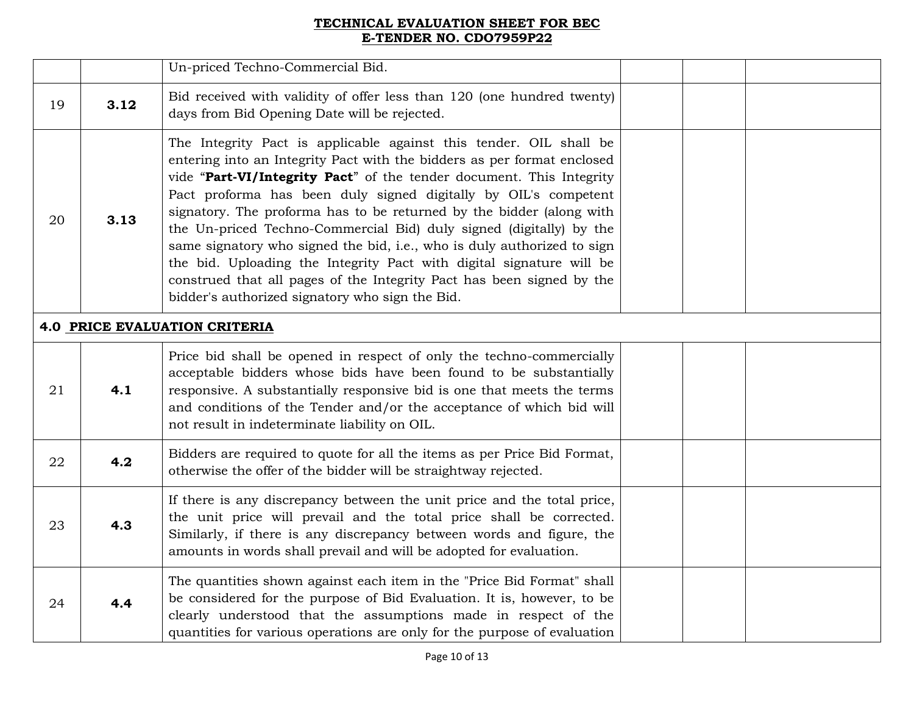**TECHNICAL EVALUATION SHEET FOR BEC**
**E-TENDER NO. CDO7959P22**

| | | | | | |
|---|---|---|---|---|---|
| | | Un-priced Techno-Commercial Bid. | | | |
| 19 | **3.12** | Bid received with validity of offer less than 120 (one hundred twenty) days from Bid Opening Date will be rejected. | | | |
| 20 | **3.13** | The Integrity Pact is applicable against this tender. OIL shall be entering into an Integrity Pact with the bidders as per format enclosed vide "**Part-VI/Integrity Pact**" of the tender document. This Integrity Pact proforma has been duly signed digitally by OIL's competent signatory. The proforma has to be returned by the bidder (along with the Un-priced Techno-Commercial Bid) duly signed (digitally) by the same signatory who signed the bid, i.e., who is duly authorized to sign the bid. Uploading the Integrity Pact with digital signature will be construed that all pages of the Integrity Pact has been signed by the bidder's authorized signatory who sign the Bid. | | | |
| **4.0 PRICE EVALUATION CRITERIA** | | | | | |
| 21 | **4.1** | Price bid shall be opened in respect of only the techno-commercially acceptable bidders whose bids have been found to be substantially responsive. A substantially responsive bid is one that meets the terms and conditions of the Tender and/or the acceptance of which bid will not result in indeterminate liability on OIL. | | | |
| 22 | **4.2** | Bidders are required to quote for all the items as per Price Bid Format, otherwise the offer of the bidder will be straightway rejected. | | | |
| 23 | **4.3** | If there is any discrepancy between the unit price and the total price, the unit price will prevail and the total price shall be corrected. Similarly, if there is any discrepancy between words and figure, the amounts in words shall prevail and will be adopted for evaluation. | | | |
| 24 | **4.4** | The quantities shown against each item in the "Price Bid Format" shall be considered for the purpose of Bid Evaluation. It is, however, to be clearly understood that the assumptions made in respect of the quantities for various operations are only for the purpose of evaluation | | | |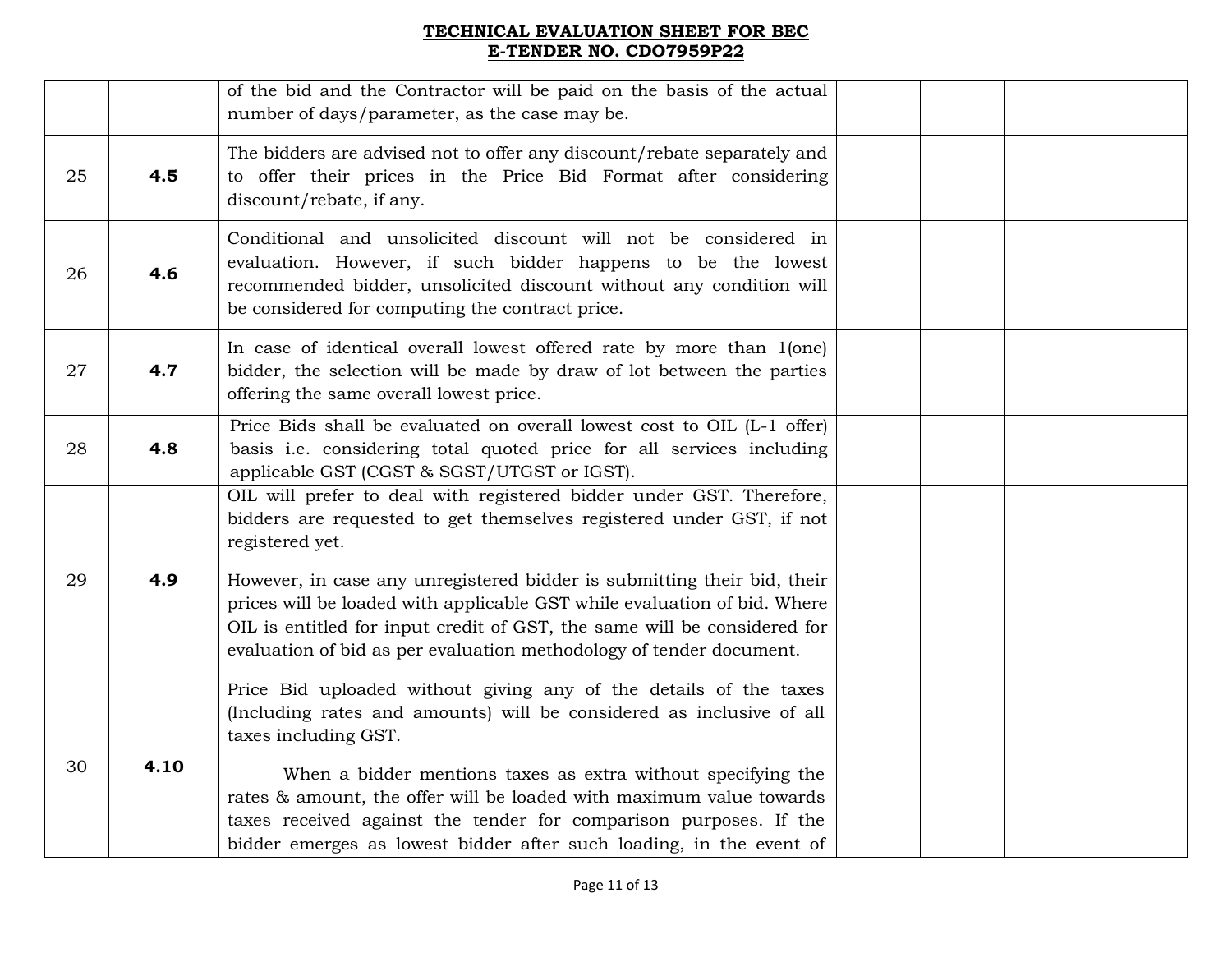## TECHNICAL EVALUATION SHEET FOR BEC
## E-TENDER NO. CDO7959P22

| | | | | | |
|---|---|---|---|---|---|
| | | of the bid and the Contractor will be paid on the basis of the actual number of days/parameter, as the case may be. | | | |
| 25 | **4.5** | The bidders are advised not to offer any discount/rebate separately and to offer their prices in the Price Bid Format after considering discount/rebate, if any. | | | |
| 26 | **4.6** | Conditional and unsolicited discount will not be considered in evaluation. However, if such bidder happens to be the lowest recommended bidder, unsolicited discount without any condition will be considered for computing the contract price. | | | |
| 27 | **4.7** | In case of identical overall lowest offered rate by more than 1(one) bidder, the selection will be made by draw of lot between the parties offering the same overall lowest price. | | | |
| 28 | **4.8** | Price Bids shall be evaluated on overall lowest cost to OIL (L-1 offer) basis i.e. considering total quoted price for all services including applicable GST (CGST & SGST/UTGST or IGST). | | | |
| 29 | **4.9** | OIL will prefer to deal with registered bidder under GST. Therefore, bidders are requested to get themselves registered under GST, if not registered yet.<br><br>However, in case any unregistered bidder is submitting their bid, their prices will be loaded with applicable GST while evaluation of bid. Where OIL is entitled for input credit of GST, the same will be considered for evaluation of bid as per evaluation methodology of tender document. | | | |
| 30 | **4.10** | Price Bid uploaded without giving any of the details of the taxes (Including rates and amounts) will be considered as inclusive of all taxes including GST.<br><br>When a bidder mentions taxes as extra without specifying the rates & amount, the offer will be loaded with maximum value towards taxes received against the tender for comparison purposes. If the bidder emerges as lowest bidder after such loading, in the event of | | | |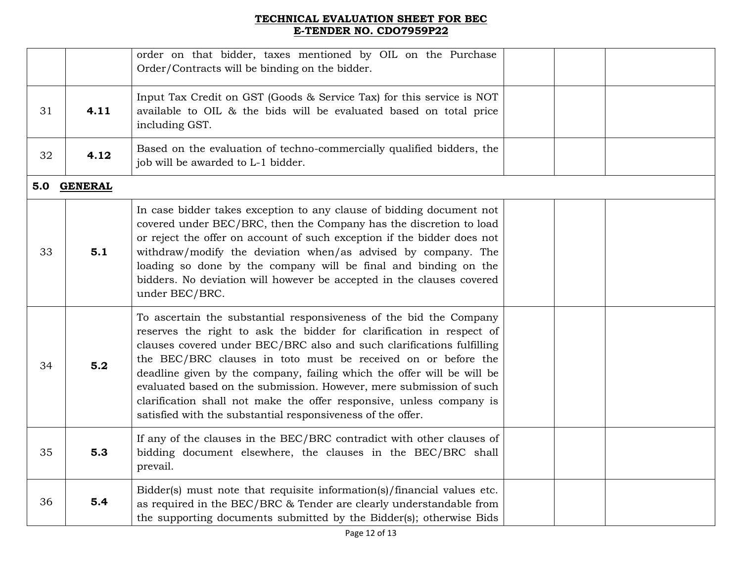**TECHNICAL EVALUATION SHEET FOR BEC**
**E-TENDER NO. CDO7959P22**

| | | | | | |
|---|---|---|---|---|---|
| | | order on that bidder, taxes mentioned by OIL on the Purchase Order/Contracts will be binding on the bidder. | | | |
| 31 | **4.11** | Input Tax Credit on GST (Goods & Service Tax) for this service is NOT available to OIL & the bids will be evaluated based on total price including GST. | | | |
| 32 | **4.12** | Based on the evaluation of techno-commercially qualified bidders, the job will be awarded to L-1 bidder. | | | |
| **5.0 GENERAL** | | | | | |
| 33 | **5.1** | In case bidder takes exception to any clause of bidding document not covered under BEC/BRC, then the Company has the discretion to load or reject the offer on account of such exception if the bidder does not withdraw/modify the deviation when/as advised by company. The loading so done by the company will be final and binding on the bidders. No deviation will however be accepted in the clauses covered under BEC/BRC. | | | |
| 34 | **5.2** | To ascertain the substantial responsiveness of the bid the Company reserves the right to ask the bidder for clarification in respect of clauses covered under BEC/BRC also and such clarifications fulfilling the BEC/BRC clauses in toto must be received on or before the deadline given by the company, failing which the offer will be will be evaluated based on the submission. However, mere submission of such clarification shall not make the offer responsive, unless company is satisfied with the substantial responsiveness of the offer. | | | |
| 35 | **5.3** | If any of the clauses in the BEC/BRC contradict with other clauses of bidding document elsewhere, the clauses in the BEC/BRC shall prevail. | | | |
| 36 | **5.4** | Bidder(s) must note that requisite information(s)/financial values etc. as required in the BEC/BRC & Tender are clearly understandable from the supporting documents submitted by the Bidder(s); otherwise Bids | | | |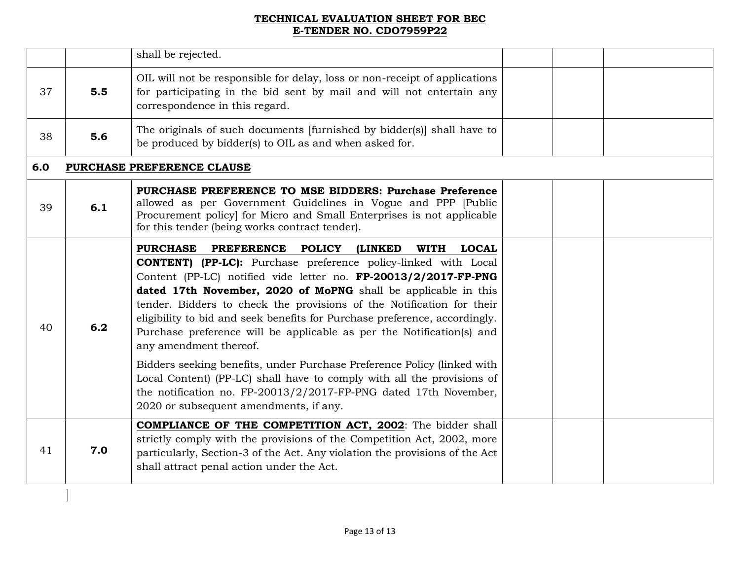| | | | | | |
|---|---|---|---|---|---|
| | | shall be rejected. | | | |
| 37 | **5.5** | OIL will not be responsible for delay, loss or non-receipt of applications for participating in the bid sent by mail and will not entertain any correspondence in this regard. | | | |
| 38 | **5.6** | The originals of such documents [furnished by bidder(s)] shall have to be produced by bidder(s) to OIL as and when asked for. | | | |
| **6.0** | **PURCHASE PREFERENCE CLAUSE** | | | | |
| 39 | **6.1** | **PURCHASE PREFERENCE TO MSE BIDDERS: Purchase Preference** allowed as per Government Guidelines in Vogue and PPP [Public Procurement policy] for Micro and Small Enterprises is not applicable for this tender (being works contract tender). | | | |
| 40 | **6.2** | **PURCHASE PREFERENCE POLICY (LINKED WITH LOCAL CONTENT) (PP-LC):** Purchase preference policy-linked with Local Content (PP-LC) notified vide letter no. **FP-20013/2/2017-FP-PNG dated 17th November, 2020 of MoPNG** shall be applicable in this tender. Bidders to check the provisions of the Notification for their eligibility to bid and seek benefits for Purchase preference, accordingly. Purchase preference will be applicable as per the Notification(s) and any amendment thereof.<br><br>Bidders seeking benefits, under Purchase Preference Policy (linked with Local Content) (PP-LC) shall have to comply with all the provisions of the notification no. FP-20013/2/2017-FP-PNG dated 17th November, 2020 or subsequent amendments, if any. | | | |
| 41 | **7.0** | **COMPLIANCE OF THE COMPETITION ACT, 2002**: The bidder shall strictly comply with the provisions of the Competition Act, 2002, more particularly, Section-3 of the Act. Any violation the provisions of the Act shall attract penal action under the Act. | | | |